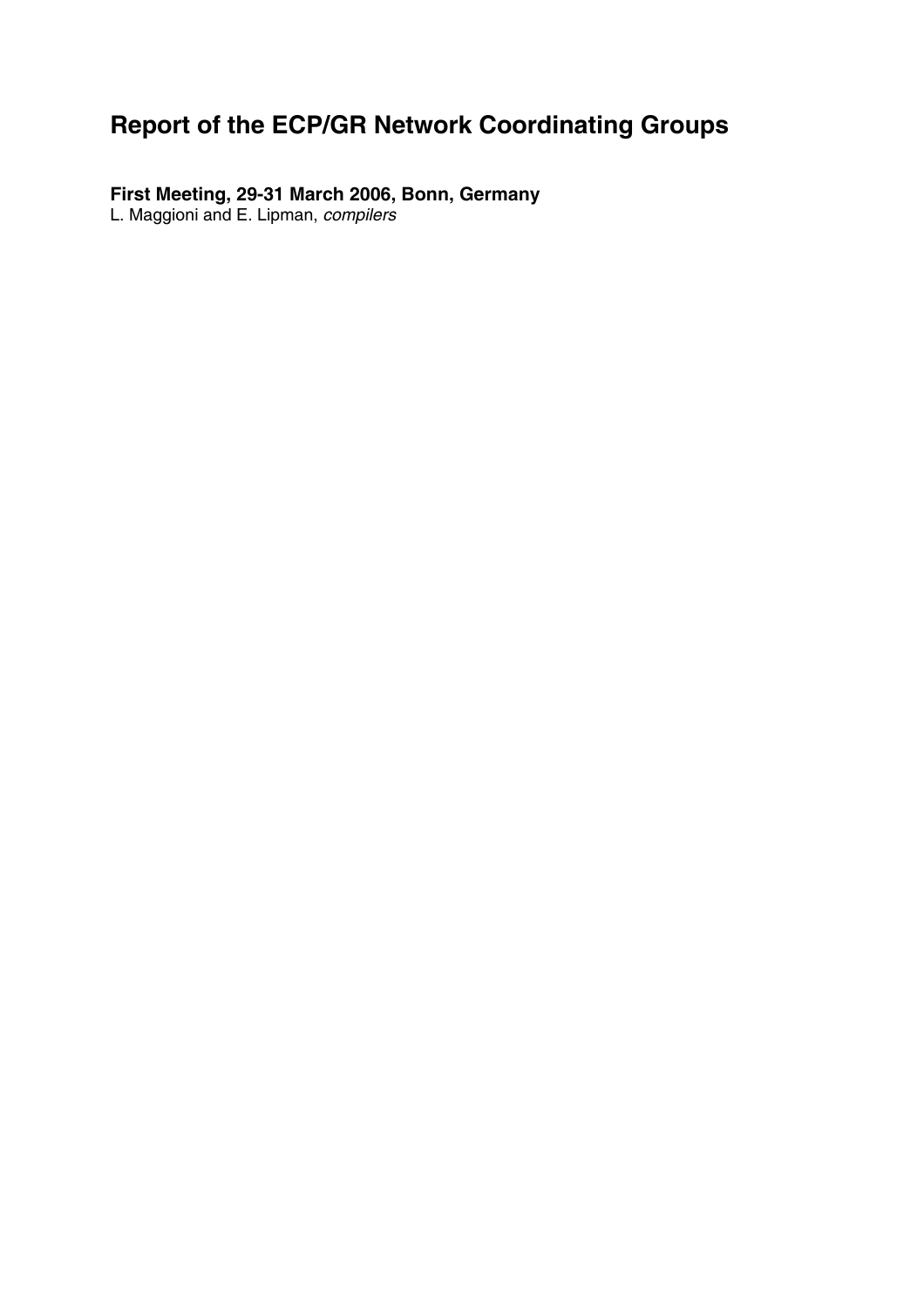# Report of the ECP/GR Network Coordinating Groups

**First Meeting, 29-31 March 2006, Bonn, Germany**

L. Maggioni and E. Lipman, *compilers*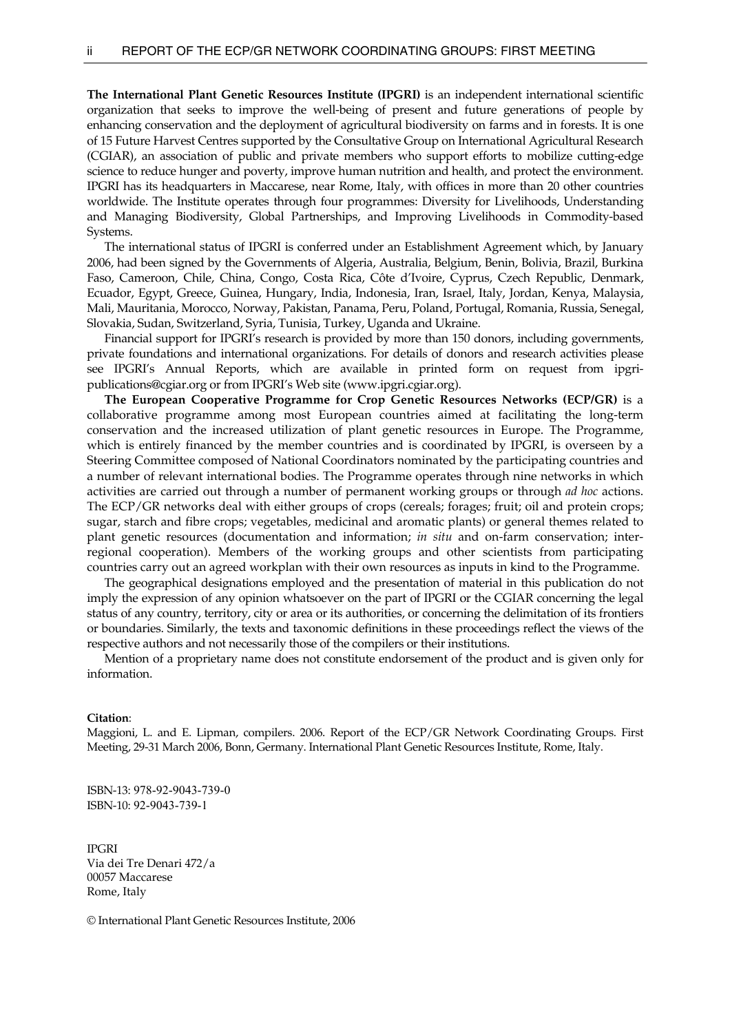**The International Plant Genetic Resources Institute (IPGRI)** is an independent international scientific organization that seeks to improve the well-being of present and future generations of people by enhancing conservation and the deployment of agricultural biodiversity on farms and in forests. It is one of 15 Future Harvest Centres supported by the Consultative Group on International Agricultural Research (CGIAR), an association of public and private members who support efforts to mobilize cutting-edge science to reduce hunger and poverty, improve human nutrition and health, and protect the environment. IPGRI has its headquarters in Maccarese, near Rome, Italy, with offices in more than 20 other countries worldwide. The Institute operates through four programmes: Diversity for Livelihoods, Understanding and Managing Biodiversity, Global Partnerships, and Improving Livelihoods in Commodity-based Systems.

The international status of IPGRI is conferred under an Establishment Agreement which, by January 2006, had been signed by the Governments of Algeria, Australia, Belgium, Benin, Bolivia, Brazil, Burkina Faso, Cameroon, Chile, China, Congo, Costa Rica, Côte d'Ivoire, Cyprus, Czech Republic, Denmark, Ecuador, Egypt, Greece, Guinea, Hungary, India, Indonesia, Iran, Israel, Italy, Jordan, Kenya, Malaysia, Mali, Mauritania, Morocco, Norway, Pakistan, Panama, Peru, Poland, Portugal, Romania, Russia, Senegal, Slovakia, Sudan, Switzerland, Syria, Tunisia, Turkey, Uganda and Ukraine.

Financial support for IPGRI's research is provided by more than 150 donors, including governments, private foundations and international organizations. For details of donors and research activities please see IPGRI's Annual Reports, which are available in printed form on request from ipgri-publications@cgiar.org or from IPGRI's Web site (www.ipgri.cgiar.org).

**The European Cooperative Programme for Crop Genetic Resources Networks (ECP/GR)** is a collaborative programme among most European countries aimed at facilitating the long-term conservation and the increased utilization of plant genetic resources in Europe. The Programme, which is entirely financed by the member countries and is coordinated by IPGRI, is overseen by a Steering Committee composed of National Coordinators nominated by the participating countries and a number of relevant international bodies. The Programme operates through nine networks in which activities are carried out through a number of permanent working groups or through *ad hoc* actions. The ECP/GR networks deal with either groups of crops (cereals; forages; fruit; oil and protein crops; sugar, starch and fibre crops; vegetables, medicinal and aromatic plants) or general themes related to plant genetic resources (documentation and information; *in situ* and on-farm conservation; inter-regional cooperation). Members of the working groups and other scientists from participating countries carry out an agreed workplan with their own resources as inputs in kind to the Programme.

The geographical designations employed and the presentation of material in this publication do not imply the expression of any opinion whatsoever on the part of IPGRI or the CGIAR concerning the legal status of any country, territory, city or area or its authorities, or concerning the delimitation of its frontiers or boundaries. Similarly, the texts and taxonomic definitions in these proceedings reflect the views of the respective authors and not necessarily those of the compilers or their institutions.

Mention of a proprietary name does not constitute endorsement of the product and is given only for information.

**Citation**:
Maggioni, L. and E. Lipman, compilers. 2006. Report of the ECP/GR Network Coordinating Groups. First Meeting, 29-31 March 2006, Bonn, Germany. International Plant Genetic Resources Institute, Rome, Italy.

ISBN-13: 978-92-9043-739-0
ISBN-10: 92-9043-739-1

IPGRI
Via dei Tre Denari 472/a
00057 Maccarese
Rome, Italy

© International Plant Genetic Resources Institute, 2006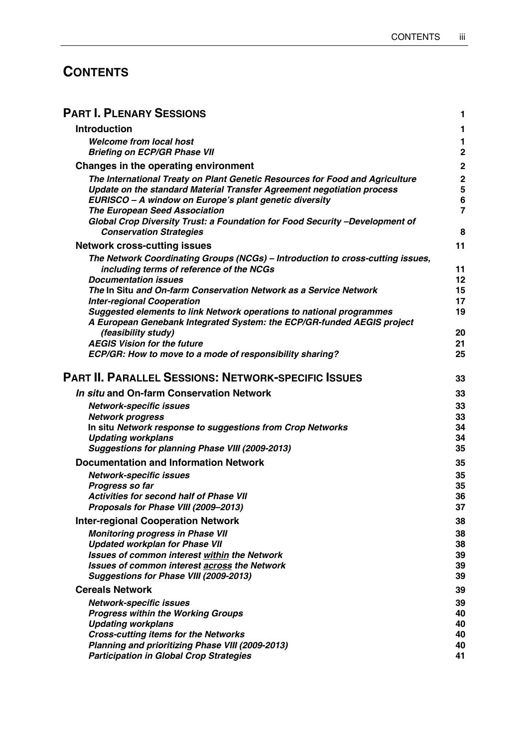# CONTENTS

| | |
|---|---|
| **PART I. PLENARY SESSIONS** | **1** |
| **Introduction** | **1** |
| *Welcome from local host* | 1 |
| *Briefing on ECP/GR Phase VII* | 2 |
| **Changes in the operating environment** | **2** |
| *The International Treaty on Plant Genetic Resources for Food and Agriculture* | 2 |
| *Update on the standard Material Transfer Agreement negotiation process* | 5 |
| *EURISCO – A window on Europe's plant genetic diversity* | 6 |
| *The European Seed Association* | 7 |
| *Global Crop Diversity Trust: a Foundation for Food Security –Development of Conservation Strategies* | 8 |
| **Network cross-cutting issues** | **11** |
| *The Network Coordinating Groups (NCGs) – Introduction to cross-cutting issues, including terms of reference of the NCGs* | 11 |
| *Documentation issues* | 12 |
| *The* In Situ *and On-farm Conservation Network as a Service Network* | 15 |
| *Inter-regional Cooperation* | 17 |
| *Suggested elements to link Network operations to national programmes* | 19 |
| *A European Genebank Integrated System: the ECP/GR-funded AEGIS project (feasibility study)* | 20 |
| *AEGIS Vision for the future* | 21 |
| *ECP/GR: How to move to a mode of responsibility sharing?* | 25 |
| **PART II. PARALLEL SESSIONS: NETWORK-SPECIFIC ISSUES** | **33** |
| ***In situ* and On-farm Conservation Network** | **33** |
| *Network-specific issues* | 33 |
| *Network progress* | 33 |
| In situ *Network response to suggestions from Crop Networks* | 34 |
| *Updating workplans* | 34 |
| *Suggestions for planning Phase VIII (2009-2013)* | 35 |
| **Documentation and Information Network** | **35** |
| *Network-specific issues* | 35 |
| *Progress so far* | 35 |
| *Activities for second half of Phase VII* | 36 |
| *Proposals for Phase VIII (2009–2013)* | 37 |
| **Inter-regional Cooperation Network** | **38** |
| *Monitoring progress in Phase VII* | 38 |
| *Updated workplan for Phase VII* | 38 |
| *Issues of common interest within the Network* | 39 |
| *Issues of common interest across the Network* | 39 |
| *Suggestions for Phase VIII (2009-2013)* | 39 |
| **Cereals Network** | **39** |
| *Network-specific issues* | 39 |
| *Progress within the Working Groups* | 40 |
| *Updating workplans* | 40 |
| *Cross-cutting items for the Networks* | 40 |
| *Planning and prioritizing Phase VIII (2009-2013)* | 40 |
| *Participation in Global Crop Strategies* | 41 |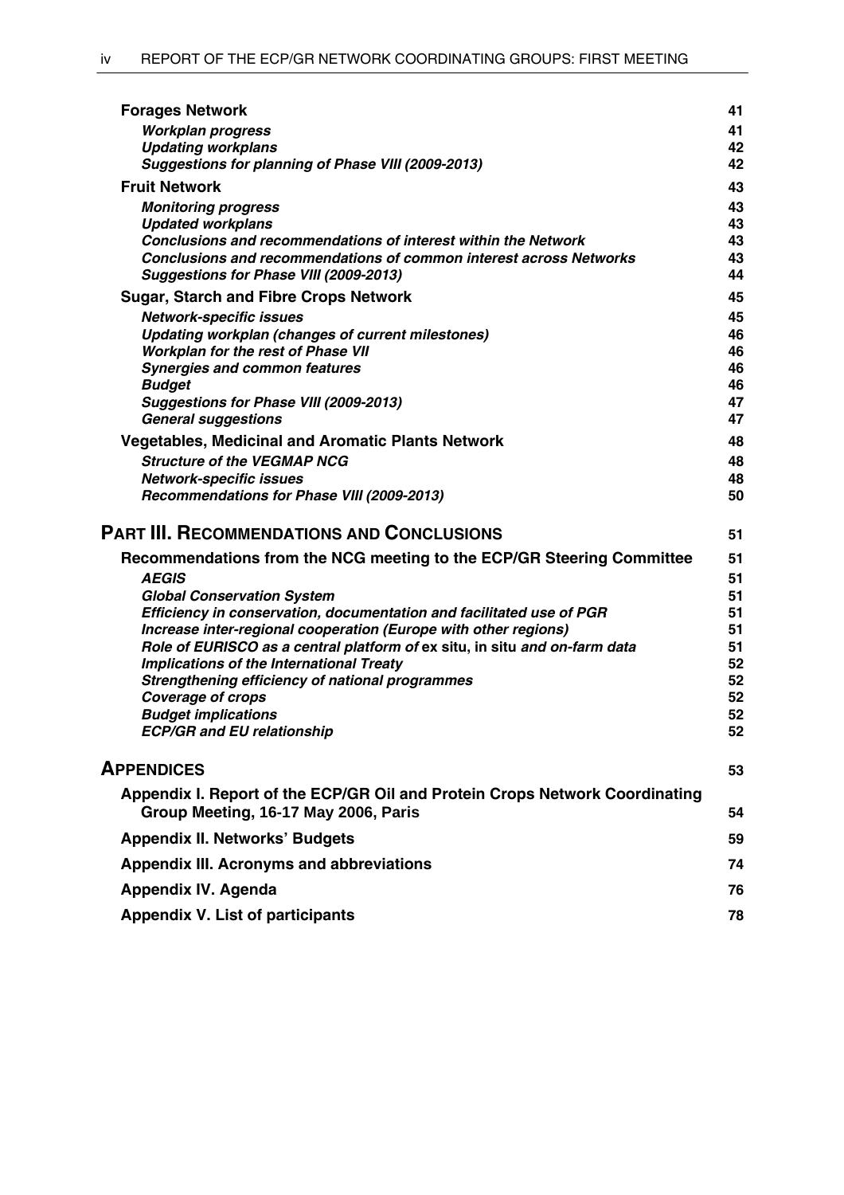| | |
|---|---|
| **Forages Network** | **41** |
| ***Workplan progress*** | **41** |
| ***Updating workplans*** | **42** |
| ***Suggestions for planning of Phase VIII (2009-2013)*** | **42** |
| **Fruit Network** | **43** |
| ***Monitoring progress*** | **43** |
| ***Updated workplans*** | **43** |
| ***Conclusions and recommendations of interest within the Network*** | **43** |
| ***Conclusions and recommendations of common interest across Networks*** | **43** |
| ***Suggestions for Phase VIII (2009-2013)*** | **44** |
| **Sugar, Starch and Fibre Crops Network** | **45** |
| ***Network-specific issues*** | **45** |
| ***Updating workplan (changes of current milestones)*** | **46** |
| ***Workplan for the rest of Phase VII*** | **46** |
| ***Synergies and common features*** | **46** |
| ***Budget*** | **46** |
| ***Suggestions for Phase VIII (2009-2013)*** | **47** |
| ***General suggestions*** | **47** |
| **Vegetables, Medicinal and Aromatic Plants Network** | **48** |
| ***Structure of the VEGMAP NCG*** | **48** |
| ***Network-specific issues*** | **48** |
| ***Recommendations for Phase VIII (2009-2013)*** | **50** |
| **PART III. RECOMMENDATIONS AND CONCLUSIONS** | **51** |
| **Recommendations from the NCG meeting to the ECP/GR Steering Committee** | **51** |
| ***AEGIS*** | **51** |
| ***Global Conservation System*** | **51** |
| ***Efficiency in conservation, documentation and facilitated use of PGR*** | **51** |
| ***Increase inter-regional cooperation (Europe with other regions)*** | **51** |
| ***Role of EURISCO as a central platform of* ex situ, in situ *and on-farm data*** | **51** |
| ***Implications of the International Treaty*** | **52** |
| ***Strengthening efficiency of national programmes*** | **52** |
| ***Coverage of crops*** | **52** |
| ***Budget implications*** | **52** |
| ***ECP/GR and EU relationship*** | **52** |
| **APPENDICES** | **53** |
| **Appendix I. Report of the ECP/GR Oil and Protein Crops Network Coordinating Group Meeting, 16-17 May 2006, Paris** | **54** |
| **Appendix II. Networks' Budgets** | **59** |
| **Appendix III. Acronyms and abbreviations** | **74** |
| **Appendix IV. Agenda** | **76** |
| **Appendix V. List of participants** | **78** |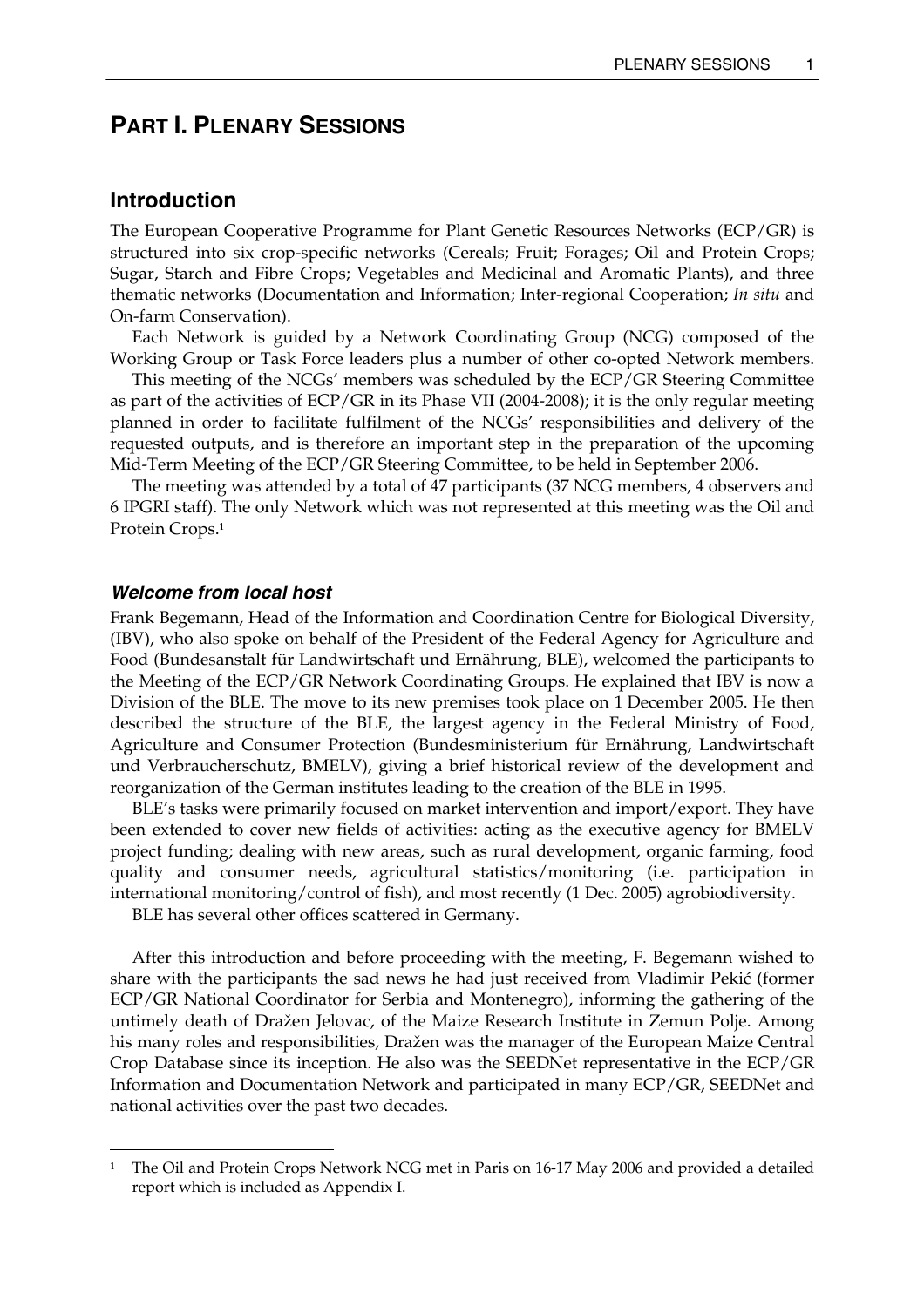# PART I. PLENARY SESSIONS

## Introduction

The European Cooperative Programme for Plant Genetic Resources Networks (ECP/GR) is structured into six crop-specific networks (Cereals; Fruit; Forages; Oil and Protein Crops; Sugar, Starch and Fibre Crops; Vegetables and Medicinal and Aromatic Plants), and three thematic networks (Documentation and Information; Inter-regional Cooperation; *In situ* and On-farm Conservation).

Each Network is guided by a Network Coordinating Group (NCG) composed of the Working Group or Task Force leaders plus a number of other co-opted Network members.

This meeting of the NCGs' members was scheduled by the ECP/GR Steering Committee as part of the activities of ECP/GR in its Phase VII (2004-2008); it is the only regular meeting planned in order to facilitate fulfilment of the NCGs' responsibilities and delivery of the requested outputs, and is therefore an important step in the preparation of the upcoming Mid-Term Meeting of the ECP/GR Steering Committee, to be held in September 2006.

The meeting was attended by a total of 47 participants (37 NCG members, 4 observers and 6 IPGRI staff). The only Network which was not represented at this meeting was the Oil and Protein Crops.[1]

### *Welcome from local host*

Frank Begemann, Head of the Information and Coordination Centre for Biological Diversity, (IBV), who also spoke on behalf of the President of the Federal Agency for Agriculture and Food (Bundesanstalt für Landwirtschaft und Ernährung, BLE), welcomed the participants to the Meeting of the ECP/GR Network Coordinating Groups. He explained that IBV is now a Division of the BLE. The move to its new premises took place on 1 December 2005. He then described the structure of the BLE, the largest agency in the Federal Ministry of Food, Agriculture and Consumer Protection (Bundesministerium für Ernährung, Landwirtschaft und Verbraucherschutz, BMELV), giving a brief historical review of the development and reorganization of the German institutes leading to the creation of the BLE in 1995.

BLE's tasks were primarily focused on market intervention and import/export. They have been extended to cover new fields of activities: acting as the executive agency for BMELV project funding; dealing with new areas, such as rural development, organic farming, food quality and consumer needs, agricultural statistics/monitoring (i.e. participation in international monitoring/control of fish), and most recently (1 Dec. 2005) agrobiodiversity.

BLE has several other offices scattered in Germany.

After this introduction and before proceeding with the meeting, F. Begemann wished to share with the participants the sad news he had just received from Vladimir Pekić (former ECP/GR National Coordinator for Serbia and Montenegro), informing the gathering of the untimely death of Dražen Jelovac, of the Maize Research Institute in Zemun Polje. Among his many roles and responsibilities, Dražen was the manager of the European Maize Central Crop Database since its inception. He also was the SEEDNet representative in the ECP/GR Information and Documentation Network and participated in many ECP/GR, SEEDNet and national activities over the past two decades.

---

[1] The Oil and Protein Crops Network NCG met in Paris on 16-17 May 2006 and provided a detailed report which is included as Appendix I.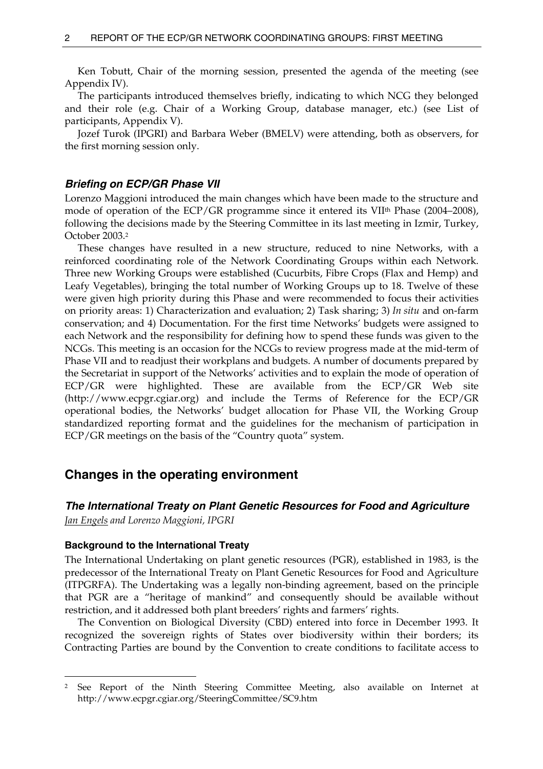Ken Tobutt, Chair of the morning session, presented the agenda of the meeting (see Appendix IV).

The participants introduced themselves briefly, indicating to which NCG they belonged and their role (e.g. Chair of a Working Group, database manager, etc.) (see List of participants, Appendix V).

Jozef Turok (IPGRI) and Barbara Weber (BMELV) were attending, both as observers, for the first morning session only.

### *Briefing on ECP/GR Phase VII*

Lorenzo Maggioni introduced the main changes which have been made to the structure and mode of operation of the ECP/GR programme since it entered its VII[th] Phase (2004–2008), following the decisions made by the Steering Committee in its last meeting in Izmir, Turkey, October 2003.[2]

These changes have resulted in a new structure, reduced to nine Networks, with a reinforced coordinating role of the Network Coordinating Groups within each Network. Three new Working Groups were established (Cucurbits, Fibre Crops (Flax and Hemp) and Leafy Vegetables), bringing the total number of Working Groups up to 18. Twelve of these were given high priority during this Phase and were recommended to focus their activities on priority areas: 1) Characterization and evaluation; 2) Task sharing; 3) *In situ* and on-farm conservation; and 4) Documentation. For the first time Networks' budgets were assigned to each Network and the responsibility for defining how to spend these funds was given to the NCGs. This meeting is an occasion for the NCGs to review progress made at the mid-term of Phase VII and to readjust their workplans and budgets. A number of documents prepared by the Secretariat in support of the Networks' activities and to explain the mode of operation of ECP/GR were highlighted. These are available from the ECP/GR Web site (http://www.ecpgr.cgiar.org) and include the Terms of Reference for the ECP/GR operational bodies, the Networks' budget allocation for Phase VII, the Working Group standardized reporting format and the guidelines for the mechanism of participation in ECP/GR meetings on the basis of the "Country quota" system.

## Changes in the operating environment

### *The International Treaty on Plant Genetic Resources for Food and Agriculture*

*Jan Engels and Lorenzo Maggioni, IPGRI*

#### Background to the International Treaty

The International Undertaking on plant genetic resources (PGR), established in 1983, is the predecessor of the International Treaty on Plant Genetic Resources for Food and Agriculture (ITPGRFA). The Undertaking was a legally non-binding agreement, based on the principle that PGR are a "heritage of mankind" and consequently should be available without restriction, and it addressed both plant breeders' rights and farmers' rights.

The Convention on Biological Diversity (CBD) entered into force in December 1993. It recognized the sovereign rights of States over biodiversity within their borders; its Contracting Parties are bound by the Convention to create conditions to facilitate access to

---

[2] See Report of the Ninth Steering Committee Meeting, also available on Internet at http://www.ecpgr.cgiar.org/SteeringCommittee/SC9.htm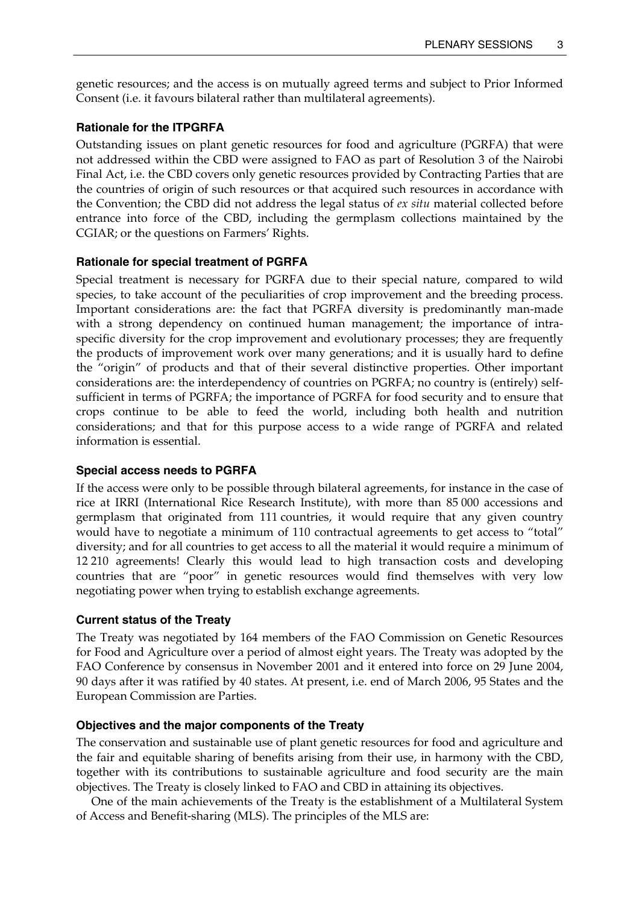genetic resources; and the access is on mutually agreed terms and subject to Prior Informed Consent (i.e. it favours bilateral rather than multilateral agreements).

### Rationale for the ITPGRFA

Outstanding issues on plant genetic resources for food and agriculture (PGRFA) that were not addressed within the CBD were assigned to FAO as part of Resolution 3 of the Nairobi Final Act, i.e. the CBD covers only genetic resources provided by Contracting Parties that are the countries of origin of such resources or that acquired such resources in accordance with the Convention; the CBD did not address the legal status of *ex situ* material collected before entrance into force of the CBD, including the germplasm collections maintained by the CGIAR; or the questions on Farmers' Rights.

### Rationale for special treatment of PGRFA

Special treatment is necessary for PGRFA due to their special nature, compared to wild species, to take account of the peculiarities of crop improvement and the breeding process. Important considerations are: the fact that PGRFA diversity is predominantly man-made with a strong dependency on continued human management; the importance of intra-specific diversity for the crop improvement and evolutionary processes; they are frequently the products of improvement work over many generations; and it is usually hard to define the "origin" of products and that of their several distinctive properties. Other important considerations are: the interdependency of countries on PGRFA; no country is (entirely) self-sufficient in terms of PGRFA; the importance of PGRFA for food security and to ensure that crops continue to be able to feed the world, including both health and nutrition considerations; and that for this purpose access to a wide range of PGRFA and related information is essential.

### Special access needs to PGRFA

If the access were only to be possible through bilateral agreements, for instance in the case of rice at IRRI (International Rice Research Institute), with more than 85 000 accessions and germplasm that originated from 111 countries, it would require that any given country would have to negotiate a minimum of 110 contractual agreements to get access to "total" diversity; and for all countries to get access to all the material it would require a minimum of 12 210 agreements! Clearly this would lead to high transaction costs and developing countries that are "poor" in genetic resources would find themselves with very low negotiating power when trying to establish exchange agreements.

### Current status of the Treaty

The Treaty was negotiated by 164 members of the FAO Commission on Genetic Resources for Food and Agriculture over a period of almost eight years. The Treaty was adopted by the FAO Conference by consensus in November 2001 and it entered into force on 29 June 2004, 90 days after it was ratified by 40 states. At present, i.e. end of March 2006, 95 States and the European Commission are Parties.

### Objectives and the major components of the Treaty

The conservation and sustainable use of plant genetic resources for food and agriculture and the fair and equitable sharing of benefits arising from their use, in harmony with the CBD, together with its contributions to sustainable agriculture and food security are the main objectives. The Treaty is closely linked to FAO and CBD in attaining its objectives.

One of the main achievements of the Treaty is the establishment of a Multilateral System of Access and Benefit-sharing (MLS). The principles of the MLS are: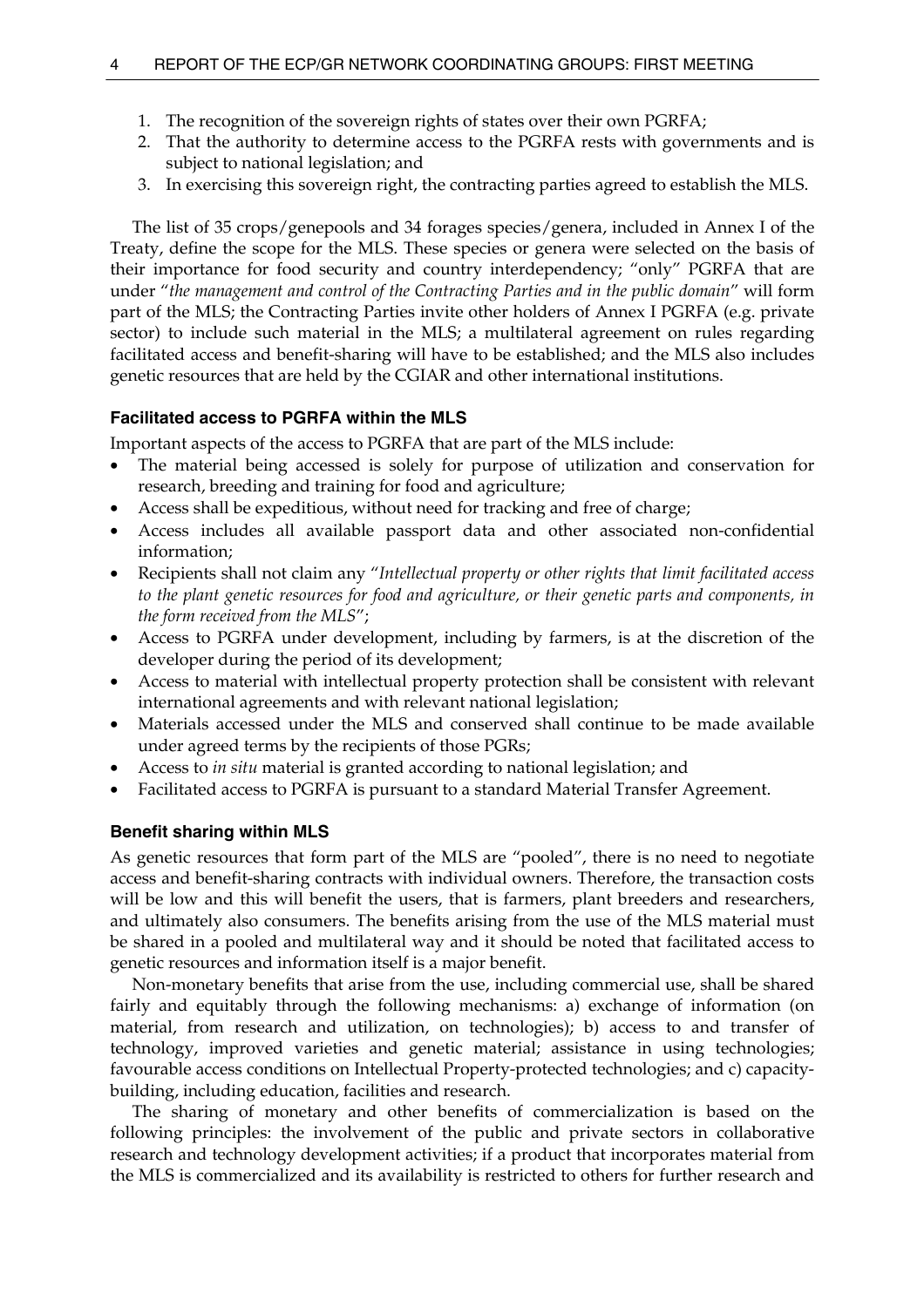1. The recognition of the sovereign rights of states over their own PGRFA;
2. That the authority to determine access to the PGRFA rests with governments and is subject to national legislation; and
3. In exercising this sovereign right, the contracting parties agreed to establish the MLS.

The list of 35 crops/genepools and 34 forages species/genera, included in Annex I of the Treaty, define the scope for the MLS. These species or genera were selected on the basis of their importance for food security and country interdependency; "only" PGRFA that are under "*the management and control of the Contracting Parties and in the public domain*" will form part of the MLS; the Contracting Parties invite other holders of Annex I PGRFA (e.g. private sector) to include such material in the MLS; a multilateral agreement on rules regarding facilitated access and benefit-sharing will have to be established; and the MLS also includes genetic resources that are held by the CGIAR and other international institutions.

### Facilitated access to PGRFA within the MLS

Important aspects of the access to PGRFA that are part of the MLS include:

- The material being accessed is solely for purpose of utilization and conservation for research, breeding and training for food and agriculture;
- Access shall be expeditious, without need for tracking and free of charge;
- Access includes all available passport data and other associated non-confidential information;
- Recipients shall not claim any "*Intellectual property or other rights that limit facilitated access to the plant genetic resources for food and agriculture, or their genetic parts and components, in the form received from the MLS*";
- Access to PGRFA under development, including by farmers, is at the discretion of the developer during the period of its development;
- Access to material with intellectual property protection shall be consistent with relevant international agreements and with relevant national legislation;
- Materials accessed under the MLS and conserved shall continue to be made available under agreed terms by the recipients of those PGRs;
- Access to *in situ* material is granted according to national legislation; and
- Facilitated access to PGRFA is pursuant to a standard Material Transfer Agreement.

### Benefit sharing within MLS

As genetic resources that form part of the MLS are "pooled", there is no need to negotiate access and benefit-sharing contracts with individual owners. Therefore, the transaction costs will be low and this will benefit the users, that is farmers, plant breeders and researchers, and ultimately also consumers. The benefits arising from the use of the MLS material must be shared in a pooled and multilateral way and it should be noted that facilitated access to genetic resources and information itself is a major benefit.

Non-monetary benefits that arise from the use, including commercial use, shall be shared fairly and equitably through the following mechanisms: a) exchange of information (on material, from research and utilization, on technologies); b) access to and transfer of technology, improved varieties and genetic material; assistance in using technologies; favourable access conditions on Intellectual Property-protected technologies; and c) capacity-building, including education, facilities and research.

The sharing of monetary and other benefits of commercialization is based on the following principles: the involvement of the public and private sectors in collaborative research and technology development activities; if a product that incorporates material from the MLS is commercialized and its availability is restricted to others for further research and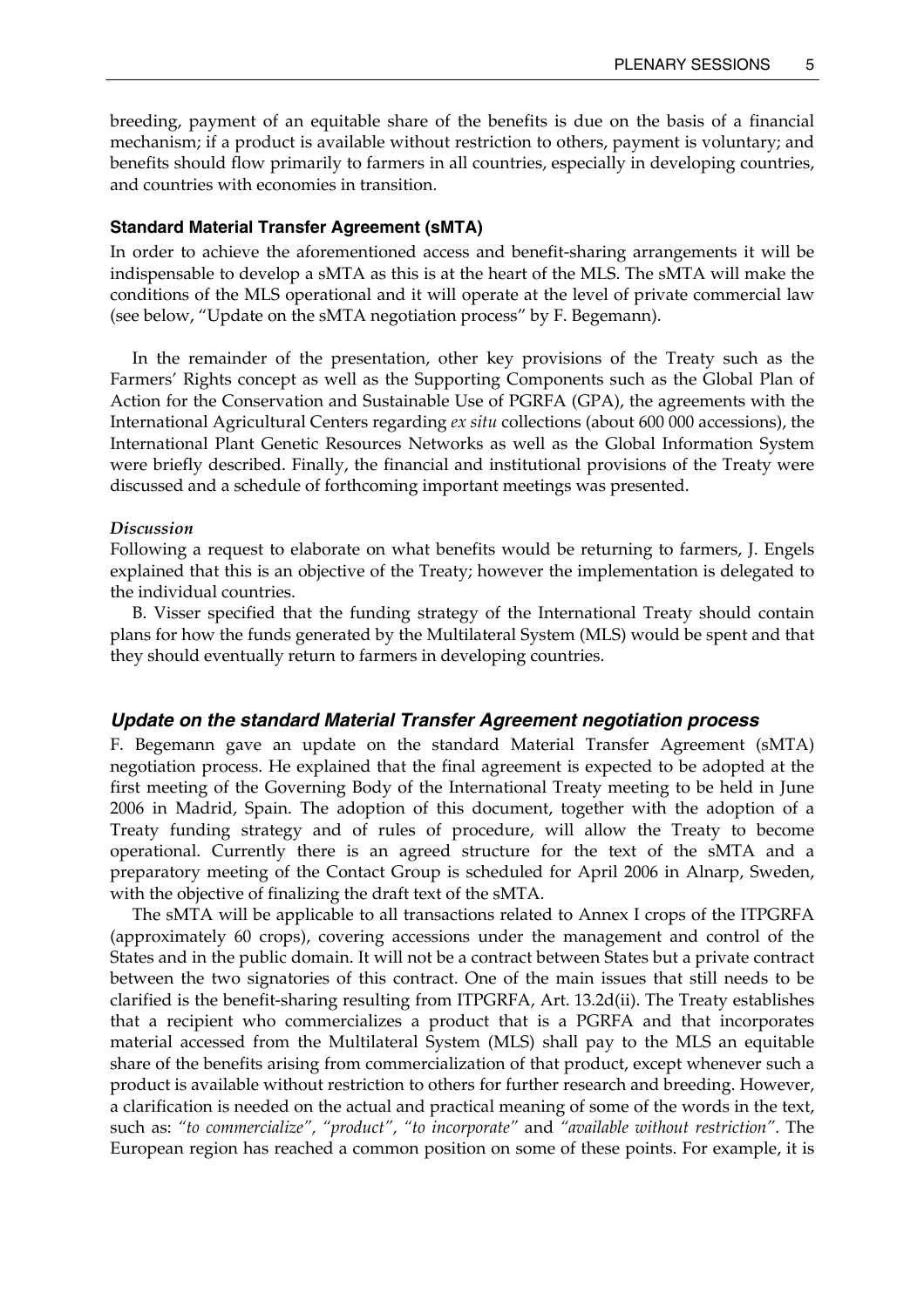breeding, payment of an equitable share of the benefits is due on the basis of a financial mechanism; if a product is available without restriction to others, payment is voluntary; and benefits should flow primarily to farmers in all countries, especially in developing countries, and countries with economies in transition.

#### Standard Material Transfer Agreement (sMTA)

In order to achieve the aforementioned access and benefit-sharing arrangements it will be indispensable to develop a sMTA as this is at the heart of the MLS. The sMTA will make the conditions of the MLS operational and it will operate at the level of private commercial law (see below, "Update on the sMTA negotiation process" by F. Begemann).

In the remainder of the presentation, other key provisions of the Treaty such as the Farmers' Rights concept as well as the Supporting Components such as the Global Plan of Action for the Conservation and Sustainable Use of PGRFA (GPA), the agreements with the International Agricultural Centers regarding *ex situ* collections (about 600 000 accessions), the International Plant Genetic Resources Networks as well as the Global Information System were briefly described. Finally, the financial and institutional provisions of the Treaty were discussed and a schedule of forthcoming important meetings was presented.

***Discussion***

Following a request to elaborate on what benefits would be returning to farmers, J. Engels explained that this is an objective of the Treaty; however the implementation is delegated to the individual countries.

B. Visser specified that the funding strategy of the International Treaty should contain plans for how the funds generated by the Multilateral System (MLS) would be spent and that they should eventually return to farmers in developing countries.

### *Update on the standard Material Transfer Agreement negotiation process*

F. Begemann gave an update on the standard Material Transfer Agreement (sMTA) negotiation process. He explained that the final agreement is expected to be adopted at the first meeting of the Governing Body of the International Treaty meeting to be held in June 2006 in Madrid, Spain. The adoption of this document, together with the adoption of a Treaty funding strategy and of rules of procedure, will allow the Treaty to become operational. Currently there is an agreed structure for the text of the sMTA and a preparatory meeting of the Contact Group is scheduled for April 2006 in Alnarp, Sweden, with the objective of finalizing the draft text of the sMTA.

The sMTA will be applicable to all transactions related to Annex I crops of the ITPGRFA (approximately 60 crops), covering accessions under the management and control of the States and in the public domain. It will not be a contract between States but a private contract between the two signatories of this contract. One of the main issues that still needs to be clarified is the benefit-sharing resulting from ITPGRFA, Art. 13.2d(ii). The Treaty establishes that a recipient who commercializes a product that is a PGRFA and that incorporates material accessed from the Multilateral System (MLS) shall pay to the MLS an equitable share of the benefits arising from commercialization of that product, except whenever such a product is available without restriction to others for further research and breeding. However, a clarification is needed on the actual and practical meaning of some of the words in the text, such as: *"to commercialize"*, *"product"*, *"to incorporate"* and *"available without restriction"*. The European region has reached a common position on some of these points. For example, it is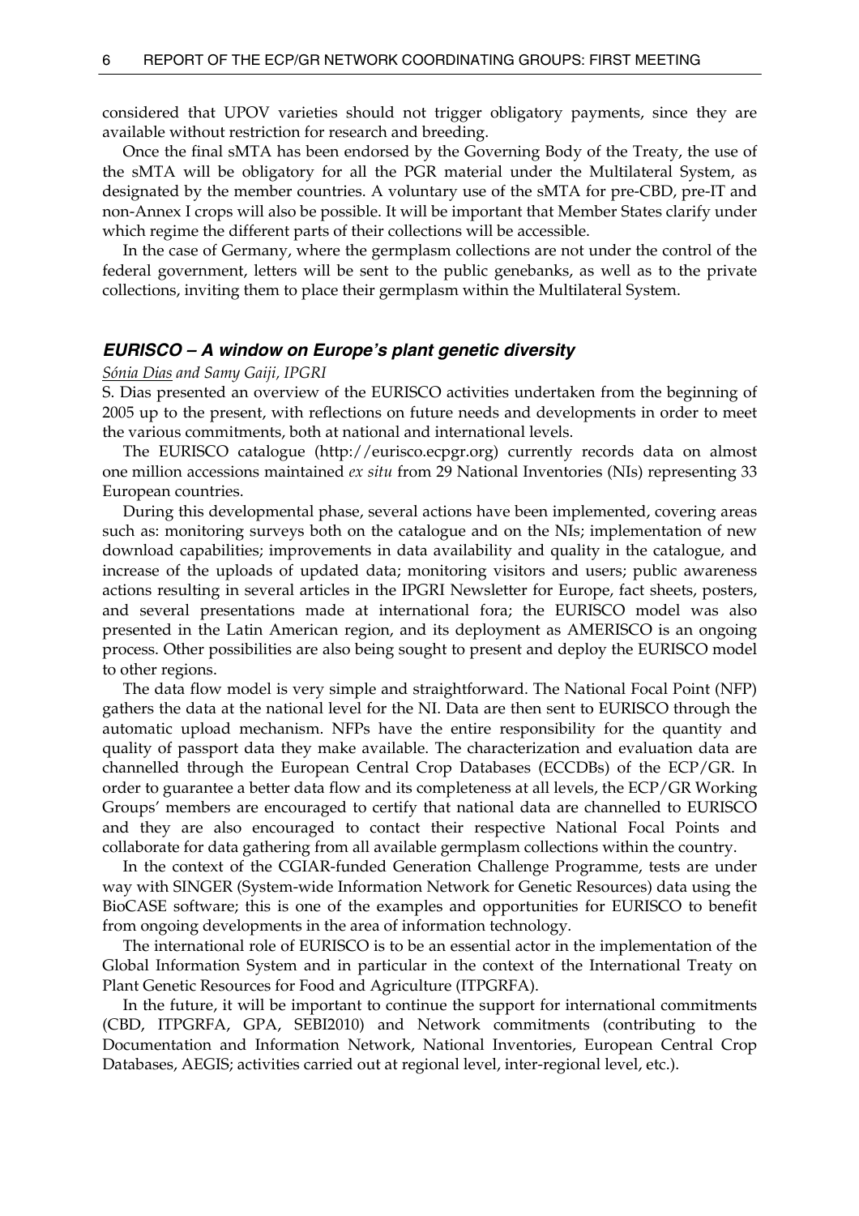considered that UPOV varieties should not trigger obligatory payments, since they are available without restriction for research and breeding.

Once the final sMTA has been endorsed by the Governing Body of the Treaty, the use of the sMTA will be obligatory for all the PGR material under the Multilateral System, as designated by the member countries. A voluntary use of the sMTA for pre-CBD, pre-IT and non-Annex I crops will also be possible. It will be important that Member States clarify under which regime the different parts of their collections will be accessible.

In the case of Germany, where the germplasm collections are not under the control of the federal government, letters will be sent to the public genebanks, as well as to the private collections, inviting them to place their germplasm within the Multilateral System.

### *EURISCO – A window on Europe's plant genetic diversity*

*Sónia Dias and Samy Gaiji, IPGRI*

S. Dias presented an overview of the EURISCO activities undertaken from the beginning of 2005 up to the present, with reflections on future needs and developments in order to meet the various commitments, both at national and international levels.

The EURISCO catalogue (http://eurisco.ecpgr.org) currently records data on almost one million accessions maintained *ex situ* from 29 National Inventories (NIs) representing 33 European countries.

During this developmental phase, several actions have been implemented, covering areas such as: monitoring surveys both on the catalogue and on the NIs; implementation of new download capabilities; improvements in data availability and quality in the catalogue, and increase of the uploads of updated data; monitoring visitors and users; public awareness actions resulting in several articles in the IPGRI Newsletter for Europe, fact sheets, posters, and several presentations made at international fora; the EURISCO model was also presented in the Latin American region, and its deployment as AMERISCO is an ongoing process. Other possibilities are also being sought to present and deploy the EURISCO model to other regions.

The data flow model is very simple and straightforward. The National Focal Point (NFP) gathers the data at the national level for the NI. Data are then sent to EURISCO through the automatic upload mechanism. NFPs have the entire responsibility for the quantity and quality of passport data they make available. The characterization and evaluation data are channelled through the European Central Crop Databases (ECCDBs) of the ECP/GR. In order to guarantee a better data flow and its completeness at all levels, the ECP/GR Working Groups' members are encouraged to certify that national data are channelled to EURISCO and they are also encouraged to contact their respective National Focal Points and collaborate for data gathering from all available germplasm collections within the country.

In the context of the CGIAR-funded Generation Challenge Programme, tests are under way with SINGER (System-wide Information Network for Genetic Resources) data using the BioCASE software; this is one of the examples and opportunities for EURISCO to benefit from ongoing developments in the area of information technology.

The international role of EURISCO is to be an essential actor in the implementation of the Global Information System and in particular in the context of the International Treaty on Plant Genetic Resources for Food and Agriculture (ITPGRFA).

In the future, it will be important to continue the support for international commitments (CBD, ITPGRFA, GPA, SEBI2010) and Network commitments (contributing to the Documentation and Information Network, National Inventories, European Central Crop Databases, AEGIS; activities carried out at regional level, inter-regional level, etc.).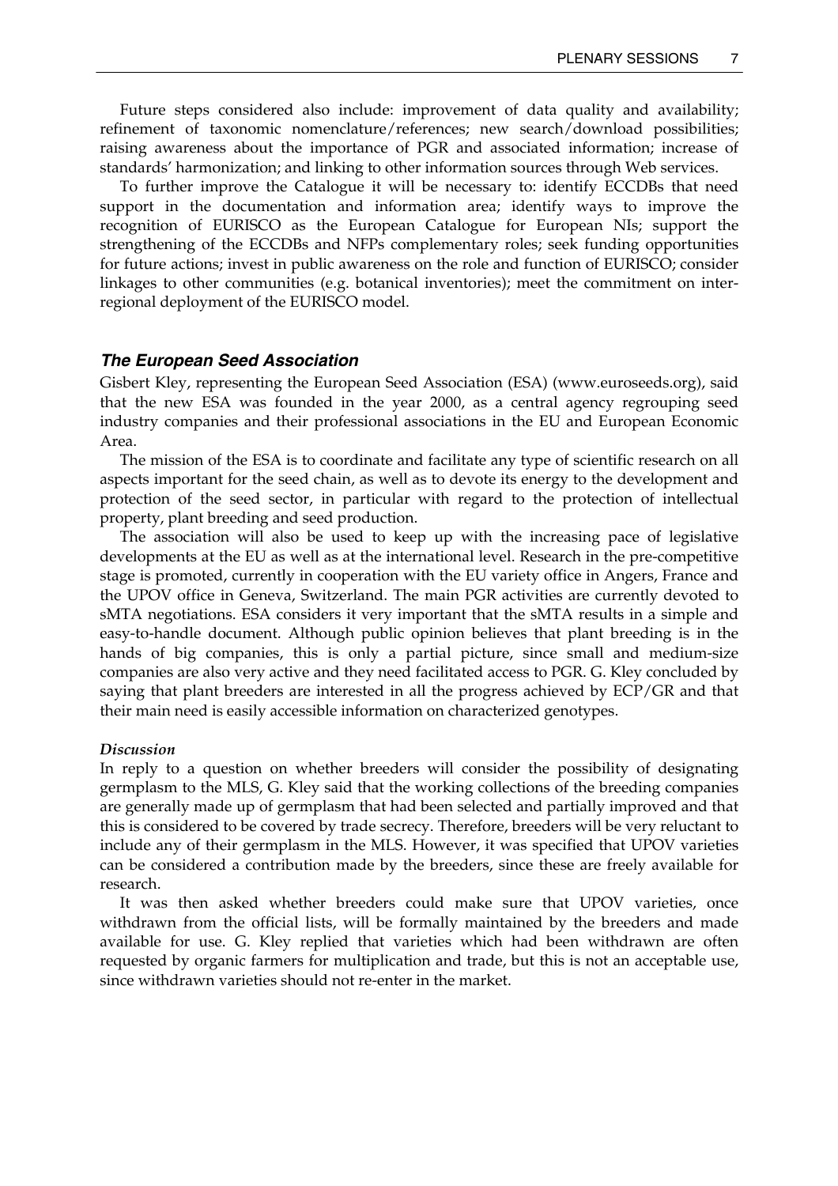Future steps considered also include: improvement of data quality and availability; refinement of taxonomic nomenclature/references; new search/download possibilities; raising awareness about the importance of PGR and associated information; increase of standards' harmonization; and linking to other information sources through Web services.

To further improve the Catalogue it will be necessary to: identify ECCDBs that need support in the documentation and information area; identify ways to improve the recognition of EURISCO as the European Catalogue for European NIs; support the strengthening of the ECCDBs and NFPs complementary roles; seek funding opportunities for future actions; invest in public awareness on the role and function of EURISCO; consider linkages to other communities (e.g. botanical inventories); meet the commitment on inter-regional deployment of the EURISCO model.

### *The European Seed Association*

Gisbert Kley, representing the European Seed Association (ESA) (www.euroseeds.org), said that the new ESA was founded in the year 2000, as a central agency regrouping seed industry companies and their professional associations in the EU and European Economic Area.

The mission of the ESA is to coordinate and facilitate any type of scientific research on all aspects important for the seed chain, as well as to devote its energy to the development and protection of the seed sector, in particular with regard to the protection of intellectual property, plant breeding and seed production.

The association will also be used to keep up with the increasing pace of legislative developments at the EU as well as at the international level. Research in the pre-competitive stage is promoted, currently in cooperation with the EU variety office in Angers, France and the UPOV office in Geneva, Switzerland. The main PGR activities are currently devoted to sMTA negotiations. ESA considers it very important that the sMTA results in a simple and easy-to-handle document. Although public opinion believes that plant breeding is in the hands of big companies, this is only a partial picture, since small and medium-size companies are also very active and they need facilitated access to PGR. G. Kley concluded by saying that plant breeders are interested in all the progress achieved by ECP/GR and that their main need is easily accessible information on characterized genotypes.

#### *Discussion*

In reply to a question on whether breeders will consider the possibility of designating germplasm to the MLS, G. Kley said that the working collections of the breeding companies are generally made up of germplasm that had been selected and partially improved and that this is considered to be covered by trade secrecy. Therefore, breeders will be very reluctant to include any of their germplasm in the MLS. However, it was specified that UPOV varieties can be considered a contribution made by the breeders, since these are freely available for research.

It was then asked whether breeders could make sure that UPOV varieties, once withdrawn from the official lists, will be formally maintained by the breeders and made available for use. G. Kley replied that varieties which had been withdrawn are often requested by organic farmers for multiplication and trade, but this is not an acceptable use, since withdrawn varieties should not re-enter in the market.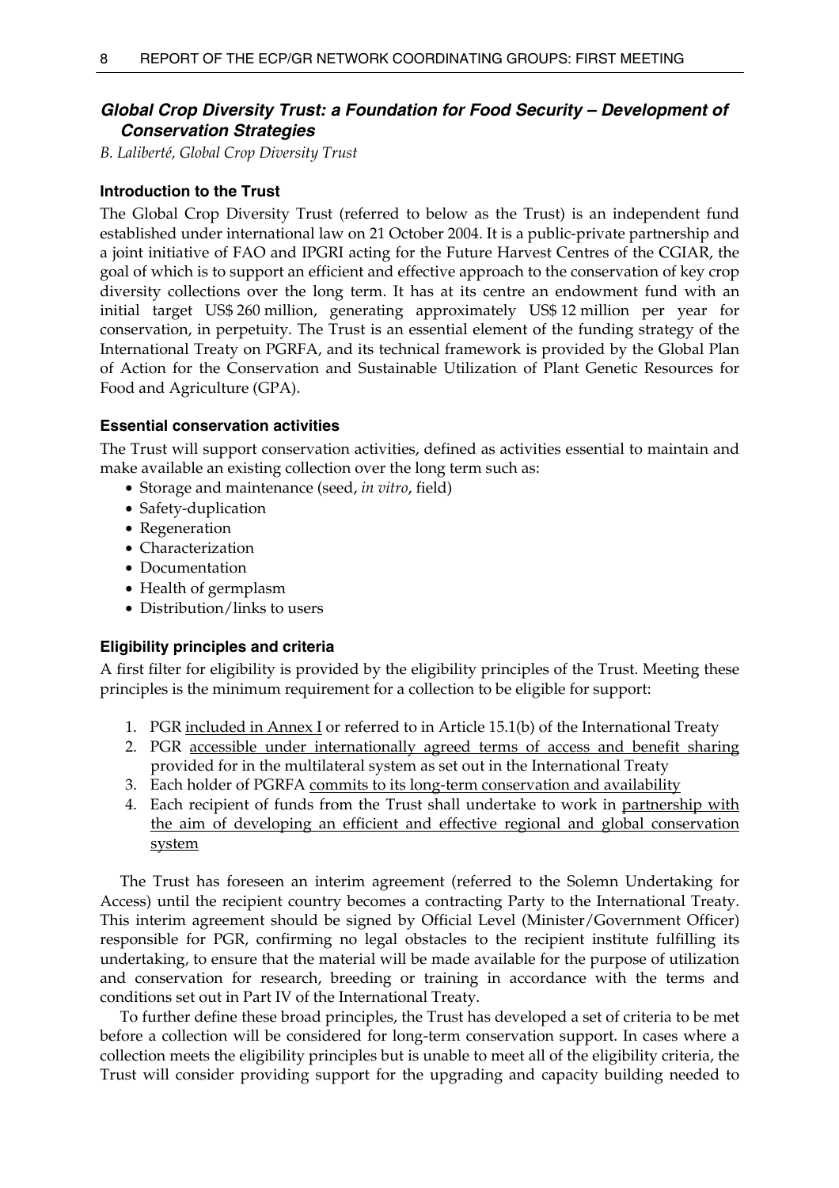## *Global Crop Diversity Trust: a Foundation for Food Security – Development of Conservation Strategies*

*B. Laliberté, Global Crop Diversity Trust*

### Introduction to the Trust

The Global Crop Diversity Trust (referred to below as the Trust) is an independent fund established under international law on 21 October 2004. It is a public-private partnership and a joint initiative of FAO and IPGRI acting for the Future Harvest Centres of the CGIAR, the goal of which is to support an efficient and effective approach to the conservation of key crop diversity collections over the long term. It has at its centre an endowment fund with an initial target US$ 260 million, generating approximately US$ 12 million per year for conservation, in perpetuity. The Trust is an essential element of the funding strategy of the International Treaty on PGRFA, and its technical framework is provided by the Global Plan of Action for the Conservation and Sustainable Utilization of Plant Genetic Resources for Food and Agriculture (GPA).

### Essential conservation activities

The Trust will support conservation activities, defined as activities essential to maintain and make available an existing collection over the long term such as:

- Storage and maintenance (seed, *in vitro*, field)
- Safety-duplication
- Regeneration
- Characterization
- Documentation
- Health of germplasm
- Distribution/links to users

### Eligibility principles and criteria

A first filter for eligibility is provided by the eligibility principles of the Trust. Meeting these principles is the minimum requirement for a collection to be eligible for support:

1. PGR <u>included in Annex I</u> or referred to in Article 15.1(b) of the International Treaty
2. PGR <u>accessible under internationally agreed terms of access and benefit sharing</u> provided for in the multilateral system as set out in the International Treaty
3. Each holder of PGRFA <u>commits to its long-term conservation and availability</u>
4. Each recipient of funds from the Trust shall undertake to work in <u>partnership with the aim of developing an efficient and effective regional and global conservation system</u>

The Trust has foreseen an interim agreement (referred to the Solemn Undertaking for Access) until the recipient country becomes a contracting Party to the International Treaty. This interim agreement should be signed by Official Level (Minister/Government Officer) responsible for PGR, confirming no legal obstacles to the recipient institute fulfilling its undertaking, to ensure that the material will be made available for the purpose of utilization and conservation for research, breeding or training in accordance with the terms and conditions set out in Part IV of the International Treaty.

To further define these broad principles, the Trust has developed a set of criteria to be met before a collection will be considered for long-term conservation support. In cases where a collection meets the eligibility principles but is unable to meet all of the eligibility criteria, the Trust will consider providing support for the upgrading and capacity building needed to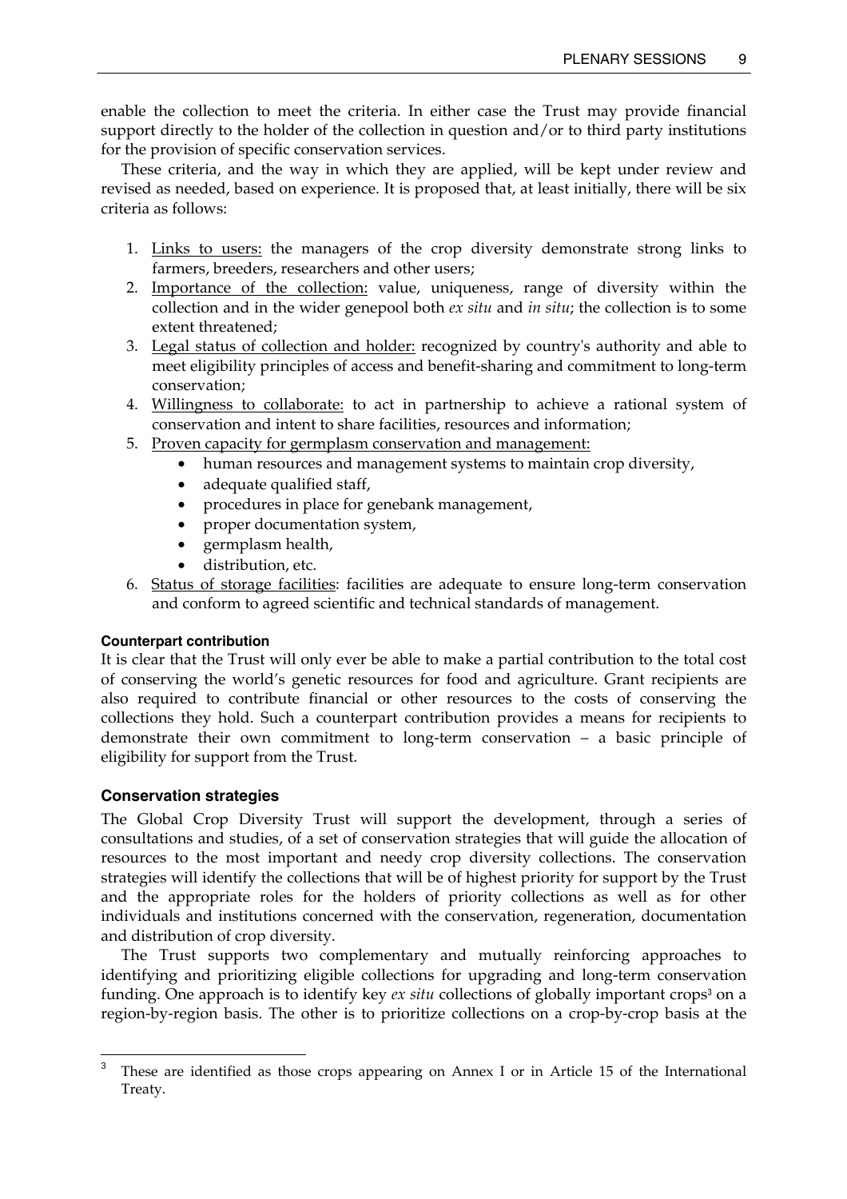enable the collection to meet the criteria. In either case the Trust may provide financial support directly to the holder of the collection in question and/or to third party institutions for the provision of specific conservation services.

These criteria, and the way in which they are applied, will be kept under review and revised as needed, based on experience. It is proposed that, at least initially, there will be six criteria as follows:

1. Links to users: the managers of the crop diversity demonstrate strong links to farmers, breeders, researchers and other users;
2. Importance of the collection: value, uniqueness, range of diversity within the collection and in the wider genepool both *ex situ* and *in situ*; the collection is to some extent threatened;
3. Legal status of collection and holder: recognized by country's authority and able to meet eligibility principles of access and benefit-sharing and commitment to long-term conservation;
4. Willingness to collaborate: to act in partnership to achieve a rational system of conservation and intent to share facilities, resources and information;
5. Proven capacity for germplasm conservation and management:
   - human resources and management systems to maintain crop diversity,
   - adequate qualified staff,
   - procedures in place for genebank management,
   - proper documentation system,
   - germplasm health,
   - distribution, etc.
6. Status of storage facilities: facilities are adequate to ensure long-term conservation and conform to agreed scientific and technical standards of management.

#### Counterpart contribution

It is clear that the Trust will only ever be able to make a partial contribution to the total cost of conserving the world's genetic resources for food and agriculture. Grant recipients are also required to contribute financial or other resources to the costs of conserving the collections they hold. Such a counterpart contribution provides a means for recipients to demonstrate their own commitment to long-term conservation – a basic principle of eligibility for support from the Trust.

### Conservation strategies

The Global Crop Diversity Trust will support the development, through a series of consultations and studies, of a set of conservation strategies that will guide the allocation of resources to the most important and needy crop diversity collections. The conservation strategies will identify the collections that will be of highest priority for support by the Trust and the appropriate roles for the holders of priority collections as well as for other individuals and institutions concerned with the conservation, regeneration, documentation and distribution of crop diversity.

The Trust supports two complementary and mutually reinforcing approaches to identifying and prioritizing eligible collections for upgrading and long-term conservation funding. One approach is to identify key *ex situ* collections of globally important crops[3] on a region-by-region basis. The other is to prioritize collections on a crop-by-crop basis at the

[3] These are identified as those crops appearing on Annex I or in Article 15 of the International Treaty.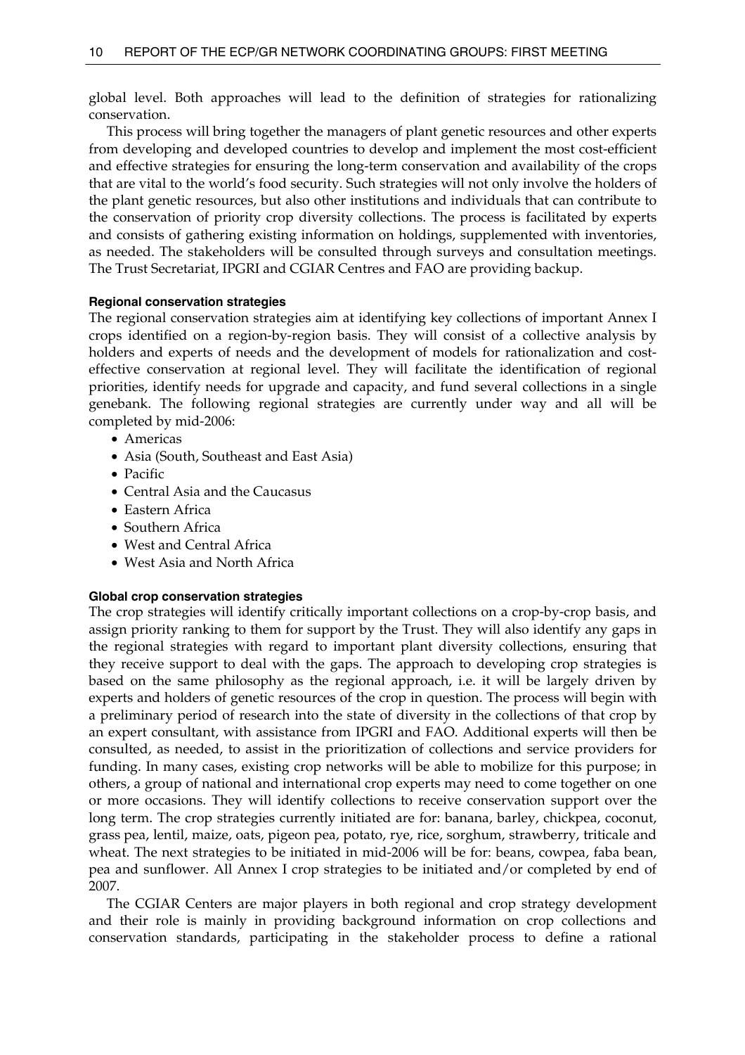global level. Both approaches will lead to the definition of strategies for rationalizing conservation.

This process will bring together the managers of plant genetic resources and other experts from developing and developed countries to develop and implement the most cost-efficient and effective strategies for ensuring the long-term conservation and availability of the crops that are vital to the world's food security. Such strategies will not only involve the holders of the plant genetic resources, but also other institutions and individuals that can contribute to the conservation of priority crop diversity collections. The process is facilitated by experts and consists of gathering existing information on holdings, supplemented with inventories, as needed. The stakeholders will be consulted through surveys and consultation meetings. The Trust Secretariat, IPGRI and CGIAR Centres and FAO are providing backup.

#### Regional conservation strategies

The regional conservation strategies aim at identifying key collections of important Annex I crops identified on a region-by-region basis. They will consist of a collective analysis by holders and experts of needs and the development of models for rationalization and cost-effective conservation at regional level. They will facilitate the identification of regional priorities, identify needs for upgrade and capacity, and fund several collections in a single genebank. The following regional strategies are currently under way and all will be completed by mid-2006:

- Americas
- Asia (South, Southeast and East Asia)
- Pacific
- Central Asia and the Caucasus
- Eastern Africa
- Southern Africa
- West and Central Africa
- West Asia and North Africa

#### Global crop conservation strategies

The crop strategies will identify critically important collections on a crop-by-crop basis, and assign priority ranking to them for support by the Trust. They will also identify any gaps in the regional strategies with regard to important plant diversity collections, ensuring that they receive support to deal with the gaps. The approach to developing crop strategies is based on the same philosophy as the regional approach, i.e. it will be largely driven by experts and holders of genetic resources of the crop in question. The process will begin with a preliminary period of research into the state of diversity in the collections of that crop by an expert consultant, with assistance from IPGRI and FAO. Additional experts will then be consulted, as needed, to assist in the prioritization of collections and service providers for funding. In many cases, existing crop networks will be able to mobilize for this purpose; in others, a group of national and international crop experts may need to come together on one or more occasions. They will identify collections to receive conservation support over the long term. The crop strategies currently initiated are for: banana, barley, chickpea, coconut, grass pea, lentil, maize, oats, pigeon pea, potato, rye, rice, sorghum, strawberry, triticale and wheat. The next strategies to be initiated in mid-2006 will be for: beans, cowpea, faba bean, pea and sunflower. All Annex I crop strategies to be initiated and/or completed by end of 2007.

The CGIAR Centers are major players in both regional and crop strategy development and their role is mainly in providing background information on crop collections and conservation standards, participating in the stakeholder process to define a rational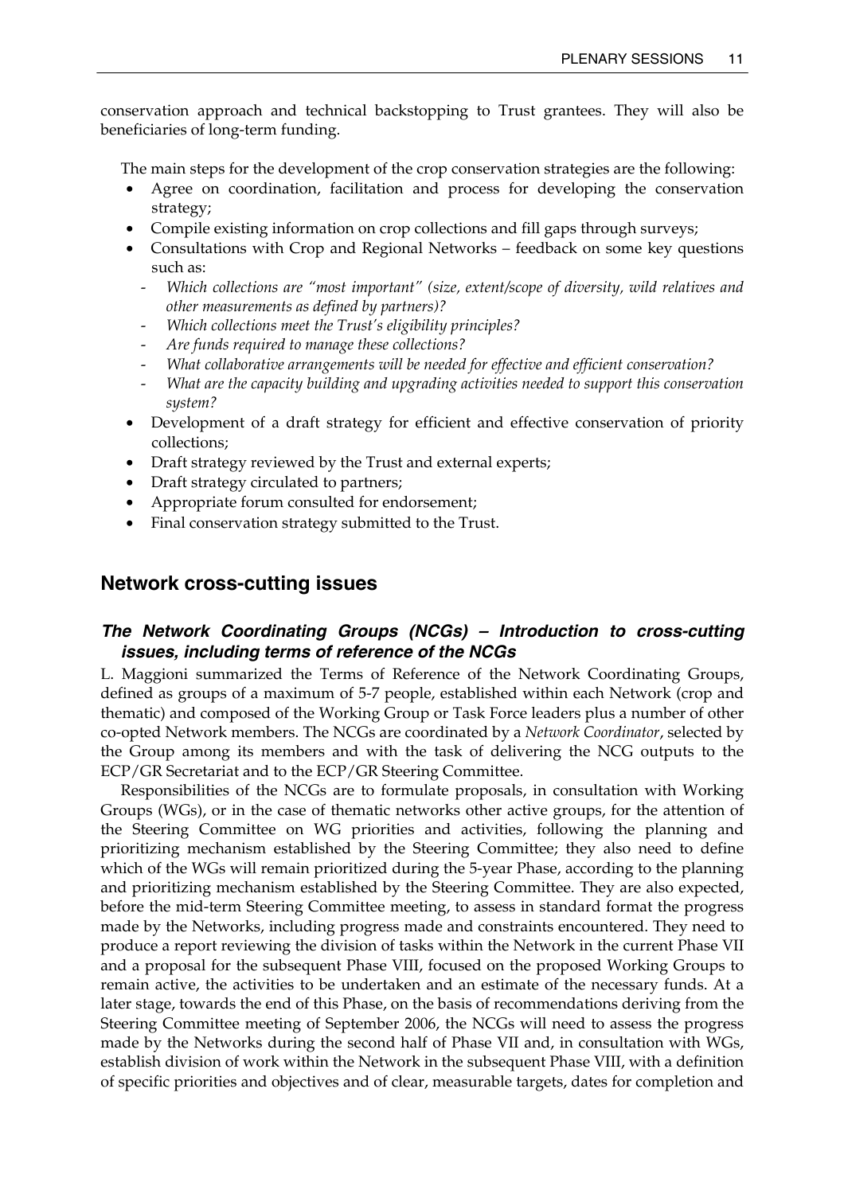conservation approach and technical backstopping to Trust grantees. They will also be beneficiaries of long-term funding.

The main steps for the development of the crop conservation strategies are the following:

- Agree on coordination, facilitation and process for developing the conservation strategy;
- Compile existing information on crop collections and fill gaps through surveys;
- Consultations with Crop and Regional Networks – feedback on some key questions such as:
  - *Which collections are "most important" (size, extent/scope of diversity, wild relatives and other measurements as defined by partners)?*
  - *Which collections meet the Trust's eligibility principles?*
  - *Are funds required to manage these collections?*
  - *What collaborative arrangements will be needed for effective and efficient conservation?*
  - *What are the capacity building and upgrading activities needed to support this conservation system?*
- Development of a draft strategy for efficient and effective conservation of priority collections;
- Draft strategy reviewed by the Trust and external experts;
- Draft strategy circulated to partners;
- Appropriate forum consulted for endorsement;
- Final conservation strategy submitted to the Trust.

## Network cross-cutting issues

### *The Network Coordinating Groups (NCGs) – Introduction to cross-cutting issues, including terms of reference of the NCGs*

L. Maggioni summarized the Terms of Reference of the Network Coordinating Groups, defined as groups of a maximum of 5-7 people, established within each Network (crop and thematic) and composed of the Working Group or Task Force leaders plus a number of other co-opted Network members. The NCGs are coordinated by a *Network Coordinator*, selected by the Group among its members and with the task of delivering the NCG outputs to the ECP/GR Secretariat and to the ECP/GR Steering Committee.

Responsibilities of the NCGs are to formulate proposals, in consultation with Working Groups (WGs), or in the case of thematic networks other active groups, for the attention of the Steering Committee on WG priorities and activities, following the planning and prioritizing mechanism established by the Steering Committee; they also need to define which of the WGs will remain prioritized during the 5-year Phase, according to the planning and prioritizing mechanism established by the Steering Committee. They are also expected, before the mid-term Steering Committee meeting, to assess in standard format the progress made by the Networks, including progress made and constraints encountered. They need to produce a report reviewing the division of tasks within the Network in the current Phase VII and a proposal for the subsequent Phase VIII, focused on the proposed Working Groups to remain active, the activities to be undertaken and an estimate of the necessary funds. At a later stage, towards the end of this Phase, on the basis of recommendations deriving from the Steering Committee meeting of September 2006, the NCGs will need to assess the progress made by the Networks during the second half of Phase VII and, in consultation with WGs, establish division of work within the Network in the subsequent Phase VIII, with a definition of specific priorities and objectives and of clear, measurable targets, dates for completion and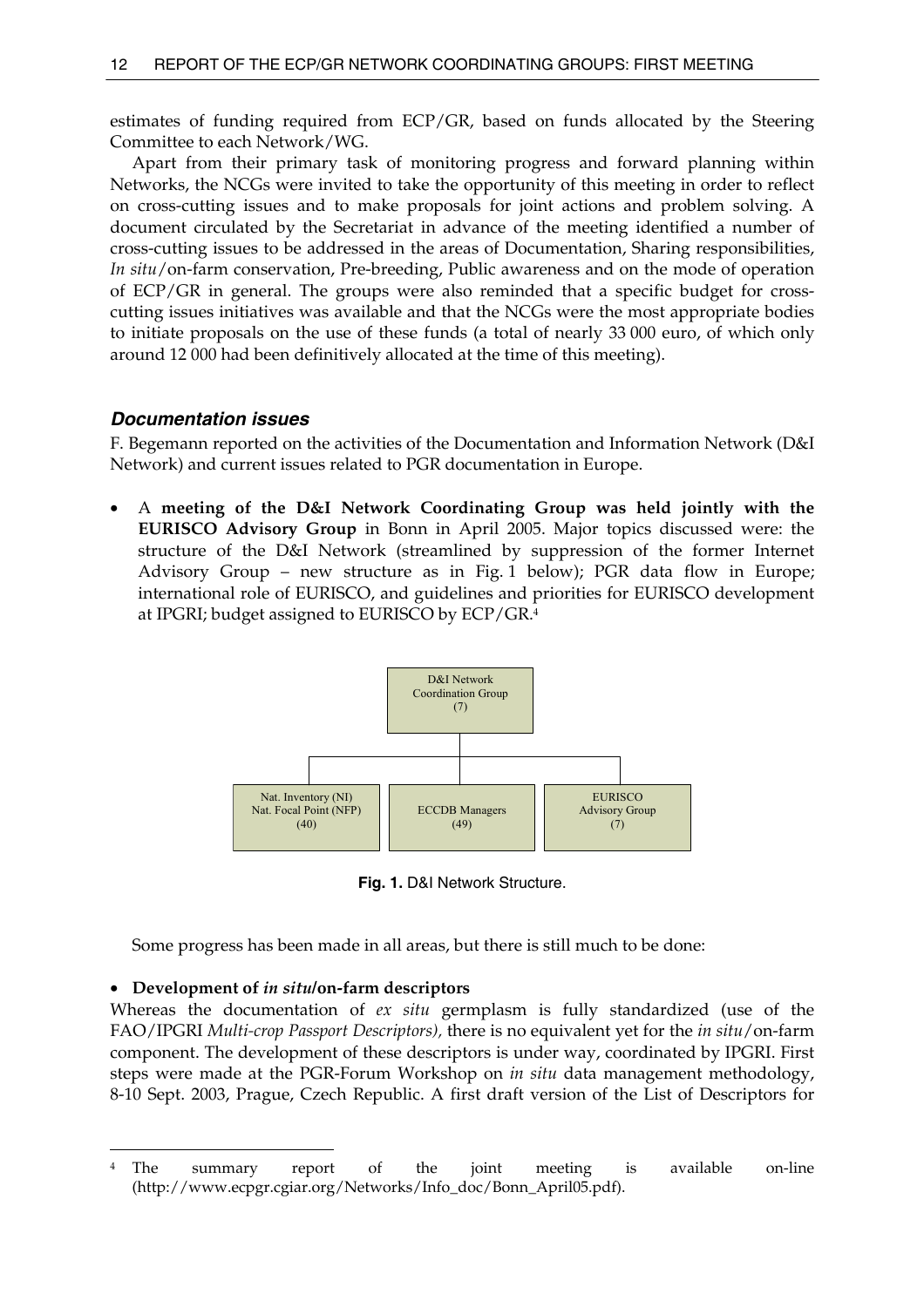estimates of funding required from ECP/GR, based on funds allocated by the Steering Committee to each Network/WG.

Apart from their primary task of monitoring progress and forward planning within Networks, the NCGs were invited to take the opportunity of this meeting in order to reflect on cross-cutting issues and to make proposals for joint actions and problem solving. A document circulated by the Secretariat in advance of the meeting identified a number of cross-cutting issues to be addressed in the areas of Documentation, Sharing responsibilities, *In situ*/on-farm conservation, Pre-breeding, Public awareness and on the mode of operation of ECP/GR in general. The groups were also reminded that a specific budget for cross-cutting issues initiatives was available and that the NCGs were the most appropriate bodies to initiate proposals on the use of these funds (a total of nearly 33 000 euro, of which only around 12 000 had been definitively allocated at the time of this meeting).

### *Documentation issues*

F. Begemann reported on the activities of the Documentation and Information Network (D&I Network) and current issues related to PGR documentation in Europe.

- A **meeting of the D&I Network Coordinating Group was held jointly with the EURISCO Advisory Group** in Bonn in April 2005. Major topics discussed were: the structure of the D&I Network (streamlined by suppression of the former Internet Advisory Group – new structure as in Fig. 1 below); PGR data flow in Europe; international role of EURISCO, and guidelines and priorities for EURISCO development at IPGRI; budget assigned to EURISCO by ECP/GR.[4]

D&I Network Coordination Group (7)

Nat. Inventory (NI) Nat. Focal Point (NFP) (40) | ECCDB Managers (49) | EURISCO Advisory Group (7)

**Fig. 1.** D&I Network Structure.

Some progress has been made in all areas, but there is still much to be done:

- **Development of *in situ*/on-farm descriptors**

Whereas the documentation of *ex situ* germplasm is fully standardized (use of the FAO/IPGRI *Multi-crop Passport Descriptors),* there is no equivalent yet for the *in situ*/on-farm component. The development of these descriptors is under way, coordinated by IPGRI. First steps were made at the PGR-Forum Workshop on *in situ* data management methodology, 8-10 Sept. 2003, Prague, Czech Republic. A first draft version of the List of Descriptors for

---

[4] The summary report of the joint meeting is available on-line (http://www.ecpgr.cgiar.org/Networks/Info_doc/Bonn_April05.pdf).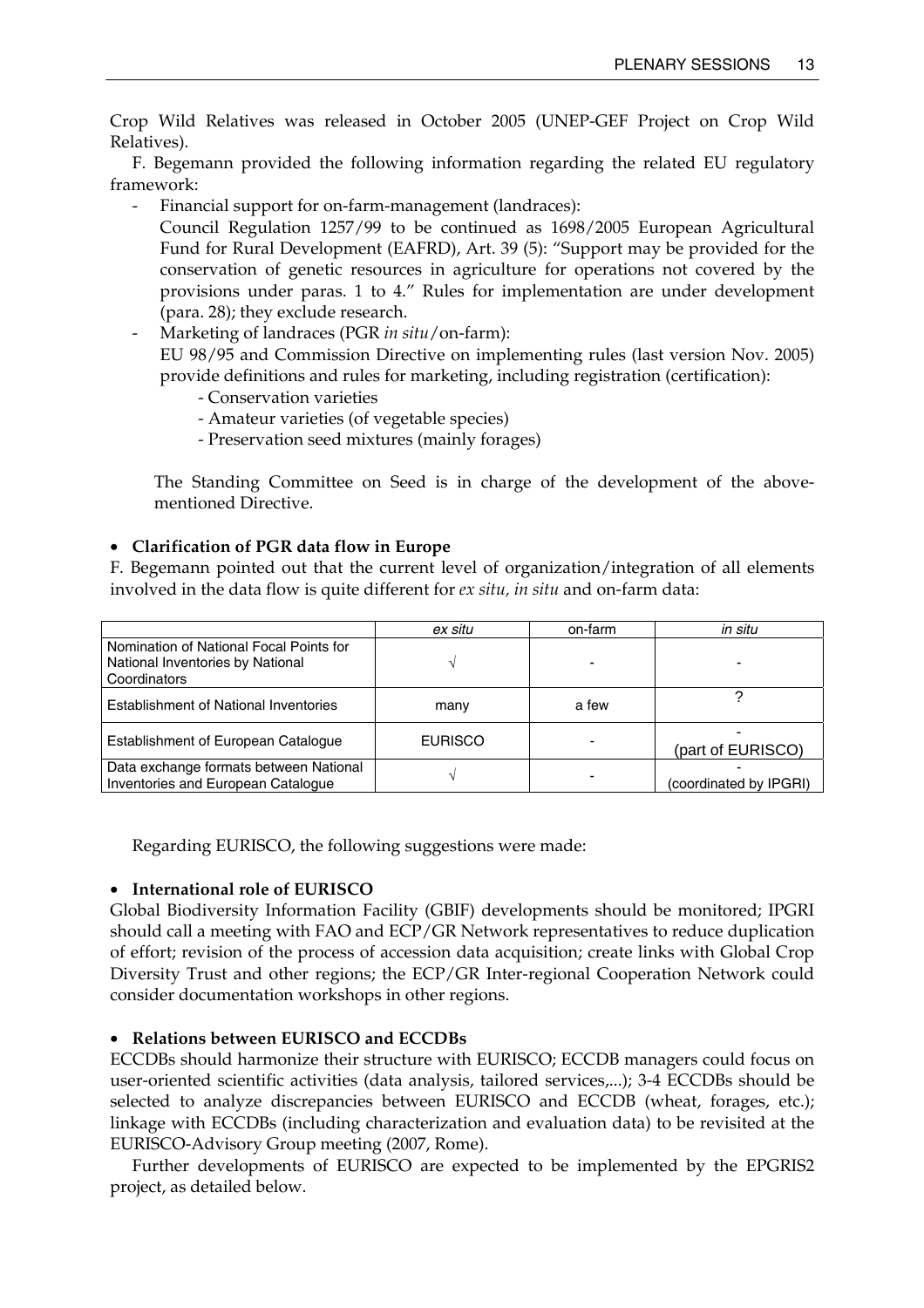Crop Wild Relatives was released in October 2005 (UNEP-GEF Project on Crop Wild Relatives).

F. Begemann provided the following information regarding the related EU regulatory framework:

- Financial support for on-farm-management (landraces):
  Council Regulation 1257/99 to be continued as 1698/2005 European Agricultural Fund for Rural Development (EAFRD), Art. 39 (5): "Support may be provided for the conservation of genetic resources in agriculture for operations not covered by the provisions under paras. 1 to 4." Rules for implementation are under development (para. 28); they exclude research.
- Marketing of landraces (PGR *in situ*/on-farm):
  EU 98/95 and Commission Directive on implementing rules (last version Nov. 2005) provide definitions and rules for marketing, including registration (certification):
  - Conservation varieties
  - Amateur varieties (of vegetable species)
  - Preservation seed mixtures (mainly forages)

The Standing Committee on Seed is in charge of the development of the above-mentioned Directive.

- **Clarification of PGR data flow in Europe**

F. Begemann pointed out that the current level of organization/integration of all elements involved in the data flow is quite different for *ex situ, in situ* and on-farm data:

| | *ex situ* | on-farm | *in situ* |
|---|---|---|---|
| Nomination of National Focal Points for National Inventories by National Coordinators | √ | - | - |
| Establishment of National Inventories | many | a few | ? |
| Establishment of European Catalogue | EURISCO | - | - (part of EURISCO) |
| Data exchange formats between National Inventories and European Catalogue | √ | - | - (coordinated by IPGRI) |

Regarding EURISCO, the following suggestions were made:

- **International role of EURISCO**

Global Biodiversity Information Facility (GBIF) developments should be monitored; IPGRI should call a meeting with FAO and ECP/GR Network representatives to reduce duplication of effort; revision of the process of accession data acquisition; create links with Global Crop Diversity Trust and other regions; the ECP/GR Inter-regional Cooperation Network could consider documentation workshops in other regions.

- **Relations between EURISCO and ECCDBs**

ECCDBs should harmonize their structure with EURISCO; ECCDB managers could focus on user-oriented scientific activities (data analysis, tailored services,...); 3-4 ECCDBs should be selected to analyze discrepancies between EURISCO and ECCDB (wheat, forages, etc.); linkage with ECCDBs (including characterization and evaluation data) to be revisited at the EURISCO-Advisory Group meeting (2007, Rome).

Further developments of EURISCO are expected to be implemented by the EPGRIS2 project, as detailed below.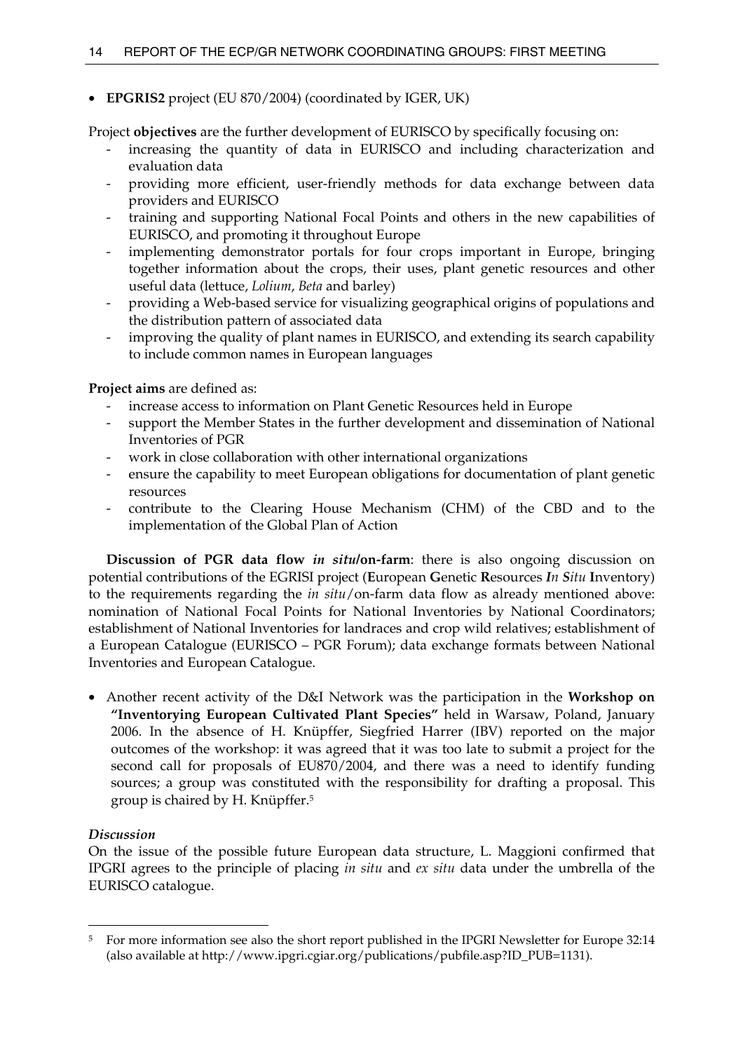- **EPGRIS2** project (EU 870/2004) (coordinated by IGER, UK)

Project **objectives** are the further development of EURISCO by specifically focusing on:

- increasing the quantity of data in EURISCO and including characterization and evaluation data
- providing more efficient, user-friendly methods for data exchange between data providers and EURISCO
- training and supporting National Focal Points and others in the new capabilities of EURISCO, and promoting it throughout Europe
- implementing demonstrator portals for four crops important in Europe, bringing together information about the crops, their uses, plant genetic resources and other useful data (lettuce, *Lolium*, *Beta* and barley)
- providing a Web-based service for visualizing geographical origins of populations and the distribution pattern of associated data
- improving the quality of plant names in EURISCO, and extending its search capability to include common names in European languages

**Project aims** are defined as:

- increase access to information on Plant Genetic Resources held in Europe
- support the Member States in the further development and dissemination of National Inventories of PGR
- work in close collaboration with other international organizations
- ensure the capability to meet European obligations for documentation of plant genetic resources
- contribute to the Clearing House Mechanism (CHM) of the CBD and to the implementation of the Global Plan of Action

**Discussion of PGR data flow *in situ*/on-farm**: there is also ongoing discussion on potential contributions of the EGRISI project (**E**uropean **G**enetic **R**esources ***I****n* ***S****itu* **I**nventory) to the requirements regarding the *in situ*/on-farm data flow as already mentioned above: nomination of National Focal Points for National Inventories by National Coordinators; establishment of National Inventories for landraces and crop wild relatives; establishment of a European Catalogue (EURISCO – PGR Forum); data exchange formats between National Inventories and European Catalogue.

- Another recent activity of the D&I Network was the participation in the **Workshop on "Inventorying European Cultivated Plant Species"** held in Warsaw, Poland, January 2006. In the absence of H. Knüpffer, Siegfried Harrer (IBV) reported on the major outcomes of the workshop: it was agreed that it was too late to submit a project for the second call for proposals of EU870/2004, and there was a need to identify funding sources; a group was constituted with the responsibility for drafting a proposal. This group is chaired by H. Knüpffer.[5]

***Discussion***

On the issue of the possible future European data structure, L. Maggioni confirmed that IPGRI agrees to the principle of placing *in situ* and *ex situ* data under the umbrella of the EURISCO catalogue.

---

[5] For more information see also the short report published in the IPGRI Newsletter for Europe 32:14 (also available at http://www.ipgri.cgiar.org/publications/pubfile.asp?ID_PUB=1131).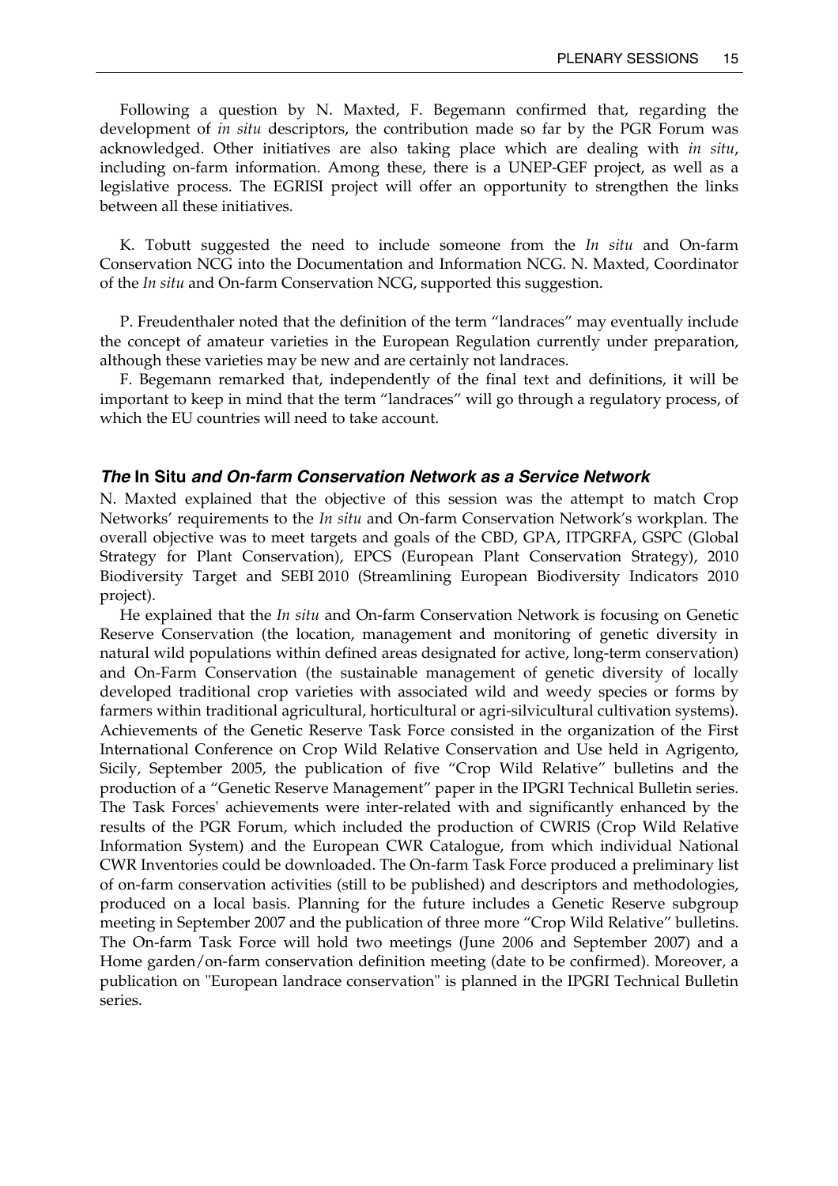Following a question by N. Maxted, F. Begemann confirmed that, regarding the development of *in situ* descriptors, the contribution made so far by the PGR Forum was acknowledged. Other initiatives are also taking place which are dealing with *in situ*, including on-farm information. Among these, there is a UNEP-GEF project, as well as a legislative process. The EGRISI project will offer an opportunity to strengthen the links between all these initiatives.

K. Tobutt suggested the need to include someone from the *In situ* and On-farm Conservation NCG into the Documentation and Information NCG. N. Maxted, Coordinator of the *In situ* and On-farm Conservation NCG, supported this suggestion.

P. Freudenthaler noted that the definition of the term "landraces" may eventually include the concept of amateur varieties in the European Regulation currently under preparation, although these varieties may be new and are certainly not landraces.

F. Begemann remarked that, independently of the final text and definitions, it will be important to keep in mind that the term "landraces" will go through a regulatory process, of which the EU countries will need to take account.

### *The* In Situ *and On-farm Conservation Network as a Service Network*

N. Maxted explained that the objective of this session was the attempt to match Crop Networks' requirements to the *In situ* and On-farm Conservation Network's workplan. The overall objective was to meet targets and goals of the CBD, GPA, ITPGRFA, GSPC (Global Strategy for Plant Conservation), EPCS (European Plant Conservation Strategy), 2010 Biodiversity Target and SEBI 2010 (Streamlining European Biodiversity Indicators 2010 project).

He explained that the *In situ* and On-farm Conservation Network is focusing on Genetic Reserve Conservation (the location, management and monitoring of genetic diversity in natural wild populations within defined areas designated for active, long-term conservation) and On-Farm Conservation (the sustainable management of genetic diversity of locally developed traditional crop varieties with associated wild and weedy species or forms by farmers within traditional agricultural, horticultural or agri-silvicultural cultivation systems). Achievements of the Genetic Reserve Task Force consisted in the organization of the First International Conference on Crop Wild Relative Conservation and Use held in Agrigento, Sicily, September 2005, the publication of five "Crop Wild Relative" bulletins and the production of a "Genetic Reserve Management" paper in the IPGRI Technical Bulletin series. The Task Forces' achievements were inter-related with and significantly enhanced by the results of the PGR Forum, which included the production of CWRIS (Crop Wild Relative Information System) and the European CWR Catalogue, from which individual National CWR Inventories could be downloaded. The On-farm Task Force produced a preliminary list of on-farm conservation activities (still to be published) and descriptors and methodologies, produced on a local basis. Planning for the future includes a Genetic Reserve subgroup meeting in September 2007 and the publication of three more "Crop Wild Relative" bulletins. The On-farm Task Force will hold two meetings (June 2006 and September 2007) and a Home garden/on-farm conservation definition meeting (date to be confirmed). Moreover, a publication on "European landrace conservation" is planned in the IPGRI Technical Bulletin series.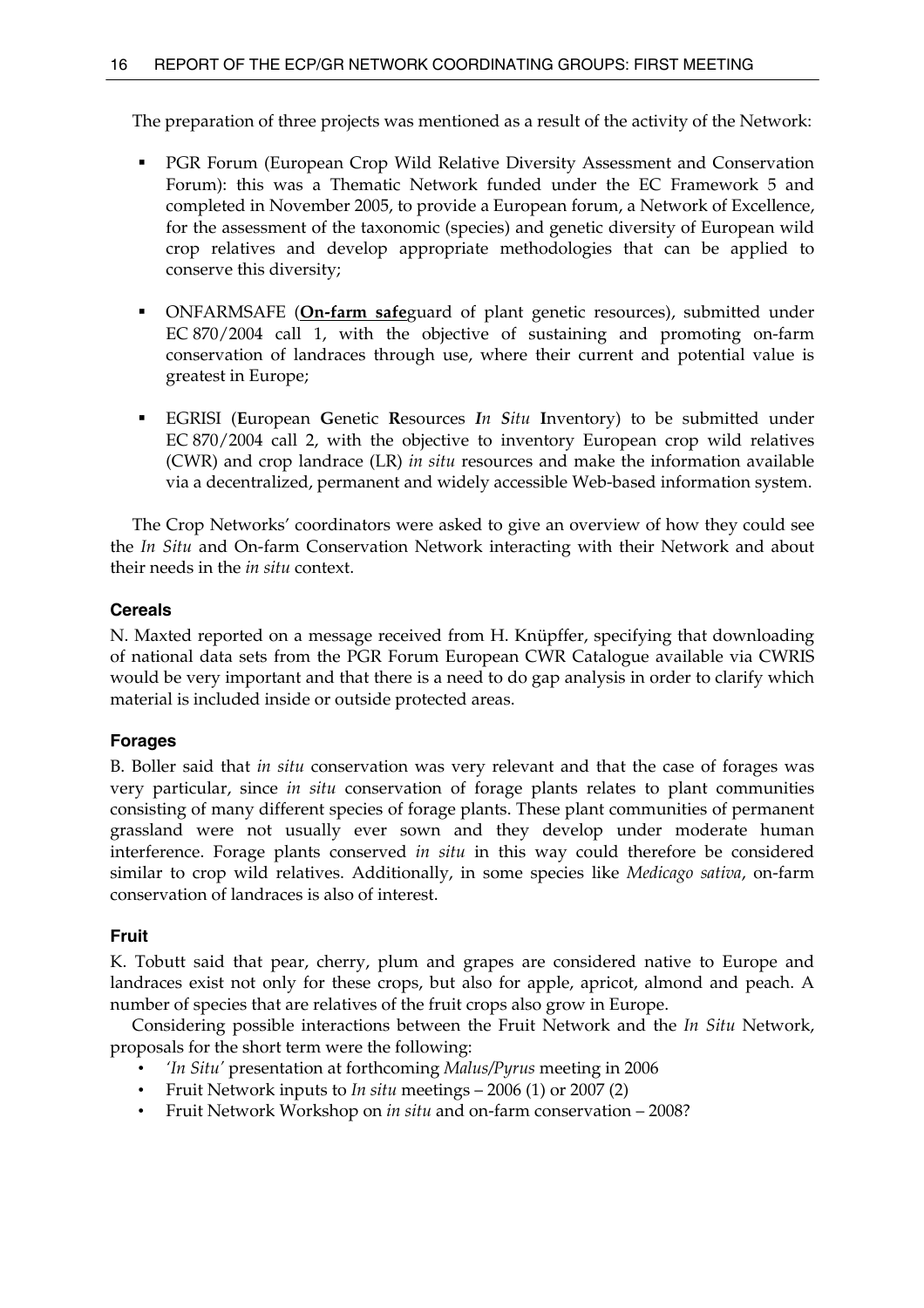The preparation of three projects was mentioned as a result of the activity of the Network:

- PGR Forum (European Crop Wild Relative Diversity Assessment and Conservation Forum): this was a Thematic Network funded under the EC Framework 5 and completed in November 2005, to provide a European forum, a Network of Excellence, for the assessment of the taxonomic (species) and genetic diversity of European wild crop relatives and develop appropriate methodologies that can be applied to conserve this diversity;

- ONFARMSAFE (**On-farm safe**guard of plant genetic resources), submitted under EC 870/2004 call 1, with the objective of sustaining and promoting on-farm conservation of landraces through use, where their current and potential value is greatest in Europe;

- EGRISI (**E**uropean **G**enetic **R**esources ***In Situ*** **I**nventory) to be submitted under EC 870/2004 call 2, with the objective to inventory European crop wild relatives (CWR) and crop landrace (LR) *in situ* resources and make the information available via a decentralized, permanent and widely accessible Web-based information system.

The Crop Networks' coordinators were asked to give an overview of how they could see the *In Situ* and On-farm Conservation Network interacting with their Network and about their needs in the *in situ* context.

#### Cereals

N. Maxted reported on a message received from H. Knüpffer, specifying that downloading of national data sets from the PGR Forum European CWR Catalogue available via CWRIS would be very important and that there is a need to do gap analysis in order to clarify which material is included inside or outside protected areas.

#### Forages

B. Boller said that *in situ* conservation was very relevant and that the case of forages was very particular, since *in situ* conservation of forage plants relates to plant communities consisting of many different species of forage plants. These plant communities of permanent grassland were not usually ever sown and they develop under moderate human interference. Forage plants conserved *in situ* in this way could therefore be considered similar to crop wild relatives. Additionally, in some species like *Medicago sativa*, on-farm conservation of landraces is also of interest.

#### Fruit

K. Tobutt said that pear, cherry, plum and grapes are considered native to Europe and landraces exist not only for these crops, but also for apple, apricot, almond and peach. A number of species that are relatives of the fruit crops also grow in Europe.

Considering possible interactions between the Fruit Network and the *In Situ* Network, proposals for the short term were the following:

- *'In Situ'* presentation at forthcoming *Malus/Pyrus* meeting in 2006
- Fruit Network inputs to *In situ* meetings – 2006 (1) or 2007 (2)
- Fruit Network Workshop on *in situ* and on-farm conservation – 2008?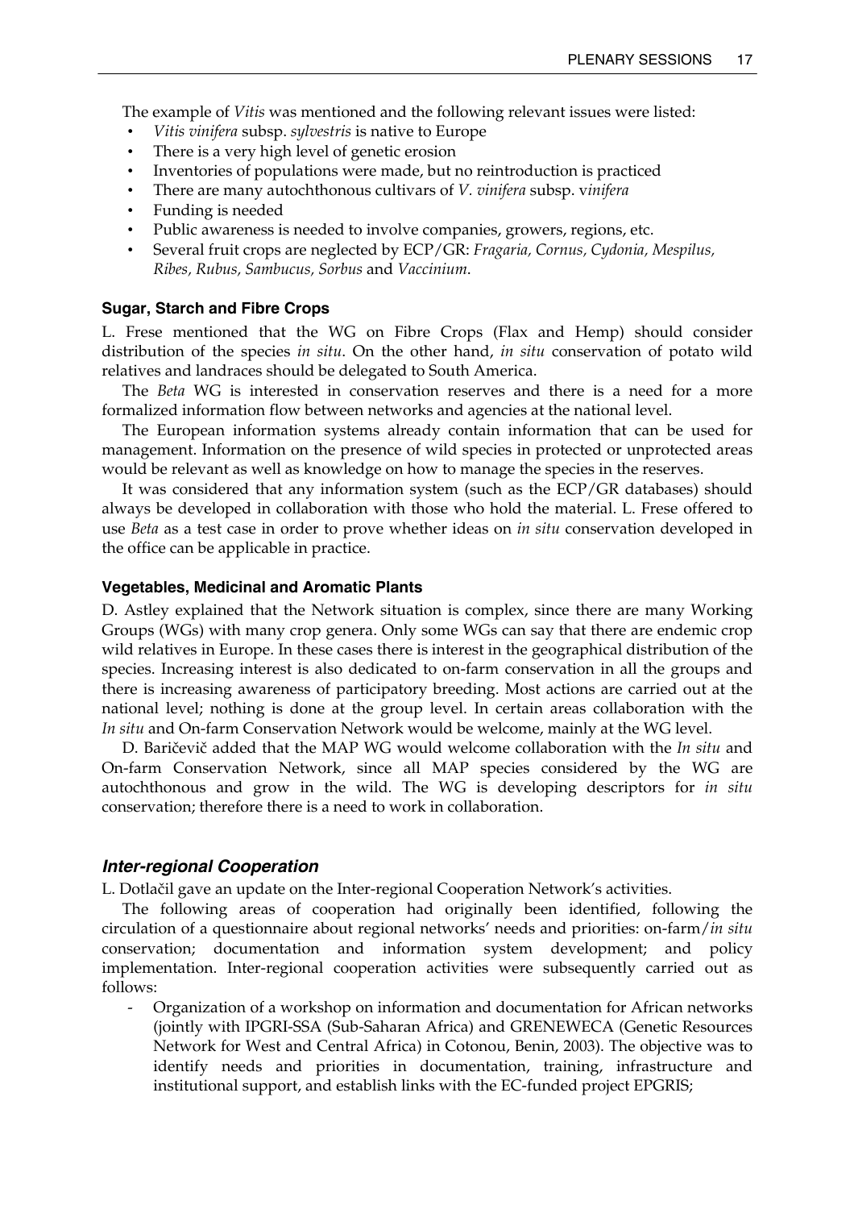The example of *Vitis* was mentioned and the following relevant issues were listed:

- *Vitis vinifera* subsp. *sylvestris* is native to Europe
- There is a very high level of genetic erosion
- Inventories of populations were made, but no reintroduction is practiced
- There are many autochthonous cultivars of *V. vinifera* subsp. v*inifera*
- Funding is needed
- Public awareness is needed to involve companies, growers, regions, etc.
- Several fruit crops are neglected by ECP/GR: *Fragaria, Cornus, Cydonia, Mespilus, Ribes, Rubus, Sambucus, Sorbus* and *Vaccinium*.

#### Sugar, Starch and Fibre Crops

L. Frese mentioned that the WG on Fibre Crops (Flax and Hemp) should consider distribution of the species *in situ*. On the other hand, *in situ* conservation of potato wild relatives and landraces should be delegated to South America.

The *Beta* WG is interested in conservation reserves and there is a need for a more formalized information flow between networks and agencies at the national level.

The European information systems already contain information that can be used for management. Information on the presence of wild species in protected or unprotected areas would be relevant as well as knowledge on how to manage the species in the reserves.

It was considered that any information system (such as the ECP/GR databases) should always be developed in collaboration with those who hold the material. L. Frese offered to use *Beta* as a test case in order to prove whether ideas on *in situ* conservation developed in the office can be applicable in practice.

#### Vegetables, Medicinal and Aromatic Plants

D. Astley explained that the Network situation is complex, since there are many Working Groups (WGs) with many crop genera. Only some WGs can say that there are endemic crop wild relatives in Europe. In these cases there is interest in the geographical distribution of the species. Increasing interest is also dedicated to on-farm conservation in all the groups and there is increasing awareness of participatory breeding. Most actions are carried out at the national level; nothing is done at the group level. In certain areas collaboration with the *In situ* and On-farm Conservation Network would be welcome, mainly at the WG level.

D. Baričevič added that the MAP WG would welcome collaboration with the *In situ* and On-farm Conservation Network, since all MAP species considered by the WG are autochthonous and grow in the wild. The WG is developing descriptors for *in situ* conservation; therefore there is a need to work in collaboration.

### *Inter-regional Cooperation*

L. Dotlačil gave an update on the Inter-regional Cooperation Network's activities.

The following areas of cooperation had originally been identified, following the circulation of a questionnaire about regional networks' needs and priorities: on-farm/*in situ* conservation; documentation and information system development; and policy implementation. Inter-regional cooperation activities were subsequently carried out as follows:

- Organization of a workshop on information and documentation for African networks (jointly with IPGRI-SSA (Sub-Saharan Africa) and GRENEWECA (Genetic Resources Network for West and Central Africa) in Cotonou, Benin, 2003). The objective was to identify needs and priorities in documentation, training, infrastructure and institutional support, and establish links with the EC-funded project EPGRIS;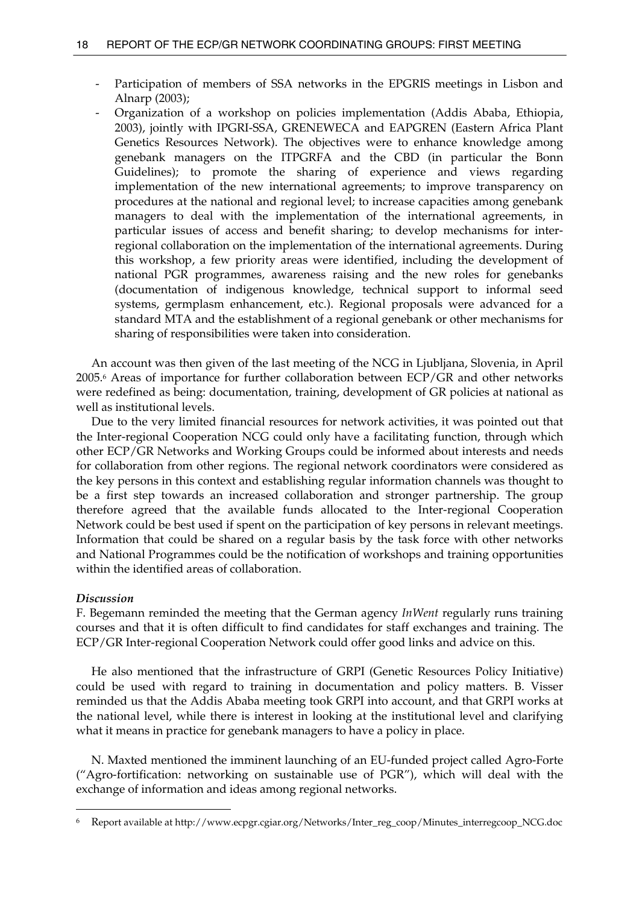- Participation of members of SSA networks in the EPGRIS meetings in Lisbon and Alnarp (2003);
- Organization of a workshop on policies implementation (Addis Ababa, Ethiopia, 2003), jointly with IPGRI-SSA, GRENEWECA and EAPGREN (Eastern Africa Plant Genetics Resources Network). The objectives were to enhance knowledge among genebank managers on the ITPGRFA and the CBD (in particular the Bonn Guidelines); to promote the sharing of experience and views regarding implementation of the new international agreements; to improve transparency on procedures at the national and regional level; to increase capacities among genebank managers to deal with the implementation of the international agreements, in particular issues of access and benefit sharing; to develop mechanisms for inter-regional collaboration on the implementation of the international agreements. During this workshop, a few priority areas were identified, including the development of national PGR programmes, awareness raising and the new roles for genebanks (documentation of indigenous knowledge, technical support to informal seed systems, germplasm enhancement, etc.). Regional proposals were advanced for a standard MTA and the establishment of a regional genebank or other mechanisms for sharing of responsibilities were taken into consideration.

An account was then given of the last meeting of the NCG in Ljubljana, Slovenia, in April 2005.[6] Areas of importance for further collaboration between ECP/GR and other networks were redefined as being: documentation, training, development of GR policies at national as well as institutional levels.

Due to the very limited financial resources for network activities, it was pointed out that the Inter-regional Cooperation NCG could only have a facilitating function, through which other ECP/GR Networks and Working Groups could be informed about interests and needs for collaboration from other regions. The regional network coordinators were considered as the key persons in this context and establishing regular information channels was thought to be a first step towards an increased collaboration and stronger partnership. The group therefore agreed that the available funds allocated to the Inter-regional Cooperation Network could be best used if spent on the participation of key persons in relevant meetings. Information that could be shared on a regular basis by the task force with other networks and National Programmes could be the notification of workshops and training opportunities within the identified areas of collaboration.

***Discussion***

F. Begemann reminded the meeting that the German agency *InWent* regularly runs training courses and that it is often difficult to find candidates for staff exchanges and training. The ECP/GR Inter-regional Cooperation Network could offer good links and advice on this.

He also mentioned that the infrastructure of GRPI (Genetic Resources Policy Initiative) could be used with regard to training in documentation and policy matters. B. Visser reminded us that the Addis Ababa meeting took GRPI into account, and that GRPI works at the national level, while there is interest in looking at the institutional level and clarifying what it means in practice for genebank managers to have a policy in place.

N. Maxted mentioned the imminent launching of an EU-funded project called Agro-Forte ("Agro-fortification: networking on sustainable use of PGR"), which will deal with the exchange of information and ideas among regional networks.

---

[6] Report available at http://www.ecpgr.cgiar.org/Networks/Inter_reg_coop/Minutes_interregcoop_NCG.doc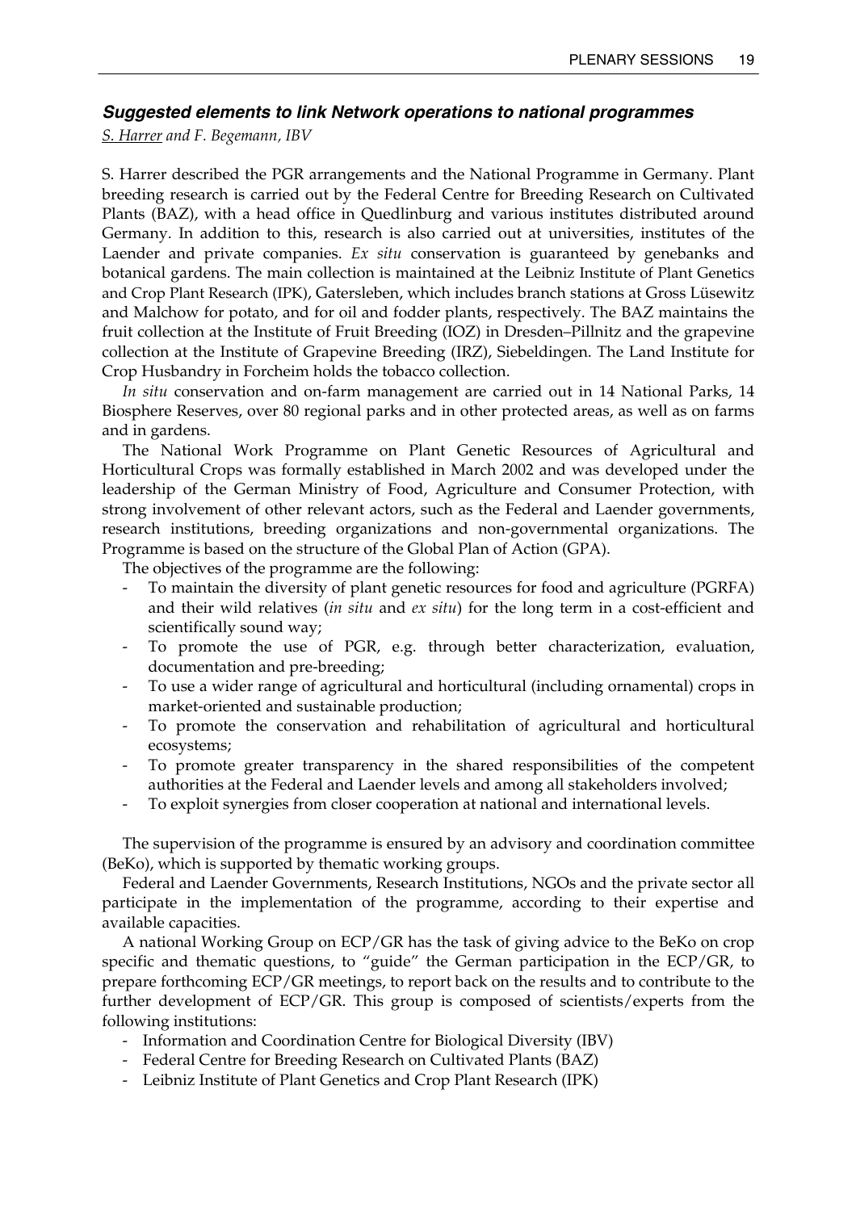### *Suggested elements to link Network operations to national programmes*

*S. Harrer and F. Begemann, IBV*

S. Harrer described the PGR arrangements and the National Programme in Germany. Plant breeding research is carried out by the Federal Centre for Breeding Research on Cultivated Plants (BAZ), with a head office in Quedlinburg and various institutes distributed around Germany. In addition to this, research is also carried out at universities, institutes of the Laender and private companies. *Ex situ* conservation is guaranteed by genebanks and botanical gardens. The main collection is maintained at the Leibniz Institute of Plant Genetics and Crop Plant Research (IPK), Gatersleben, which includes branch stations at Gross Lüsewitz and Malchow for potato, and for oil and fodder plants, respectively. The BAZ maintains the fruit collection at the Institute of Fruit Breeding (IOZ) in Dresden–Pillnitz and the grapevine collection at the Institute of Grapevine Breeding (IRZ), Siebeldingen. The Land Institute for Crop Husbandry in Forcheim holds the tobacco collection.

*In situ* conservation and on-farm management are carried out in 14 National Parks, 14 Biosphere Reserves, over 80 regional parks and in other protected areas, as well as on farms and in gardens.

The National Work Programme on Plant Genetic Resources of Agricultural and Horticultural Crops was formally established in March 2002 and was developed under the leadership of the German Ministry of Food, Agriculture and Consumer Protection, with strong involvement of other relevant actors, such as the Federal and Laender governments, research institutions, breeding organizations and non-governmental organizations. The Programme is based on the structure of the Global Plan of Action (GPA).

The objectives of the programme are the following:

- To maintain the diversity of plant genetic resources for food and agriculture (PGRFA) and their wild relatives (*in situ* and *ex situ*) for the long term in a cost-efficient and scientifically sound way;
- To promote the use of PGR, e.g. through better characterization, evaluation, documentation and pre-breeding;
- To use a wider range of agricultural and horticultural (including ornamental) crops in market-oriented and sustainable production;
- To promote the conservation and rehabilitation of agricultural and horticultural ecosystems;
- To promote greater transparency in the shared responsibilities of the competent authorities at the Federal and Laender levels and among all stakeholders involved;
- To exploit synergies from closer cooperation at national and international levels.

The supervision of the programme is ensured by an advisory and coordination committee (BeKo), which is supported by thematic working groups.

Federal and Laender Governments, Research Institutions, NGOs and the private sector all participate in the implementation of the programme, according to their expertise and available capacities.

A national Working Group on ECP/GR has the task of giving advice to the BeKo on crop specific and thematic questions, to "guide" the German participation in the ECP/GR, to prepare forthcoming ECP/GR meetings, to report back on the results and to contribute to the further development of ECP/GR. This group is composed of scientists/experts from the following institutions:

- Information and Coordination Centre for Biological Diversity (IBV)
- Federal Centre for Breeding Research on Cultivated Plants (BAZ)
- Leibniz Institute of Plant Genetics and Crop Plant Research (IPK)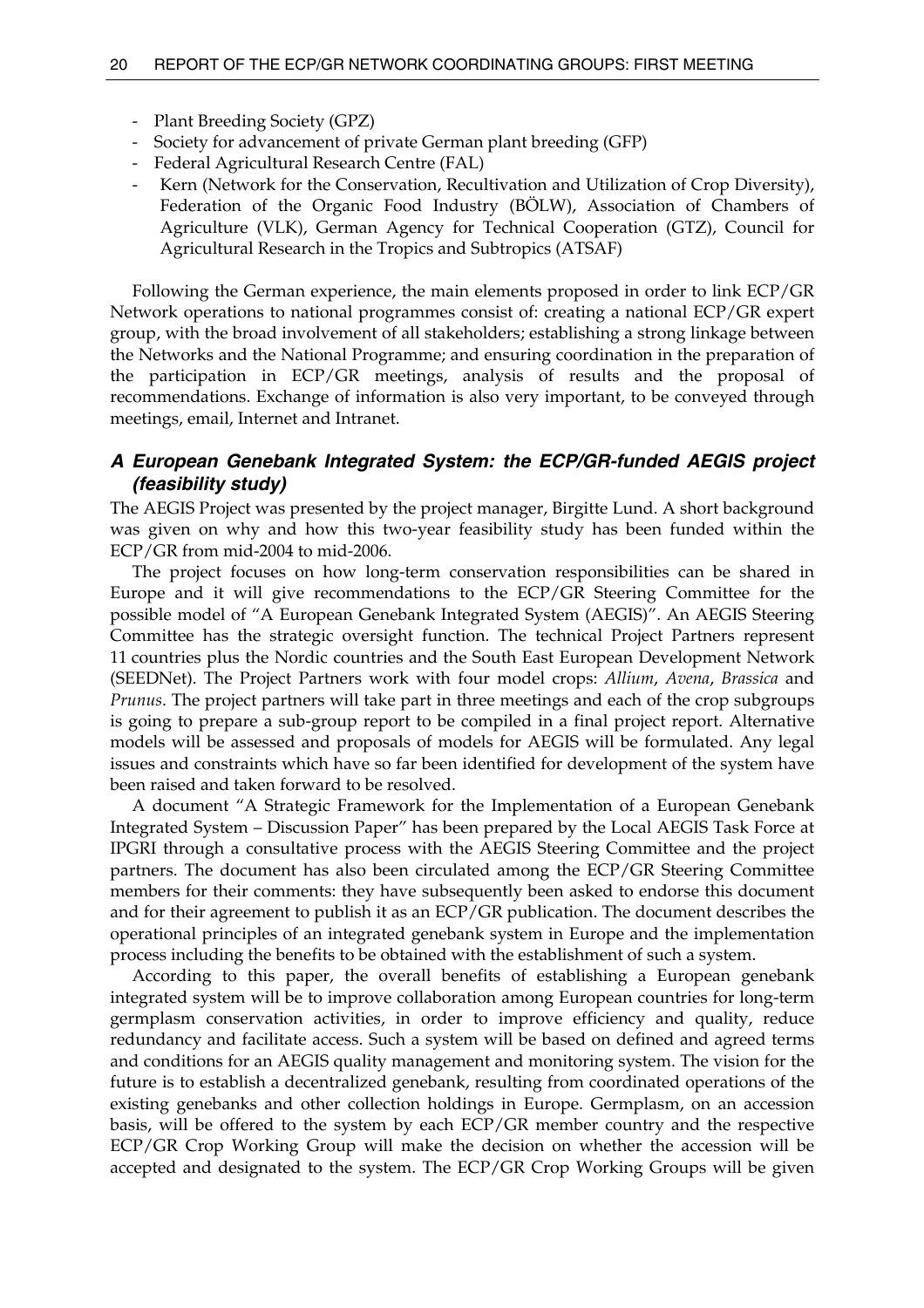- Plant Breeding Society (GPZ)
- Society for advancement of private German plant breeding (GFP)
- Federal Agricultural Research Centre (FAL)
- Kern (Network for the Conservation, Recultivation and Utilization of Crop Diversity), Federation of the Organic Food Industry (BÖLW), Association of Chambers of Agriculture (VLK), German Agency for Technical Cooperation (GTZ), Council for Agricultural Research in the Tropics and Subtropics (ATSAF)

Following the German experience, the main elements proposed in order to link ECP/GR Network operations to national programmes consist of: creating a national ECP/GR expert group, with the broad involvement of all stakeholders; establishing a strong linkage between the Networks and the National Programme; and ensuring coordination in the preparation of the participation in ECP/GR meetings, analysis of results and the proposal of recommendations. Exchange of information is also very important, to be conveyed through meetings, email, Internet and Intranet.

### *A European Genebank Integrated System: the ECP/GR-funded AEGIS project (feasibility study)*

The AEGIS Project was presented by the project manager, Birgitte Lund. A short background was given on why and how this two-year feasibility study has been funded within the ECP/GR from mid-2004 to mid-2006.

The project focuses on how long-term conservation responsibilities can be shared in Europe and it will give recommendations to the ECP/GR Steering Committee for the possible model of "A European Genebank Integrated System (AEGIS)". An AEGIS Steering Committee has the strategic oversight function. The technical Project Partners represent 11 countries plus the Nordic countries and the South East European Development Network (SEEDNet). The Project Partners work with four model crops: *Allium*, *Avena*, *Brassica* and *Prunus*. The project partners will take part in three meetings and each of the crop subgroups is going to prepare a sub-group report to be compiled in a final project report. Alternative models will be assessed and proposals of models for AEGIS will be formulated. Any legal issues and constraints which have so far been identified for development of the system have been raised and taken forward to be resolved.

A document "A Strategic Framework for the Implementation of a European Genebank Integrated System – Discussion Paper" has been prepared by the Local AEGIS Task Force at IPGRI through a consultative process with the AEGIS Steering Committee and the project partners. The document has also been circulated among the ECP/GR Steering Committee members for their comments: they have subsequently been asked to endorse this document and for their agreement to publish it as an ECP/GR publication. The document describes the operational principles of an integrated genebank system in Europe and the implementation process including the benefits to be obtained with the establishment of such a system.

According to this paper, the overall benefits of establishing a European genebank integrated system will be to improve collaboration among European countries for long-term germplasm conservation activities, in order to improve efficiency and quality, reduce redundancy and facilitate access. Such a system will be based on defined and agreed terms and conditions for an AEGIS quality management and monitoring system. The vision for the future is to establish a decentralized genebank, resulting from coordinated operations of the existing genebanks and other collection holdings in Europe. Germplasm, on an accession basis, will be offered to the system by each ECP/GR member country and the respective ECP/GR Crop Working Group will make the decision on whether the accession will be accepted and designated to the system. The ECP/GR Crop Working Groups will be given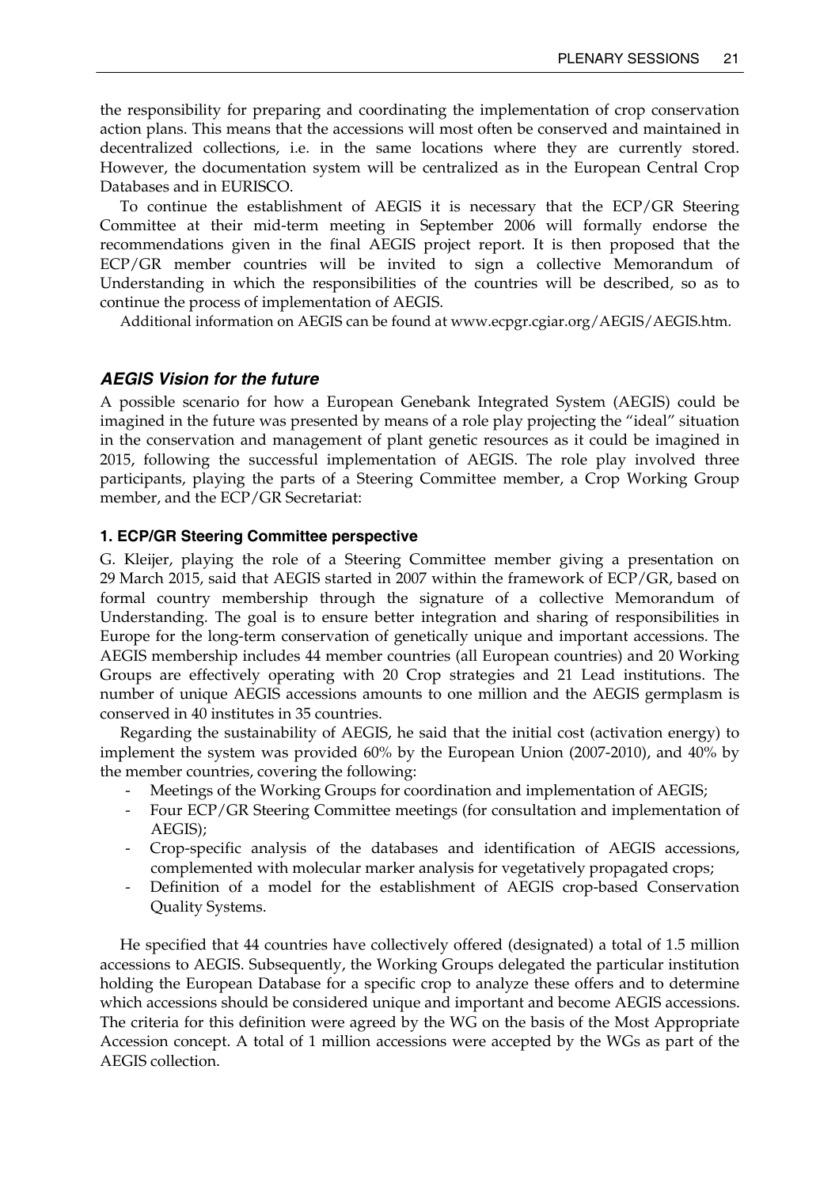the responsibility for preparing and coordinating the implementation of crop conservation action plans. This means that the accessions will most often be conserved and maintained in decentralized collections, i.e. in the same locations where they are currently stored. However, the documentation system will be centralized as in the European Central Crop Databases and in EURISCO.

To continue the establishment of AEGIS it is necessary that the ECP/GR Steering Committee at their mid-term meeting in September 2006 will formally endorse the recommendations given in the final AEGIS project report. It is then proposed that the ECP/GR member countries will be invited to sign a collective Memorandum of Understanding in which the responsibilities of the countries will be described, so as to continue the process of implementation of AEGIS.

Additional information on AEGIS can be found at www.ecpgr.cgiar.org/AEGIS/AEGIS.htm.

### *AEGIS Vision for the future*

A possible scenario for how a European Genebank Integrated System (AEGIS) could be imagined in the future was presented by means of a role play projecting the "ideal" situation in the conservation and management of plant genetic resources as it could be imagined in 2015, following the successful implementation of AEGIS. The role play involved three participants, playing the parts of a Steering Committee member, a Crop Working Group member, and the ECP/GR Secretariat:

#### **1. ECP/GR Steering Committee perspective**

G. Kleijer, playing the role of a Steering Committee member giving a presentation on 29 March 2015, said that AEGIS started in 2007 within the framework of ECP/GR, based on formal country membership through the signature of a collective Memorandum of Understanding. The goal is to ensure better integration and sharing of responsibilities in Europe for the long-term conservation of genetically unique and important accessions. The AEGIS membership includes 44 member countries (all European countries) and 20 Working Groups are effectively operating with 20 Crop strategies and 21 Lead institutions. The number of unique AEGIS accessions amounts to one million and the AEGIS germplasm is conserved in 40 institutes in 35 countries.

Regarding the sustainability of AEGIS, he said that the initial cost (activation energy) to implement the system was provided 60% by the European Union (2007-2010), and 40% by the member countries, covering the following:

- Meetings of the Working Groups for coordination and implementation of AEGIS;
- Four ECP/GR Steering Committee meetings (for consultation and implementation of AEGIS);
- Crop-specific analysis of the databases and identification of AEGIS accessions, complemented with molecular marker analysis for vegetatively propagated crops;
- Definition of a model for the establishment of AEGIS crop-based Conservation Quality Systems.

He specified that 44 countries have collectively offered (designated) a total of 1.5 million accessions to AEGIS. Subsequently, the Working Groups delegated the particular institution holding the European Database for a specific crop to analyze these offers and to determine which accessions should be considered unique and important and become AEGIS accessions. The criteria for this definition were agreed by the WG on the basis of the Most Appropriate Accession concept. A total of 1 million accessions were accepted by the WGs as part of the AEGIS collection.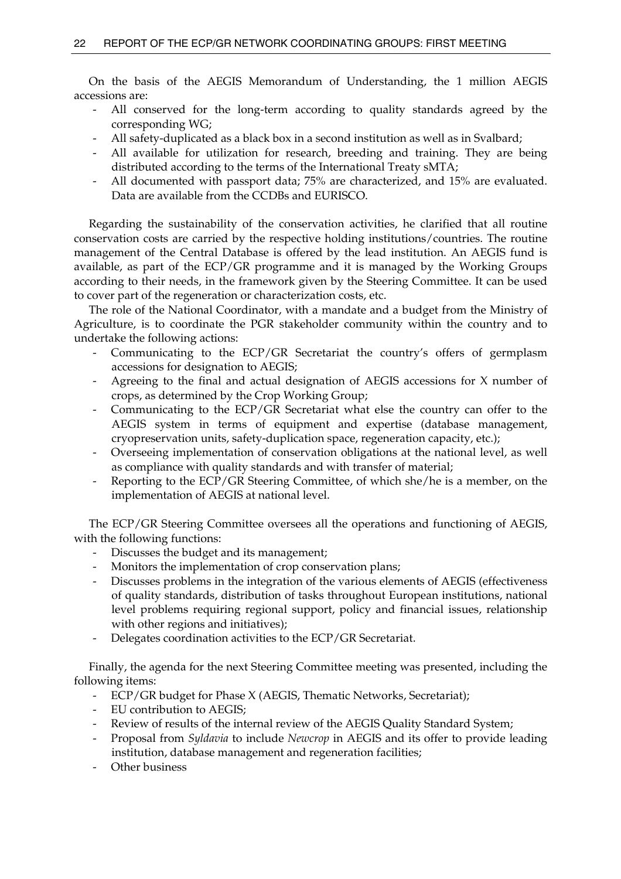On the basis of the AEGIS Memorandum of Understanding, the 1 million AEGIS accessions are:

- All conserved for the long-term according to quality standards agreed by the corresponding WG;
- All safety-duplicated as a black box in a second institution as well as in Svalbard;
- All available for utilization for research, breeding and training. They are being distributed according to the terms of the International Treaty sMTA;
- All documented with passport data; 75% are characterized, and 15% are evaluated. Data are available from the CCDBs and EURISCO.

Regarding the sustainability of the conservation activities, he clarified that all routine conservation costs are carried by the respective holding institutions/countries. The routine management of the Central Database is offered by the lead institution. An AEGIS fund is available, as part of the ECP/GR programme and it is managed by the Working Groups according to their needs, in the framework given by the Steering Committee. It can be used to cover part of the regeneration or characterization costs, etc.

The role of the National Coordinator, with a mandate and a budget from the Ministry of Agriculture, is to coordinate the PGR stakeholder community within the country and to undertake the following actions:

- Communicating to the ECP/GR Secretariat the country's offers of germplasm accessions for designation to AEGIS;
- Agreeing to the final and actual designation of AEGIS accessions for X number of crops, as determined by the Crop Working Group;
- Communicating to the ECP/GR Secretariat what else the country can offer to the AEGIS system in terms of equipment and expertise (database management, cryopreservation units, safety-duplication space, regeneration capacity, etc.);
- Overseeing implementation of conservation obligations at the national level, as well as compliance with quality standards and with transfer of material;
- Reporting to the ECP/GR Steering Committee, of which she/he is a member, on the implementation of AEGIS at national level.

The ECP/GR Steering Committee oversees all the operations and functioning of AEGIS, with the following functions:

- Discusses the budget and its management;
- Monitors the implementation of crop conservation plans;
- Discusses problems in the integration of the various elements of AEGIS (effectiveness of quality standards, distribution of tasks throughout European institutions, national level problems requiring regional support, policy and financial issues, relationship with other regions and initiatives);
- Delegates coordination activities to the ECP/GR Secretariat.

Finally, the agenda for the next Steering Committee meeting was presented, including the following items:

- ECP/GR budget for Phase X (AEGIS, Thematic Networks, Secretariat);
- EU contribution to AEGIS;
- Review of results of the internal review of the AEGIS Quality Standard System;
- Proposal from *Syldavia* to include *Newcrop* in AEGIS and its offer to provide leading institution, database management and regeneration facilities;
- Other business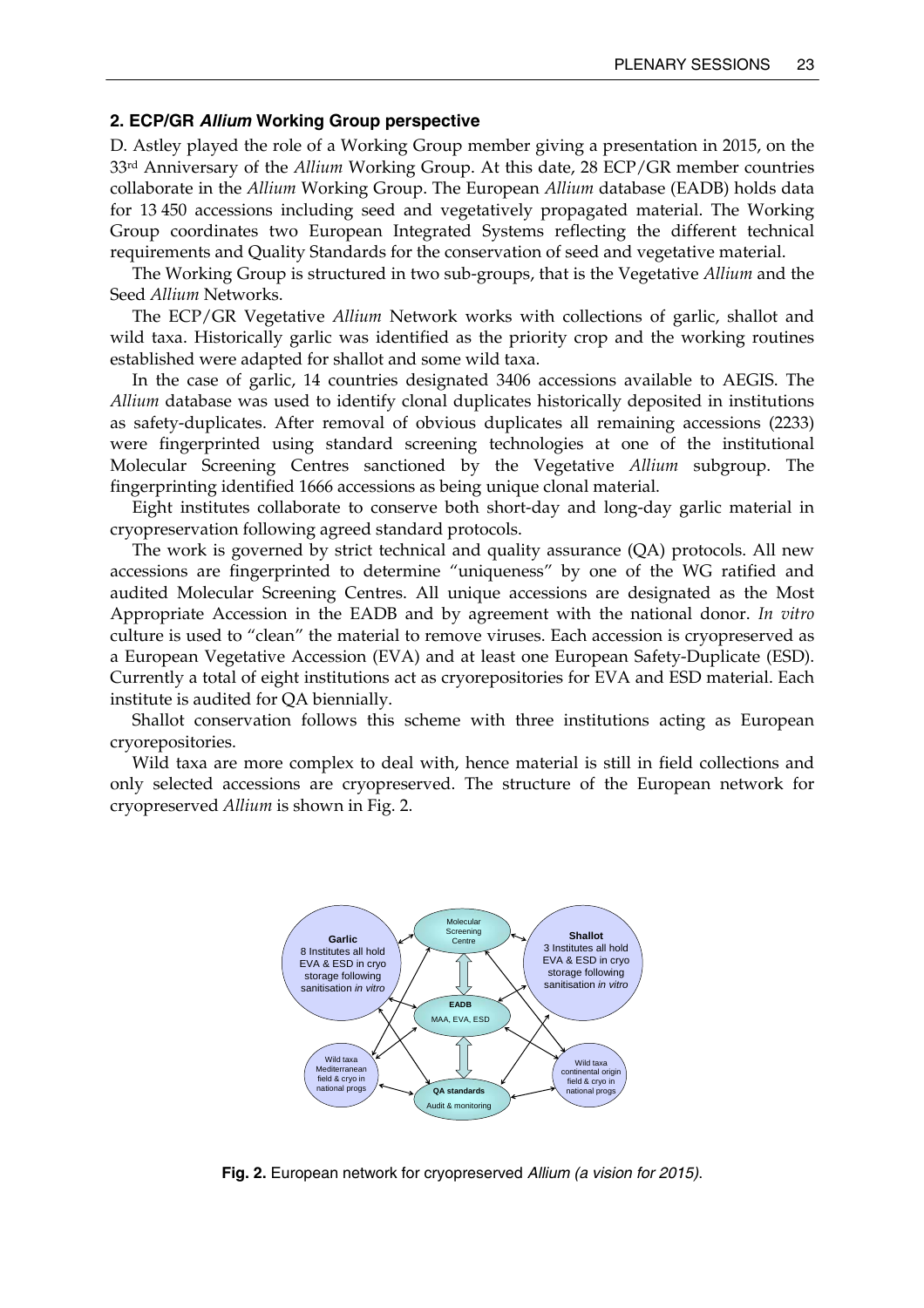## 2. ECP/GR *Allium* Working Group perspective

D. Astley played the role of a Working Group member giving a presentation in 2015, on the 33rd Anniversary of the *Allium* Working Group. At this date, 28 ECP/GR member countries collaborate in the *Allium* Working Group. The European *Allium* database (EADB) holds data for 13 450 accessions including seed and vegetatively propagated material. The Working Group coordinates two European Integrated Systems reflecting the different technical requirements and Quality Standards for the conservation of seed and vegetative material.

The Working Group is structured in two sub-groups, that is the Vegetative *Allium* and the Seed *Allium* Networks.

The ECP/GR Vegetative *Allium* Network works with collections of garlic, shallot and wild taxa. Historically garlic was identified as the priority crop and the working routines established were adapted for shallot and some wild taxa.

In the case of garlic, 14 countries designated 3406 accessions available to AEGIS. The *Allium* database was used to identify clonal duplicates historically deposited in institutions as safety-duplicates. After removal of obvious duplicates all remaining accessions (2233) were fingerprinted using standard screening technologies at one of the institutional Molecular Screening Centres sanctioned by the Vegetative *Allium* subgroup. The fingerprinting identified 1666 accessions as being unique clonal material.

Eight institutes collaborate to conserve both short-day and long-day garlic material in cryopreservation following agreed standard protocols.

The work is governed by strict technical and quality assurance (QA) protocols. All new accessions are fingerprinted to determine "uniqueness" by one of the WG ratified and audited Molecular Screening Centres. All unique accessions are designated as the Most Appropriate Accession in the EADB and by agreement with the national donor. *In vitro* culture is used to "clean" the material to remove viruses. Each accession is cryopreserved as a European Vegetative Accession (EVA) and at least one European Safety-Duplicate (ESD). Currently a total of eight institutions act as cryorepositories for EVA and ESD material. Each institute is audited for QA biennially.

Shallot conservation follows this scheme with three institutions acting as European cryorepositories.

Wild taxa are more complex to deal with, hence material is still in field collections and only selected accessions are cryopreserved. The structure of the European network for cryopreserved *Allium* is shown in Fig. 2.

**Fig. 2.** European network for cryopreserved *Allium (a vision for 2015)*.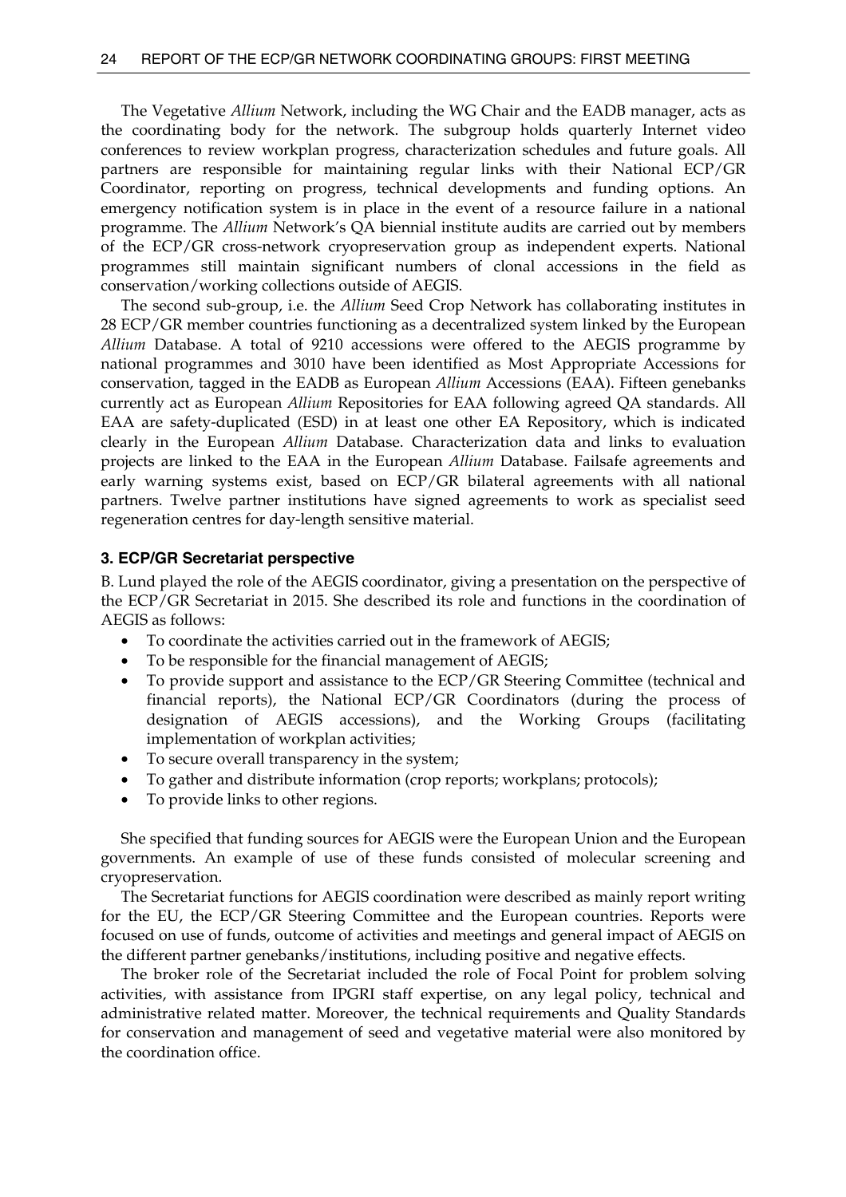The Vegetative *Allium* Network, including the WG Chair and the EADB manager, acts as the coordinating body for the network. The subgroup holds quarterly Internet video conferences to review workplan progress, characterization schedules and future goals. All partners are responsible for maintaining regular links with their National ECP/GR Coordinator, reporting on progress, technical developments and funding options. An emergency notification system is in place in the event of a resource failure in a national programme. The *Allium* Network's QA biennial institute audits are carried out by members of the ECP/GR cross-network cryopreservation group as independent experts. National programmes still maintain significant numbers of clonal accessions in the field as conservation/working collections outside of AEGIS.

The second sub-group, i.e. the *Allium* Seed Crop Network has collaborating institutes in 28 ECP/GR member countries functioning as a decentralized system linked by the European *Allium* Database. A total of 9210 accessions were offered to the AEGIS programme by national programmes and 3010 have been identified as Most Appropriate Accessions for conservation, tagged in the EADB as European *Allium* Accessions (EAA). Fifteen genebanks currently act as European *Allium* Repositories for EAA following agreed QA standards. All EAA are safety-duplicated (ESD) in at least one other EA Repository, which is indicated clearly in the European *Allium* Database. Characterization data and links to evaluation projects are linked to the EAA in the European *Allium* Database. Failsafe agreements and early warning systems exist, based on ECP/GR bilateral agreements with all national partners. Twelve partner institutions have signed agreements to work as specialist seed regeneration centres for day-length sensitive material.

### 3. ECP/GR Secretariat perspective

B. Lund played the role of the AEGIS coordinator, giving a presentation on the perspective of the ECP/GR Secretariat in 2015. She described its role and functions in the coordination of AEGIS as follows:

- To coordinate the activities carried out in the framework of AEGIS;
- To be responsible for the financial management of AEGIS;
- To provide support and assistance to the ECP/GR Steering Committee (technical and financial reports), the National ECP/GR Coordinators (during the process of designation of AEGIS accessions), and the Working Groups (facilitating implementation of workplan activities;
- To secure overall transparency in the system;
- To gather and distribute information (crop reports; workplans; protocols);
- To provide links to other regions.

She specified that funding sources for AEGIS were the European Union and the European governments. An example of use of these funds consisted of molecular screening and cryopreservation.

The Secretariat functions for AEGIS coordination were described as mainly report writing for the EU, the ECP/GR Steering Committee and the European countries. Reports were focused on use of funds, outcome of activities and meetings and general impact of AEGIS on the different partner genebanks/institutions, including positive and negative effects.

The broker role of the Secretariat included the role of Focal Point for problem solving activities, with assistance from IPGRI staff expertise, on any legal policy, technical and administrative related matter. Moreover, the technical requirements and Quality Standards for conservation and management of seed and vegetative material were also monitored by the coordination office.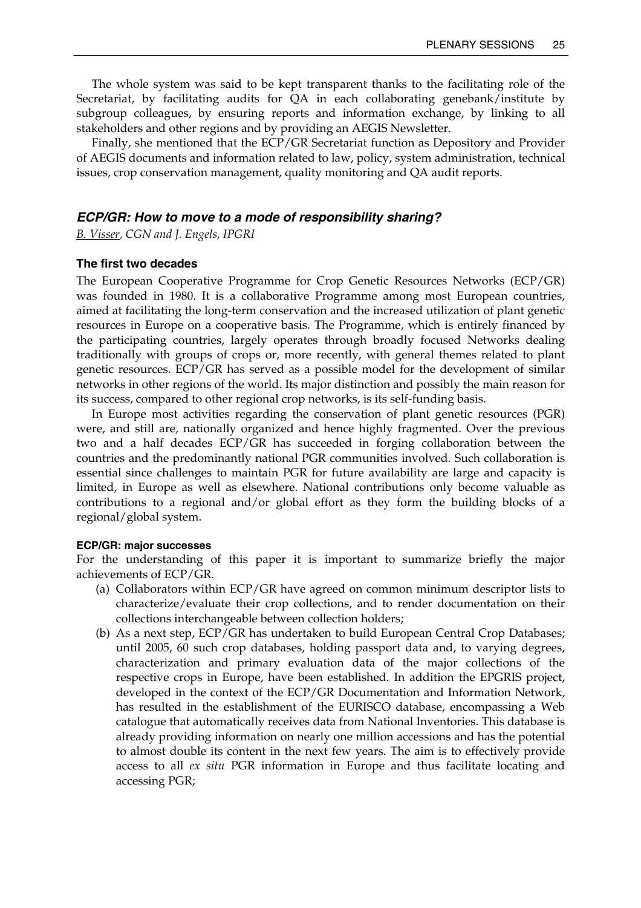The whole system was said to be kept transparent thanks to the facilitating role of the Secretariat, by facilitating audits for QA in each collaborating genebank/institute by subgroup colleagues, by ensuring reports and information exchange, by linking to all stakeholders and other regions and by providing an AEGIS Newsletter.

Finally, she mentioned that the ECP/GR Secretariat function as Depository and Provider of AEGIS documents and information related to law, policy, system administration, technical issues, crop conservation management, quality monitoring and QA audit reports.

## *ECP/GR: How to move to a mode of responsibility sharing?*

*B. Visser, CGN and J. Engels, IPGRI*

### The first two decades

The European Cooperative Programme for Crop Genetic Resources Networks (ECP/GR) was founded in 1980. It is a collaborative Programme among most European countries, aimed at facilitating the long-term conservation and the increased utilization of plant genetic resources in Europe on a cooperative basis. The Programme, which is entirely financed by the participating countries, largely operates through broadly focused Networks dealing traditionally with groups of crops or, more recently, with general themes related to plant genetic resources. ECP/GR has served as a possible model for the development of similar networks in other regions of the world. Its major distinction and possibly the main reason for its success, compared to other regional crop networks, is its self-funding basis.

In Europe most activities regarding the conservation of plant genetic resources (PGR) were, and still are, nationally organized and hence highly fragmented. Over the previous two and a half decades ECP/GR has succeeded in forging collaboration between the countries and the predominantly national PGR communities involved. Such collaboration is essential since challenges to maintain PGR for future availability are large and capacity is limited, in Europe as well as elsewhere. National contributions only become valuable as contributions to a regional and/or global effort as they form the building blocks of a regional/global system.

#### ECP/GR: major successes

For the understanding of this paper it is important to summarize briefly the major achievements of ECP/GR.

(a) Collaborators within ECP/GR have agreed on common minimum descriptor lists to characterize/evaluate their crop collections, and to render documentation on their collections interchangeable between collection holders;

(b) As a next step, ECP/GR has undertaken to build European Central Crop Databases; until 2005, 60 such crop databases, holding passport data and, to varying degrees, characterization and primary evaluation data of the major collections of the respective crops in Europe, have been established. In addition the EPGRIS project, developed in the context of the ECP/GR Documentation and Information Network, has resulted in the establishment of the EURISCO database, encompassing a Web catalogue that automatically receives data from National Inventories. This database is already providing information on nearly one million accessions and has the potential to almost double its content in the next few years. The aim is to effectively provide access to all *ex situ* PGR information in Europe and thus facilitate locating and accessing PGR;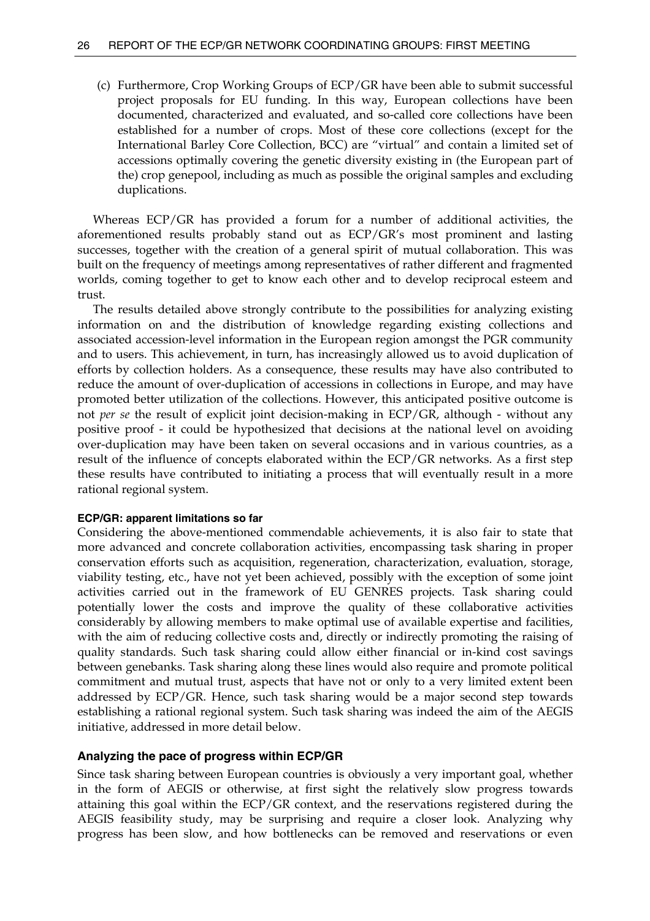(c) Furthermore, Crop Working Groups of ECP/GR have been able to submit successful project proposals for EU funding. In this way, European collections have been documented, characterized and evaluated, and so-called core collections have been established for a number of crops. Most of these core collections (except for the International Barley Core Collection, BCC) are "virtual" and contain a limited set of accessions optimally covering the genetic diversity existing in (the European part of the) crop genepool, including as much as possible the original samples and excluding duplications.

Whereas ECP/GR has provided a forum for a number of additional activities, the aforementioned results probably stand out as ECP/GR's most prominent and lasting successes, together with the creation of a general spirit of mutual collaboration. This was built on the frequency of meetings among representatives of rather different and fragmented worlds, coming together to get to know each other and to develop reciprocal esteem and trust.

The results detailed above strongly contribute to the possibilities for analyzing existing information on and the distribution of knowledge regarding existing collections and associated accession-level information in the European region amongst the PGR community and to users. This achievement, in turn, has increasingly allowed us to avoid duplication of efforts by collection holders. As a consequence, these results may have also contributed to reduce the amount of over-duplication of accessions in collections in Europe, and may have promoted better utilization of the collections. However, this anticipated positive outcome is not *per se* the result of explicit joint decision-making in ECP/GR, although - without any positive proof - it could be hypothesized that decisions at the national level on avoiding over-duplication may have been taken on several occasions and in various countries, as a result of the influence of concepts elaborated within the ECP/GR networks. As a first step these results have contributed to initiating a process that will eventually result in a more rational regional system.

#### ECP/GR: apparent limitations so far

Considering the above-mentioned commendable achievements, it is also fair to state that more advanced and concrete collaboration activities, encompassing task sharing in proper conservation efforts such as acquisition, regeneration, characterization, evaluation, storage, viability testing, etc., have not yet been achieved, possibly with the exception of some joint activities carried out in the framework of EU GENRES projects. Task sharing could potentially lower the costs and improve the quality of these collaborative activities considerably by allowing members to make optimal use of available expertise and facilities, with the aim of reducing collective costs and, directly or indirectly promoting the raising of quality standards. Such task sharing could allow either financial or in-kind cost savings between genebanks. Task sharing along these lines would also require and promote political commitment and mutual trust, aspects that have not or only to a very limited extent been addressed by ECP/GR. Hence, such task sharing would be a major second step towards establishing a rational regional system. Such task sharing was indeed the aim of the AEGIS initiative, addressed in more detail below.

### Analyzing the pace of progress within ECP/GR

Since task sharing between European countries is obviously a very important goal, whether in the form of AEGIS or otherwise, at first sight the relatively slow progress towards attaining this goal within the ECP/GR context, and the reservations registered during the AEGIS feasibility study, may be surprising and require a closer look. Analyzing why progress has been slow, and how bottlenecks can be removed and reservations or even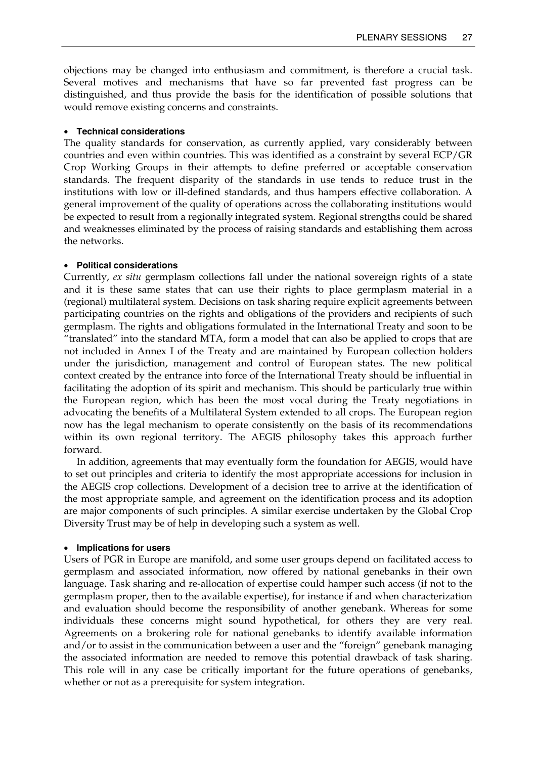objections may be changed into enthusiasm and commitment, is therefore a crucial task. Several motives and mechanisms that have so far prevented fast progress can be distinguished, and thus provide the basis for the identification of possible solutions that would remove existing concerns and constraints.

- **Technical considerations**

The quality standards for conservation, as currently applied, vary considerably between countries and even within countries. This was identified as a constraint by several ECP/GR Crop Working Groups in their attempts to define preferred or acceptable conservation standards. The frequent disparity of the standards in use tends to reduce trust in the institutions with low or ill-defined standards, and thus hampers effective collaboration. A general improvement of the quality of operations across the collaborating institutions would be expected to result from a regionally integrated system. Regional strengths could be shared and weaknesses eliminated by the process of raising standards and establishing them across the networks.

- **Political considerations**

Currently, *ex situ* germplasm collections fall under the national sovereign rights of a state and it is these same states that can use their rights to place germplasm material in a (regional) multilateral system. Decisions on task sharing require explicit agreements between participating countries on the rights and obligations of the providers and recipients of such germplasm. The rights and obligations formulated in the International Treaty and soon to be "translated" into the standard MTA, form a model that can also be applied to crops that are not included in Annex I of the Treaty and are maintained by European collection holders under the jurisdiction, management and control of European states. The new political context created by the entrance into force of the International Treaty should be influential in facilitating the adoption of its spirit and mechanism. This should be particularly true within the European region, which has been the most vocal during the Treaty negotiations in advocating the benefits of a Multilateral System extended to all crops. The European region now has the legal mechanism to operate consistently on the basis of its recommendations within its own regional territory. The AEGIS philosophy takes this approach further forward.

In addition, agreements that may eventually form the foundation for AEGIS, would have to set out principles and criteria to identify the most appropriate accessions for inclusion in the AEGIS crop collections. Development of a decision tree to arrive at the identification of the most appropriate sample, and agreement on the identification process and its adoption are major components of such principles. A similar exercise undertaken by the Global Crop Diversity Trust may be of help in developing such a system as well.

- **Implications for users**

Users of PGR in Europe are manifold, and some user groups depend on facilitated access to germplasm and associated information, now offered by national genebanks in their own language. Task sharing and re-allocation of expertise could hamper such access (if not to the germplasm proper, then to the available expertise), for instance if and when characterization and evaluation should become the responsibility of another genebank. Whereas for some individuals these concerns might sound hypothetical, for others they are very real. Agreements on a brokering role for national genebanks to identify available information and/or to assist in the communication between a user and the "foreign" genebank managing the associated information are needed to remove this potential drawback of task sharing. This role will in any case be critically important for the future operations of genebanks, whether or not as a prerequisite for system integration.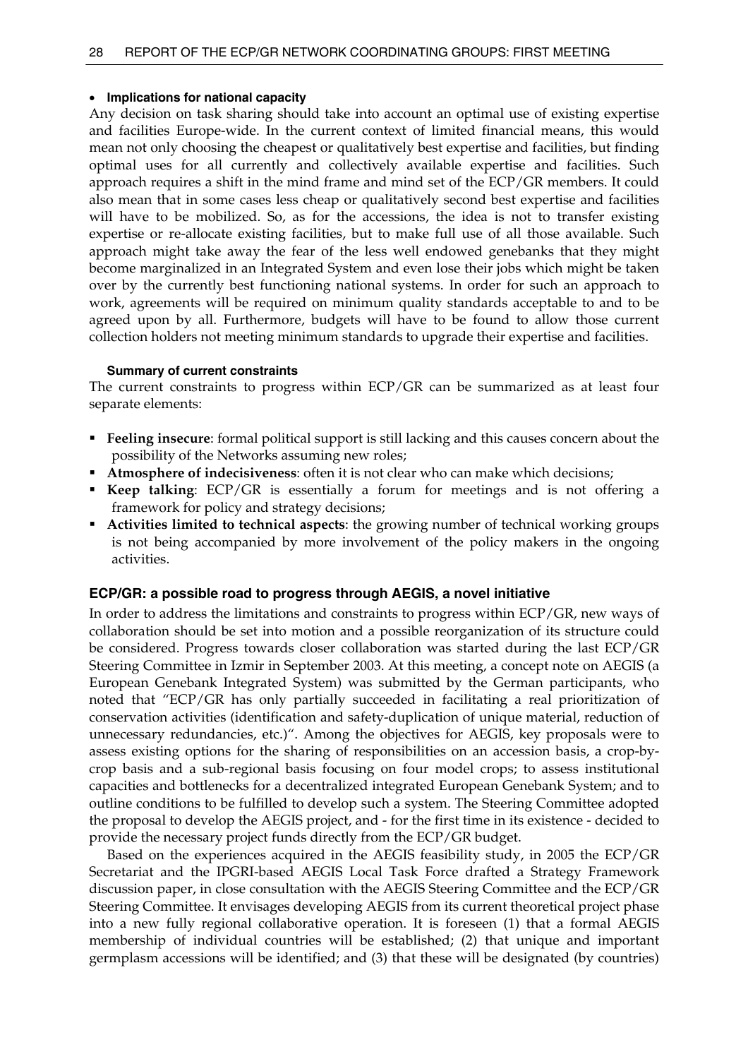- **Implications for national capacity**

Any decision on task sharing should take into account an optimal use of existing expertise and facilities Europe-wide. In the current context of limited financial means, this would mean not only choosing the cheapest or qualitatively best expertise and facilities, but finding optimal uses for all currently and collectively available expertise and facilities. Such approach requires a shift in the mind frame and mind set of the ECP/GR members. It could also mean that in some cases less cheap or qualitatively second best expertise and facilities will have to be mobilized. So, as for the accessions, the idea is not to transfer existing expertise or re-allocate existing facilities, but to make full use of all those available. Such approach might take away the fear of the less well endowed genebanks that they might become marginalized in an Integrated System and even lose their jobs which might be taken over by the currently best functioning national systems. In order for such an approach to work, agreements will be required on minimum quality standards acceptable to and to be agreed upon by all. Furthermore, budgets will have to be found to allow those current collection holders not meeting minimum standards to upgrade their expertise and facilities.

#### Summary of current constraints

The current constraints to progress within ECP/GR can be summarized as at least four separate elements:

- **Feeling insecure**: formal political support is still lacking and this causes concern about the possibility of the Networks assuming new roles;
- **Atmosphere of indecisiveness**: often it is not clear who can make which decisions;
- **Keep talking**: ECP/GR is essentially a forum for meetings and is not offering a framework for policy and strategy decisions;
- **Activities limited to technical aspects**: the growing number of technical working groups is not being accompanied by more involvement of the policy makers in the ongoing activities.

### ECP/GR: a possible road to progress through AEGIS, a novel initiative

In order to address the limitations and constraints to progress within ECP/GR, new ways of collaboration should be set into motion and a possible reorganization of its structure could be considered. Progress towards closer collaboration was started during the last ECP/GR Steering Committee in Izmir in September 2003. At this meeting, a concept note on AEGIS (a European Genebank Integrated System) was submitted by the German participants, who noted that "ECP/GR has only partially succeeded in facilitating a real prioritization of conservation activities (identification and safety-duplication of unique material, reduction of unnecessary redundancies, etc.)". Among the objectives for AEGIS, key proposals were to assess existing options for the sharing of responsibilities on an accession basis, a crop-by-crop basis and a sub-regional basis focusing on four model crops; to assess institutional capacities and bottlenecks for a decentralized integrated European Genebank System; and to outline conditions to be fulfilled to develop such a system. The Steering Committee adopted the proposal to develop the AEGIS project, and - for the first time in its existence - decided to provide the necessary project funds directly from the ECP/GR budget.

Based on the experiences acquired in the AEGIS feasibility study, in 2005 the ECP/GR Secretariat and the IPGRI-based AEGIS Local Task Force drafted a Strategy Framework discussion paper, in close consultation with the AEGIS Steering Committee and the ECP/GR Steering Committee. It envisages developing AEGIS from its current theoretical project phase into a new fully regional collaborative operation. It is foreseen (1) that a formal AEGIS membership of individual countries will be established; (2) that unique and important germplasm accessions will be identified; and (3) that these will be designated (by countries)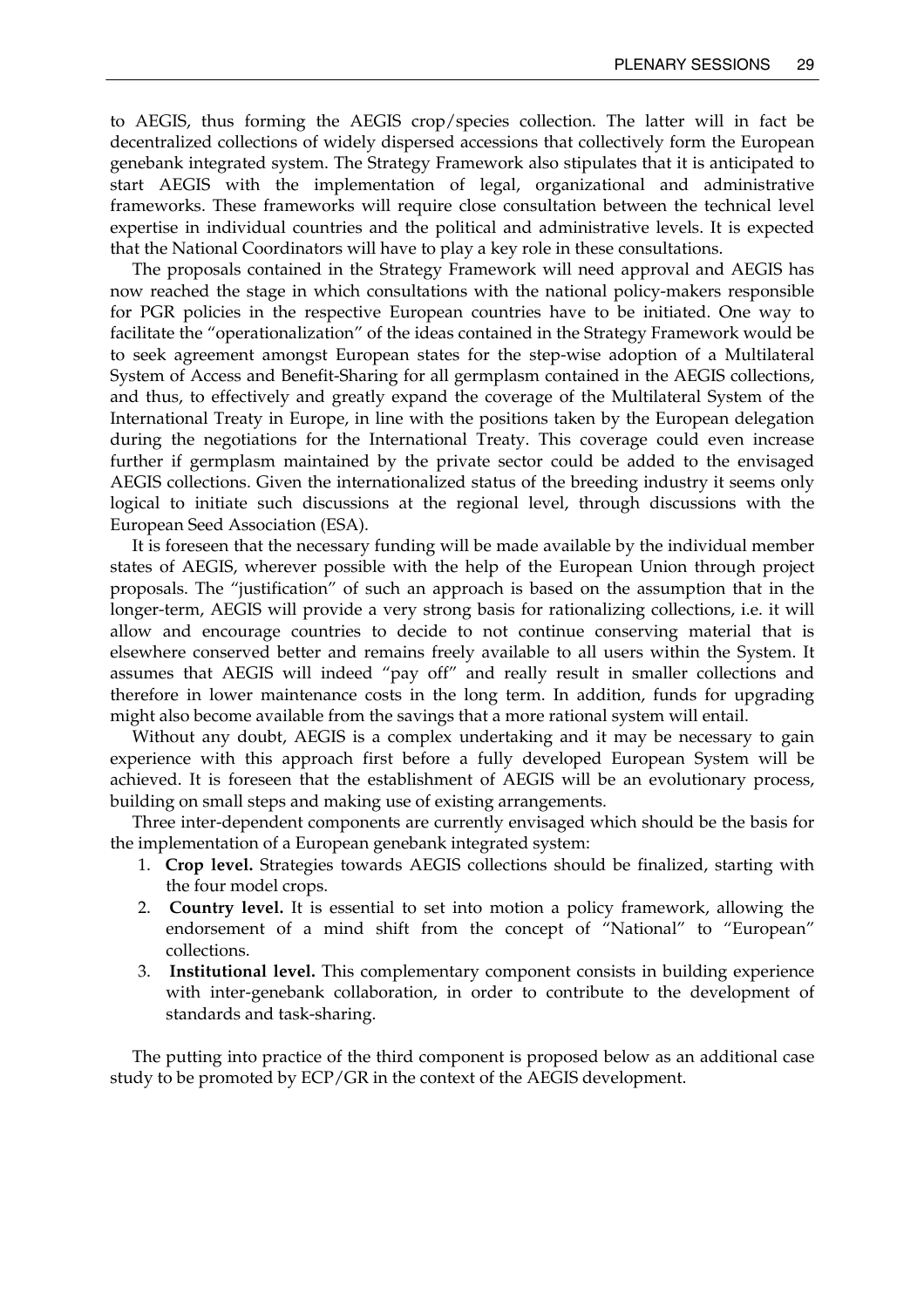to AEGIS, thus forming the AEGIS crop/species collection. The latter will in fact be decentralized collections of widely dispersed accessions that collectively form the European genebank integrated system. The Strategy Framework also stipulates that it is anticipated to start AEGIS with the implementation of legal, organizational and administrative frameworks. These frameworks will require close consultation between the technical level expertise in individual countries and the political and administrative levels. It is expected that the National Coordinators will have to play a key role in these consultations.

The proposals contained in the Strategy Framework will need approval and AEGIS has now reached the stage in which consultations with the national policy-makers responsible for PGR policies in the respective European countries have to be initiated. One way to facilitate the "operationalization" of the ideas contained in the Strategy Framework would be to seek agreement amongst European states for the step-wise adoption of a Multilateral System of Access and Benefit-Sharing for all germplasm contained in the AEGIS collections, and thus, to effectively and greatly expand the coverage of the Multilateral System of the International Treaty in Europe, in line with the positions taken by the European delegation during the negotiations for the International Treaty. This coverage could even increase further if germplasm maintained by the private sector could be added to the envisaged AEGIS collections. Given the internationalized status of the breeding industry it seems only logical to initiate such discussions at the regional level, through discussions with the European Seed Association (ESA).

It is foreseen that the necessary funding will be made available by the individual member states of AEGIS, wherever possible with the help of the European Union through project proposals. The "justification" of such an approach is based on the assumption that in the longer-term, AEGIS will provide a very strong basis for rationalizing collections, i.e. it will allow and encourage countries to decide to not continue conserving material that is elsewhere conserved better and remains freely available to all users within the System. It assumes that AEGIS will indeed "pay off" and really result in smaller collections and therefore in lower maintenance costs in the long term. In addition, funds for upgrading might also become available from the savings that a more rational system will entail.

Without any doubt, AEGIS is a complex undertaking and it may be necessary to gain experience with this approach first before a fully developed European System will be achieved. It is foreseen that the establishment of AEGIS will be an evolutionary process, building on small steps and making use of existing arrangements.

Three inter-dependent components are currently envisaged which should be the basis for the implementation of a European genebank integrated system:

1. **Crop level.** Strategies towards AEGIS collections should be finalized, starting with the four model crops.
2. **Country level.** It is essential to set into motion a policy framework, allowing the endorsement of a mind shift from the concept of "National" to "European" collections.
3. **Institutional level.** This complementary component consists in building experience with inter-genebank collaboration, in order to contribute to the development of standards and task-sharing.

The putting into practice of the third component is proposed below as an additional case study to be promoted by ECP/GR in the context of the AEGIS development.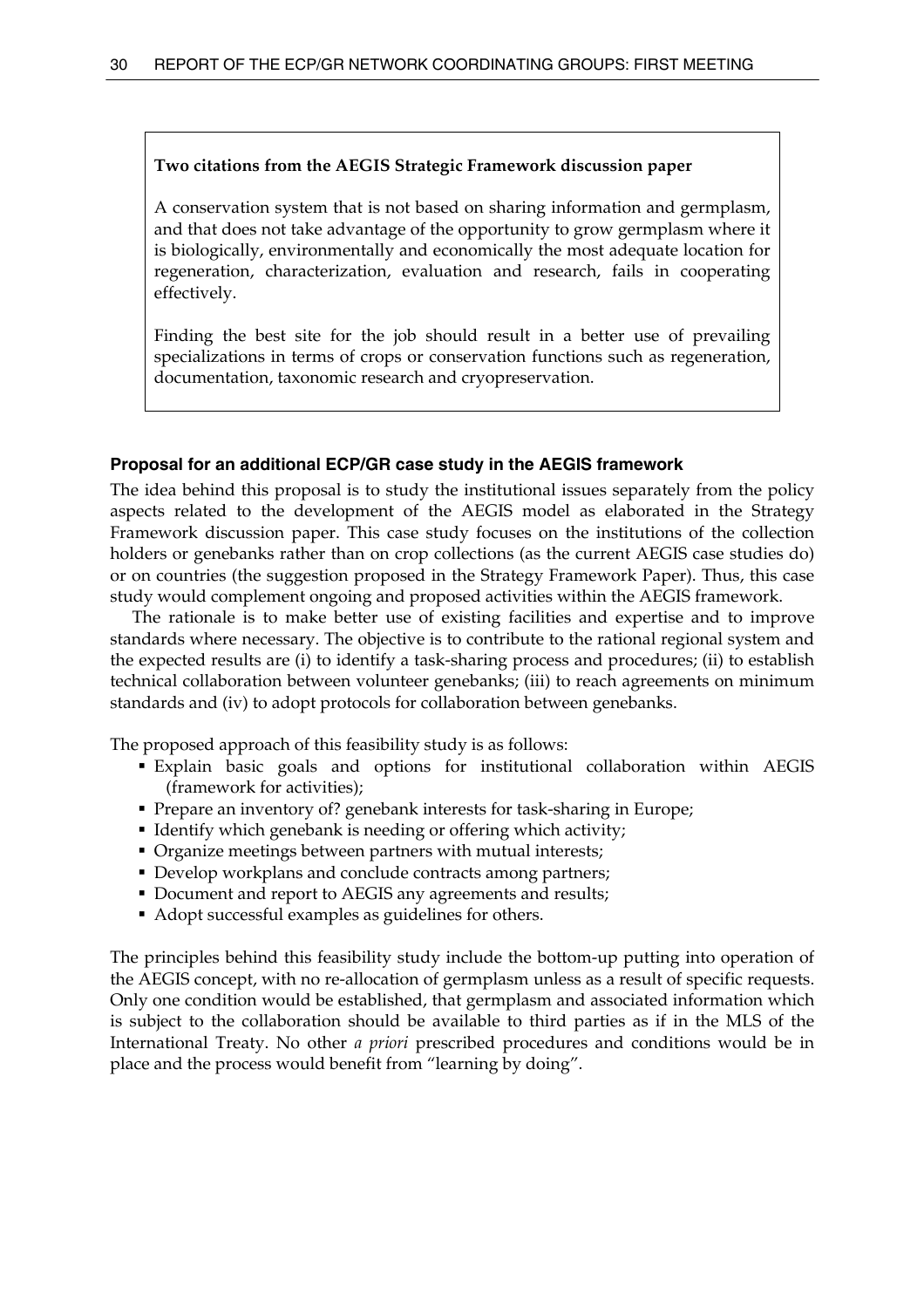> **Two citations from the AEGIS Strategic Framework discussion paper**
>
> A conservation system that is not based on sharing information and germplasm, and that does not take advantage of the opportunity to grow germplasm where it is biologically, environmentally and economically the most adequate location for regeneration, characterization, evaluation and research, fails in cooperating effectively.
>
> Finding the best site for the job should result in a better use of prevailing specializations in terms of crops or conservation functions such as regeneration, documentation, taxonomic research and cryopreservation.

### Proposal for an additional ECP/GR case study in the AEGIS framework

The idea behind this proposal is to study the institutional issues separately from the policy aspects related to the development of the AEGIS model as elaborated in the Strategy Framework discussion paper. This case study focuses on the institutions of the collection holders or genebanks rather than on crop collections (as the current AEGIS case studies do) or on countries (the suggestion proposed in the Strategy Framework Paper). Thus, this case study would complement ongoing and proposed activities within the AEGIS framework.

The rationale is to make better use of existing facilities and expertise and to improve standards where necessary. The objective is to contribute to the rational regional system and the expected results are (i) to identify a task-sharing process and procedures; (ii) to establish technical collaboration between volunteer genebanks; (iii) to reach agreements on minimum standards and (iv) to adopt protocols for collaboration between genebanks.

The proposed approach of this feasibility study is as follows:

- Explain basic goals and options for institutional collaboration within AEGIS (framework for activities);
- Prepare an inventory of? genebank interests for task-sharing in Europe;
- Identify which genebank is needing or offering which activity;
- Organize meetings between partners with mutual interests;
- Develop workplans and conclude contracts among partners;
- Document and report to AEGIS any agreements and results;
- Adopt successful examples as guidelines for others.

The principles behind this feasibility study include the bottom-up putting into operation of the AEGIS concept, with no re-allocation of germplasm unless as a result of specific requests. Only one condition would be established, that germplasm and associated information which is subject to the collaboration should be available to third parties as if in the MLS of the International Treaty. No other *a priori* prescribed procedures and conditions would be in place and the process would benefit from "learning by doing".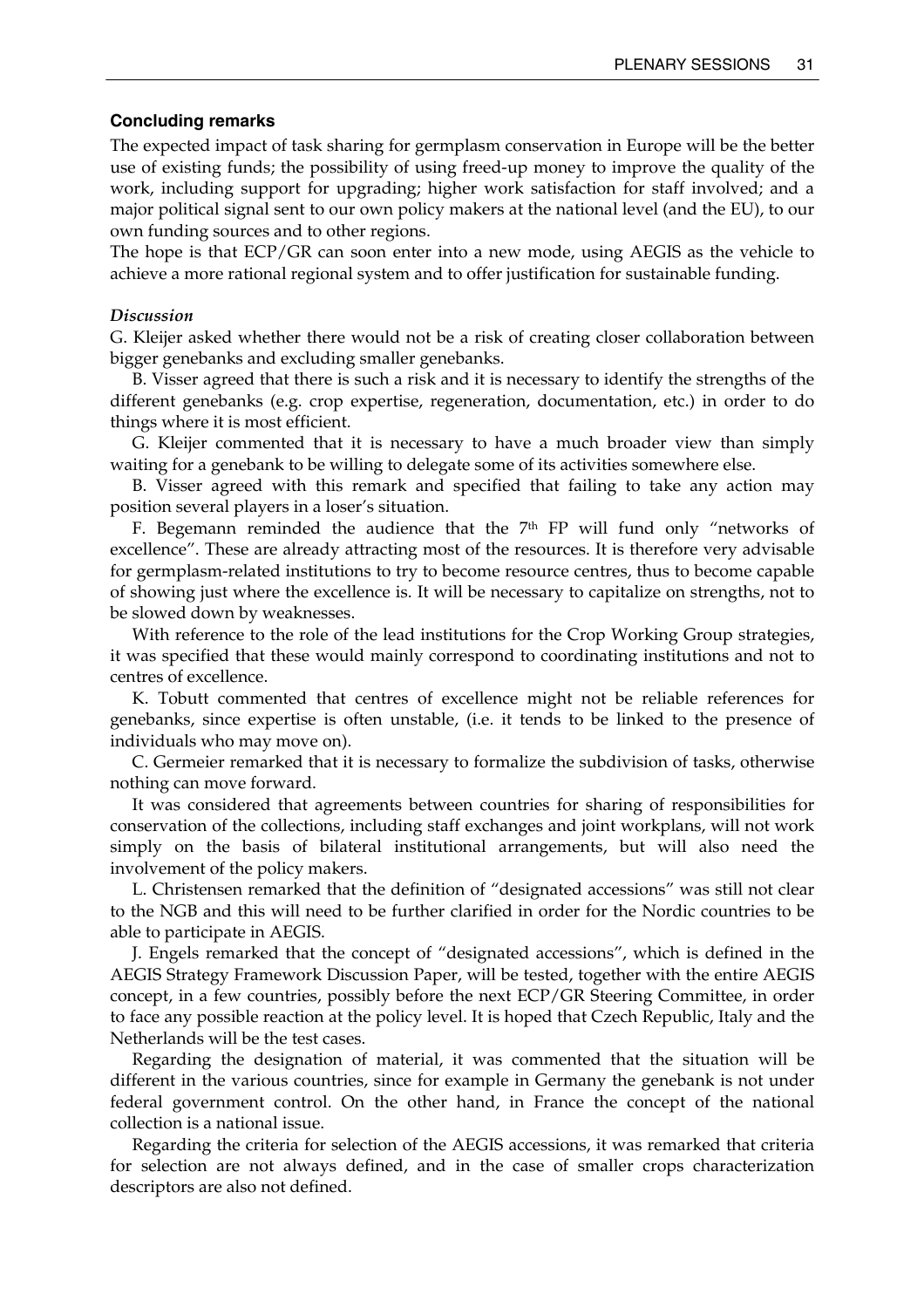### Concluding remarks

The expected impact of task sharing for germplasm conservation in Europe will be the better use of existing funds; the possibility of using freed-up money to improve the quality of the work, including support for upgrading; higher work satisfaction for staff involved; and a major political signal sent to our own policy makers at the national level (and the EU), to our own funding sources and to other regions.

The hope is that ECP/GR can soon enter into a new mode, using AEGIS as the vehicle to achieve a more rational regional system and to offer justification for sustainable funding.

#### *Discussion*

G. Kleijer asked whether there would not be a risk of creating closer collaboration between bigger genebanks and excluding smaller genebanks.

B. Visser agreed that there is such a risk and it is necessary to identify the strengths of the different genebanks (e.g. crop expertise, regeneration, documentation, etc.) in order to do things where it is most efficient.

G. Kleijer commented that it is necessary to have a much broader view than simply waiting for a genebank to be willing to delegate some of its activities somewhere else.

B. Visser agreed with this remark and specified that failing to take any action may position several players in a loser's situation.

F. Begemann reminded the audience that the 7th FP will fund only "networks of excellence". These are already attracting most of the resources. It is therefore very advisable for germplasm-related institutions to try to become resource centres, thus to become capable of showing just where the excellence is. It will be necessary to capitalize on strengths, not to be slowed down by weaknesses.

With reference to the role of the lead institutions for the Crop Working Group strategies, it was specified that these would mainly correspond to coordinating institutions and not to centres of excellence.

K. Tobutt commented that centres of excellence might not be reliable references for genebanks, since expertise is often unstable, (i.e. it tends to be linked to the presence of individuals who may move on).

C. Germeier remarked that it is necessary to formalize the subdivision of tasks, otherwise nothing can move forward.

It was considered that agreements between countries for sharing of responsibilities for conservation of the collections, including staff exchanges and joint workplans, will not work simply on the basis of bilateral institutional arrangements, but will also need the involvement of the policy makers.

L. Christensen remarked that the definition of "designated accessions" was still not clear to the NGB and this will need to be further clarified in order for the Nordic countries to be able to participate in AEGIS.

J. Engels remarked that the concept of "designated accessions", which is defined in the AEGIS Strategy Framework Discussion Paper, will be tested, together with the entire AEGIS concept, in a few countries, possibly before the next ECP/GR Steering Committee, in order to face any possible reaction at the policy level. It is hoped that Czech Republic, Italy and the Netherlands will be the test cases.

Regarding the designation of material, it was commented that the situation will be different in the various countries, since for example in Germany the genebank is not under federal government control. On the other hand, in France the concept of the national collection is a national issue.

Regarding the criteria for selection of the AEGIS accessions, it was remarked that criteria for selection are not always defined, and in the case of smaller crops characterization descriptors are also not defined.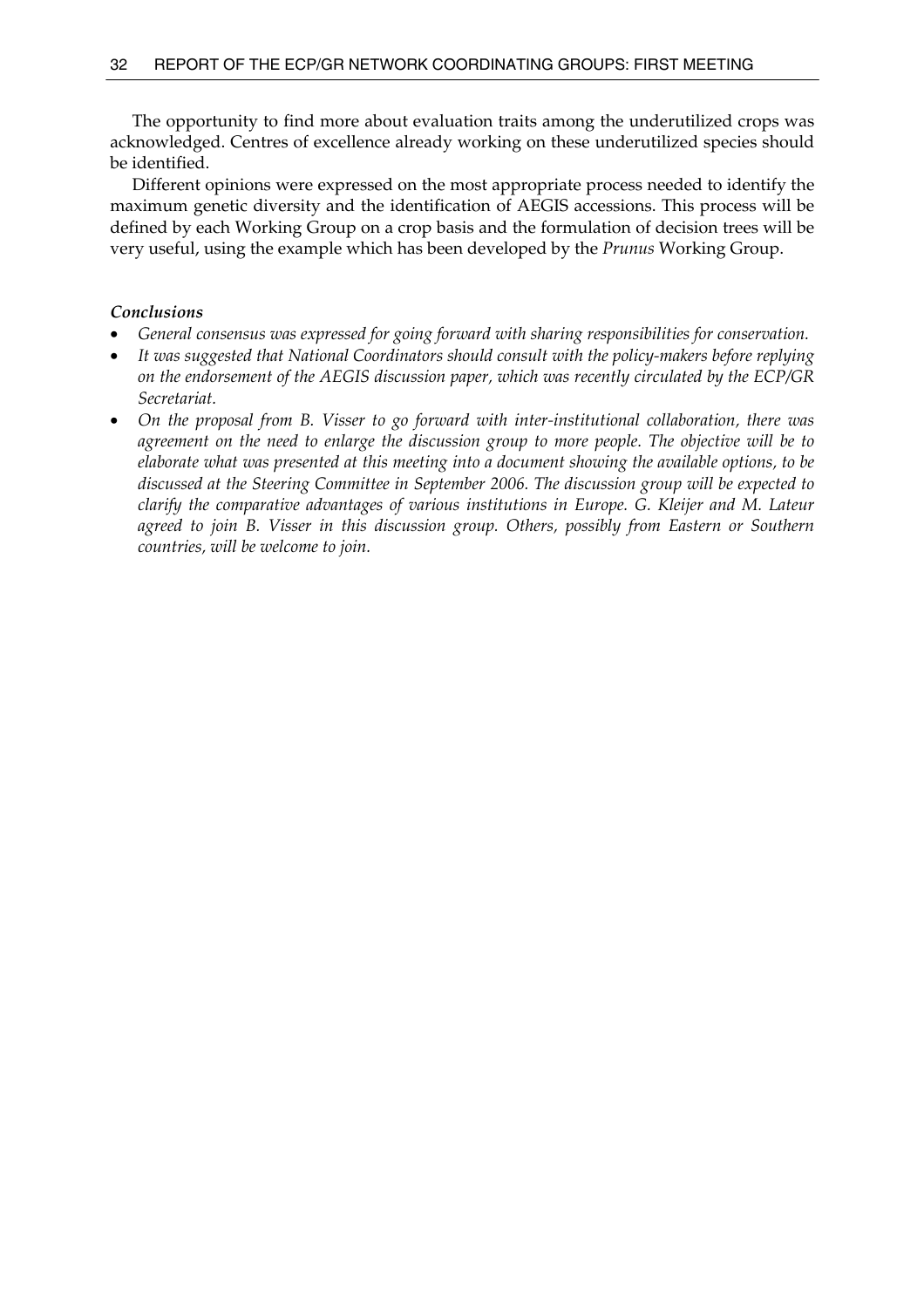The opportunity to find more about evaluation traits among the underutilized crops was acknowledged. Centres of excellence already working on these underutilized species should be identified.

Different opinions were expressed on the most appropriate process needed to identify the maximum genetic diversity and the identification of AEGIS accessions. This process will be defined by each Working Group on a crop basis and the formulation of decision trees will be very useful, using the example which has been developed by the *Prunus* Working Group.

***Conclusions***

- *General consensus was expressed for going forward with sharing responsibilities for conservation.*
- *It was suggested that National Coordinators should consult with the policy-makers before replying on the endorsement of the AEGIS discussion paper, which was recently circulated by the ECP/GR Secretariat.*
- *On the proposal from B. Visser to go forward with inter-institutional collaboration, there was agreement on the need to enlarge the discussion group to more people. The objective will be to elaborate what was presented at this meeting into a document showing the available options, to be discussed at the Steering Committee in September 2006. The discussion group will be expected to clarify the comparative advantages of various institutions in Europe. G. Kleijer and M. Lateur agreed to join B. Visser in this discussion group. Others, possibly from Eastern or Southern countries, will be welcome to join.*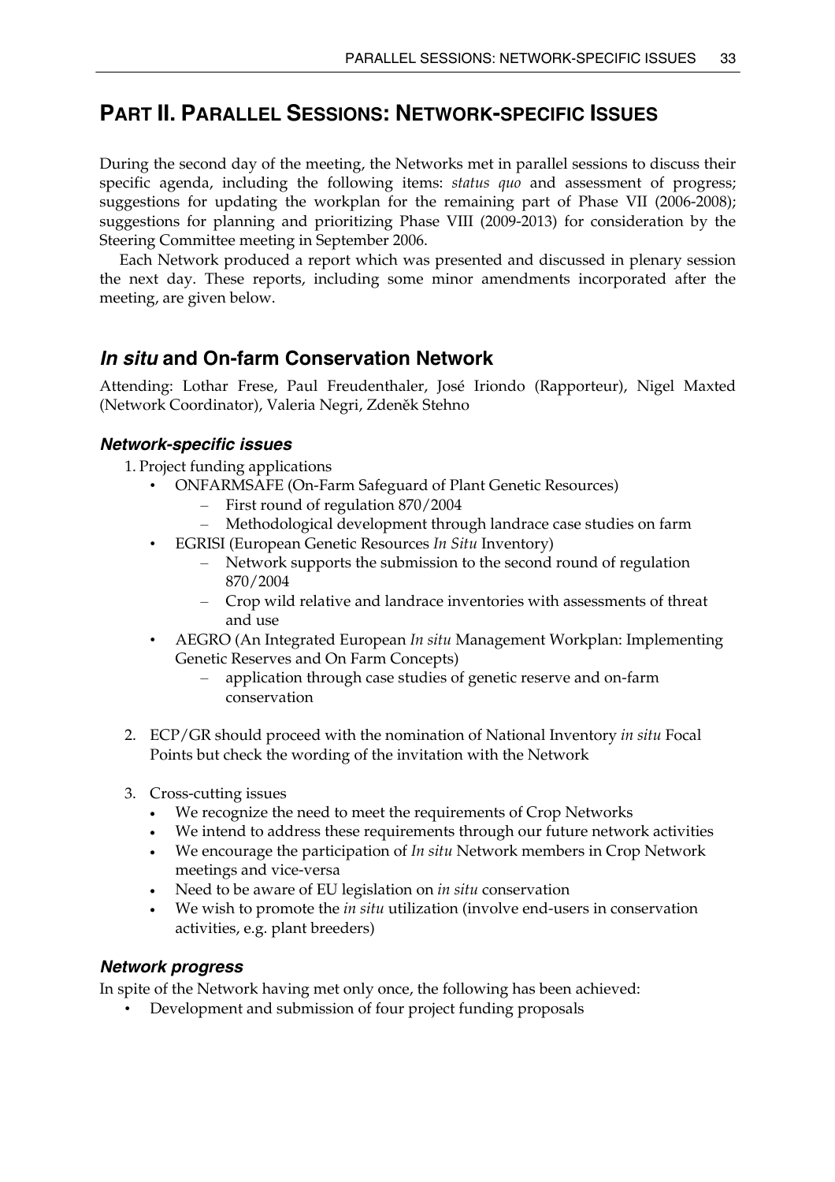# PART II. PARALLEL SESSIONS: NETWORK-SPECIFIC ISSUES

During the second day of the meeting, the Networks met in parallel sessions to discuss their specific agenda, including the following items: *status quo* and assessment of progress; suggestions for updating the workplan for the remaining part of Phase VII (2006-2008); suggestions for planning and prioritizing Phase VIII (2009-2013) for consideration by the Steering Committee meeting in September 2006.

Each Network produced a report which was presented and discussed in plenary session the next day. These reports, including some minor amendments incorporated after the meeting, are given below.

## *In situ* and On-farm Conservation Network

Attending: Lothar Frese, Paul Freudenthaler, José Iriondo (Rapporteur), Nigel Maxted (Network Coordinator), Valeria Negri, Zdeněk Stehno

### *Network-specific issues*

1. Project funding applications
   - ONFARMSAFE (On-Farm Safeguard of Plant Genetic Resources)
     - First round of regulation 870/2004
     - Methodological development through landrace case studies on farm
   - EGRISI (European Genetic Resources *In Situ* Inventory)
     - Network supports the submission to the second round of regulation 870/2004
     - Crop wild relative and landrace inventories with assessments of threat and use
   - AEGRO (An Integrated European *In situ* Management Workplan: Implementing Genetic Reserves and On Farm Concepts)
     - application through case studies of genetic reserve and on-farm conservation

2. ECP/GR should proceed with the nomination of National Inventory *in situ* Focal Points but check the wording of the invitation with the Network

3. Cross-cutting issues
   - We recognize the need to meet the requirements of Crop Networks
   - We intend to address these requirements through our future network activities
   - We encourage the participation of *In situ* Network members in Crop Network meetings and vice-versa
   - Need to be aware of EU legislation on *in situ* conservation
   - We wish to promote the *in situ* utilization (involve end-users in conservation activities, e.g. plant breeders)

### *Network progress*

In spite of the Network having met only once, the following has been achieved:

- Development and submission of four project funding proposals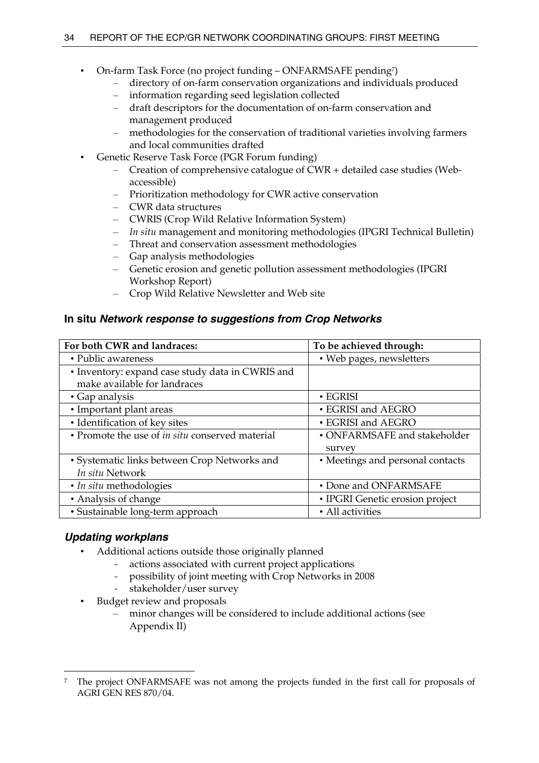- On-farm Task Force (no project funding – ONFARMSAFE pending[7])
  - directory of on-farm conservation organizations and individuals produced
  - information regarding seed legislation collected
  - draft descriptors for the documentation of on-farm conservation and management produced
  - methodologies for the conservation of traditional varieties involving farmers and local communities drafted
- Genetic Reserve Task Force (PGR Forum funding)
  - Creation of comprehensive catalogue of CWR + detailed case studies (Web-accessible)
  - Prioritization methodology for CWR active conservation
  - CWR data structures
  - CWRIS (Crop Wild Relative Information System)
  - *In situ* management and monitoring methodologies (IPGRI Technical Bulletin)
  - Threat and conservation assessment methodologies
  - Gap analysis methodologies
  - Genetic erosion and genetic pollution assessment methodologies (IPGRI Workshop Report)
  - Crop Wild Relative Newsletter and Web site

### In situ *Network response to suggestions from Crop Networks*

| For both CWR and landraces: | To be achieved through: |
|---|---|
| • Public awareness | • Web pages, newsletters |
| • Inventory: expand case study data in CWRIS and make available for landraces | |
| • Gap analysis | • EGRISI |
| • Important plant areas | • EGRISI and AEGRO |
| • Identification of key sites | • EGRISI and AEGRO |
| • Promote the use of *in situ* conserved material | • ONFARMSAFE and stakeholder survey |
| • Systematic links between Crop Networks and *In situ* Network | • Meetings and personal contacts |
| • *In situ* methodologies | • Done and ONFARMSAFE |
| • Analysis of change | • IPGRI Genetic erosion project |
| • Sustainable long-term approach | • All activities |

### *Updating workplans*

- Additional actions outside those originally planned
  - actions associated with current project applications
  - possibility of joint meeting with Crop Networks in 2008
  - stakeholder/user survey
- Budget review and proposals
  - minor changes will be considered to include additional actions (see Appendix II)

[7] The project ONFARMSAFE was not among the projects funded in the first call for proposals of AGRI GEN RES 870/04.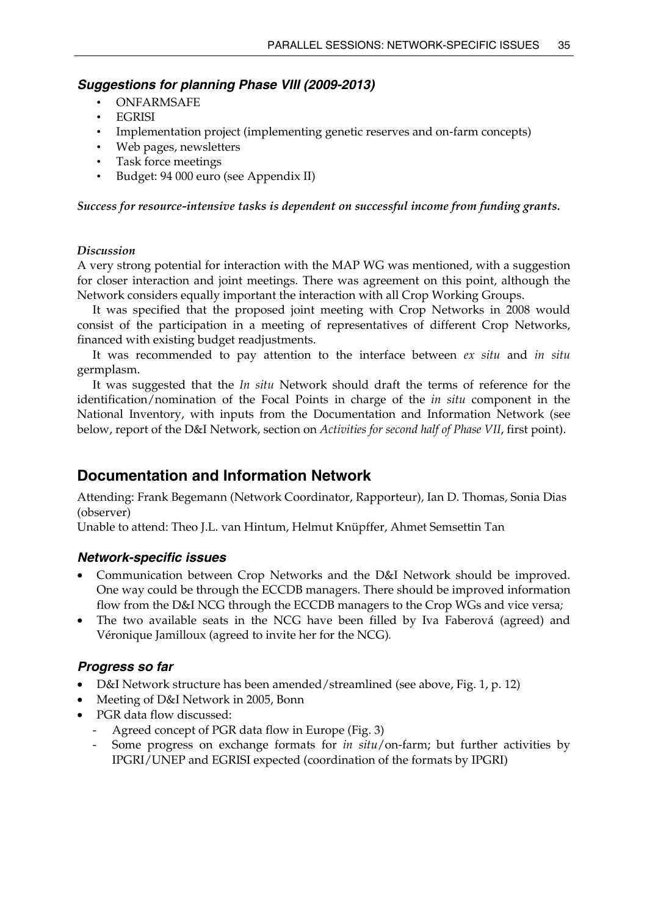### *Suggestions for planning Phase VIII (2009-2013)*

- ONFARMSAFE
- EGRISI
- Implementation project (implementing genetic reserves and on-farm concepts)
- Web pages, newsletters
- Task force meetings
- Budget: 94 000 euro (see Appendix II)

***Success for resource-intensive tasks is dependent on successful income from funding grants.***

*Discussion*

A very strong potential for interaction with the MAP WG was mentioned, with a suggestion for closer interaction and joint meetings. There was agreement on this point, although the Network considers equally important the interaction with all Crop Working Groups.

It was specified that the proposed joint meeting with Crop Networks in 2008 would consist of the participation in a meeting of representatives of different Crop Networks, financed with existing budget readjustments.

It was recommended to pay attention to the interface between *ex situ* and *in situ* germplasm.

It was suggested that the *In situ* Network should draft the terms of reference for the identification/nomination of the Focal Points in charge of the *in situ* component in the National Inventory, with inputs from the Documentation and Information Network (see below, report of the D&I Network, section on *Activities for second half of Phase VII*, first point).

## Documentation and Information Network

Attending: Frank Begemann (Network Coordinator, Rapporteur), Ian D. Thomas, Sonia Dias (observer)

Unable to attend: Theo J.L. van Hintum, Helmut Knüpffer, Ahmet Semsettin Tan

### *Network-specific issues*

- Communication between Crop Networks and the D&I Network should be improved. One way could be through the ECCDB managers. There should be improved information flow from the D&I NCG through the ECCDB managers to the Crop WGs and vice versa*;*
- The two available seats in the NCG have been filled by Iva Faberová (agreed) and Véronique Jamilloux (agreed to invite her for the NCG)*.*

### *Progress so far*

- D&I Network structure has been amended/streamlined (see above, Fig. 1, p. 12)
- Meeting of D&I Network in 2005, Bonn
- PGR data flow discussed:
  - Agreed concept of PGR data flow in Europe (Fig. 3)
  - Some progress on exchange formats for *in situ*/on-farm; but further activities by IPGRI/UNEP and EGRISI expected (coordination of the formats by IPGRI)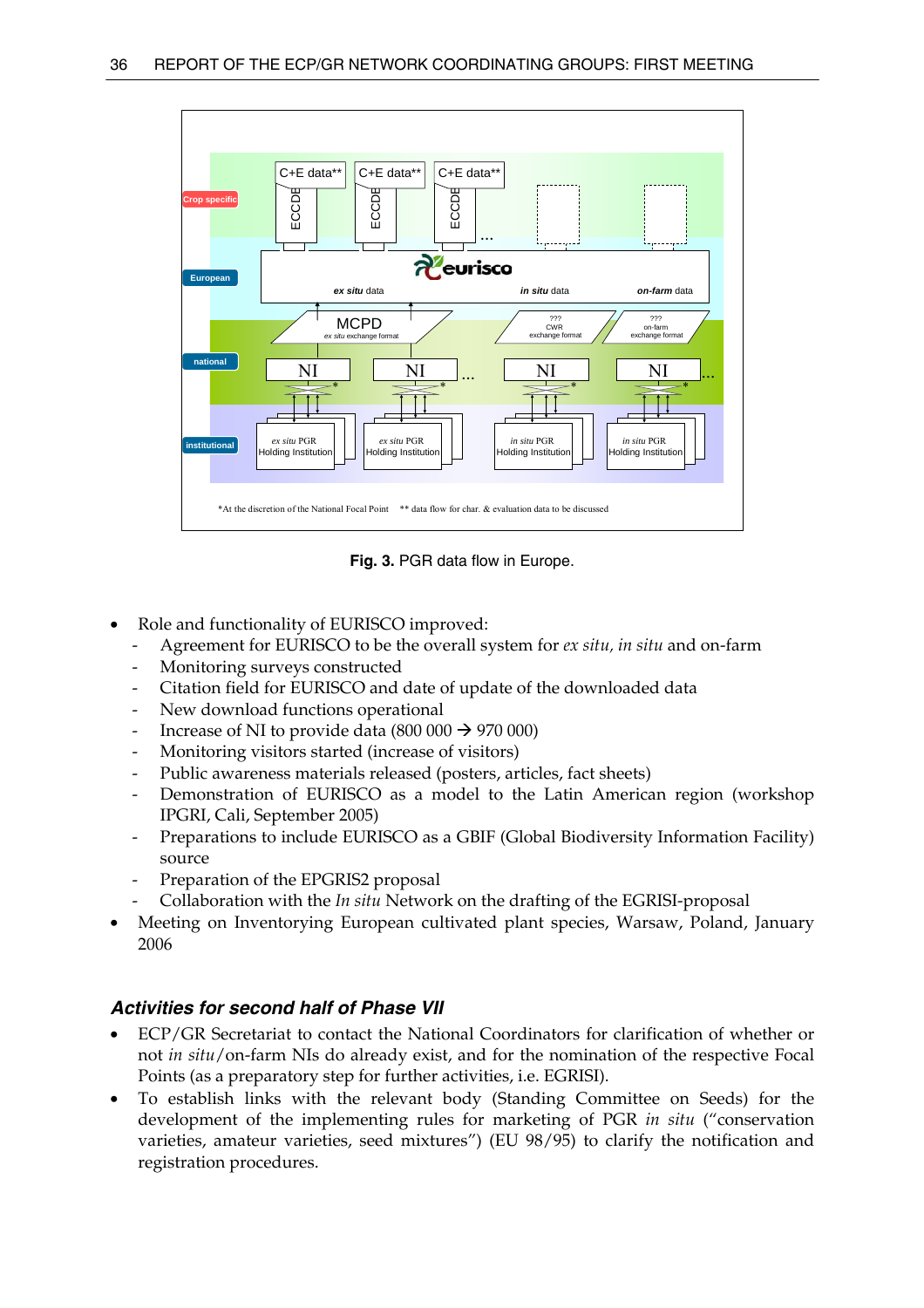Fig. 3. PGR data flow in Europe.

- Role and functionality of EURISCO improved:
  - Agreement for EURISCO to be the overall system for *ex situ*, *in situ* and on-farm
  - Monitoring surveys constructed
  - Citation field for EURISCO and date of update of the downloaded data
  - New download functions operational
  - Increase of NI to provide data (800 000 → 970 000)
  - Monitoring visitors started (increase of visitors)
  - Public awareness materials released (posters, articles, fact sheets)
  - Demonstration of EURISCO as a model to the Latin American region (workshop IPGRI, Cali, September 2005)
  - Preparations to include EURISCO as a GBIF (Global Biodiversity Information Facility) source
  - Preparation of the EPGRIS2 proposal
  - Collaboration with the *In situ* Network on the drafting of the EGRISI-proposal
- Meeting on Inventorying European cultivated plant species, Warsaw, Poland, January 2006

### *Activities for second half of Phase VII*

- ECP/GR Secretariat to contact the National Coordinators for clarification of whether or not *in situ*/on-farm NIs do already exist, and for the nomination of the respective Focal Points (as a preparatory step for further activities, i.e. EGRISI).
- To establish links with the relevant body (Standing Committee on Seeds) for the development of the implementing rules for marketing of PGR *in situ* ("conservation varieties, amateur varieties, seed mixtures") (EU 98/95) to clarify the notification and registration procedures.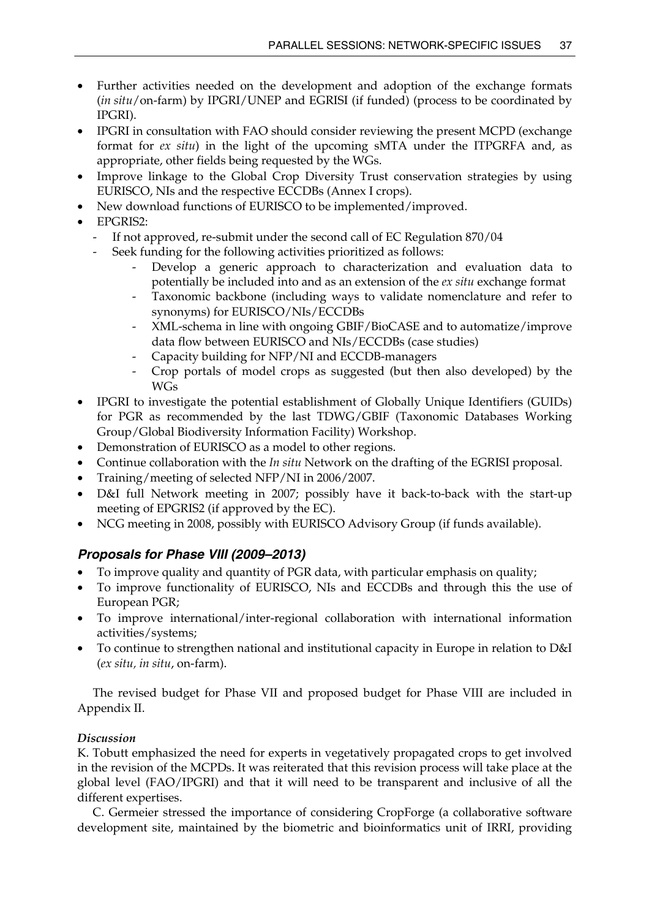- Further activities needed on the development and adoption of the exchange formats (*in situ*/on-farm) by IPGRI/UNEP and EGRISI (if funded) (process to be coordinated by IPGRI).
- IPGRI in consultation with FAO should consider reviewing the present MCPD (exchange format for *ex situ*) in the light of the upcoming sMTA under the ITPGRFA and, as appropriate, other fields being requested by the WGs.
- Improve linkage to the Global Crop Diversity Trust conservation strategies by using EURISCO, NIs and the respective ECCDBs (Annex I crops).
- New download functions of EURISCO to be implemented/improved.
- EPGRIS2:
  - If not approved, re-submit under the second call of EC Regulation 870/04
  - Seek funding for the following activities prioritized as follows:
    - Develop a generic approach to characterization and evaluation data to potentially be included into and as an extension of the *ex situ* exchange format
    - Taxonomic backbone (including ways to validate nomenclature and refer to synonyms) for EURISCO/NIs/ECCDBs
    - XML-schema in line with ongoing GBIF/BioCASE and to automatize/improve data flow between EURISCO and NIs/ECCDBs (case studies)
    - Capacity building for NFP/NI and ECCDB-managers
    - Crop portals of model crops as suggested (but then also developed) by the WGs
- IPGRI to investigate the potential establishment of Globally Unique Identifiers (GUIDs) for PGR as recommended by the last TDWG/GBIF (Taxonomic Databases Working Group/Global Biodiversity Information Facility) Workshop.
- Demonstration of EURISCO as a model to other regions.
- Continue collaboration with the *In situ* Network on the drafting of the EGRISI proposal.
- Training/meeting of selected NFP/NI in 2006/2007.
- D&I full Network meeting in 2007; possibly have it back-to-back with the start-up meeting of EPGRIS2 (if approved by the EC).
- NCG meeting in 2008, possibly with EURISCO Advisory Group (if funds available).

### *Proposals for Phase VIII (2009–2013)*

- To improve quality and quantity of PGR data, with particular emphasis on quality;
- To improve functionality of EURISCO, NIs and ECCDBs and through this the use of European PGR;
- To improve international/inter-regional collaboration with international information activities/systems;
- To continue to strengthen national and institutional capacity in Europe in relation to D&I (*ex situ, in situ*, on-farm).

The revised budget for Phase VII and proposed budget for Phase VIII are included in Appendix II.

*Discussion*

K. Tobutt emphasized the need for experts in vegetatively propagated crops to get involved in the revision of the MCPDs. It was reiterated that this revision process will take place at the global level (FAO/IPGRI) and that it will need to be transparent and inclusive of all the different expertises.

C. Germeier stressed the importance of considering CropForge (a collaborative software development site, maintained by the biometric and bioinformatics unit of IRRI, providing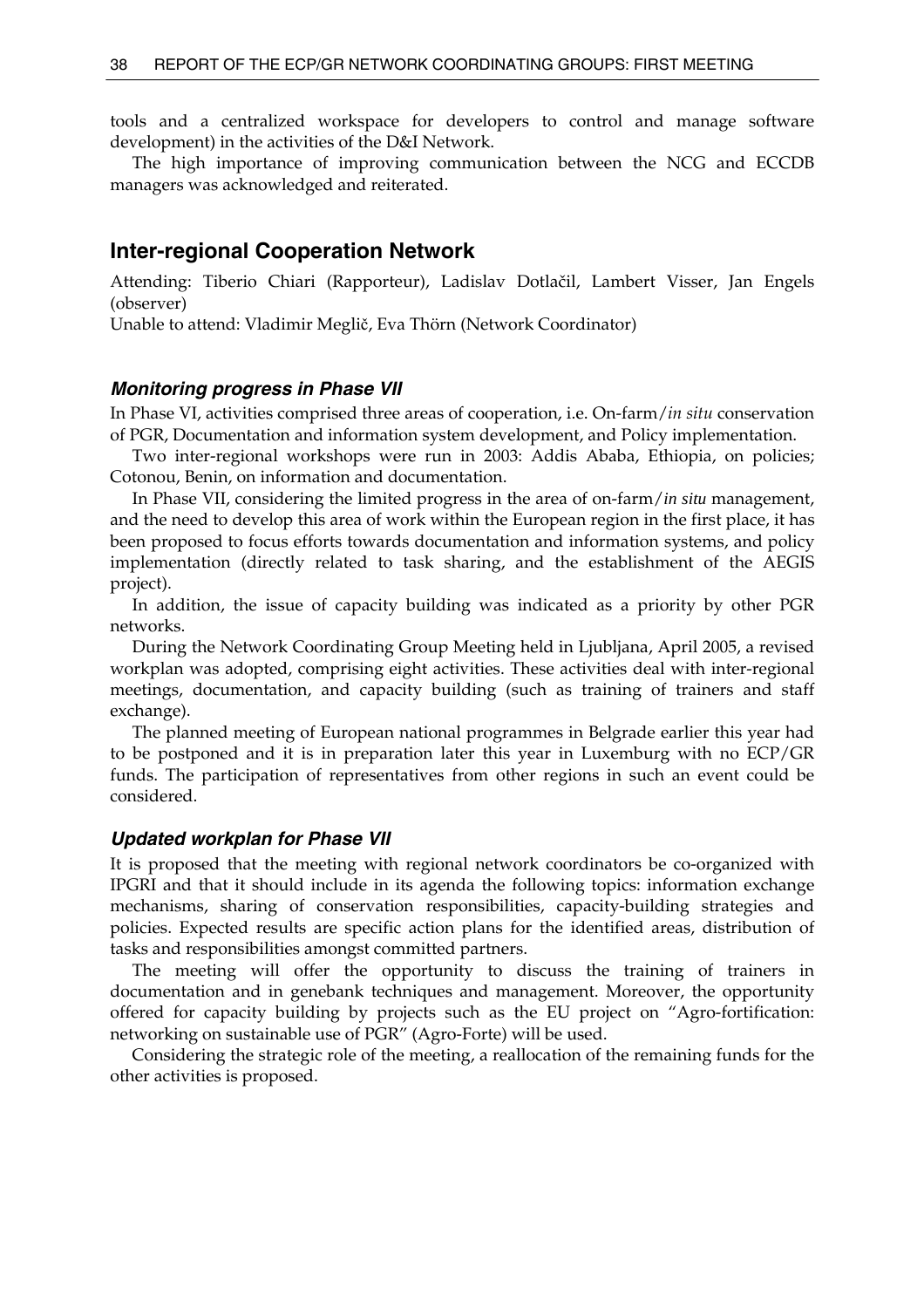tools and a centralized workspace for developers to control and manage software development) in the activities of the D&I Network.

The high importance of improving communication between the NCG and ECCDB managers was acknowledged and reiterated.

## Inter-regional Cooperation Network

Attending: Tiberio Chiari (Rapporteur), Ladislav Dotlačil, Lambert Visser, Jan Engels (observer)
Unable to attend: Vladimir Meglič, Eva Thörn (Network Coordinator)

### *Monitoring progress in Phase VII*

In Phase VI, activities comprised three areas of cooperation, i.e. On-farm/*in situ* conservation of PGR, Documentation and information system development, and Policy implementation.

Two inter-regional workshops were run in 2003: Addis Ababa, Ethiopia, on policies; Cotonou, Benin, on information and documentation.

In Phase VII, considering the limited progress in the area of on-farm/*in situ* management, and the need to develop this area of work within the European region in the first place, it has been proposed to focus efforts towards documentation and information systems, and policy implementation (directly related to task sharing, and the establishment of the AEGIS project).

In addition, the issue of capacity building was indicated as a priority by other PGR networks.

During the Network Coordinating Group Meeting held in Ljubljana, April 2005, a revised workplan was adopted, comprising eight activities. These activities deal with inter-regional meetings, documentation, and capacity building (such as training of trainers and staff exchange).

The planned meeting of European national programmes in Belgrade earlier this year had to be postponed and it is in preparation later this year in Luxemburg with no ECP/GR funds. The participation of representatives from other regions in such an event could be considered.

### *Updated workplan for Phase VII*

It is proposed that the meeting with regional network coordinators be co-organized with IPGRI and that it should include in its agenda the following topics: information exchange mechanisms, sharing of conservation responsibilities, capacity-building strategies and policies. Expected results are specific action plans for the identified areas, distribution of tasks and responsibilities amongst committed partners.

The meeting will offer the opportunity to discuss the training of trainers in documentation and in genebank techniques and management. Moreover, the opportunity offered for capacity building by projects such as the EU project on "Agro-fortification: networking on sustainable use of PGR" (Agro-Forte) will be used.

Considering the strategic role of the meeting, a reallocation of the remaining funds for the other activities is proposed.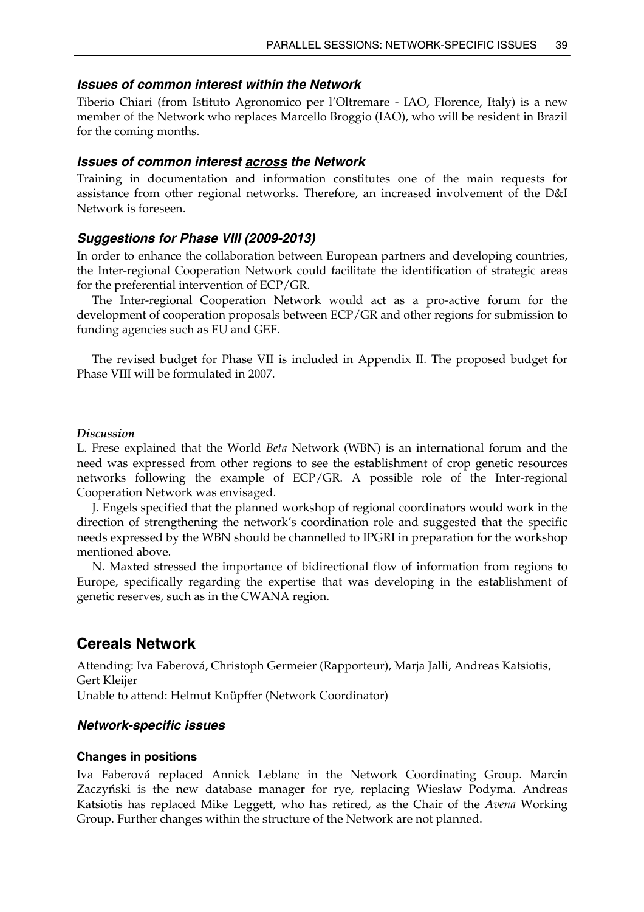### *Issues of common interest <u>within</u> the Network*

Tiberio Chiari (from Istituto Agronomico per l'Oltremare - IAO, Florence, Italy) is a new member of the Network who replaces Marcello Broggio (IAO), who will be resident in Brazil for the coming months.

### *Issues of common interest <u>across</u> the Network*

Training in documentation and information constitutes one of the main requests for assistance from other regional networks. Therefore, an increased involvement of the D&I Network is foreseen.

### *Suggestions for Phase VIII (2009-2013)*

In order to enhance the collaboration between European partners and developing countries, the Inter-regional Cooperation Network could facilitate the identification of strategic areas for the preferential intervention of ECP/GR.

The Inter-regional Cooperation Network would act as a pro-active forum for the development of cooperation proposals between ECP/GR and other regions for submission to funding agencies such as EU and GEF.

The revised budget for Phase VII is included in Appendix II. The proposed budget for Phase VIII will be formulated in 2007.

*Discussion*

L. Frese explained that the World *Beta* Network (WBN) is an international forum and the need was expressed from other regions to see the establishment of crop genetic resources networks following the example of ECP/GR. A possible role of the Inter-regional Cooperation Network was envisaged.

J. Engels specified that the planned workshop of regional coordinators would work in the direction of strengthening the network's coordination role and suggested that the specific needs expressed by the WBN should be channelled to IPGRI in preparation for the workshop mentioned above.

N. Maxted stressed the importance of bidirectional flow of information from regions to Europe, specifically regarding the expertise that was developing in the establishment of genetic reserves, such as in the CWANA region.

## Cereals Network

Attending: Iva Faberová, Christoph Germeier (Rapporteur), Marja Jalli, Andreas Katsiotis, Gert Kleijer
Unable to attend: Helmut Knüpffer (Network Coordinator)

### *Network-specific issues*

#### Changes in positions

Iva Faberová replaced Annick Leblanc in the Network Coordinating Group. Marcin Zaczyński is the new database manager for rye, replacing Wiesław Podyma. Andreas Katsiotis has replaced Mike Leggett, who has retired, as the Chair of the *Avena* Working Group. Further changes within the structure of the Network are not planned.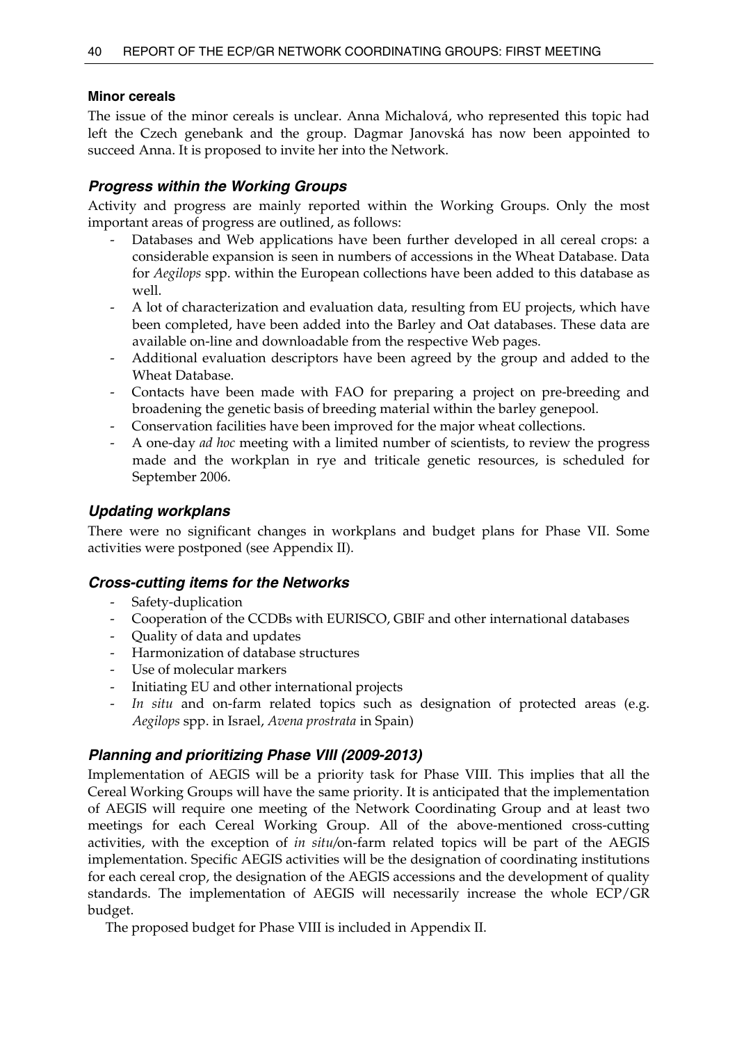#### Minor cereals

The issue of the minor cereals is unclear. Anna Michalová, who represented this topic had left the Czech genebank and the group. Dagmar Janovská has now been appointed to succeed Anna. It is proposed to invite her into the Network.

### *Progress within the Working Groups*

Activity and progress are mainly reported within the Working Groups. Only the most important areas of progress are outlined, as follows:

- Databases and Web applications have been further developed in all cereal crops: a considerable expansion is seen in numbers of accessions in the Wheat Database. Data for *Aegilops* spp. within the European collections have been added to this database as well.
- A lot of characterization and evaluation data, resulting from EU projects, which have been completed, have been added into the Barley and Oat databases. These data are available on-line and downloadable from the respective Web pages.
- Additional evaluation descriptors have been agreed by the group and added to the Wheat Database.
- Contacts have been made with FAO for preparing a project on pre-breeding and broadening the genetic basis of breeding material within the barley genepool.
- Conservation facilities have been improved for the major wheat collections.
- A one-day *ad hoc* meeting with a limited number of scientists, to review the progress made and the workplan in rye and triticale genetic resources, is scheduled for September 2006.

### *Updating workplans*

There were no significant changes in workplans and budget plans for Phase VII. Some activities were postponed (see Appendix II).

### *Cross-cutting items for the Networks*

- Safety-duplication
- Cooperation of the CCDBs with EURISCO, GBIF and other international databases
- Quality of data and updates
- Harmonization of database structures
- Use of molecular markers
- Initiating EU and other international projects
- *In situ* and on-farm related topics such as designation of protected areas (e.g. *Aegilops* spp. in Israel, *Avena prostrata* in Spain)

### *Planning and prioritizing Phase VIII (2009-2013)*

Implementation of AEGIS will be a priority task for Phase VIII. This implies that all the Cereal Working Groups will have the same priority. It is anticipated that the implementation of AEGIS will require one meeting of the Network Coordinating Group and at least two meetings for each Cereal Working Group. All of the above-mentioned cross-cutting activities, with the exception of *in situ*/on-farm related topics will be part of the AEGIS implementation. Specific AEGIS activities will be the designation of coordinating institutions for each cereal crop, the designation of the AEGIS accessions and the development of quality standards. The implementation of AEGIS will necessarily increase the whole ECP/GR budget.

The proposed budget for Phase VIII is included in Appendix II.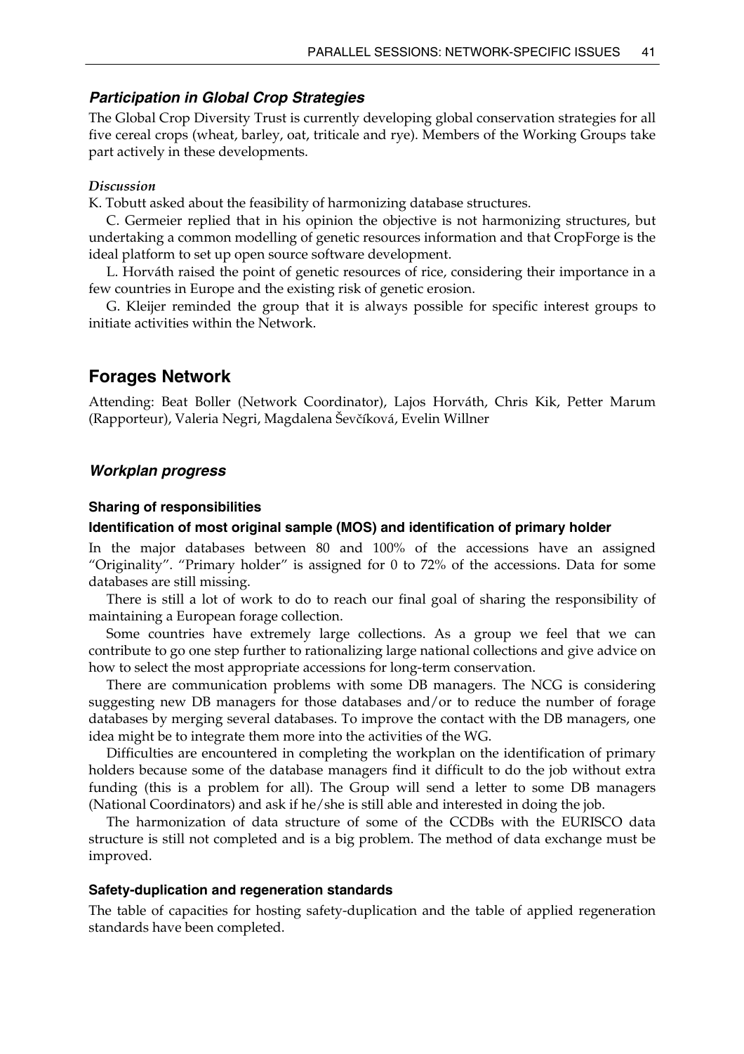### *Participation in Global Crop Strategies*

The Global Crop Diversity Trust is currently developing global conservation strategies for all five cereal crops (wheat, barley, oat, triticale and rye). Members of the Working Groups take part actively in these developments.

*Discussion*

K. Tobutt asked about the feasibility of harmonizing database structures.

C. Germeier replied that in his opinion the objective is not harmonizing structures, but undertaking a common modelling of genetic resources information and that CropForge is the ideal platform to set up open source software development.

L. Horváth raised the point of genetic resources of rice, considering their importance in a few countries in Europe and the existing risk of genetic erosion.

G. Kleijer reminded the group that it is always possible for specific interest groups to initiate activities within the Network.

## Forages Network

Attending: Beat Boller (Network Coordinator), Lajos Horváth, Chris Kik, Petter Marum (Rapporteur), Valeria Negri, Magdalena Ševčíková, Evelin Willner

### *Workplan progress*

#### Sharing of responsibilities

#### Identification of most original sample (MOS) and identification of primary holder

In the major databases between 80 and 100% of the accessions have an assigned "Originality". "Primary holder" is assigned for 0 to 72% of the accessions. Data for some databases are still missing.

There is still a lot of work to do to reach our final goal of sharing the responsibility of maintaining a European forage collection.

Some countries have extremely large collections. As a group we feel that we can contribute to go one step further to rationalizing large national collections and give advice on how to select the most appropriate accessions for long-term conservation.

There are communication problems with some DB managers. The NCG is considering suggesting new DB managers for those databases and/or to reduce the number of forage databases by merging several databases. To improve the contact with the DB managers, one idea might be to integrate them more into the activities of the WG.

Difficulties are encountered in completing the workplan on the identification of primary holders because some of the database managers find it difficult to do the job without extra funding (this is a problem for all). The Group will send a letter to some DB managers (National Coordinators) and ask if he/she is still able and interested in doing the job.

The harmonization of data structure of some of the CCDBs with the EURISCO data structure is still not completed and is a big problem. The method of data exchange must be improved.

#### Safety-duplication and regeneration standards

The table of capacities for hosting safety-duplication and the table of applied regeneration standards have been completed.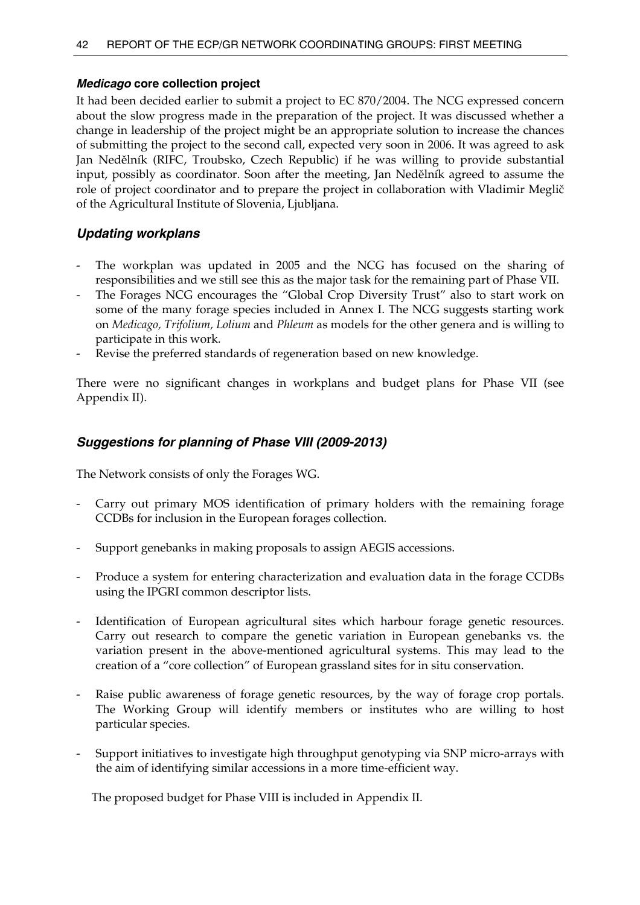#### *Medicago* core collection project

It had been decided earlier to submit a project to EC 870/2004. The NCG expressed concern about the slow progress made in the preparation of the project. It was discussed whether a change in leadership of the project might be an appropriate solution to increase the chances of submitting the project to the second call, expected very soon in 2006. It was agreed to ask Jan Nedělník (RIFC, Troubsko, Czech Republic) if he was willing to provide substantial input, possibly as coordinator. Soon after the meeting, Jan Nedělník agreed to assume the role of project coordinator and to prepare the project in collaboration with Vladimir Meglič of the Agricultural Institute of Slovenia, Ljubljana.

### *Updating workplans*

- The workplan was updated in 2005 and the NCG has focused on the sharing of responsibilities and we still see this as the major task for the remaining part of Phase VII.
- The Forages NCG encourages the "Global Crop Diversity Trust" also to start work on some of the many forage species included in Annex I. The NCG suggests starting work on *Medicago*, *Trifolium*, *Lolium* and *Phleum* as models for the other genera and is willing to participate in this work.
- Revise the preferred standards of regeneration based on new knowledge.

There were no significant changes in workplans and budget plans for Phase VII (see Appendix II).

### *Suggestions for planning of Phase VIII (2009-2013)*

The Network consists of only the Forages WG.

- Carry out primary MOS identification of primary holders with the remaining forage CCDBs for inclusion in the European forages collection.
- Support genebanks in making proposals to assign AEGIS accessions.
- Produce a system for entering characterization and evaluation data in the forage CCDBs using the IPGRI common descriptor lists.
- Identification of European agricultural sites which harbour forage genetic resources. Carry out research to compare the genetic variation in European genebanks vs. the variation present in the above-mentioned agricultural systems. This may lead to the creation of a "core collection" of European grassland sites for in situ conservation.
- Raise public awareness of forage genetic resources, by the way of forage crop portals. The Working Group will identify members or institutes who are willing to host particular species.
- Support initiatives to investigate high throughput genotyping via SNP micro-arrays with the aim of identifying similar accessions in a more time-efficient way.

The proposed budget for Phase VIII is included in Appendix II.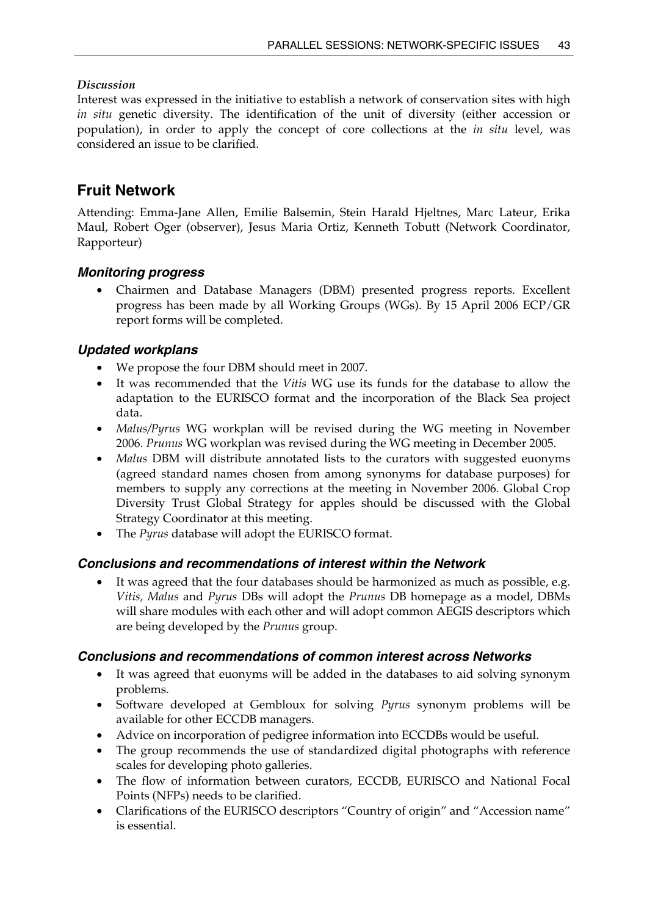*Discussion*

Interest was expressed in the initiative to establish a network of conservation sites with high *in situ* genetic diversity. The identification of the unit of diversity (either accession or population), in order to apply the concept of core collections at the *in situ* level, was considered an issue to be clarified.

## Fruit Network

Attending: Emma-Jane Allen, Emilie Balsemin, Stein Harald Hjeltnes, Marc Lateur, Erika Maul, Robert Oger (observer), Jesus Maria Ortiz, Kenneth Tobutt (Network Coordinator, Rapporteur)

### *Monitoring progress*

- Chairmen and Database Managers (DBM) presented progress reports. Excellent progress has been made by all Working Groups (WGs). By 15 April 2006 ECP/GR report forms will be completed.

### *Updated workplans*

- We propose the four DBM should meet in 2007.
- It was recommended that the *Vitis* WG use its funds for the database to allow the adaptation to the EURISCO format and the incorporation of the Black Sea project data.
- *Malus/Pyrus* WG workplan will be revised during the WG meeting in November 2006. *Prunus* WG workplan was revised during the WG meeting in December 2005.
- *Malus* DBM will distribute annotated lists to the curators with suggested euonyms (agreed standard names chosen from among synonyms for database purposes) for members to supply any corrections at the meeting in November 2006. Global Crop Diversity Trust Global Strategy for apples should be discussed with the Global Strategy Coordinator at this meeting.
- The *Pyrus* database will adopt the EURISCO format.

### *Conclusions and recommendations of interest within the Network*

- It was agreed that the four databases should be harmonized as much as possible, e.g. *Vitis, Malus* and *Pyrus* DBs will adopt the *Prunus* DB homepage as a model, DBMs will share modules with each other and will adopt common AEGIS descriptors which are being developed by the *Prunus* group.

### *Conclusions and recommendations of common interest across Networks*

- It was agreed that euonyms will be added in the databases to aid solving synonym problems.
- Software developed at Gembloux for solving *Pyrus* synonym problems will be available for other ECCDB managers.
- Advice on incorporation of pedigree information into ECCDBs would be useful.
- The group recommends the use of standardized digital photographs with reference scales for developing photo galleries.
- The flow of information between curators, ECCDB, EURISCO and National Focal Points (NFPs) needs to be clarified.
- Clarifications of the EURISCO descriptors "Country of origin" and "Accession name" is essential.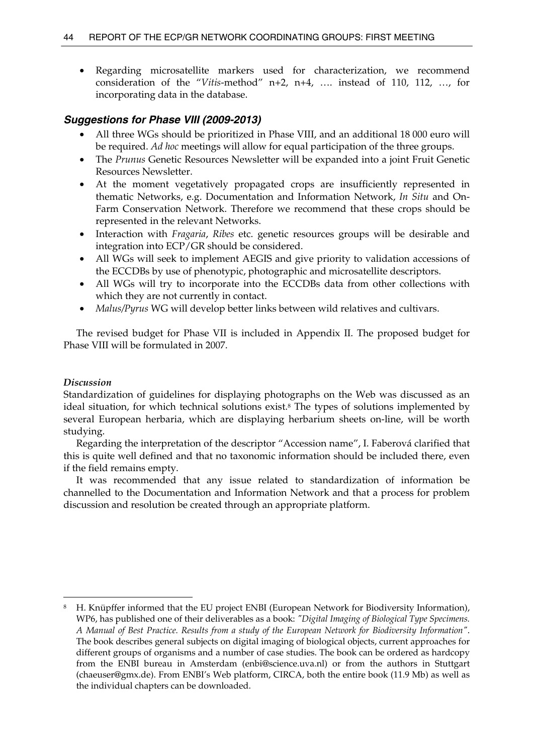- Regarding microsatellite markers used for characterization, we recommend consideration of the "*Vitis*-method" n+2, n+4, …. instead of 110, 112, …, for incorporating data in the database.

### *Suggestions for Phase VIII (2009-2013)*

- All three WGs should be prioritized in Phase VIII, and an additional 18 000 euro will be required. *Ad hoc* meetings will allow for equal participation of the three groups.
- The *Prunus* Genetic Resources Newsletter will be expanded into a joint Fruit Genetic Resources Newsletter.
- At the moment vegetatively propagated crops are insufficiently represented in thematic Networks, e.g. Documentation and Information Network, *In Situ* and On-Farm Conservation Network. Therefore we recommend that these crops should be represented in the relevant Networks.
- Interaction with *Fragaria*, *Ribes* etc. genetic resources groups will be desirable and integration into ECP/GR should be considered.
- All WGs will seek to implement AEGIS and give priority to validation accessions of the ECCDBs by use of phenotypic, photographic and microsatellite descriptors.
- All WGs will try to incorporate into the ECCDBs data from other collections with which they are not currently in contact.
- *Malus/Pyrus* WG will develop better links between wild relatives and cultivars.

The revised budget for Phase VII is included in Appendix II. The proposed budget for Phase VIII will be formulated in 2007.

#### *Discussion*

Standardization of guidelines for displaying photographs on the Web was discussed as an ideal situation, for which technical solutions exist.[8] The types of solutions implemented by several European herbaria, which are displaying herbarium sheets on-line, will be worth studying.

Regarding the interpretation of the descriptor "Accession name", I. Faberová clarified that this is quite well defined and that no taxonomic information should be included there, even if the field remains empty.

It was recommended that any issue related to standardization of information be channelled to the Documentation and Information Network and that a process for problem discussion and resolution be created through an appropriate platform.

---

[8] H. Knüpffer informed that the EU project ENBI (European Network for Biodiversity Information), WP6, has published one of their deliverables as a book: *"Digital Imaging of Biological Type Specimens. A Manual of Best Practice. Results from a study of the European Network for Biodiversity Information"*. The book describes general subjects on digital imaging of biological objects, current approaches for different groups of organisms and a number of case studies. The book can be ordered as hardcopy from the ENBI bureau in Amsterdam (enbi@science.uva.nl) or from the authors in Stuttgart (chaeuser@gmx.de). From ENBI's Web platform, CIRCA, both the entire book (11.9 Mb) as well as the individual chapters can be downloaded.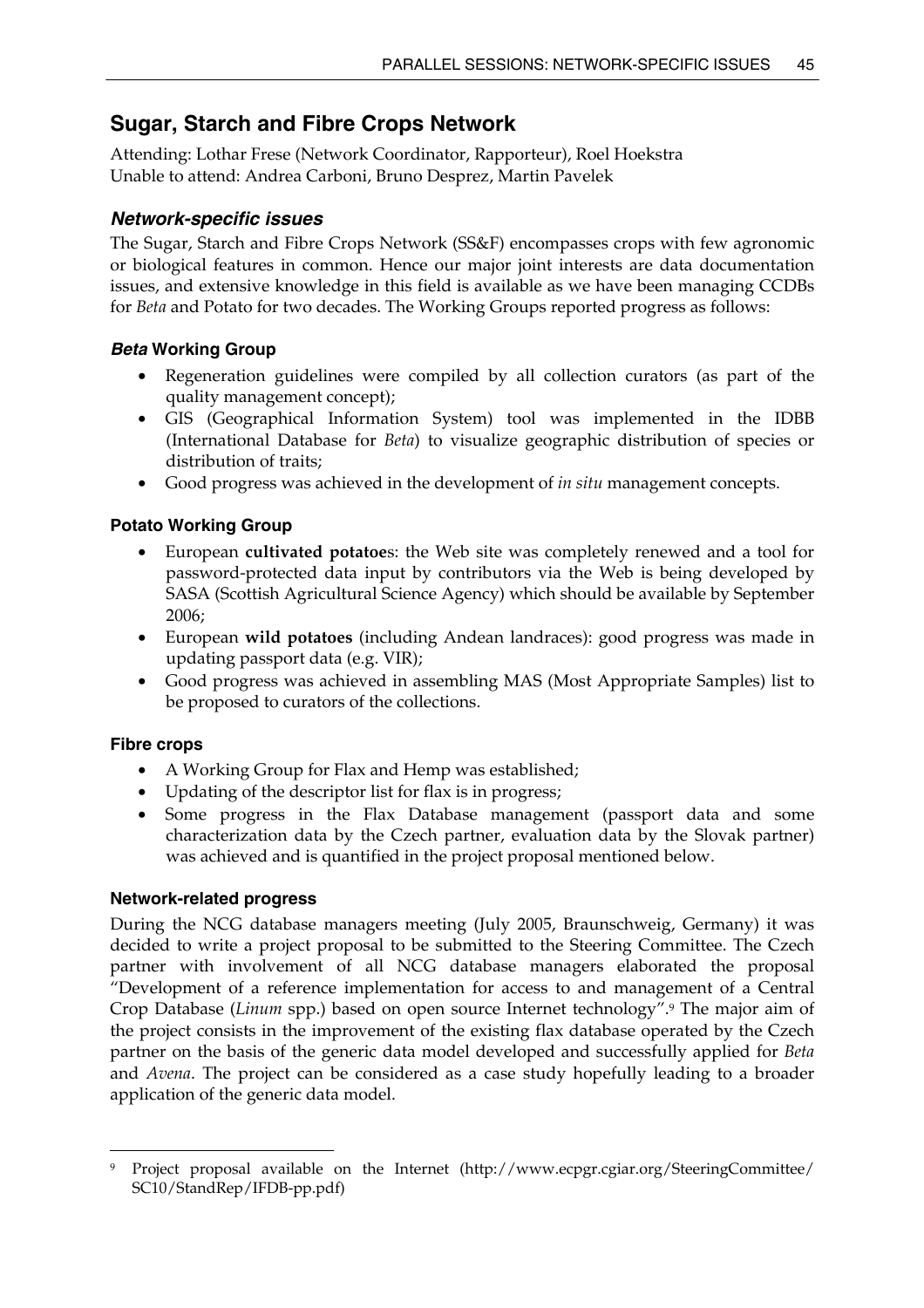## Sugar, Starch and Fibre Crops Network

Attending: Lothar Frese (Network Coordinator, Rapporteur), Roel Hoekstra
Unable to attend: Andrea Carboni, Bruno Desprez, Martin Pavelek

### *Network-specific issues*

The Sugar, Starch and Fibre Crops Network (SS&F) encompasses crops with few agronomic or biological features in common. Hence our major joint interests are data documentation issues, and extensive knowledge in this field is available as we have been managing CCDBs for *Beta* and Potato for two decades. The Working Groups reported progress as follows:

#### *Beta* Working Group

- Regeneration guidelines were compiled by all collection curators (as part of the quality management concept);
- GIS (Geographical Information System) tool was implemented in the IDBB (International Database for *Beta*) to visualize geographic distribution of species or distribution of traits;
- Good progress was achieved in the development of *in situ* management concepts.

#### Potato Working Group

- European **cultivated potatoe**s: the Web site was completely renewed and a tool for password-protected data input by contributors via the Web is being developed by SASA (Scottish Agricultural Science Agency) which should be available by September 2006;
- European **wild potatoes** (including Andean landraces): good progress was made in updating passport data (e.g. VIR);
- Good progress was achieved in assembling MAS (Most Appropriate Samples) list to be proposed to curators of the collections.

#### Fibre crops

- A Working Group for Flax and Hemp was established;
- Updating of the descriptor list for flax is in progress;
- Some progress in the Flax Database management (passport data and some characterization data by the Czech partner, evaluation data by the Slovak partner) was achieved and is quantified in the project proposal mentioned below.

#### Network-related progress

During the NCG database managers meeting (July 2005, Braunschweig, Germany) it was decided to write a project proposal to be submitted to the Steering Committee. The Czech partner with involvement of all NCG database managers elaborated the proposal "Development of a reference implementation for access to and management of a Central Crop Database (*Linum* spp.) based on open source Internet technology".[9] The major aim of the project consists in the improvement of the existing flax database operated by the Czech partner on the basis of the generic data model developed and successfully applied for *Beta* and *Avena*. The project can be considered as a case study hopefully leading to a broader application of the generic data model.

---

[9] Project proposal available on the Internet (http://www.ecpgr.cgiar.org/SteeringCommittee/SC10/StandRep/IFDB-pp.pdf)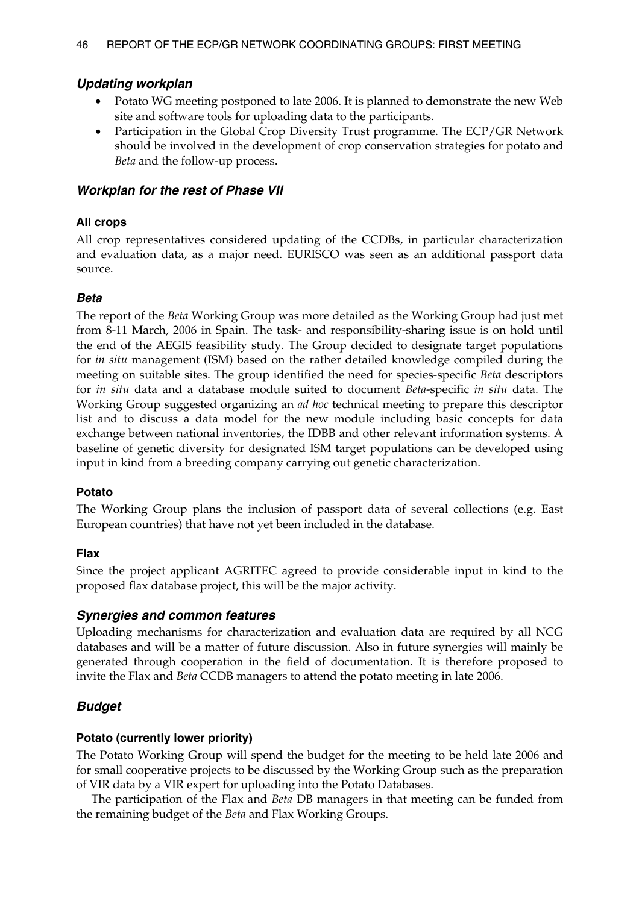### *Updating workplan*

- Potato WG meeting postponed to late 2006. It is planned to demonstrate the new Web site and software tools for uploading data to the participants.
- Participation in the Global Crop Diversity Trust programme. The ECP/GR Network should be involved in the development of crop conservation strategies for potato and *Beta* and the follow-up process.

### *Workplan for the rest of Phase VII*

#### All crops

All crop representatives considered updating of the CCDBs, in particular characterization and evaluation data, as a major need. EURISCO was seen as an additional passport data source.

#### *Beta*

The report of the *Beta* Working Group was more detailed as the Working Group had just met from 8-11 March, 2006 in Spain. The task- and responsibility-sharing issue is on hold until the end of the AEGIS feasibility study. The Group decided to designate target populations for *in situ* management (ISM) based on the rather detailed knowledge compiled during the meeting on suitable sites. The group identified the need for species-specific *Beta* descriptors for *in situ* data and a database module suited to document *Beta*-specific *in situ* data. The Working Group suggested organizing an *ad hoc* technical meeting to prepare this descriptor list and to discuss a data model for the new module including basic concepts for data exchange between national inventories, the IDBB and other relevant information systems. A baseline of genetic diversity for designated ISM target populations can be developed using input in kind from a breeding company carrying out genetic characterization.

#### Potato

The Working Group plans the inclusion of passport data of several collections (e.g. East European countries) that have not yet been included in the database.

#### Flax

Since the project applicant AGRITEC agreed to provide considerable input in kind to the proposed flax database project, this will be the major activity.

### *Synergies and common features*

Uploading mechanisms for characterization and evaluation data are required by all NCG databases and will be a matter of future discussion. Also in future synergies will mainly be generated through cooperation in the field of documentation. It is therefore proposed to invite the Flax and *Beta* CCDB managers to attend the potato meeting in late 2006.

### *Budget*

#### Potato (currently lower priority)

The Potato Working Group will spend the budget for the meeting to be held late 2006 and for small cooperative projects to be discussed by the Working Group such as the preparation of VIR data by a VIR expert for uploading into the Potato Databases.

The participation of the Flax and *Beta* DB managers in that meeting can be funded from the remaining budget of the *Beta* and Flax Working Groups.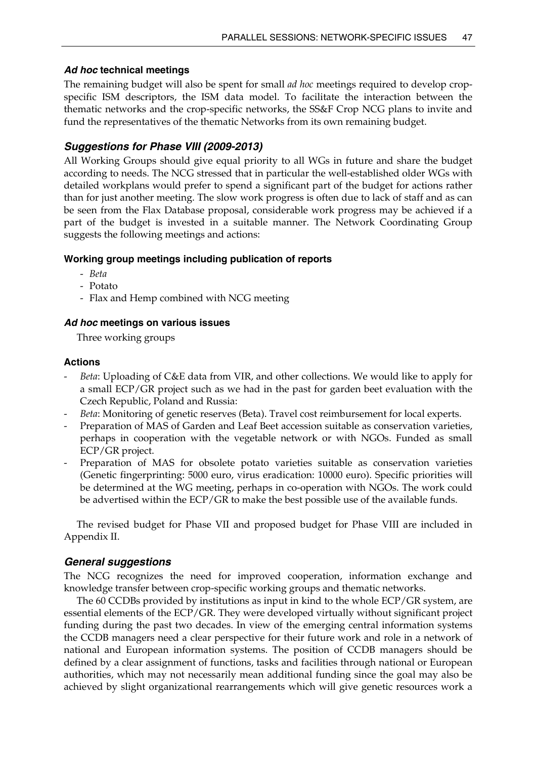### *Ad hoc* technical meetings

The remaining budget will also be spent for small *ad hoc* meetings required to develop crop-specific ISM descriptors, the ISM data model. To facilitate the interaction between the thematic networks and the crop-specific networks, the SS&F Crop NCG plans to invite and fund the representatives of the thematic Networks from its own remaining budget.

## *Suggestions for Phase VIII (2009-2013)*

All Working Groups should give equal priority to all WGs in future and share the budget according to needs. The NCG stressed that in particular the well-established older WGs with detailed workplans would prefer to spend a significant part of the budget for actions rather than for just another meeting. The slow work progress is often due to lack of staff and as can be seen from the Flax Database proposal, considerable work progress may be achieved if a part of the budget is invested in a suitable manner. The Network Coordinating Group suggests the following meetings and actions:

### Working group meetings including publication of reports

- *Beta*
- Potato
- Flax and Hemp combined with NCG meeting

### *Ad hoc* meetings on various issues

Three working groups

### Actions

- *Beta*: Uploading of C&E data from VIR, and other collections. We would like to apply for a small ECP/GR project such as we had in the past for garden beet evaluation with the Czech Republic, Poland and Russia:
- *Beta*: Monitoring of genetic reserves (Beta). Travel cost reimbursement for local experts.
- Preparation of MAS of Garden and Leaf Beet accession suitable as conservation varieties, perhaps in cooperation with the vegetable network or with NGOs. Funded as small ECP/GR project.
- Preparation of MAS for obsolete potato varieties suitable as conservation varieties (Genetic fingerprinting: 5000 euro, virus eradication: 10000 euro). Specific priorities will be determined at the WG meeting, perhaps in co-operation with NGOs. The work could be advertised within the ECP/GR to make the best possible use of the available funds.

The revised budget for Phase VII and proposed budget for Phase VIII are included in Appendix II.

## *General suggestions*

The NCG recognizes the need for improved cooperation, information exchange and knowledge transfer between crop-specific working groups and thematic networks.

The 60 CCDBs provided by institutions as input in kind to the whole ECP/GR system, are essential elements of the ECP/GR. They were developed virtually without significant project funding during the past two decades. In view of the emerging central information systems the CCDB managers need a clear perspective for their future work and role in a network of national and European information systems. The position of CCDB managers should be defined by a clear assignment of functions, tasks and facilities through national or European authorities, which may not necessarily mean additional funding since the goal may also be achieved by slight organizational rearrangements which will give genetic resources work a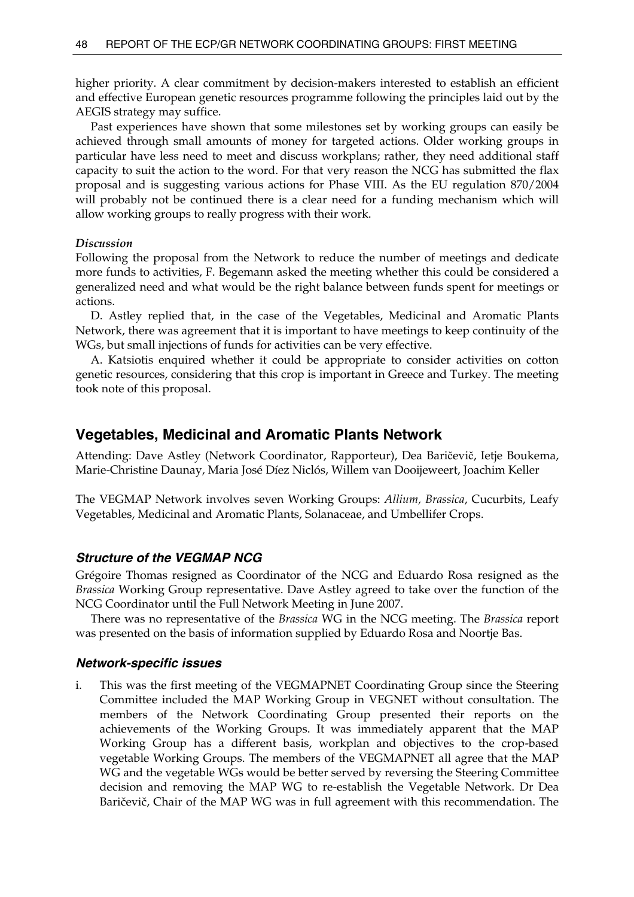higher priority. A clear commitment by decision-makers interested to establish an efficient and effective European genetic resources programme following the principles laid out by the AEGIS strategy may suffice.

Past experiences have shown that some milestones set by working groups can easily be achieved through small amounts of money for targeted actions. Older working groups in particular have less need to meet and discuss workplans; rather, they need additional staff capacity to suit the action to the word. For that very reason the NCG has submitted the flax proposal and is suggesting various actions for Phase VIII. As the EU regulation 870/2004 will probably not be continued there is a clear need for a funding mechanism which will allow working groups to really progress with their work.

*Discussion*

Following the proposal from the Network to reduce the number of meetings and dedicate more funds to activities, F. Begemann asked the meeting whether this could be considered a generalized need and what would be the right balance between funds spent for meetings or actions.

D. Astley replied that, in the case of the Vegetables, Medicinal and Aromatic Plants Network, there was agreement that it is important to have meetings to keep continuity of the WGs, but small injections of funds for activities can be very effective.

A. Katsiotis enquired whether it could be appropriate to consider activities on cotton genetic resources, considering that this crop is important in Greece and Turkey. The meeting took note of this proposal.

## Vegetables, Medicinal and Aromatic Plants Network

Attending: Dave Astley (Network Coordinator, Rapporteur), Dea Baričevič, Ietje Boukema, Marie-Christine Daunay, Maria José Díez Niclós, Willem van Dooijeweert, Joachim Keller

The VEGMAP Network involves seven Working Groups: *Allium, Brassica*, Cucurbits, Leafy Vegetables, Medicinal and Aromatic Plants, Solanaceae, and Umbellifer Crops.

### *Structure of the VEGMAP NCG*

Grégoire Thomas resigned as Coordinator of the NCG and Eduardo Rosa resigned as the *Brassica* Working Group representative. Dave Astley agreed to take over the function of the NCG Coordinator until the Full Network Meeting in June 2007.

There was no representative of the *Brassica* WG in the NCG meeting. The *Brassica* report was presented on the basis of information supplied by Eduardo Rosa and Noortje Bas.

### *Network-specific issues*

i. This was the first meeting of the VEGMAPNET Coordinating Group since the Steering Committee included the MAP Working Group in VEGNET without consultation. The members of the Network Coordinating Group presented their reports on the achievements of the Working Groups. It was immediately apparent that the MAP Working Group has a different basis, workplan and objectives to the crop-based vegetable Working Groups. The members of the VEGMAPNET all agree that the MAP WG and the vegetable WGs would be better served by reversing the Steering Committee decision and removing the MAP WG to re-establish the Vegetable Network. Dr Dea Baričevič, Chair of the MAP WG was in full agreement with this recommendation. The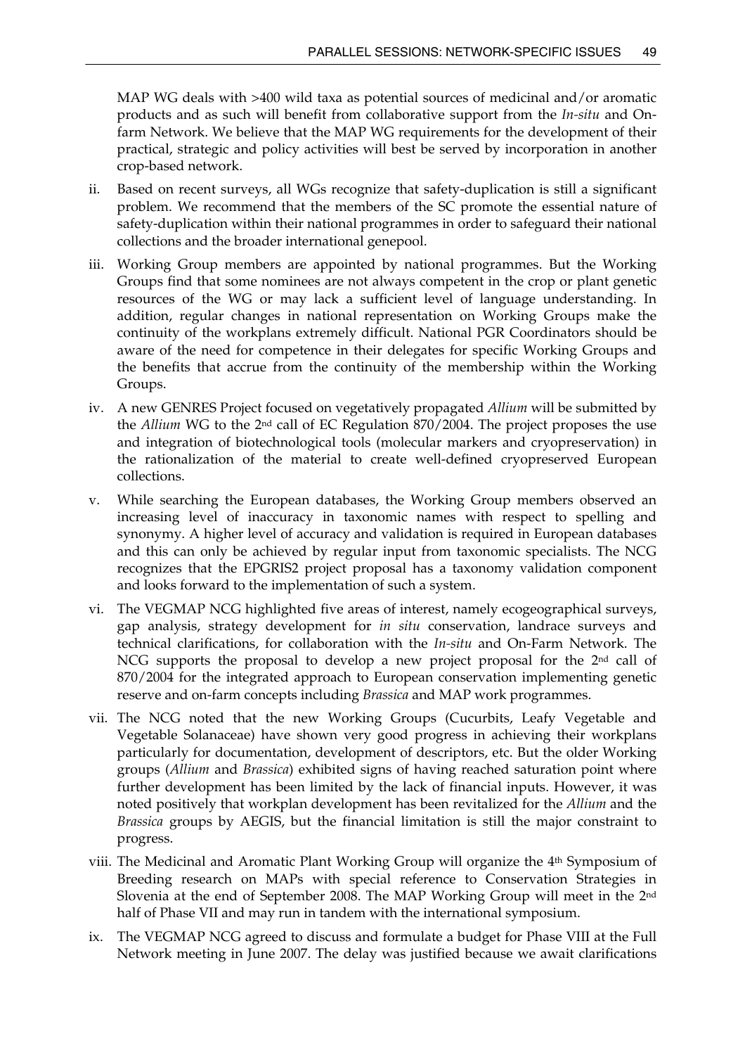MAP WG deals with >400 wild taxa as potential sources of medicinal and/or aromatic products and as such will benefit from collaborative support from the *In-situ* and On-farm Network. We believe that the MAP WG requirements for the development of their practical, strategic and policy activities will best be served by incorporation in another crop-based network.

ii. Based on recent surveys, all WGs recognize that safety-duplication is still a significant problem. We recommend that the members of the SC promote the essential nature of safety-duplication within their national programmes in order to safeguard their national collections and the broader international genepool.

iii. Working Group members are appointed by national programmes. But the Working Groups find that some nominees are not always competent in the crop or plant genetic resources of the WG or may lack a sufficient level of language understanding. In addition, regular changes in national representation on Working Groups make the continuity of the workplans extremely difficult. National PGR Coordinators should be aware of the need for competence in their delegates for specific Working Groups and the benefits that accrue from the continuity of the membership within the Working Groups.

iv. A new GENRES Project focused on vegetatively propagated *Allium* will be submitted by the *Allium* WG to the 2nd call of EC Regulation 870/2004. The project proposes the use and integration of biotechnological tools (molecular markers and cryopreservation) in the rationalization of the material to create well-defined cryopreserved European collections.

v. While searching the European databases, the Working Group members observed an increasing level of inaccuracy in taxonomic names with respect to spelling and synonymy. A higher level of accuracy and validation is required in European databases and this can only be achieved by regular input from taxonomic specialists. The NCG recognizes that the EPGRIS2 project proposal has a taxonomy validation component and looks forward to the implementation of such a system.

vi. The VEGMAP NCG highlighted five areas of interest, namely ecogeographical surveys, gap analysis, strategy development for *in situ* conservation, landrace surveys and technical clarifications, for collaboration with the *In-situ* and On-Farm Network. The NCG supports the proposal to develop a new project proposal for the 2nd call of 870/2004 for the integrated approach to European conservation implementing genetic reserve and on-farm concepts including *Brassica* and MAP work programmes.

vii. The NCG noted that the new Working Groups (Cucurbits, Leafy Vegetable and Vegetable Solanaceae) have shown very good progress in achieving their workplans particularly for documentation, development of descriptors, etc. But the older Working groups (*Allium* and *Brassica*) exhibited signs of having reached saturation point where further development has been limited by the lack of financial inputs. However, it was noted positively that workplan development has been revitalized for the *Allium* and the *Brassica* groups by AEGIS, but the financial limitation is still the major constraint to progress.

viii. The Medicinal and Aromatic Plant Working Group will organize the 4th Symposium of Breeding research on MAPs with special reference to Conservation Strategies in Slovenia at the end of September 2008. The MAP Working Group will meet in the 2nd half of Phase VII and may run in tandem with the international symposium.

ix. The VEGMAP NCG agreed to discuss and formulate a budget for Phase VIII at the Full Network meeting in June 2007. The delay was justified because we await clarifications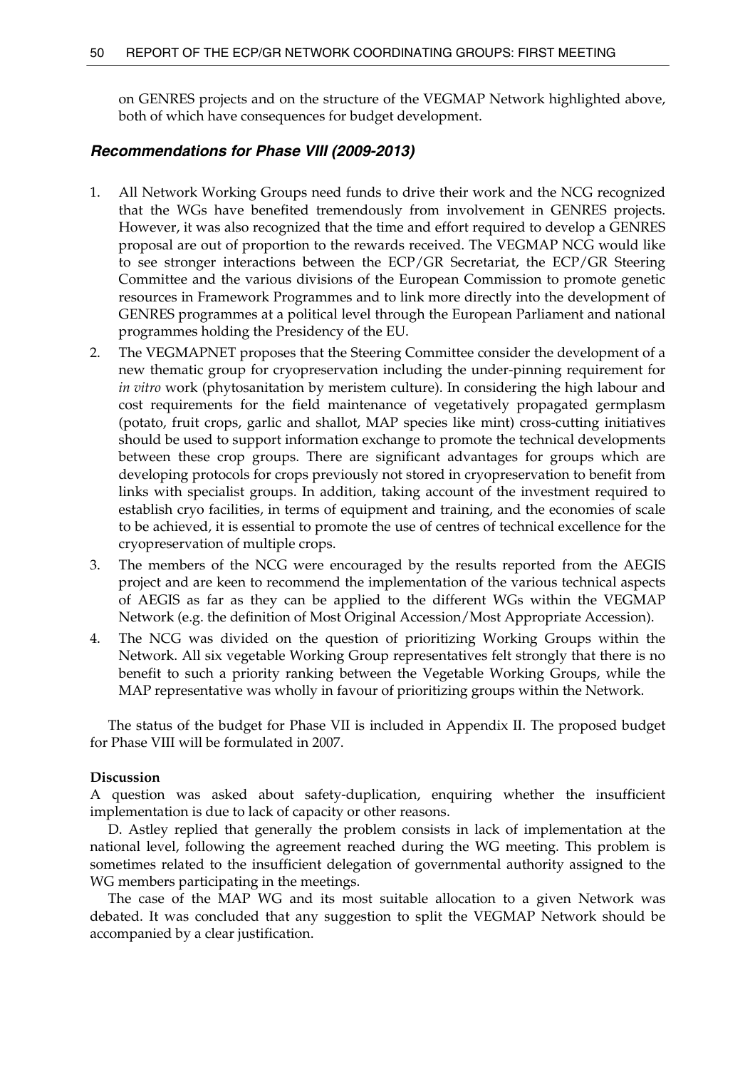on GENRES projects and on the structure of the VEGMAP Network highlighted above, both of which have consequences for budget development.

### *Recommendations for Phase VIII (2009-2013)*

1. All Network Working Groups need funds to drive their work and the NCG recognized that the WGs have benefited tremendously from involvement in GENRES projects. However, it was also recognized that the time and effort required to develop a GENRES proposal are out of proportion to the rewards received. The VEGMAP NCG would like to see stronger interactions between the ECP/GR Secretariat, the ECP/GR Steering Committee and the various divisions of the European Commission to promote genetic resources in Framework Programmes and to link more directly into the development of GENRES programmes at a political level through the European Parliament and national programmes holding the Presidency of the EU.
2. The VEGMAPNET proposes that the Steering Committee consider the development of a new thematic group for cryopreservation including the under-pinning requirement for *in vitro* work (phytosanitation by meristem culture). In considering the high labour and cost requirements for the field maintenance of vegetatively propagated germplasm (potato, fruit crops, garlic and shallot, MAP species like mint) cross-cutting initiatives should be used to support information exchange to promote the technical developments between these crop groups. There are significant advantages for groups which are developing protocols for crops previously not stored in cryopreservation to benefit from links with specialist groups. In addition, taking account of the investment required to establish cryo facilities, in terms of equipment and training, and the economies of scale to be achieved, it is essential to promote the use of centres of technical excellence for the cryopreservation of multiple crops.
3. The members of the NCG were encouraged by the results reported from the AEGIS project and are keen to recommend the implementation of the various technical aspects of AEGIS as far as they can be applied to the different WGs within the VEGMAP Network (e.g. the definition of Most Original Accession/Most Appropriate Accession).
4. The NCG was divided on the question of prioritizing Working Groups within the Network. All six vegetable Working Group representatives felt strongly that there is no benefit to such a priority ranking between the Vegetable Working Groups, while the MAP representative was wholly in favour of prioritizing groups within the Network.

The status of the budget for Phase VII is included in Appendix II. The proposed budget for Phase VIII will be formulated in 2007.

**Discussion**

A question was asked about safety-duplication, enquiring whether the insufficient implementation is due to lack of capacity or other reasons.

D. Astley replied that generally the problem consists in lack of implementation at the national level, following the agreement reached during the WG meeting. This problem is sometimes related to the insufficient delegation of governmental authority assigned to the WG members participating in the meetings.

The case of the MAP WG and its most suitable allocation to a given Network was debated. It was concluded that any suggestion to split the VEGMAP Network should be accompanied by a clear justification.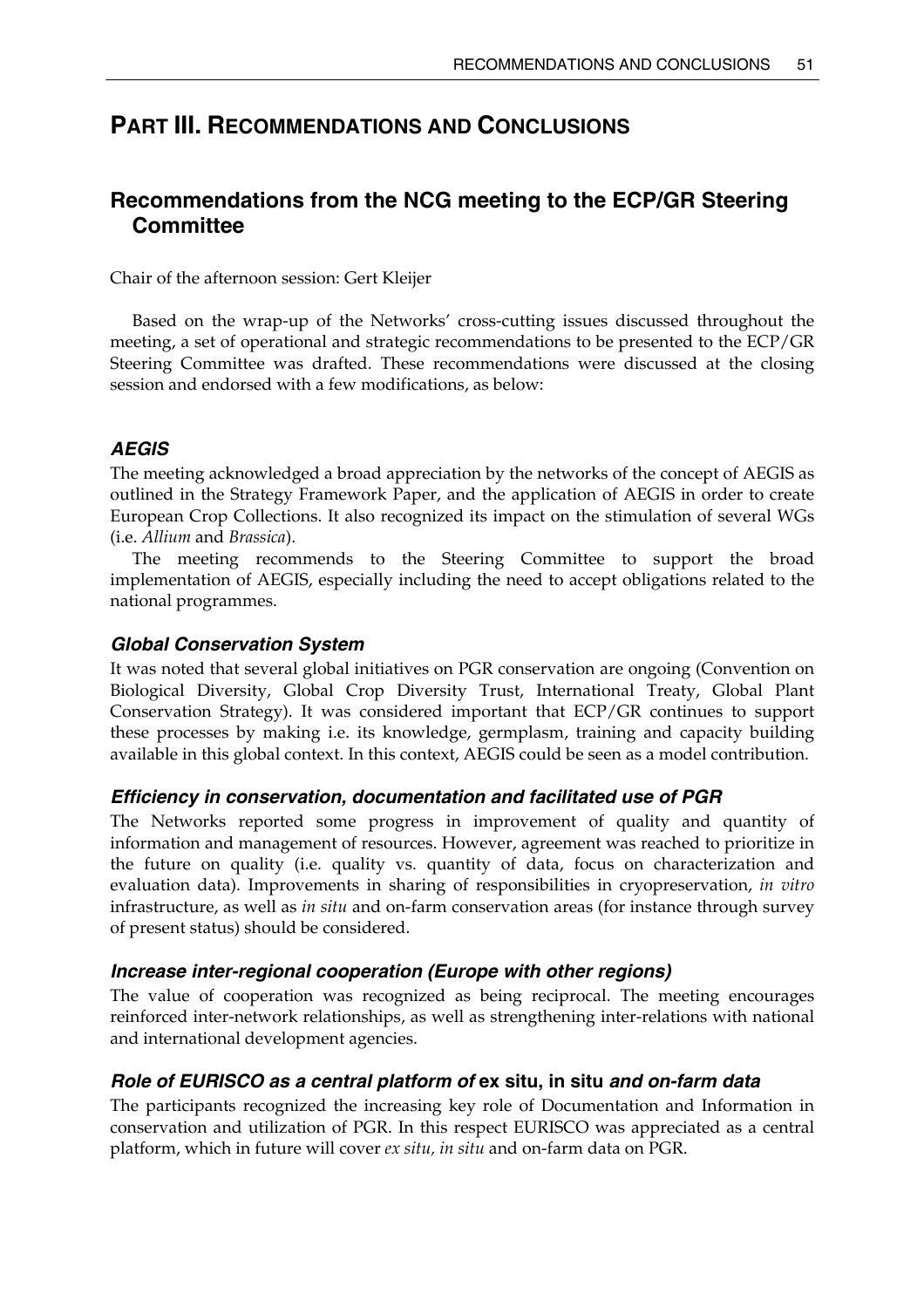# PART III. RECOMMENDATIONS AND CONCLUSIONS

## Recommendations from the NCG meeting to the ECP/GR Steering Committee

Chair of the afternoon session: Gert Kleijer

Based on the wrap-up of the Networks' cross-cutting issues discussed throughout the meeting, a set of operational and strategic recommendations to be presented to the ECP/GR Steering Committee was drafted. These recommendations were discussed at the closing session and endorsed with a few modifications, as below:

### *AEGIS*

The meeting acknowledged a broad appreciation by the networks of the concept of AEGIS as outlined in the Strategy Framework Paper, and the application of AEGIS in order to create European Crop Collections. It also recognized its impact on the stimulation of several WGs (i.e. *Allium* and *Brassica*).

The meeting recommends to the Steering Committee to support the broad implementation of AEGIS, especially including the need to accept obligations related to the national programmes.

### *Global Conservation System*

It was noted that several global initiatives on PGR conservation are ongoing (Convention on Biological Diversity, Global Crop Diversity Trust, International Treaty, Global Plant Conservation Strategy). It was considered important that ECP/GR continues to support these processes by making i.e. its knowledge, germplasm, training and capacity building available in this global context. In this context, AEGIS could be seen as a model contribution.

### *Efficiency in conservation, documentation and facilitated use of PGR*

The Networks reported some progress in improvement of quality and quantity of information and management of resources. However, agreement was reached to prioritize in the future on quality (i.e. quality vs. quantity of data, focus on characterization and evaluation data). Improvements in sharing of responsibilities in cryopreservation, *in vitro* infrastructure, as well as *in situ* and on-farm conservation areas (for instance through survey of present status) should be considered.

### *Increase inter-regional cooperation (Europe with other regions)*

The value of cooperation was recognized as being reciprocal. The meeting encourages reinforced inter-network relationships, as well as strengthening inter-relations with national and international development agencies.

### *Role of EURISCO as a central platform of* ex situ, in situ *and on-farm data*

The participants recognized the increasing key role of Documentation and Information in conservation and utilization of PGR. In this respect EURISCO was appreciated as a central platform, which in future will cover *ex situ, in situ* and on-farm data on PGR.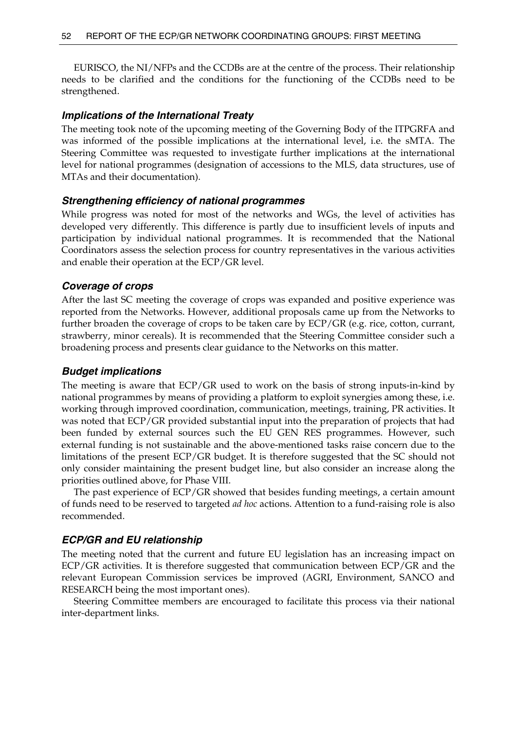EURISCO, the NI/NFPs and the CCDBs are at the centre of the process. Their relationship needs to be clarified and the conditions for the functioning of the CCDBs need to be strengthened.

### *Implications of the International Treaty*

The meeting took note of the upcoming meeting of the Governing Body of the ITPGRFA and was informed of the possible implications at the international level, i.e. the sMTA. The Steering Committee was requested to investigate further implications at the international level for national programmes (designation of accessions to the MLS, data structures, use of MTAs and their documentation).

### *Strengthening efficiency of national programmes*

While progress was noted for most of the networks and WGs, the level of activities has developed very differently. This difference is partly due to insufficient levels of inputs and participation by individual national programmes. It is recommended that the National Coordinators assess the selection process for country representatives in the various activities and enable their operation at the ECP/GR level.

### *Coverage of crops*

After the last SC meeting the coverage of crops was expanded and positive experience was reported from the Networks. However, additional proposals came up from the Networks to further broaden the coverage of crops to be taken care by ECP/GR (e.g. rice, cotton, currant, strawberry, minor cereals). It is recommended that the Steering Committee consider such a broadening process and presents clear guidance to the Networks on this matter.

### *Budget implications*

The meeting is aware that ECP/GR used to work on the basis of strong inputs-in-kind by national programmes by means of providing a platform to exploit synergies among these, i.e. working through improved coordination, communication, meetings, training, PR activities. It was noted that ECP/GR provided substantial input into the preparation of projects that had been funded by external sources such the EU GEN RES programmes. However, such external funding is not sustainable and the above-mentioned tasks raise concern due to the limitations of the present ECP/GR budget. It is therefore suggested that the SC should not only consider maintaining the present budget line, but also consider an increase along the priorities outlined above, for Phase VIII.

The past experience of ECP/GR showed that besides funding meetings, a certain amount of funds need to be reserved to targeted *ad hoc* actions. Attention to a fund-raising role is also recommended.

### *ECP/GR and EU relationship*

The meeting noted that the current and future EU legislation has an increasing impact on ECP/GR activities. It is therefore suggested that communication between ECP/GR and the relevant European Commission services be improved (AGRI, Environment, SANCO and RESEARCH being the most important ones).

Steering Committee members are encouraged to facilitate this process via their national inter-department links.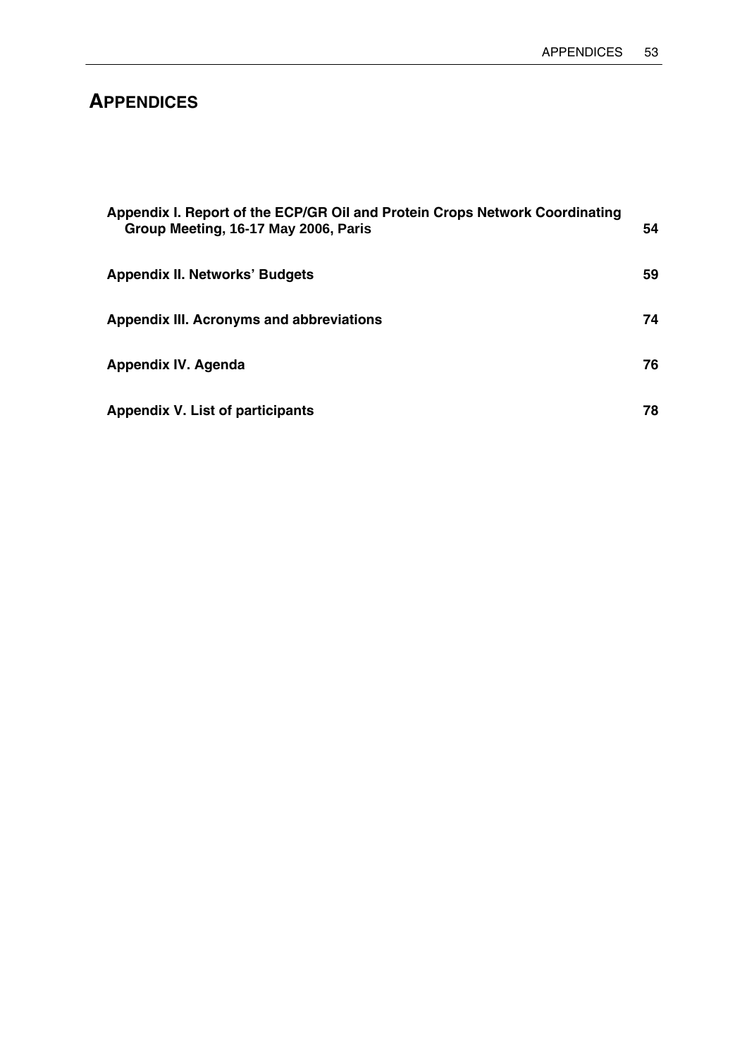# APPENDICES

| | |
|---|---|
| **Appendix I. Report of the ECP/GR Oil and Protein Crops Network Coordinating Group Meeting, 16-17 May 2006, Paris** | **54** |
| **Appendix II. Networks' Budgets** | **59** |
| **Appendix III. Acronyms and abbreviations** | **74** |
| **Appendix IV. Agenda** | **76** |
| **Appendix V. List of participants** | **78** |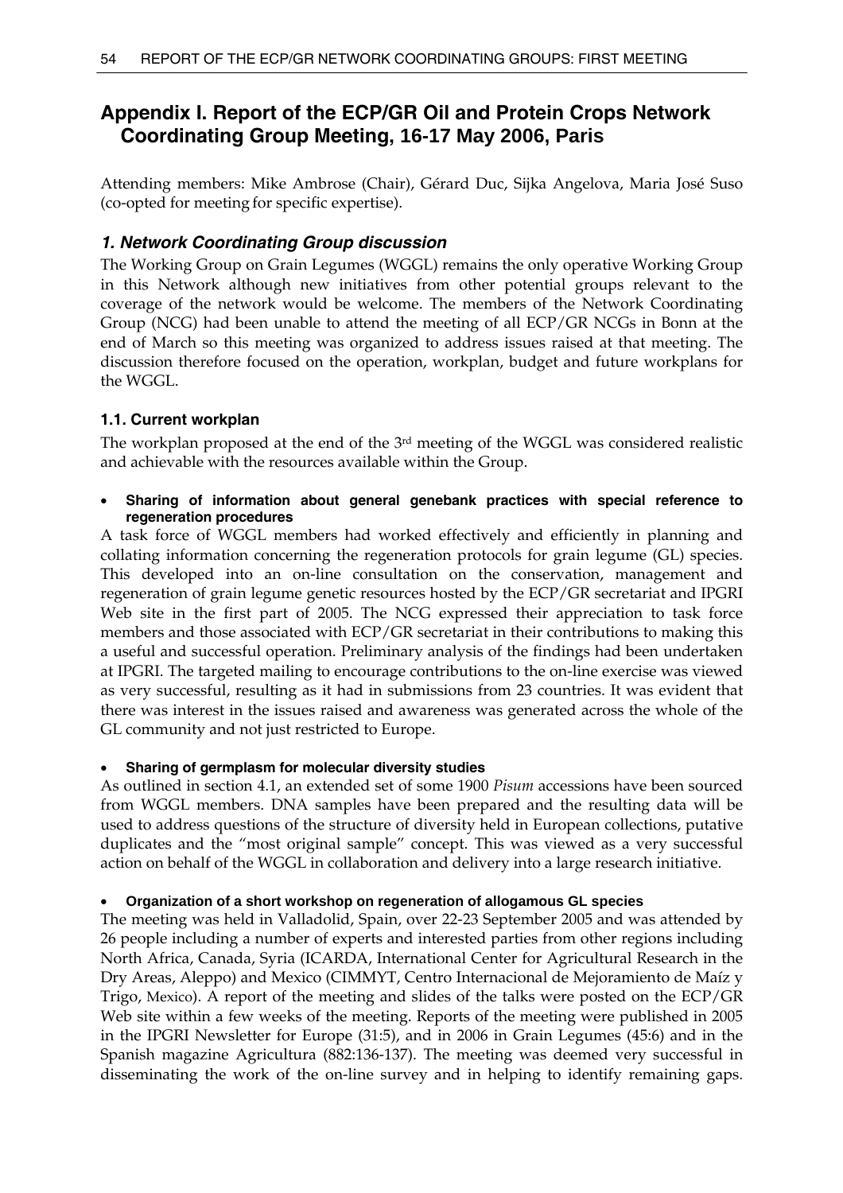# Appendix I. Report of the ECP/GR Oil and Protein Crops Network Coordinating Group Meeting, 16-17 May 2006, Paris

Attending members: Mike Ambrose (Chair), Gérard Duc, Sijka Angelova, Maria José Suso (co-opted for meeting for specific expertise).

## *1. Network Coordinating Group discussion*

The Working Group on Grain Legumes (WGGL) remains the only operative Working Group in this Network although new initiatives from other potential groups relevant to the coverage of the network would be welcome. The members of the Network Coordinating Group (NCG) had been unable to attend the meeting of all ECP/GR NCGs in Bonn at the end of March so this meeting was organized to address issues raised at that meeting. The discussion therefore focused on the operation, workplan, budget and future workplans for the WGGL.

### 1.1. Current workplan

The workplan proposed at the end of the 3rd meeting of the WGGL was considered realistic and achievable with the resources available within the Group.

- **Sharing of information about general genebank practices with special reference to regeneration procedures**

A task force of WGGL members had worked effectively and efficiently in planning and collating information concerning the regeneration protocols for grain legume (GL) species. This developed into an on-line consultation on the conservation, management and regeneration of grain legume genetic resources hosted by the ECP/GR secretariat and IPGRI Web site in the first part of 2005. The NCG expressed their appreciation to task force members and those associated with ECP/GR secretariat in their contributions to making this a useful and successful operation. Preliminary analysis of the findings had been undertaken at IPGRI. The targeted mailing to encourage contributions to the on-line exercise was viewed as very successful, resulting as it had in submissions from 23 countries. It was evident that there was interest in the issues raised and awareness was generated across the whole of the GL community and not just restricted to Europe.

- **Sharing of germplasm for molecular diversity studies**

As outlined in section 4.1, an extended set of some 1900 *Pisum* accessions have been sourced from WGGL members. DNA samples have been prepared and the resulting data will be used to address questions of the structure of diversity held in European collections, putative duplicates and the "most original sample" concept. This was viewed as a very successful action on behalf of the WGGL in collaboration and delivery into a large research initiative.

- **Organization of a short workshop on regeneration of allogamous GL species**

The meeting was held in Valladolid, Spain, over 22-23 September 2005 and was attended by 26 people including a number of experts and interested parties from other regions including North Africa, Canada, Syria (ICARDA, International Center for Agricultural Research in the Dry Areas, Aleppo) and Mexico (CIMMYT, Centro Internacional de Mejoramiento de Maíz y Trigo, Mexico). A report of the meeting and slides of the talks were posted on the ECP/GR Web site within a few weeks of the meeting. Reports of the meeting were published in 2005 in the IPGRI Newsletter for Europe (31:5), and in 2006 in Grain Legumes (45:6) and in the Spanish magazine Agricultura (882:136-137). The meeting was deemed very successful in disseminating the work of the on-line survey and in helping to identify remaining gaps.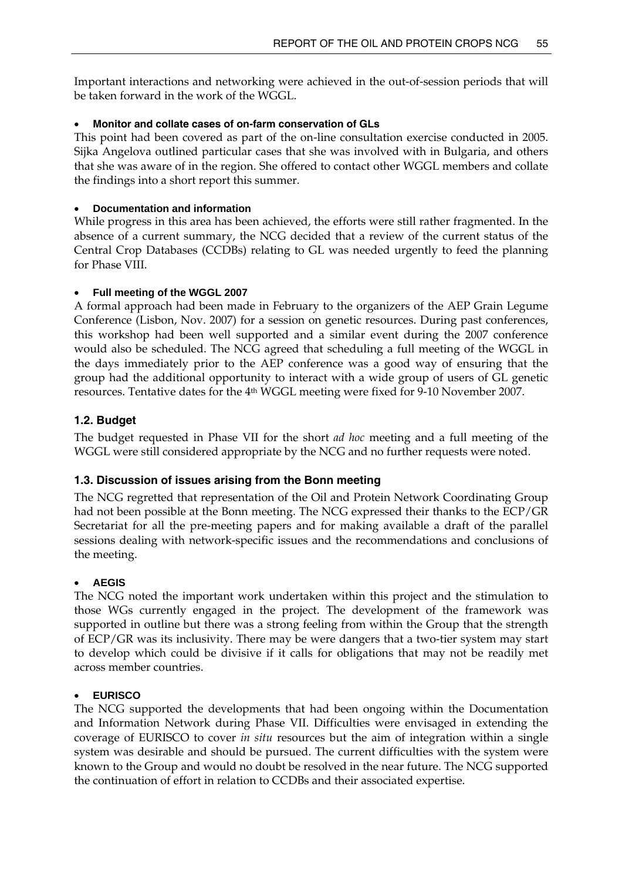Important interactions and networking were achieved in the out-of-session periods that will be taken forward in the work of the WGGL.

- **Monitor and collate cases of on-farm conservation of GLs**

This point had been covered as part of the on-line consultation exercise conducted in 2005. Sijka Angelova outlined particular cases that she was involved with in Bulgaria, and others that she was aware of in the region. She offered to contact other WGGL members and collate the findings into a short report this summer.

- **Documentation and information**

While progress in this area has been achieved, the efforts were still rather fragmented. In the absence of a current summary, the NCG decided that a review of the current status of the Central Crop Databases (CCDBs) relating to GL was needed urgently to feed the planning for Phase VIII.

- **Full meeting of the WGGL 2007**

A formal approach had been made in February to the organizers of the AEP Grain Legume Conference (Lisbon, Nov. 2007) for a session on genetic resources. During past conferences, this workshop had been well supported and a similar event during the 2007 conference would also be scheduled. The NCG agreed that scheduling a full meeting of the WGGL in the days immediately prior to the AEP conference was a good way of ensuring that the group had the additional opportunity to interact with a wide group of users of GL genetic resources. Tentative dates for the 4th WGGL meeting were fixed for 9-10 November 2007.

### 1.2. Budget

The budget requested in Phase VII for the short *ad hoc* meeting and a full meeting of the WGGL were still considered appropriate by the NCG and no further requests were noted.

### 1.3. Discussion of issues arising from the Bonn meeting

The NCG regretted that representation of the Oil and Protein Network Coordinating Group had not been possible at the Bonn meeting. The NCG expressed their thanks to the ECP/GR Secretariat for all the pre-meeting papers and for making available a draft of the parallel sessions dealing with network-specific issues and the recommendations and conclusions of the meeting.

- **AEGIS**

The NCG noted the important work undertaken within this project and the stimulation to those WGs currently engaged in the project. The development of the framework was supported in outline but there was a strong feeling from within the Group that the strength of ECP/GR was its inclusivity. There may be were dangers that a two-tier system may start to develop which could be divisive if it calls for obligations that may not be readily met across member countries.

- **EURISCO**

The NCG supported the developments that had been ongoing within the Documentation and Information Network during Phase VII. Difficulties were envisaged in extending the coverage of EURISCO to cover *in situ* resources but the aim of integration within a single system was desirable and should be pursued. The current difficulties with the system were known to the Group and would no doubt be resolved in the near future. The NCG supported the continuation of effort in relation to CCDBs and their associated expertise.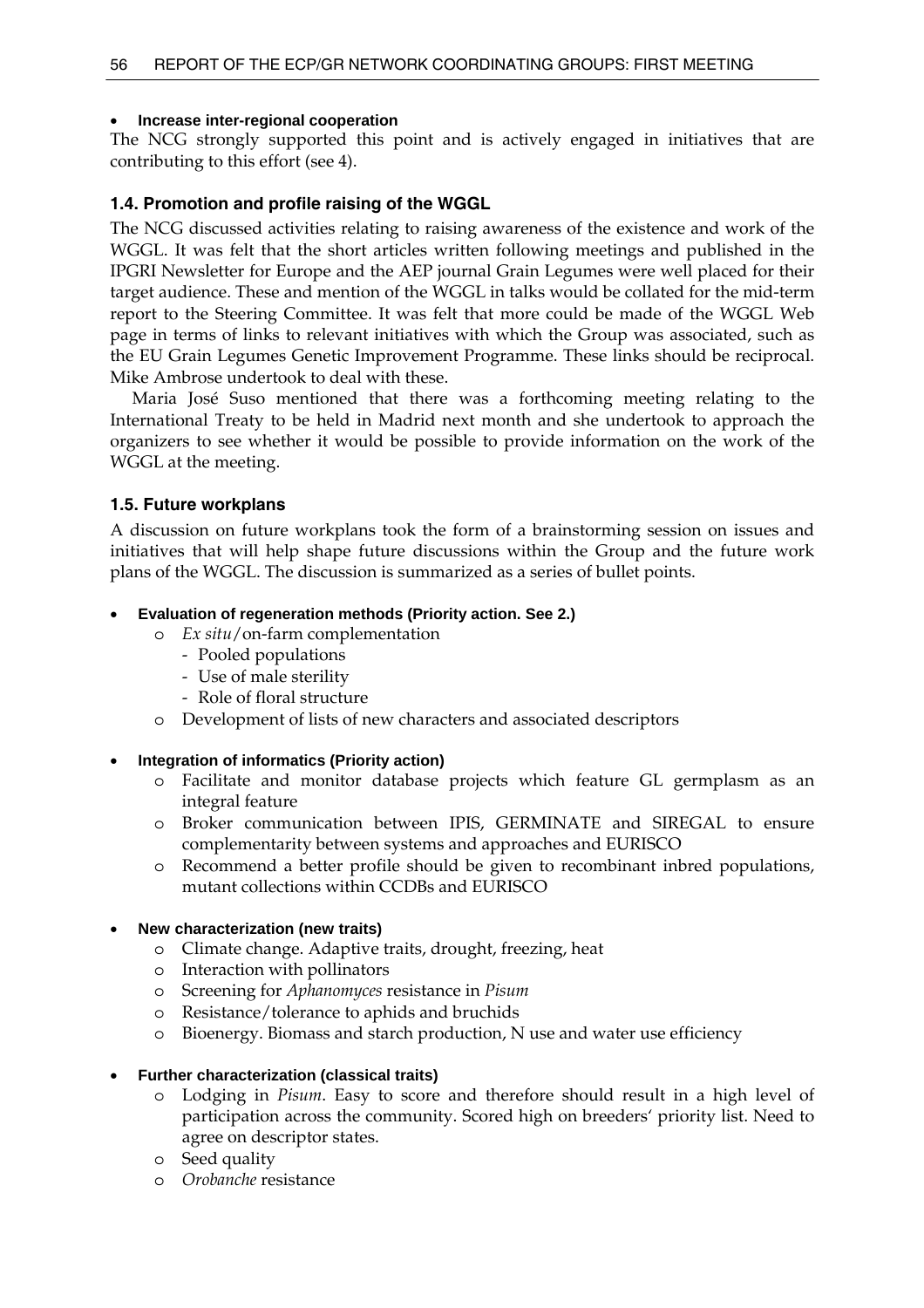- **Increase inter-regional cooperation**

The NCG strongly supported this point and is actively engaged in initiatives that are contributing to this effort (see 4).

### 1.4. Promotion and profile raising of the WGGL

The NCG discussed activities relating to raising awareness of the existence and work of the WGGL. It was felt that the short articles written following meetings and published in the IPGRI Newsletter for Europe and the AEP journal Grain Legumes were well placed for their target audience. These and mention of the WGGL in talks would be collated for the mid-term report to the Steering Committee. It was felt that more could be made of the WGGL Web page in terms of links to relevant initiatives with which the Group was associated, such as the EU Grain Legumes Genetic Improvement Programme. These links should be reciprocal. Mike Ambrose undertook to deal with these.

Maria José Suso mentioned that there was a forthcoming meeting relating to the International Treaty to be held in Madrid next month and she undertook to approach the organizers to see whether it would be possible to provide information on the work of the WGGL at the meeting.

### 1.5. Future workplans

A discussion on future workplans took the form of a brainstorming session on issues and initiatives that will help shape future discussions within the Group and the future work plans of the WGGL. The discussion is summarized as a series of bullet points.

- **Evaluation of regeneration methods (Priority action. See 2.)**
  - *Ex situ*/on-farm complementation
    - Pooled populations
    - Use of male sterility
    - Role of floral structure
  - Development of lists of new characters and associated descriptors

- **Integration of informatics (Priority action)**
  - Facilitate and monitor database projects which feature GL germplasm as an integral feature
  - Broker communication between IPIS, GERMINATE and SIREGAL to ensure complementarity between systems and approaches and EURISCO
  - Recommend a better profile should be given to recombinant inbred populations, mutant collections within CCDBs and EURISCO

- **New characterization (new traits)**
  - Climate change. Adaptive traits, drought, freezing, heat
  - Interaction with pollinators
  - Screening for *Aphanomyces* resistance in *Pisum*
  - Resistance/tolerance to aphids and bruchids
  - Bioenergy. Biomass and starch production, N use and water use efficiency

- **Further characterization (classical traits)**
  - Lodging in *Pisum*. Easy to score and therefore should result in a high level of participation across the community. Scored high on breeders' priority list. Need to agree on descriptor states.
  - Seed quality
  - *Orobanche* resistance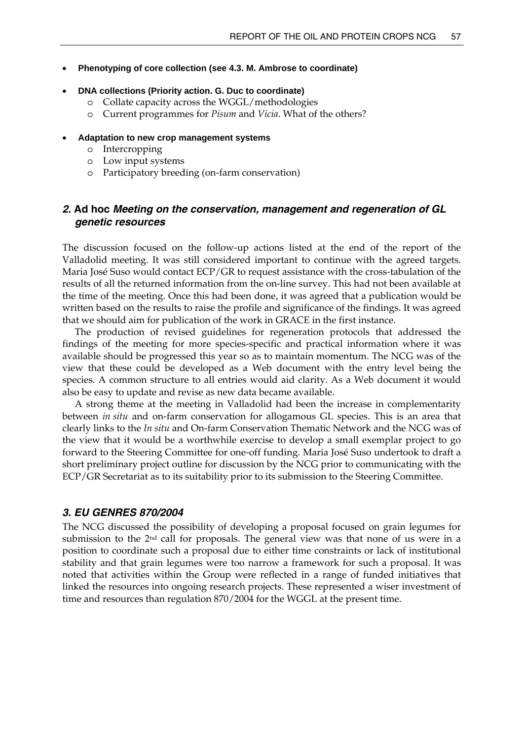- **Phenotyping of core collection (see 4.3. M. Ambrose to coordinate)**

- **DNA collections (Priority action. G. Duc to coordinate)**
  - Collate capacity across the WGGL/methodologies
  - Current programmes for *Pisum* and *Vicia*. What of the others?

- **Adaptation to new crop management systems**
  - Intercropping
  - Low input systems
  - Participatory breeding (on-farm conservation)

## *2.* Ad hoc *Meeting on the conservation, management and regeneration of GL genetic resources*

The discussion focused on the follow-up actions listed at the end of the report of the Valladolid meeting. It was still considered important to continue with the agreed targets. Maria José Suso would contact ECP/GR to request assistance with the cross-tabulation of the results of all the returned information from the on-line survey. This had not been available at the time of the meeting. Once this had been done, it was agreed that a publication would be written based on the results to raise the profile and significance of the findings. It was agreed that we should aim for publication of the work in GRACE in the first instance.

The production of revised guidelines for regeneration protocols that addressed the findings of the meeting for more species-specific and practical information where it was available should be progressed this year so as to maintain momentum. The NCG was of the view that these could be developed as a Web document with the entry level being the species. A common structure to all entries would aid clarity. As a Web document it would also be easy to update and revise as new data became available.

A strong theme at the meeting in Valladolid had been the increase in complementarity between *in situ* and on-farm conservation for allogamous GL species. This is an area that clearly links to the *In situ* and On-farm Conservation Thematic Network and the NCG was of the view that it would be a worthwhile exercise to develop a small exemplar project to go forward to the Steering Committee for one-off funding. Maria José Suso undertook to draft a short preliminary project outline for discussion by the NCG prior to communicating with the ECP/GR Secretariat as to its suitability prior to its submission to the Steering Committee.

## *3. EU GENRES 870/2004*

The NCG discussed the possibility of developing a proposal focused on grain legumes for submission to the 2nd call for proposals. The general view was that none of us were in a position to coordinate such a proposal due to either time constraints or lack of institutional stability and that grain legumes were too narrow a framework for such a proposal. It was noted that activities within the Group were reflected in a range of funded initiatives that linked the resources into ongoing research projects. These represented a wiser investment of time and resources than regulation 870/2004 for the WGGL at the present time.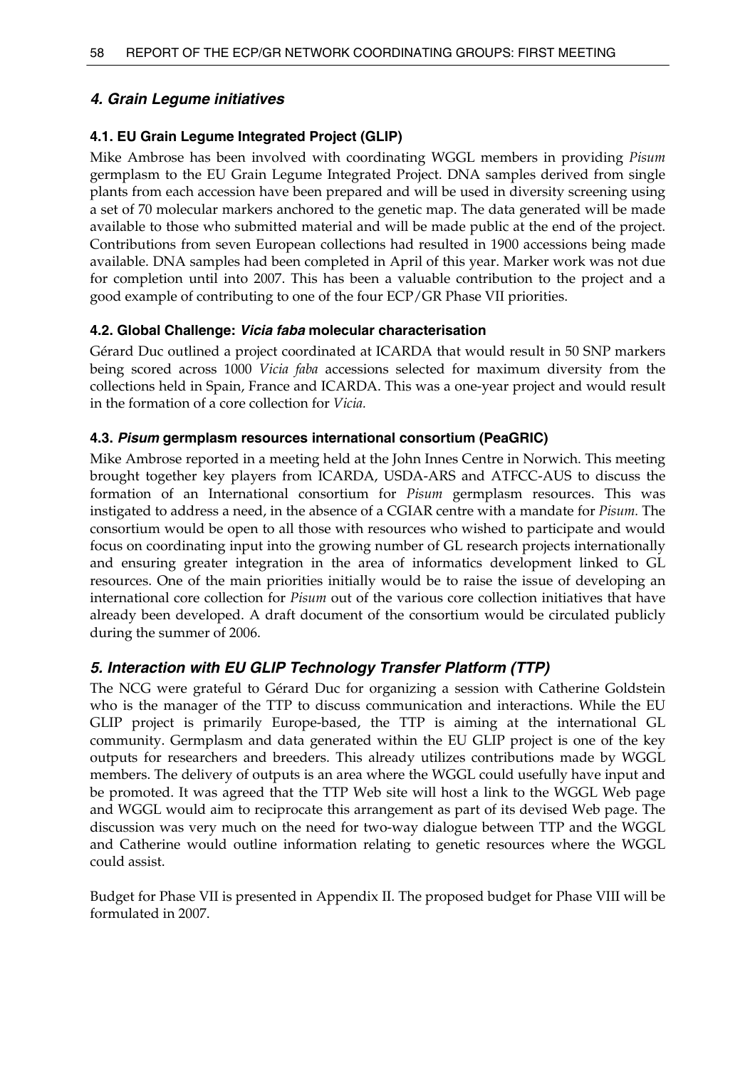## *4. Grain Legume initiatives*

### 4.1. EU Grain Legume Integrated Project (GLIP)

Mike Ambrose has been involved with coordinating WGGL members in providing *Pisum* germplasm to the EU Grain Legume Integrated Project. DNA samples derived from single plants from each accession have been prepared and will be used in diversity screening using a set of 70 molecular markers anchored to the genetic map. The data generated will be made available to those who submitted material and will be made public at the end of the project. Contributions from seven European collections had resulted in 1900 accessions being made available. DNA samples had been completed in April of this year. Marker work was not due for completion until into 2007. This has been a valuable contribution to the project and a good example of contributing to one of the four ECP/GR Phase VII priorities.

### 4.2. Global Challenge: *Vicia faba* molecular characterisation

Gérard Duc outlined a project coordinated at ICARDA that would result in 50 SNP markers being scored across 1000 *Vicia faba* accessions selected for maximum diversity from the collections held in Spain, France and ICARDA. This was a one-year project and would result in the formation of a core collection for *Vicia.*

### 4.3. *Pisum* germplasm resources international consortium (PeaGRIC)

Mike Ambrose reported in a meeting held at the John Innes Centre in Norwich. This meeting brought together key players from ICARDA, USDA-ARS and ATFCC-AUS to discuss the formation of an International consortium for *Pisum* germplasm resources. This was instigated to address a need, in the absence of a CGIAR centre with a mandate for *Pisum.* The consortium would be open to all those with resources who wished to participate and would focus on coordinating input into the growing number of GL research projects internationally and ensuring greater integration in the area of informatics development linked to GL resources. One of the main priorities initially would be to raise the issue of developing an international core collection for *Pisum* out of the various core collection initiatives that have already been developed. A draft document of the consortium would be circulated publicly during the summer of 2006.

## *5. Interaction with EU GLIP Technology Transfer Platform (TTP)*

The NCG were grateful to Gérard Duc for organizing a session with Catherine Goldstein who is the manager of the TTP to discuss communication and interactions. While the EU GLIP project is primarily Europe-based, the TTP is aiming at the international GL community. Germplasm and data generated within the EU GLIP project is one of the key outputs for researchers and breeders. This already utilizes contributions made by WGGL members. The delivery of outputs is an area where the WGGL could usefully have input and be promoted. It was agreed that the TTP Web site will host a link to the WGGL Web page and WGGL would aim to reciprocate this arrangement as part of its devised Web page. The discussion was very much on the need for two-way dialogue between TTP and the WGGL and Catherine would outline information relating to genetic resources where the WGGL could assist.

Budget for Phase VII is presented in Appendix II. The proposed budget for Phase VIII will be formulated in 2007.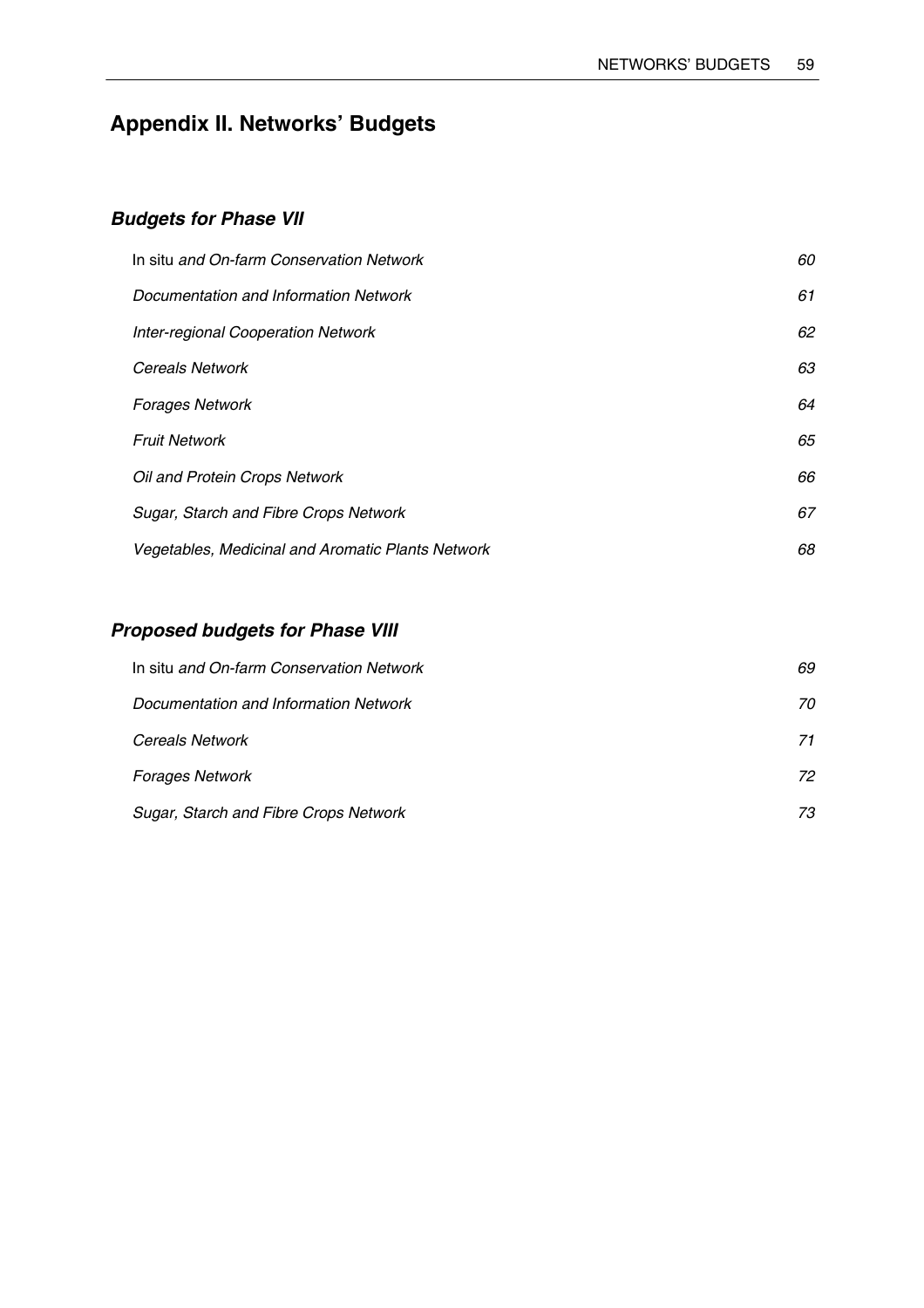# Appendix II. Networks' Budgets

### *Budgets for Phase VII*

| | |
|---|---|
| In situ *and On-farm Conservation Network* | *60* |
| *Documentation and Information Network* | *61* |
| *Inter-regional Cooperation Network* | *62* |
| *Cereals Network* | *63* |
| *Forages Network* | *64* |
| *Fruit Network* | *65* |
| *Oil and Protein Crops Network* | *66* |
| *Sugar, Starch and Fibre Crops Network* | *67* |
| *Vegetables, Medicinal and Aromatic Plants Network* | *68* |

### *Proposed budgets for Phase VIII*

| | |
|---|---|
| In situ *and On-farm Conservation Network* | *69* |
| *Documentation and Information Network* | *70* |
| *Cereals Network* | *71* |
| *Forages Network* | *72* |
| *Sugar, Starch and Fibre Crops Network* | *73* |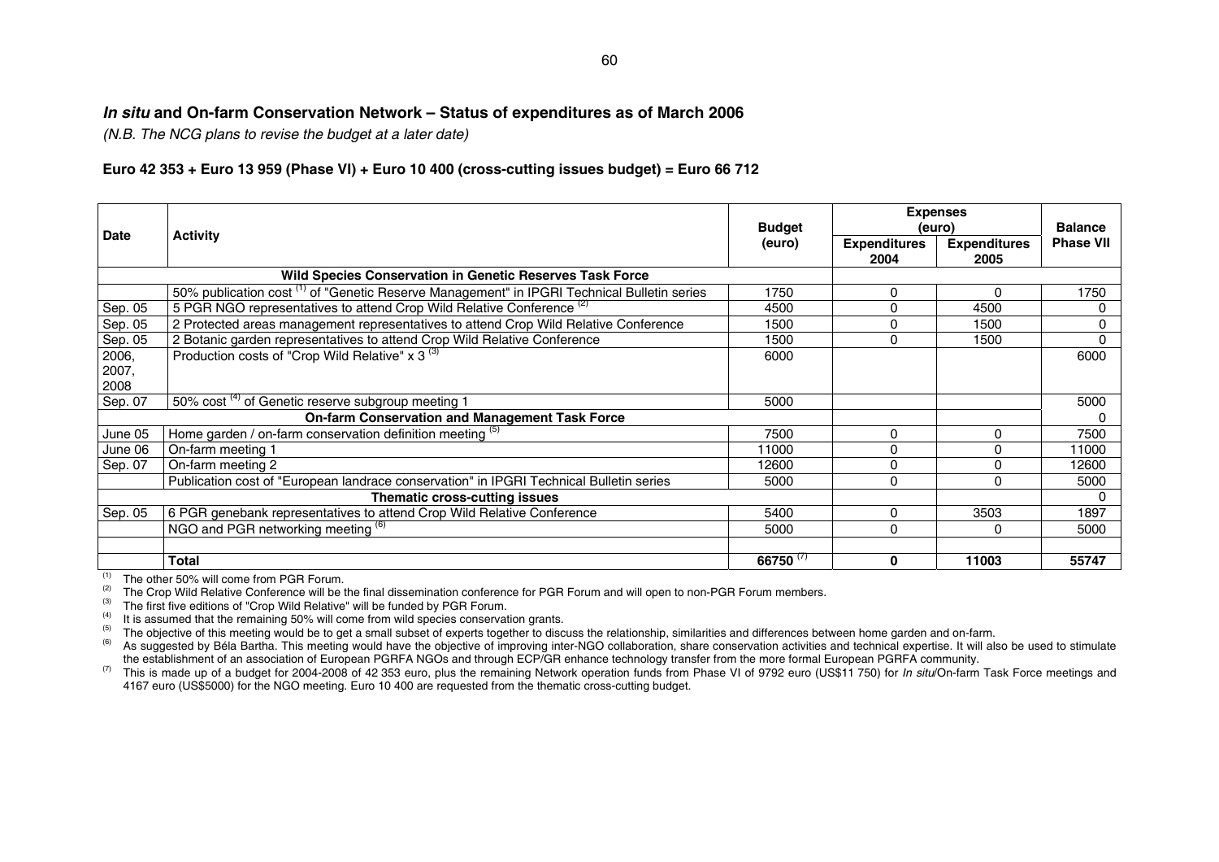## *In situ* and On-farm Conservation Network – Status of expenditures as of March 2006

*(N.B. The NCG plans to revise the budget at a later date)*

**Euro 42 353 + Euro 13 959 (Phase VI) + Euro 10 400 (cross-cutting issues budget) = Euro 66 712**

| Date | Activity | Budget (euro) | Expenses (euro) | | Balance Phase VII |
|---|---|---|---|---|---|
| | | | Expenditures 2004 | Expenditures 2005 | |
| | **Wild Species Conservation in Genetic Reserves Task Force** | | | | |
| | 50% publication cost [1] of "Genetic Reserve Management" in IPGRI Technical Bulletin series | 1750 | 0 | 0 | 1750 |
| Sep. 05 | 5 PGR NGO representatives to attend Crop Wild Relative Conference [2] | 4500 | 0 | 4500 | 0 |
| Sep. 05 | 2 Protected areas management representatives to attend Crop Wild Relative Conference | 1500 | 0 | 1500 | 0 |
| Sep. 05 | 2 Botanic garden representatives to attend Crop Wild Relative Conference | 1500 | 0 | 1500 | 0 |
| 2006, 2007, 2008 | Production costs of "Crop Wild Relative" x 3 [3] | 6000 | | | 6000 |
| Sep. 07 | 50% cost [4] of Genetic reserve subgroup meeting 1 | 5000 | | | 5000 |
| | **On-farm Conservation and Management Task Force** | | | | 0 |
| June 05 | Home garden / on-farm conservation definition meeting [5] | 7500 | 0 | 0 | 7500 |
| June 06 | On-farm meeting 1 | 11000 | 0 | 0 | 11000 |
| Sep. 07 | On-farm meeting 2 | 12600 | 0 | 0 | 12600 |
| | Publication cost of "European landrace conservation" in IPGRI Technical Bulletin series | 5000 | 0 | 0 | 5000 |
| | **Thematic cross-cutting issues** | | | | 0 |
| Sep. 05 | 6 PGR genebank representatives to attend Crop Wild Relative Conference | 5400 | 0 | 3503 | 1897 |
| | NGO and PGR networking meeting [6] | 5000 | 0 | 0 | 5000 |
| | | | | | |
| | **Total** | **66750** [7] | **0** | **11003** | **55747** |

[1] The other 50% will come from PGR Forum.

[2] The Crop Wild Relative Conference will be the final dissemination conference for PGR Forum and will open to non-PGR Forum members.

[3] The first five editions of "Crop Wild Relative" will be funded by PGR Forum.

[4] It is assumed that the remaining 50% will come from wild species conservation grants.

[5] The objective of this meeting would be to get a small subset of experts together to discuss the relationship, similarities and differences between home garden and on-farm.

[6] As suggested by Béla Bartha. This meeting would have the objective of improving inter-NGO collaboration, share conservation activities and technical expertise. It will also be used to stimulate the establishment of an association of European PGRFA NGOs and through ECP/GR enhance technology transfer from the more formal European PGRFA community.

[7] This is made up of a budget for 2004-2008 of 42 353 euro, plus the remaining Network operation funds from Phase VI of 9792 euro (US$11 750) for *In situ*/On-farm Task Force meetings and 4167 euro (US$5000) for the NGO meeting. Euro 10 400 are requested from the thematic cross-cutting budget.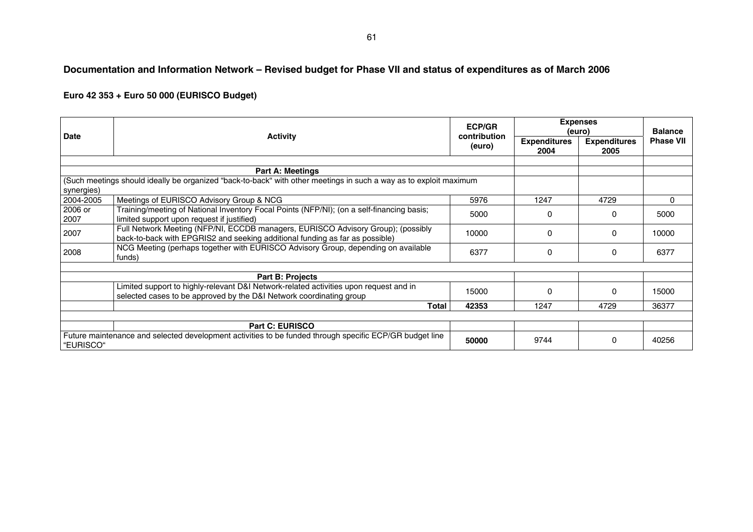## Documentation and Information Network – Revised budget for Phase VII and status of expenditures as of March 2006

### Euro 42 353 + Euro 50 000 (EURISCO Budget)

| Date | Activity | ECP/GR contribution (euro) | Expenses (euro) | | Balance Phase VII |
|---|---|---|---|---|---|
| | | | Expenditures 2004 | Expenditures 2005 | |
| | | | | | |
| | **Part A: Meetings** | | | | |
| (Such meetings should ideally be organized "back-to-back" with other meetings in such a way as to exploit maximum synergies) | | | | | |
| 2004-2005 | Meetings of EURISCO Advisory Group & NCG | 5976 | 1247 | 4729 | 0 |
| 2006 or 2007 | Training/meeting of National Inventory Focal Points (NFP/NI); (on a self-financing basis; limited support upon request if justified) | 5000 | 0 | 0 | 5000 |
| 2007 | Full Network Meeting (NFP/NI, ECCDB managers, EURISCO Advisory Group); (possibly back-to-back with EPGRIS2 and seeking additional funding as far as possible) | 10000 | 0 | 0 | 10000 |
| 2008 | NCG Meeting (perhaps together with EURISCO Advisory Group, depending on available funds) | 6377 | 0 | 0 | 6377 |
| | | | | | |
| | **Part B: Projects** | | | | |
| | Limited support to highly-relevant D&I Network-related activities upon request and in selected cases to be approved by the D&I Network coordinating group | 15000 | 0 | 0 | 15000 |
| | **Total** | **42353** | 1247 | 4729 | 36377 |
| | | | | | |
| | **Part C: EURISCO** | | | | |
| Future maintenance and selected development activities to be funded through specific ECP/GR budget line "EURISCO" | | **50000** | 9744 | 0 | 40256 |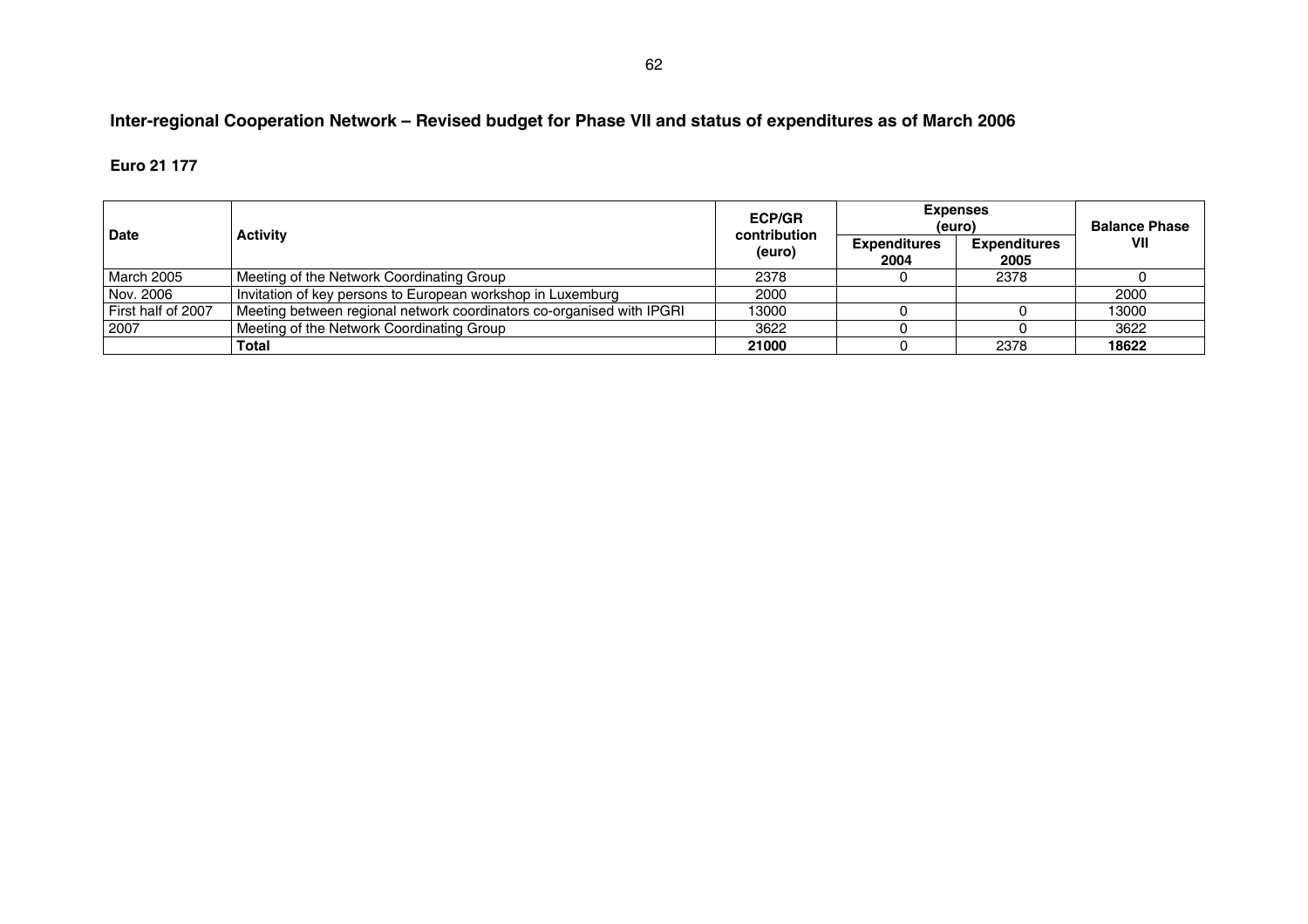## Inter-regional Cooperation Network – Revised budget for Phase VII and status of expenditures as of March 2006

**Euro 21 177**

| Date | Activity | ECP/GR contribution (euro) | Expenses (euro) | | Balance Phase VII |
|---|---|---|---|---|---|
| | | | Expenditures 2004 | Expenditures 2005 | |
| March 2005 | Meeting of the Network Coordinating Group | 2378 | 0 | 2378 | 0 |
| Nov. 2006 | Invitation of key persons to European workshop in Luxemburg | 2000 | | | 2000 |
| First half of 2007 | Meeting between regional network coordinators co-organised with IPGRI | 13000 | 0 | 0 | 13000 |
| 2007 | Meeting of the Network Coordinating Group | 3622 | 0 | 0 | 3622 |
| | **Total** | **21000** | 0 | 2378 | **18622** |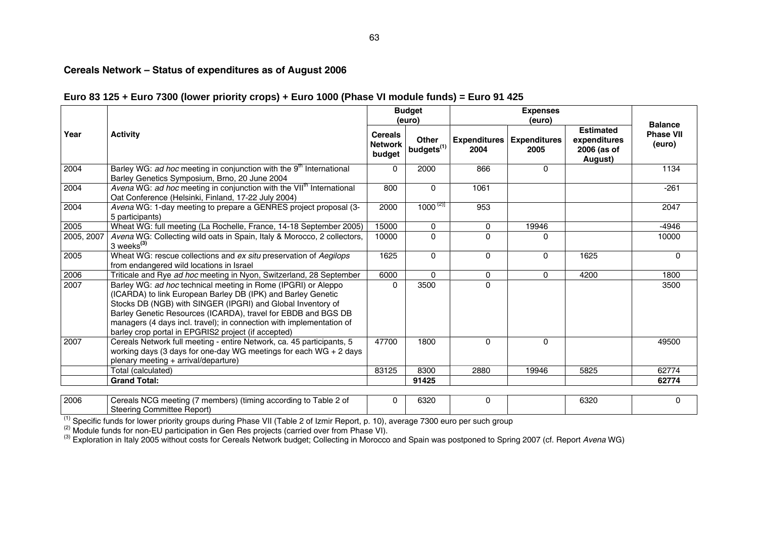**Cereals Network – Status of expenditures as of August 2006**

**Euro 83 125 + Euro 7300 (lower priority crops) + Euro 1000 (Phase VI module funds) = Euro 91 425**

| Year | Activity | Budget (euro) | | Expenses (euro) | | | Balance Phase VII (euro) |
|---|---|---|---|---|---|---|---|
| | | Cereals Network budget | Other budgets[1] | Expenditures 2004 | Expenditures 2005 | Estimated expenditures 2006 (as of August) | |
| 2004 | Barley WG: *ad hoc* meeting in conjunction with the 9th International Barley Genetics Symposium, Brno, 20 June 2004 | 0 | 2000 | 866 | 0 | | 1134 |
| 2004 | *Avena* WG: *ad hoc* meeting in conjunction with the VIIth International Oat Conference (Helsinki, Finland, 17-22 July 2004) | 800 | 0 | 1061 | | | -261 |
| 2004 | *Avena* WG: 1-day meeting to prepare a GENRES project proposal (3-5 participants) | 2000 | 1000 [2] | 953 | | | 2047 |
| 2005 | Wheat WG: full meeting (La Rochelle, France, 14-18 September 2005) | 15000 | 0 | 0 | 19946 | | -4946 |
| 2005, 2007 | *Avena* WG: Collecting wild oats in Spain, Italy & Morocco, 2 collectors, 3 weeks[3] | 10000 | 0 | 0 | 0 | | 10000 |
| 2005 | Wheat WG: rescue collections and *ex situ* preservation of *Aegilops* from endangered wild locations in Israel | 1625 | 0 | 0 | 0 | 1625 | 0 |
| 2006 | Triticale and Rye *ad hoc* meeting in Nyon, Switzerland, 28 September | 6000 | 0 | 0 | 0 | 4200 | 1800 |
| 2007 | Barley WG: *ad hoc* technical meeting in Rome (IPGRI) or Aleppo (ICARDA) to link European Barley DB (IPK) and Barley Genetic Stocks DB (NGB) with SINGER (IPGRI) and Global Inventory of Barley Genetic Resources (ICARDA), travel for EBDB and BGS DB managers (4 days incl. travel); in connection with implementation of barley crop portal in EPGRIS2 project (if accepted) | 0 | 3500 | 0 | | | 3500 |
| 2007 | Cereals Network full meeting - entire Network, ca. 45 participants, 5 working days (3 days for one-day WG meetings for each WG + 2 days plenary meeting + arrival/departure) | 47700 | 1800 | 0 | 0 | | 49500 |
| | Total (calculated) | 83125 | 8300 | 2880 | 19946 | 5825 | 62774 |
| | **Grand Total:** | | **91425** | | | | **62774** |
| | | | | | | | |
| 2006 | Cereals NCG meeting (7 members) (timing according to Table 2 of Steering Committee Report) | 0 | 6320 | 0 | | 6320 | 0 |

[1] Specific funds for lower priority groups during Phase VII (Table 2 of Izmir Report, p. 10), average 7300 euro per such group

[2] Module funds for non-EU participation in Gen Res projects (carried over from Phase VI).

[3] Exploration in Italy 2005 without costs for Cereals Network budget; Collecting in Morocco and Spain was postponed to Spring 2007 (cf. Report *Avena* WG)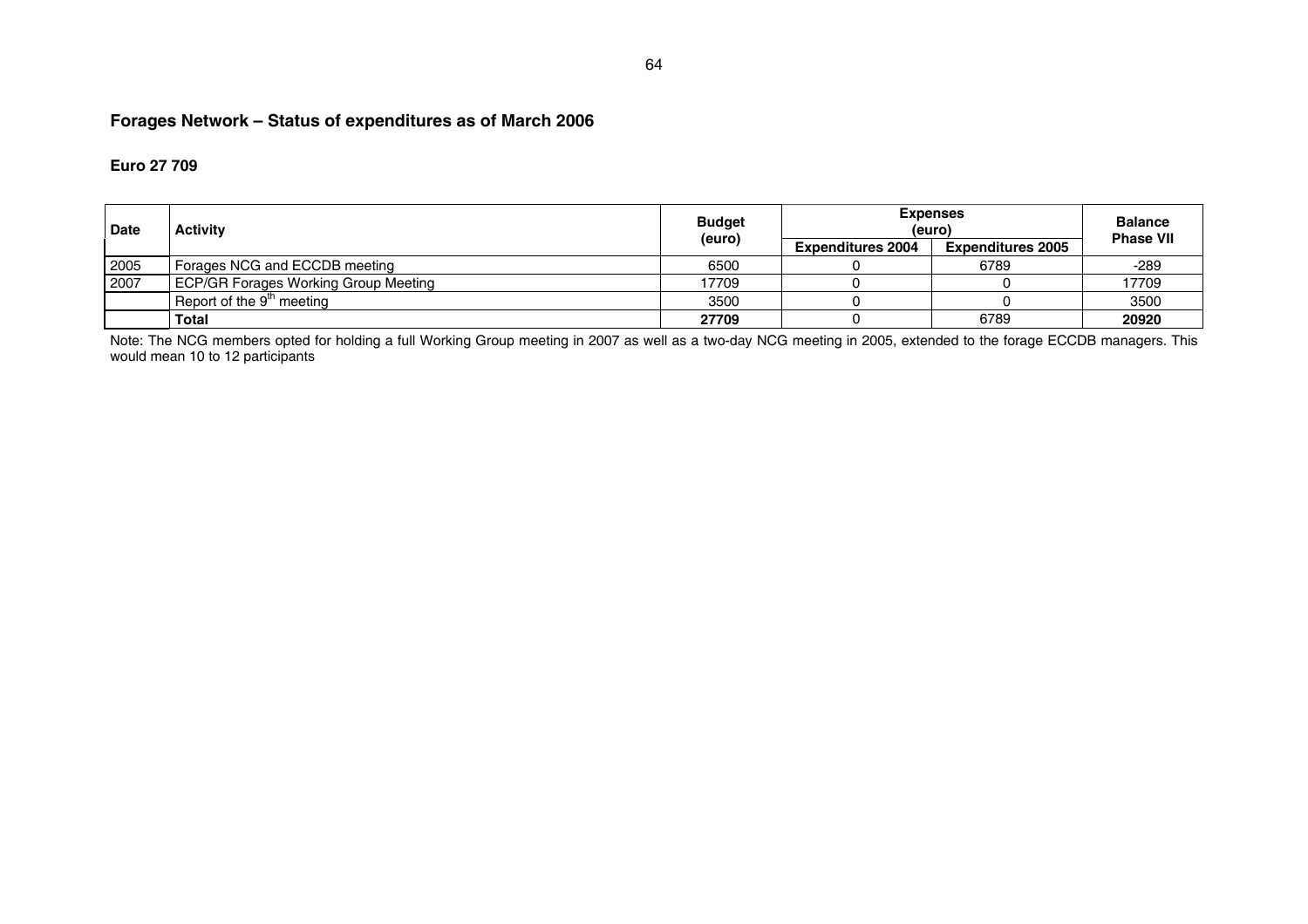## Forages Network – Status of expenditures as of March 2006

**Euro 27 709**

| Date | Activity | Budget (euro) | Expenses (euro) | | Balance Phase VII |
|---|---|---|---|---|---|
| | | | Expenditures 2004 | Expenditures 2005 | |
| 2005 | Forages NCG and ECCDB meeting | 6500 | 0 | 6789 | -289 |
| 2007 | ECP/GR Forages Working Group Meeting | 17709 | 0 | 0 | 17709 |
| | Report of the 9th meeting | 3500 | 0 | 0 | 3500 |
| | **Total** | **27709** | 0 | 6789 | **20920** |

Note: The NCG members opted for holding a full Working Group meeting in 2007 as well as a two-day NCG meeting in 2005, extended to the forage ECCDB managers. This would mean 10 to 12 participants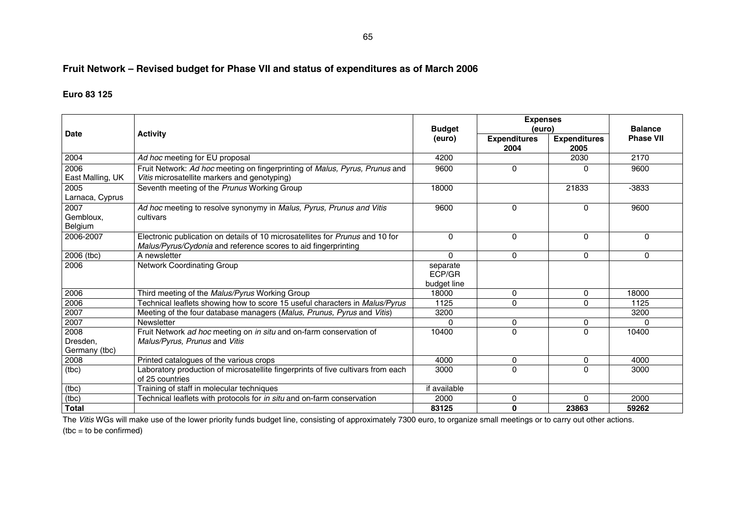## Fruit Network – Revised budget for Phase VII and status of expenditures as of March 2006

**Euro 83 125**

| Date | Activity | Budget (euro) | Expenses (euro) | | Balance Phase VII |
|---|---|---|---|---|---|
| | | | Expenditures 2004 | Expenditures 2005 | |
| 2004 | *Ad hoc* meeting for EU proposal | 4200 | | 2030 | 2170 |
| 2006 East Malling, UK | Fruit Network: *Ad hoc* meeting on fingerprinting of *Malus, Pyrus, Prunus* and *Vitis* microsatellite markers and genotyping) | 9600 | 0 | 0 | 9600 |
| 2005 Larnaca, Cyprus | Seventh meeting of the *Prunus* Working Group | 18000 | | 21833 | -3833 |
| 2007 Gembloux, Belgium | *Ad hoc* meeting to resolve synonymy in *Malus, Pyrus, Prunus and Vitis* cultivars | 9600 | 0 | 0 | 9600 |
| 2006-2007 | Electronic publication on details of 10 microsatellites for *Prunus* and 10 for *Malus/Pyrus/Cydonia* and reference scores to aid fingerprinting | 0 | 0 | 0 | 0 |
| 2006 (tbc) | A newsletter | 0 | 0 | 0 | 0 |
| 2006 | Network Coordinating Group | separate ECP/GR budget line | | | |
| 2006 | Third meeting of the *Malus/Pyrus* Working Group | 18000 | 0 | 0 | 18000 |
| 2006 | Technical leaflets showing how to score 15 useful characters in *Malus/Pyrus* | 1125 | 0 | 0 | 1125 |
| 2007 | Meeting of the four database managers (*Malus, Prunus, Pyrus* and *Vitis*) | 3200 | | | 3200 |
| 2007 | Newsletter | 0 | 0 | 0 | 0 |
| 2008 Dresden, Germany (tbc) | Fruit Network *ad hoc* meeting on *in situ* and on-farm conservation of *Malus/Pyrus, Prunus* and *Vitis* | 10400 | 0 | 0 | 10400 |
| 2008 | Printed catalogues of the various crops | 4000 | 0 | 0 | 4000 |
| (tbc) | Laboratory production of microsatellite fingerprints of five cultivars from each of 25 countries | 3000 | 0 | 0 | 3000 |
| (tbc) | Training of staff in molecular techniques | if available | | | |
| (tbc) | Technical leaflets with protocols for *in situ* and on-farm conservation | 2000 | 0 | 0 | 2000 |
| **Total** | | **83125** | **0** | **23863** | **59262** |

The *Vitis* WGs will make use of the lower priority funds budget line, consisting of approximately 7300 euro, to organize small meetings or to carry out other actions.

(tbc = to be confirmed)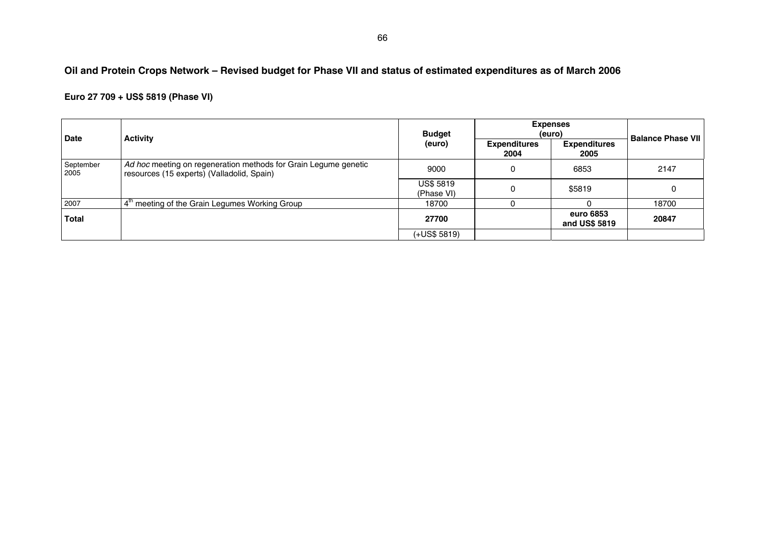## Oil and Protein Crops Network – Revised budget for Phase VII and status of estimated expenditures as of March 2006

**Euro 27 709 + US$ 5819 (Phase VI)**

| Date | Activity | Budget (euro) | Expenses (euro) | | Balance Phase VII |
|---|---|---|---|---|---|
| | | | Expenditures 2004 | Expenditures 2005 | |
| September 2005 | *Ad hoc* meeting on regeneration methods for Grain Legume genetic resources (15 experts) (Valladolid, Spain) | 9000 | 0 | 6853 | 2147 |
| | | US$ 5819 (Phase VI) | 0 | $5819 | 0 |
| 2007 | 4th meeting of the Grain Legumes Working Group | 18700 | 0 | 0 | 18700 |
| **Total** | | **27700** | | **euro 6853 and US$ 5819** | **20847** |
| | | (+US$ 5819) | | | |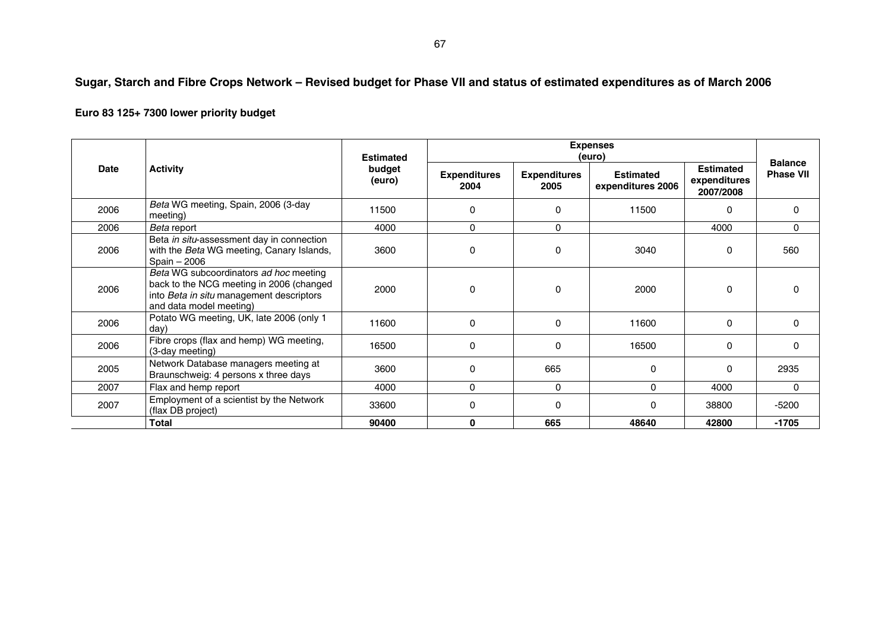## Sugar, Starch and Fibre Crops Network – Revised budget for Phase VII and status of estimated expenditures as of March 2006

### Euro 83 125+ 7300 lower priority budget

| Date | Activity | Estimated budget (euro) | Expenses (euro) | | | | Balance Phase VII |
|---|---|---|---|---|---|---|---|
| | | | Expenditures 2004 | Expenditures 2005 | Estimated expenditures 2006 | Estimated expenditures 2007/2008 | |
| 2006 | *Beta* WG meeting, Spain, 2006 (3-day meeting) | 11500 | 0 | 0 | 11500 | 0 | 0 |
| 2006 | *Beta* report | 4000 | 0 | 0 | | 4000 | 0 |
| 2006 | Beta *in situ*-assessment day in connection with the *Beta* WG meeting, Canary Islands, Spain – 2006 | 3600 | 0 | 0 | 3040 | 0 | 560 |
| 2006 | *Beta* WG subcoordinators *ad hoc* meeting back to the NCG meeting in 2006 (changed into *Beta in situ* management descriptors and data model meeting) | 2000 | 0 | 0 | 2000 | 0 | 0 |
| 2006 | Potato WG meeting, UK, late 2006 (only 1 day) | 11600 | 0 | 0 | 11600 | 0 | 0 |
| 2006 | Fibre crops (flax and hemp) WG meeting, (3-day meeting) | 16500 | 0 | 0 | 16500 | 0 | 0 |
| 2005 | Network Database managers meeting at Braunschweig: 4 persons x three days | 3600 | 0 | 665 | 0 | 0 | 2935 |
| 2007 | Flax and hemp report | 4000 | 0 | 0 | 0 | 4000 | 0 |
| 2007 | Employment of a scientist by the Network (flax DB project) | 33600 | 0 | 0 | 0 | 38800 | -5200 |
| | **Total** | **90400** | **0** | **665** | **48640** | **42800** | **-1705** |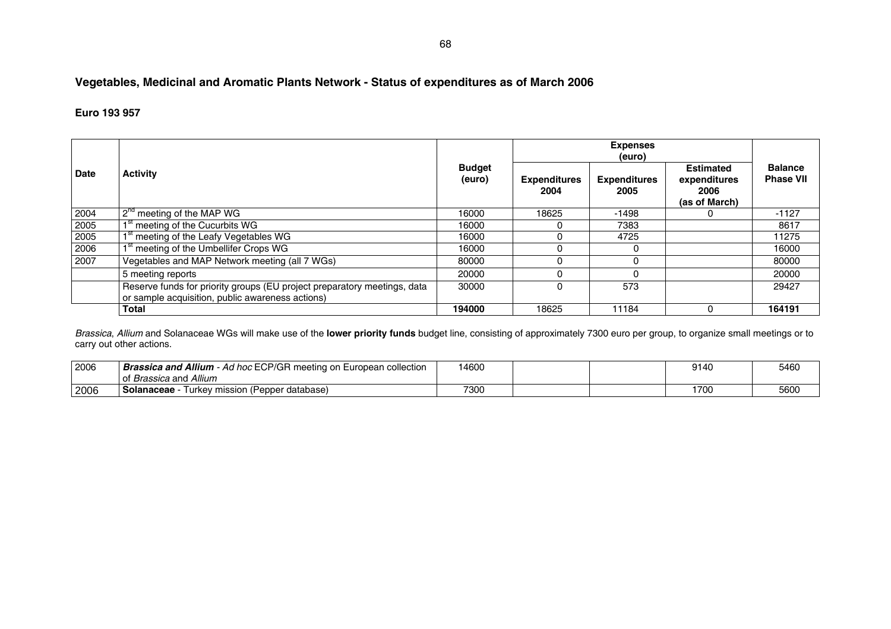## Vegetables, Medicinal and Aromatic Plants Network - Status of expenditures as of March 2006

**Euro 193 957**

| Date | Activity | Budget (euro) | Expenses (euro) | | | Balance Phase VII |
|---|---|---|---|---|---|---|
| | | | Expenditures 2004 | Expenditures 2005 | Estimated expenditures 2006 (as of March) | |
| 2004 | 2[nd] meeting of the MAP WG | 16000 | 18625 | -1498 | 0 | -1127 |
| 2005 | 1[st] meeting of the Cucurbits WG | 16000 | 0 | 7383 | | 8617 |
| 2005 | 1[st] meeting of the Leafy Vegetables WG | 16000 | 0 | 4725 | | 11275 |
| 2006 | 1[st] meeting of the Umbellifer Crops WG | 16000 | 0 | 0 | | 16000 |
| 2007 | Vegetables and MAP Network meeting (all 7 WGs) | 80000 | 0 | 0 | | 80000 |
| | 5 meeting reports | 20000 | 0 | 0 | | 20000 |
| | Reserve funds for priority groups (EU project preparatory meetings, data or sample acquisition, public awareness actions) | 30000 | 0 | 573 | | 29427 |
| | **Total** | **194000** | 18625 | 11184 | 0 | **164191** |

*Brassica*, *Allium* and Solanaceae WGs will make use of the **lower priority funds** budget line, consisting of approximately 7300 euro per group, to organize small meetings or to carry out other actions.

| Date | Activity | Budget (euro) | Expenditures 2004 | Expenditures 2005 | Estimated expenditures 2006 (as of March) | Balance Phase VII |
|---|---|---|---|---|---|---|
| 2006 | ***Brassica and Allium*** - *Ad hoc* ECP/GR meeting on European collection of *Brassica* and *Allium* | 14600 | | | 9140 | 5460 |
| 2006 | **Solanaceae** - Turkey mission (Pepper database) | 7300 | | | 1700 | 5600 |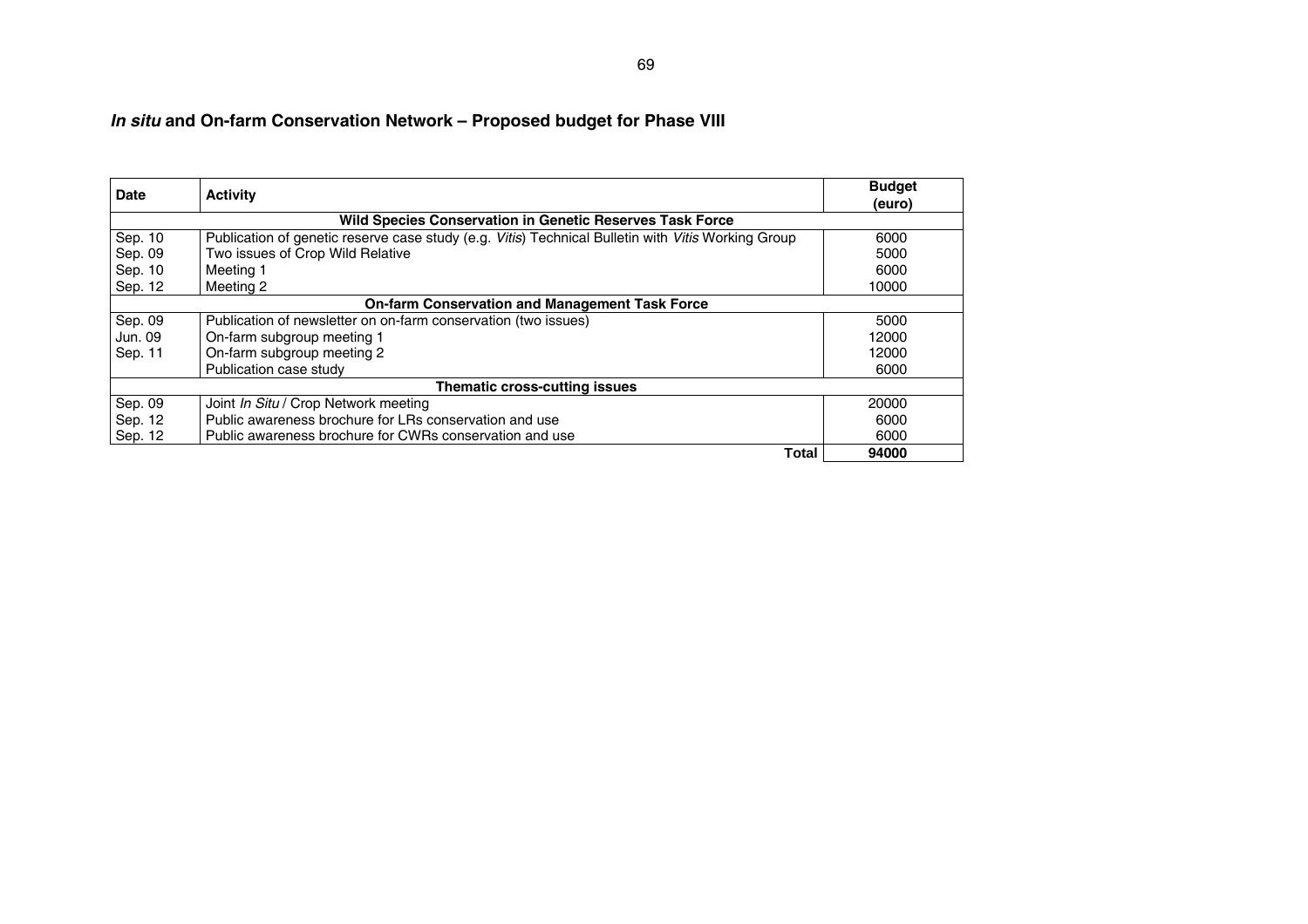## *In situ* and On-farm Conservation Network – Proposed budget for Phase VIII

| Date | Activity | Budget (euro) |
|---|---|---|
| | **Wild Species Conservation in Genetic Reserves Task Force** | |
| Sep. 10 | Publication of genetic reserve case study (e.g. *Vitis*) Technical Bulletin with *Vitis* Working Group | 6000 |
| Sep. 09 | Two issues of Crop Wild Relative | 5000 |
| Sep. 10 | Meeting 1 | 6000 |
| Sep. 12 | Meeting 2 | 10000 |
| | **On-farm Conservation and Management Task Force** | |
| Sep. 09 | Publication of newsletter on on-farm conservation (two issues) | 5000 |
| Jun. 09 | On-farm subgroup meeting 1 | 12000 |
| Sep. 11 | On-farm subgroup meeting 2 | 12000 |
| | Publication case study | 6000 |
| | **Thematic cross-cutting issues** | |
| Sep. 09 | Joint *In Situ* / Crop Network meeting | 20000 |
| Sep. 12 | Public awareness brochure for LRs conservation and use | 6000 |
| Sep. 12 | Public awareness brochure for CWRs conservation and use | 6000 |
| | **Total** | **94000** |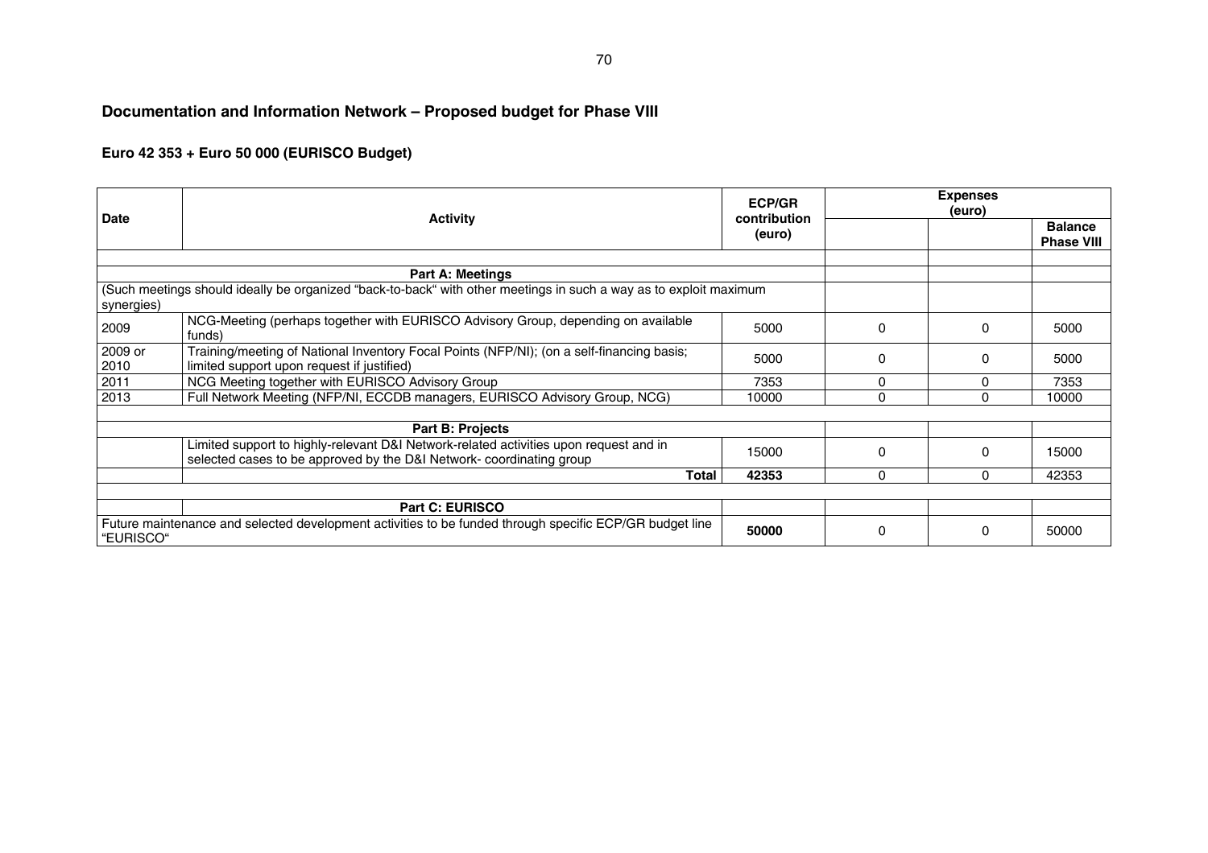## Documentation and Information Network – Proposed budget for Phase VIII

### Euro 42 353 + Euro 50 000 (EURISCO Budget)

| Date | Activity | ECP/GR contribution (euro) | Expenses (euro) | | |
|---|---|---|---|---|---|
| | | | | | Balance Phase VIII |
| | | | | | |
| | **Part A: Meetings** | | | | |
| (Such meetings should ideally be organized "back-to-back" with other meetings in such a way as to exploit maximum synergies) | | | | | |
| 2009 | NCG-Meeting (perhaps together with EURISCO Advisory Group, depending on available funds) | 5000 | 0 | 0 | 5000 |
| 2009 or 2010 | Training/meeting of National Inventory Focal Points (NFP/NI); (on a self-financing basis; limited support upon request if justified) | 5000 | 0 | 0 | 5000 |
| 2011 | NCG Meeting together with EURISCO Advisory Group | 7353 | 0 | 0 | 7353 |
| 2013 | Full Network Meeting (NFP/NI, ECCDB managers, EURISCO Advisory Group, NCG) | 10000 | 0 | 0 | 10000 |
| | | | | | |
| | **Part B: Projects** | | | | |
| | Limited support to highly-relevant D&I Network-related activities upon request and in selected cases to be approved by the D&I Network- coordinating group | 15000 | 0 | 0 | 15000 |
| | **Total** | **42353** | 0 | 0 | 42353 |
| | | | | | |
| | **Part C: EURISCO** | | | | |
| Future maintenance and selected development activities to be funded through specific ECP/GR budget line "EURISCO" | | **50000** | 0 | 0 | 50000 |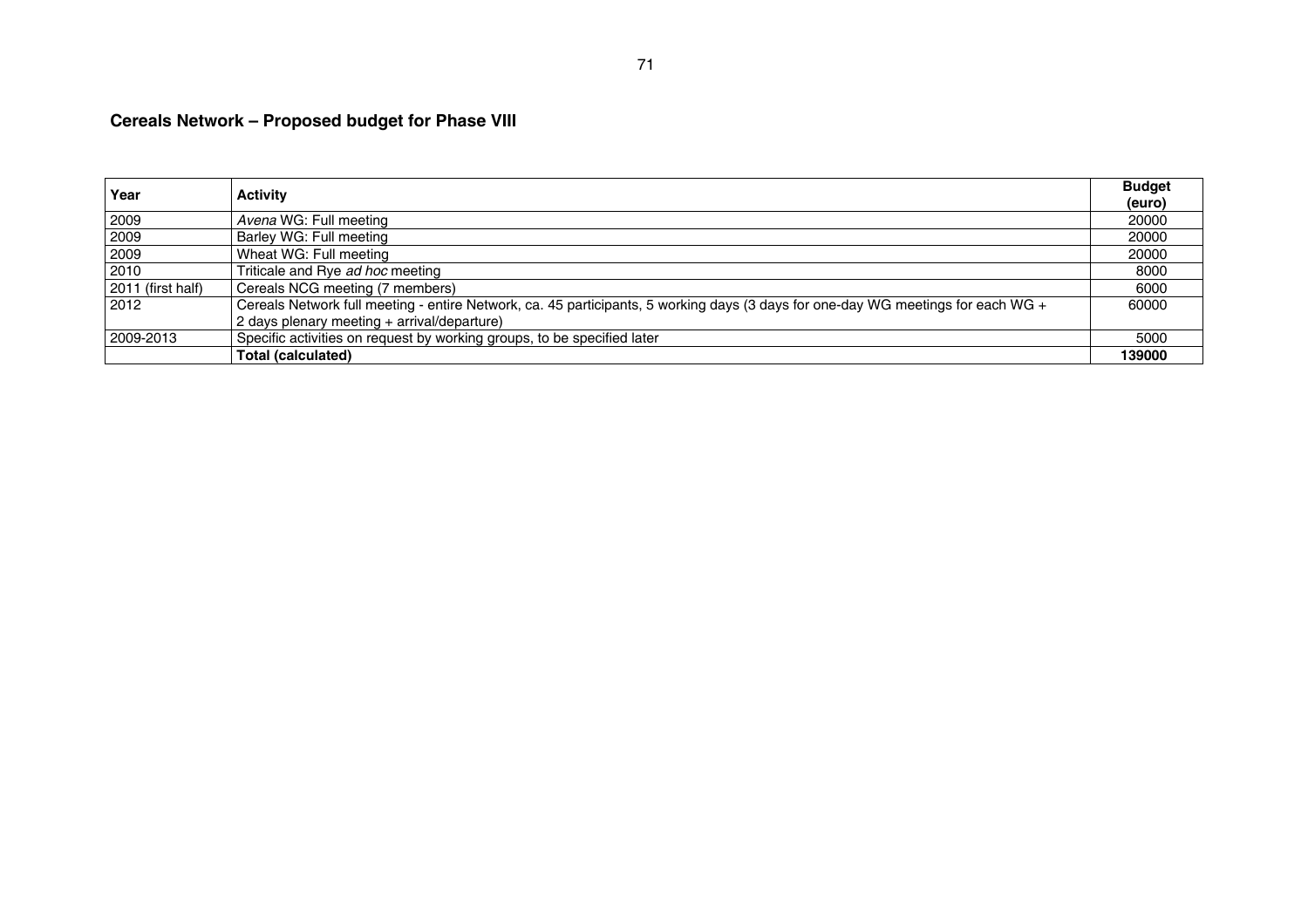## Cereals Network – Proposed budget for Phase VIII

| Year | Activity | Budget (euro) |
|---|---|---|
| 2009 | *Avena* WG: Full meeting | 20000 |
| 2009 | Barley WG: Full meeting | 20000 |
| 2009 | Wheat WG: Full meeting | 20000 |
| 2010 | Triticale and Rye *ad hoc* meeting | 8000 |
| 2011 (first half) | Cereals NCG meeting (7 members) | 6000 |
| 2012 | Cereals Network full meeting - entire Network, ca. 45 participants, 5 working days (3 days for one-day WG meetings for each WG + 2 days plenary meeting + arrival/departure) | 60000 |
| 2009-2013 | Specific activities on request by working groups, to be specified later | 5000 |
| | **Total (calculated)** | **139000** |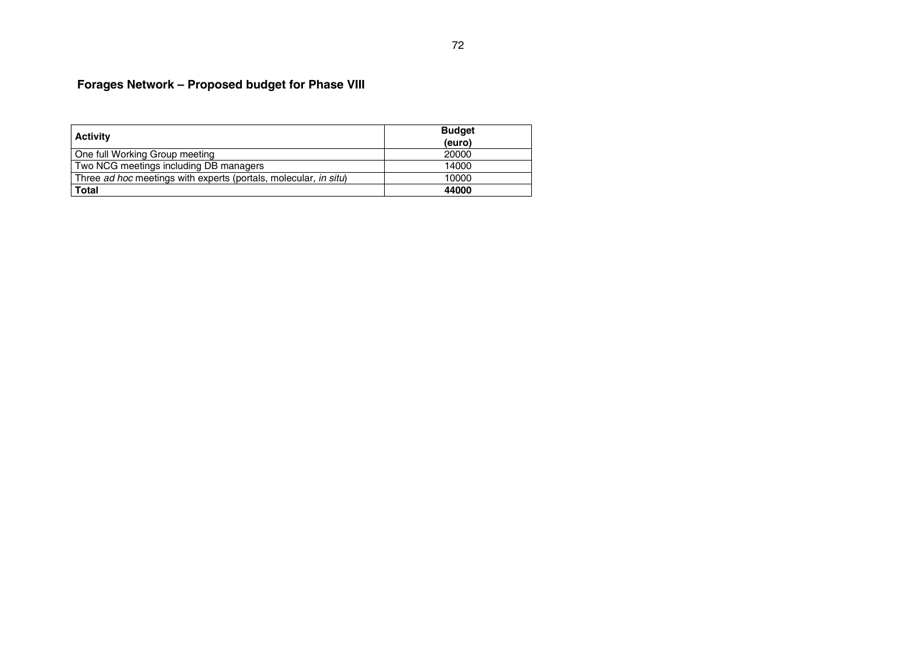## Forages Network – Proposed budget for Phase VIII

| **Activity** | **Budget (euro)** |
|---|---|
| One full Working Group meeting | 20000 |
| Two NCG meetings including DB managers | 14000 |
| Three *ad hoc* meetings with experts (portals, molecular, *in situ*) | 10000 |
| **Total** | **44000** |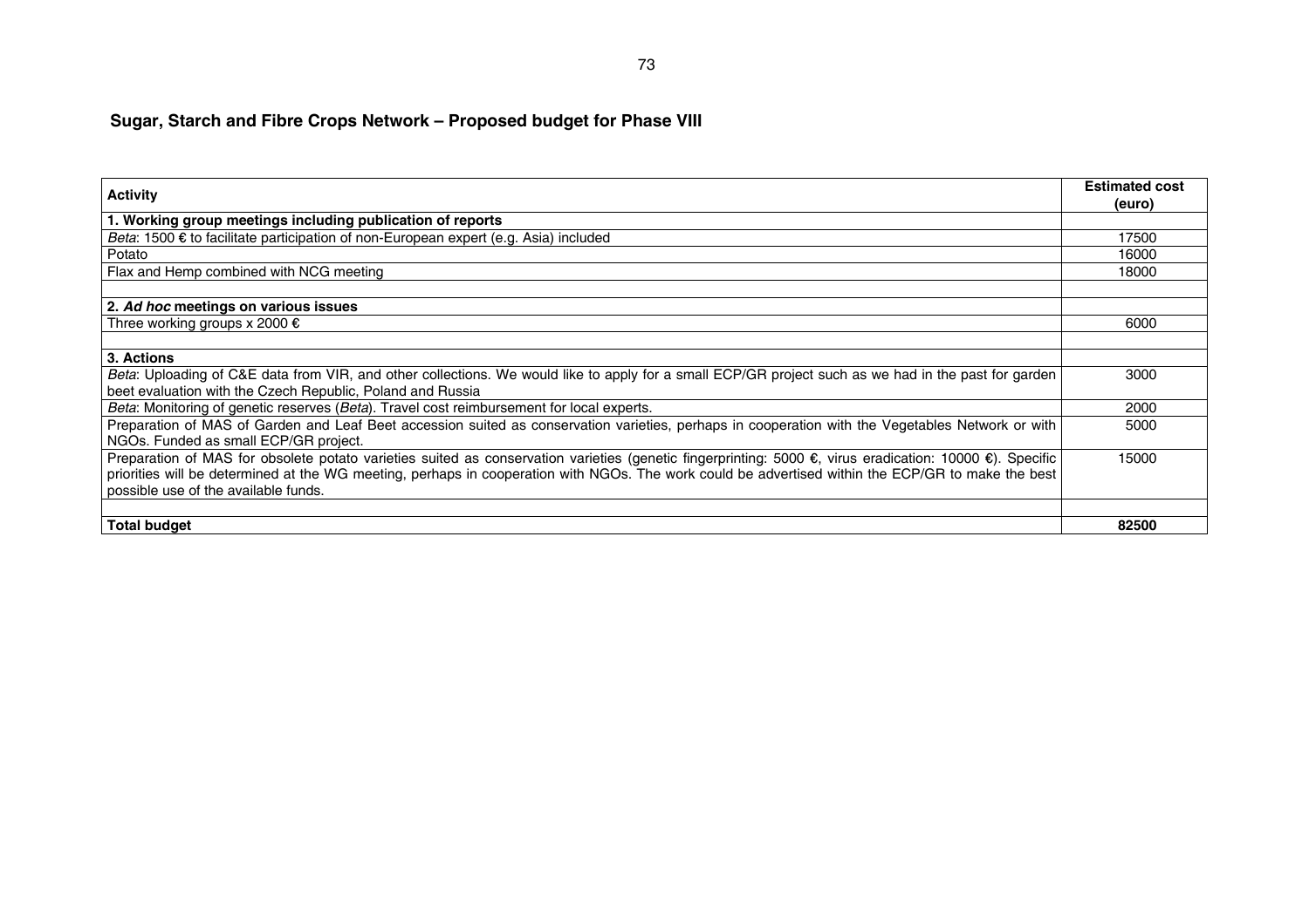## Sugar, Starch and Fibre Crops Network – Proposed budget for Phase VIII

| Activity | Estimated cost (euro) |
|---|---|
| **1. Working group meetings including publication of reports** | |
| *Beta*: 1500 € to facilitate participation of non-European expert (e.g. Asia) included | 17500 |
| Potato | 16000 |
| Flax and Hemp combined with NCG meeting | 18000 |
| | |
| **2. *Ad hoc* meetings on various issues** | |
| Three working groups x 2000 € | 6000 |
| | |
| **3. Actions** | |
| *Beta*: Uploading of C&E data from VIR, and other collections. We would like to apply for a small ECP/GR project such as we had in the past for garden beet evaluation with the Czech Republic, Poland and Russia | 3000 |
| *Beta*: Monitoring of genetic reserves (*Beta*). Travel cost reimbursement for local experts. | 2000 |
| Preparation of MAS of Garden and Leaf Beet accession suited as conservation varieties, perhaps in cooperation with the Vegetables Network or with NGOs. Funded as small ECP/GR project. | 5000 |
| Preparation of MAS for obsolete potato varieties suited as conservation varieties (genetic fingerprinting: 5000 €, virus eradication: 10000 €). Specific priorities will be determined at the WG meeting, perhaps in cooperation with NGOs. The work could be advertised within the ECP/GR to make the best possible use of the available funds. | 15000 |
| | |
| **Total budget** | **82500** |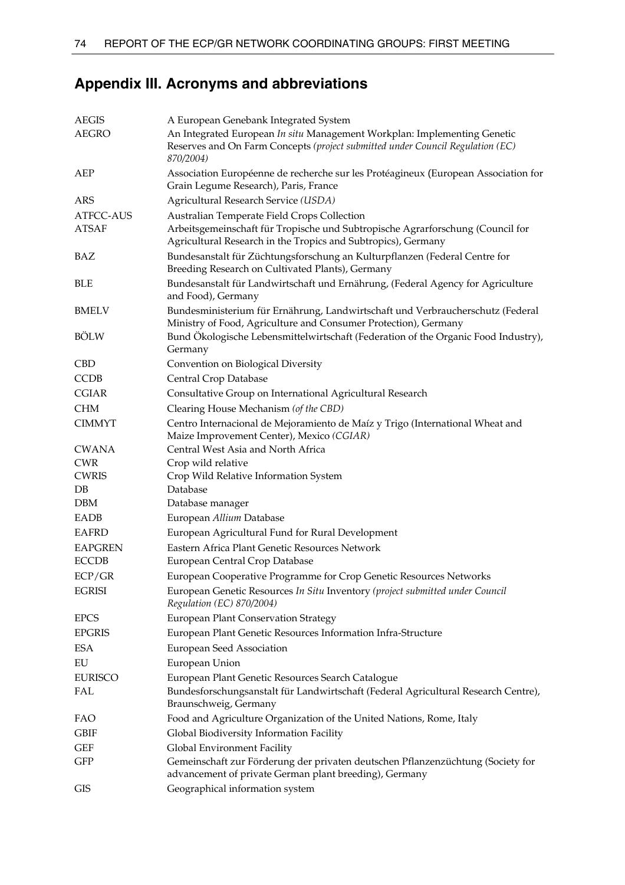## Appendix III. Acronyms and abbreviations

| | |
|---|---|
| AEGIS | A European Genebank Integrated System |
| AEGRO | An Integrated European *In situ* Management Workplan: Implementing Genetic Reserves and On Farm Concepts *(project submitted under Council Regulation (EC) 870/2004)* |
| AEP | Association Européenne de recherche sur les Protéagineux (European Association for Grain Legume Research), Paris, France |
| ARS | Agricultural Research Service *(USDA)* |
| ATFCC-AUS | Australian Temperate Field Crops Collection |
| ATSAF | Arbeitsgemeinschaft für Tropische und Subtropische Agrarforschung (Council for Agricultural Research in the Tropics and Subtropics), Germany |
| BAZ | Bundesanstalt für Züchtungsforschung an Kulturpflanzen (Federal Centre for Breeding Research on Cultivated Plants), Germany |
| BLE | Bundesanstalt für Landwirtschaft und Ernährung, (Federal Agency for Agriculture and Food), Germany |
| BMELV | Bundesministerium für Ernährung, Landwirtschaft und Verbraucherschutz (Federal Ministry of Food, Agriculture and Consumer Protection), Germany |
| BÖLW | Bund Ökologische Lebensmittelwirtschaft (Federation of the Organic Food Industry), Germany |
| CBD | Convention on Biological Diversity |
| CCDB | Central Crop Database |
| CGIAR | Consultative Group on International Agricultural Research |
| CHM | Clearing House Mechanism *(of the CBD)* |
| CIMMYT | Centro Internacional de Mejoramiento de Maíz y Trigo (International Wheat and Maize Improvement Center), Mexico *(CGIAR)* |
| CWANA | Central West Asia and North Africa |
| CWR | Crop wild relative |
| CWRIS | Crop Wild Relative Information System |
| DB | Database |
| DBM | Database manager |
| EADB | European *Allium* Database |
| EAFRD | European Agricultural Fund for Rural Development |
| EAPGREN | Eastern Africa Plant Genetic Resources Network |
| ECCDB | European Central Crop Database |
| ECP/GR | European Cooperative Programme for Crop Genetic Resources Networks |
| EGRISI | European Genetic Resources *In Situ* Inventory *(project submitted under Council Regulation (EC) 870/2004)* |
| EPCS | European Plant Conservation Strategy |
| EPGRIS | European Plant Genetic Resources Information Infra-Structure |
| ESA | European Seed Association |
| EU | European Union |
| EURISCO | European Plant Genetic Resources Search Catalogue |
| FAL | Bundesforschungsanstalt für Landwirtschaft (Federal Agricultural Research Centre), Braunschweig, Germany |
| FAO | Food and Agriculture Organization of the United Nations, Rome, Italy |
| GBIF | Global Biodiversity Information Facility |
| GEF | Global Environment Facility |
| GFP | Gemeinschaft zur Förderung der privaten deutschen Pflanzenzüchtung (Society for advancement of private German plant breeding), Germany |
| GIS | Geographical information system |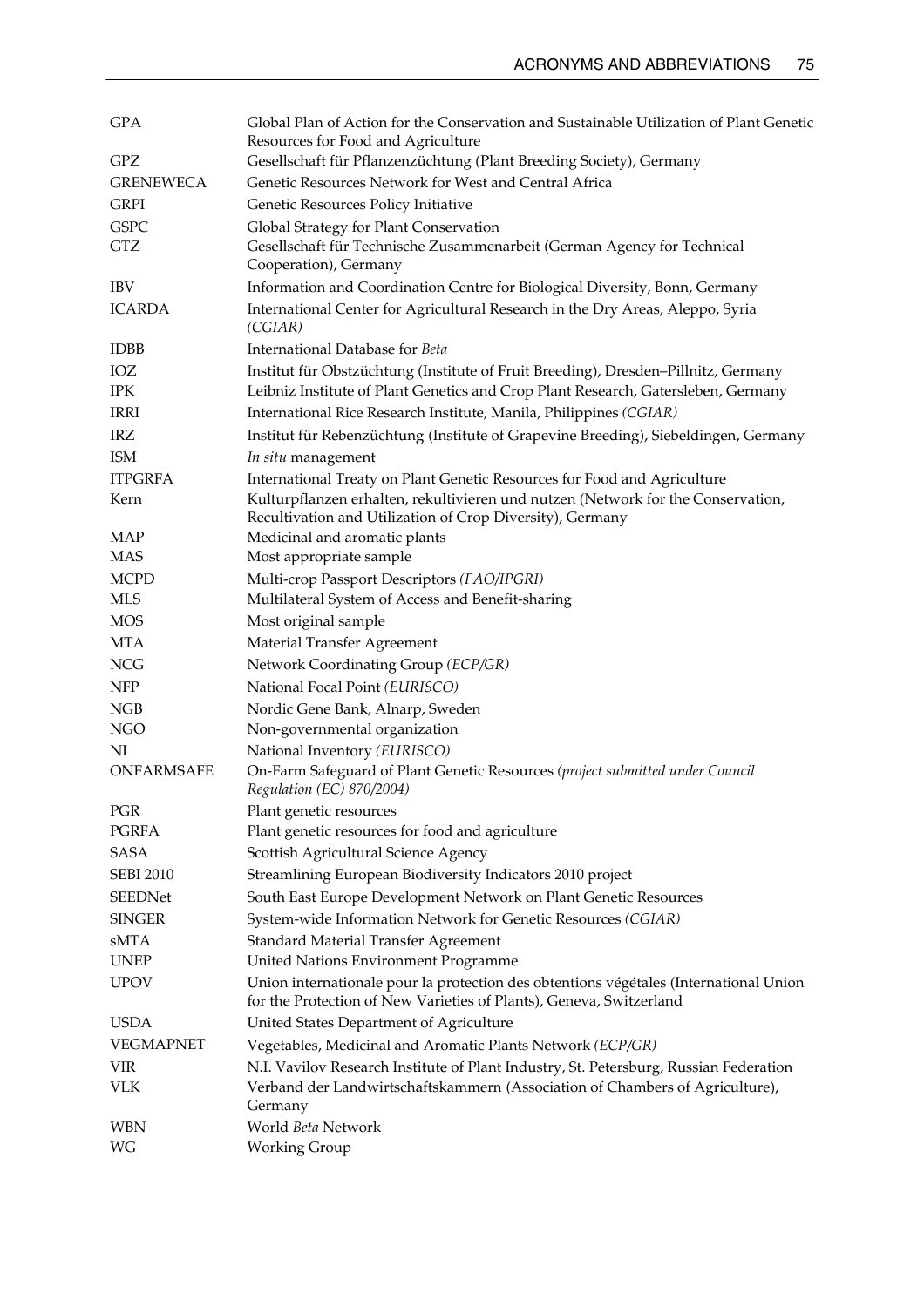| | |
|---|---|
| GPA | Global Plan of Action for the Conservation and Sustainable Utilization of Plant Genetic Resources for Food and Agriculture |
| GPZ | Gesellschaft für Pflanzenzüchtung (Plant Breeding Society), Germany |
| GRENEWECA | Genetic Resources Network for West and Central Africa |
| GRPI | Genetic Resources Policy Initiative |
| GSPC | Global Strategy for Plant Conservation |
| GTZ | Gesellschaft für Technische Zusammenarbeit (German Agency for Technical Cooperation), Germany |
| IBV | Information and Coordination Centre for Biological Diversity, Bonn, Germany |
| ICARDA | International Center for Agricultural Research in the Dry Areas, Aleppo, Syria *(CGIAR)* |
| IDBB | International Database for *Beta* |
| IOZ | Institut für Obstzüchtung (Institute of Fruit Breeding), Dresden–Pillnitz, Germany |
| IPK | Leibniz Institute of Plant Genetics and Crop Plant Research, Gatersleben, Germany |
| IRRI | International Rice Research Institute, Manila, Philippines *(CGIAR)* |
| IRZ | Institut für Rebenzüchtung (Institute of Grapevine Breeding), Siebeldingen, Germany |
| ISM | *In situ* management |
| ITPGRFA | International Treaty on Plant Genetic Resources for Food and Agriculture |
| Kern | Kulturpflanzen erhalten, rekultivieren und nutzen (Network for the Conservation, Recultivation and Utilization of Crop Diversity), Germany |
| MAP | Medicinal and aromatic plants |
| MAS | Most appropriate sample |
| MCPD | Multi-crop Passport Descriptors *(FAO/IPGRI)* |
| MLS | Multilateral System of Access and Benefit-sharing |
| MOS | Most original sample |
| MTA | Material Transfer Agreement |
| NCG | Network Coordinating Group *(ECP/GR)* |
| NFP | National Focal Point *(EURISCO)* |
| NGB | Nordic Gene Bank, Alnarp, Sweden |
| NGO | Non-governmental organization |
| NI | National Inventory *(EURISCO)* |
| ONFARMSAFE | On-Farm Safeguard of Plant Genetic Resources *(project submitted under Council Regulation (EC) 870/2004)* |
| PGR | Plant genetic resources |
| PGRFA | Plant genetic resources for food and agriculture |
| SASA | Scottish Agricultural Science Agency |
| SEBI 2010 | Streamlining European Biodiversity Indicators 2010 project |
| SEEDNet | South East Europe Development Network on Plant Genetic Resources |
| SINGER | System-wide Information Network for Genetic Resources *(CGIAR)* |
| sMTA | Standard Material Transfer Agreement |
| UNEP | United Nations Environment Programme |
| UPOV | Union internationale pour la protection des obtentions végétales (International Union for the Protection of New Varieties of Plants), Geneva, Switzerland |
| USDA | United States Department of Agriculture |
| VEGMAPNET | Vegetables, Medicinal and Aromatic Plants Network *(ECP/GR)* |
| VIR | N.I. Vavilov Research Institute of Plant Industry, St. Petersburg, Russian Federation |
| VLK | Verband der Landwirtschaftskammern (Association of Chambers of Agriculture), Germany |
| WBN | World *Beta* Network |
| WG | Working Group |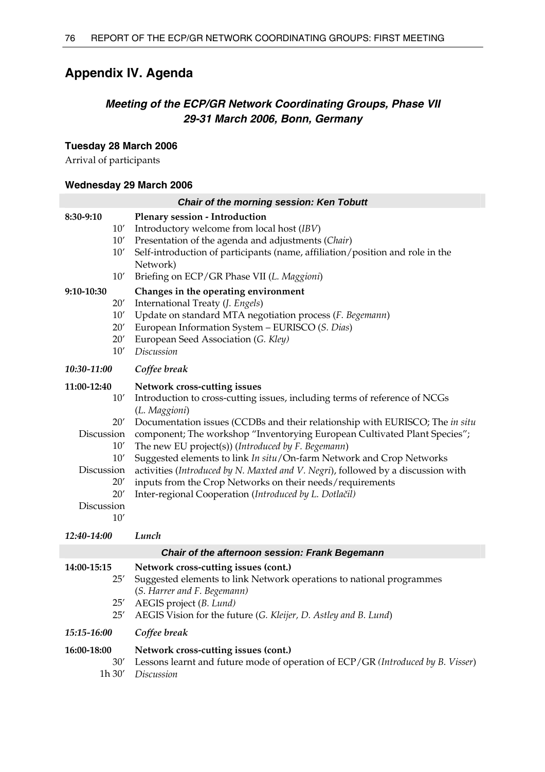## Appendix IV. Agenda

### *Meeting of the ECP/GR Network Coordinating Groups, Phase VII*
### *29-31 March 2006, Bonn, Germany*

**Tuesday 28 March 2006**

Arrival of participants

**Wednesday 29 March 2006**

| | ***Chair of the morning session: Ken Tobutt*** |
|---|---|
| **8:30-9:10** | **Plenary session - Introduction** |
| 10′ | Introductory welcome from local host (*IBV*) |
| 10′ | Presentation of the agenda and adjustments (*Chair*) |
| 10′ | Self-introduction of participants (name, affiliation/position and role in the Network) |
| 10′ | Briefing on ECP/GR Phase VII (*L. Maggioni*) |
| **9:10-10:30** | **Changes in the operating environment** |
| 20′ | International Treaty (*J. Engels*) |
| 10′ | Update on standard MTA negotiation process (*F. Begemann*) |
| 20′ | European Information System – EURISCO (*S. Dias*) |
| 20′ | European Seed Association (*G. Kley)* |
| 10′ | *Discussion* |
| ***10:30-11:00*** | ***Coffee break*** |
| **11:00-12:40** | **Network cross-cutting issues** |
| 10′ | Introduction to cross-cutting issues, including terms of reference of NCGs (*L. Maggioni*) |
| 20′<br>Discussion<br>10′ | Documentation issues (CCDBs and their relationship with EURISCO; The *in situ* component; The workshop "Inventorying European Cultivated Plant Species"; The new EU project(s)) (*Introduced by F. Begemann*) |
| 10′<br>Discussion<br>20′ | Suggested elements to link *In situ*/On-farm Network and Crop Networks activities (*Introduced by N. Maxted and V. Negri*), followed by a discussion with inputs from the Crop Networks on their needs/requirements |
| 20′<br>Discussion<br>10′ | Inter-regional Cooperation (*Introduced by L. Dotlačil)* |
| ***12:40-14:00*** | ***Lunch*** |
| | ***Chair of the afternoon session: Frank Begemann*** |
| **14:00-15:15** | **Network cross-cutting issues (cont.)** |
| 25′ | Suggested elements to link Network operations to national programmes (*S. Harrer and F. Begemann)* |
| 25′ | AEGIS project (*B. Lund)* |
| 25′ | AEGIS Vision for the future (*G. Kleijer, D. Astley and B. Lund*) |
| ***15:15-16:00*** | ***Coffee break*** |
| **16:00-18:00** | **Network cross-cutting issues (cont.)** |
| 30′ | Lessons learnt and future mode of operation of ECP/GR *(Introduced by B. Visser*) |
| 1h 30′ | *Discussion* |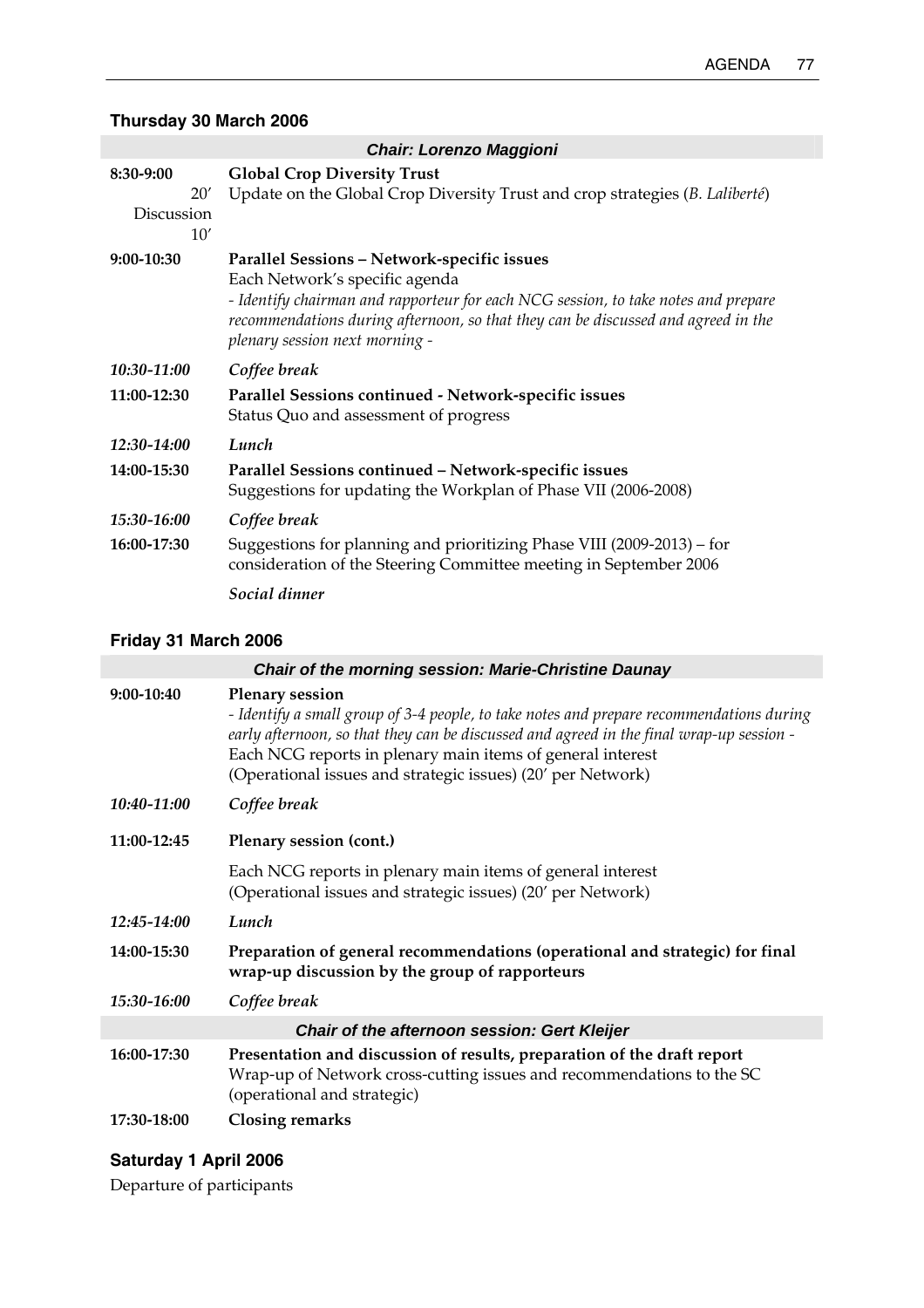## Thursday 30 March 2006

| *Chair: Lorenzo Maggioni* | |
|---|---|
| **8:30-9:00**<br>20′<br>Discussion<br>10′ | **Global Crop Diversity Trust**<br>Update on the Global Crop Diversity Trust and crop strategies (*B. Laliberté*) |
| **9:00-10:30** | **Parallel Sessions – Network-specific issues**<br>Each Network's specific agenda<br>*- Identify chairman and rapporteur for each NCG session, to take notes and prepare recommendations during afternoon, so that they can be discussed and agreed in the plenary session next morning -* |
| ***10:30-11:00*** | ***Coffee break*** |
| **11:00-12:30** | **Parallel Sessions continued - Network-specific issues**<br>Status Quo and assessment of progress |
| ***12:30-14:00*** | ***Lunch*** |
| **14:00-15:30** | **Parallel Sessions continued – Network-specific issues**<br>Suggestions for updating the Workplan of Phase VII (2006-2008) |
| ***15:30-16:00*** | ***Coffee break*** |
| **16:00-17:30** | Suggestions for planning and prioritizing Phase VIII (2009-2013) – for consideration of the Steering Committee meeting in September 2006 |
| | ***Social dinner*** |

## Friday 31 March 2006

| *Chair of the morning session: Marie-Christine Daunay* | |
|---|---|
| **9:00-10:40** | **Plenary session**<br>*- Identify a small group of 3-4 people, to take notes and prepare recommendations during early afternoon, so that they can be discussed and agreed in the final wrap-up session -*<br>Each NCG reports in plenary main items of general interest<br>(Operational issues and strategic issues) (20′ per Network) |
| ***10:40-11:00*** | ***Coffee break*** |
| **11:00-12:45** | **Plenary session (cont.)** |
| | Each NCG reports in plenary main items of general interest<br>(Operational issues and strategic issues) (20′ per Network) |
| ***12:45-14:00*** | ***Lunch*** |
| **14:00-15:30** | **Preparation of general recommendations (operational and strategic) for final wrap-up discussion by the group of rapporteurs** |
| ***15:30-16:00*** | ***Coffee break*** |
| ***Chair of the afternoon session: Gert Kleijer*** | |
| **16:00-17:30** | **Presentation and discussion of results, preparation of the draft report**<br>Wrap-up of Network cross-cutting issues and recommendations to the SC (operational and strategic) |
| **17:30-18:00** | **Closing remarks** |

## Saturday 1 April 2006

Departure of participants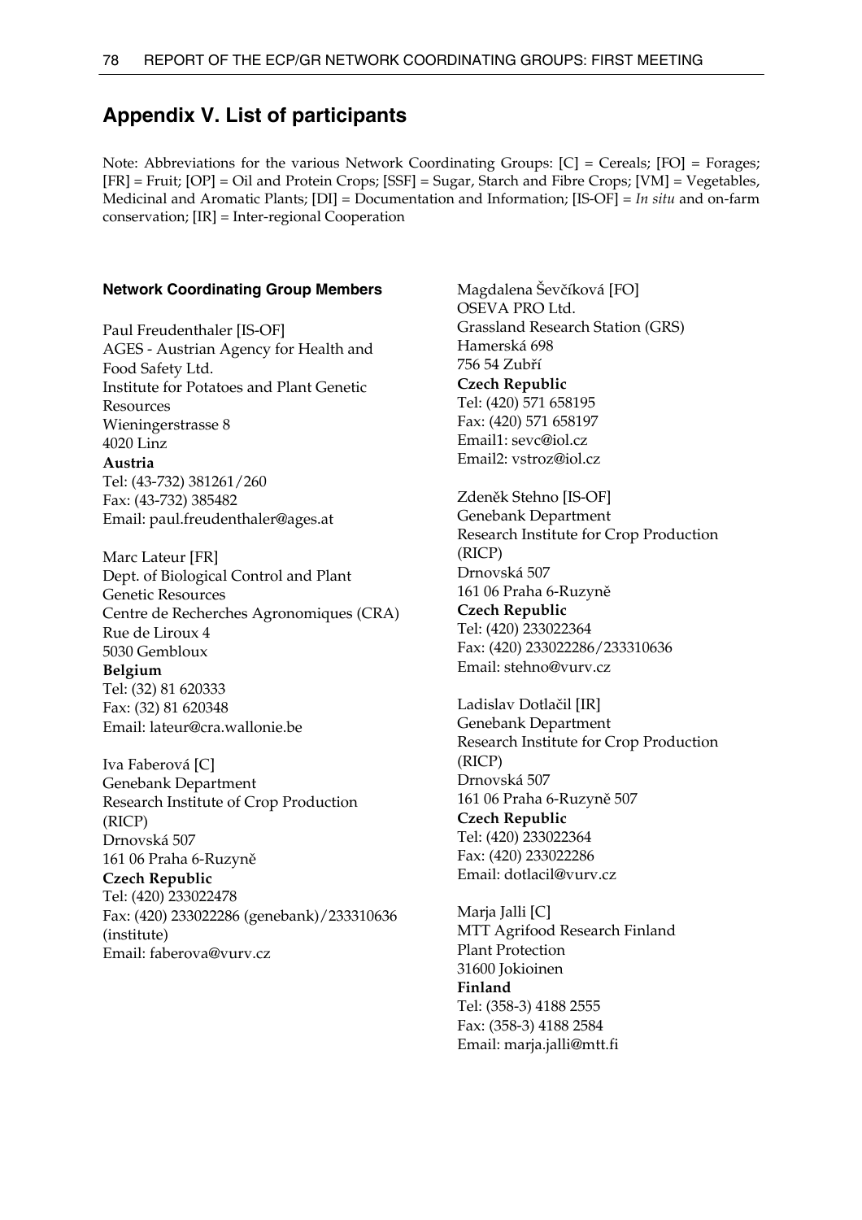## Appendix V. List of participants

Note: Abbreviations for the various Network Coordinating Groups: [C] = Cereals; [FO] = Forages; [FR] = Fruit; [OP] = Oil and Protein Crops; [SSF] = Sugar, Starch and Fibre Crops; [VM] = Vegetables, Medicinal and Aromatic Plants; [DI] = Documentation and Information; [IS-OF] = *In situ* and on-farm conservation; [IR] = Inter-regional Cooperation

#### Network Coordinating Group Members

Paul Freudenthaler [IS-OF]
AGES - Austrian Agency for Health and Food Safety Ltd.
Institute for Potatoes and Plant Genetic Resources
Wieningerstrasse 8
4020 Linz
**Austria**
Tel: (43-732) 381261/260
Fax: (43-732) 385482
Email: paul.freudenthaler@ages.at

Marc Lateur [FR]
Dept. of Biological Control and Plant Genetic Resources
Centre de Recherches Agronomiques (CRA)
Rue de Liroux 4
5030 Gembloux
**Belgium**
Tel: (32) 81 620333
Fax: (32) 81 620348
Email: lateur@cra.wallonie.be

Iva Faberová [C]
Genebank Department
Research Institute of Crop Production (RICP)
Drnovská 507
161 06 Praha 6-Ruzyně
**Czech Republic**
Tel: (420) 233022478
Fax: (420) 233022286 (genebank)/233310636 (institute)
Email: faberova@vurv.cz

Magdalena Ševčíková [FO]
OSEVA PRO Ltd.
Grassland Research Station (GRS)
Hamerská 698
756 54 Zubří
**Czech Republic**
Tel: (420) 571 658195
Fax: (420) 571 658197
Email1: sevc@iol.cz
Email2: vstroz@iol.cz

Zdeněk Stehno [IS-OF]
Genebank Department
Research Institute for Crop Production (RICP)
Drnovská 507
161 06 Praha 6-Ruzyně
**Czech Republic**
Tel: (420) 233022364
Fax: (420) 233022286/233310636
Email: stehno@vurv.cz

Ladislav Dotlačil [IR]
Genebank Department
Research Institute for Crop Production (RICP)
Drnovská 507
161 06 Praha 6-Ruzyně 507
**Czech Republic**
Tel: (420) 233022364
Fax: (420) 233022286
Email: dotlacil@vurv.cz

Marja Jalli [C]
MTT Agrifood Research Finland
Plant Protection
31600 Jokioinen
**Finland**
Tel: (358-3) 4188 2555
Fax: (358-3) 4188 2584
Email: marja.jalli@mtt.fi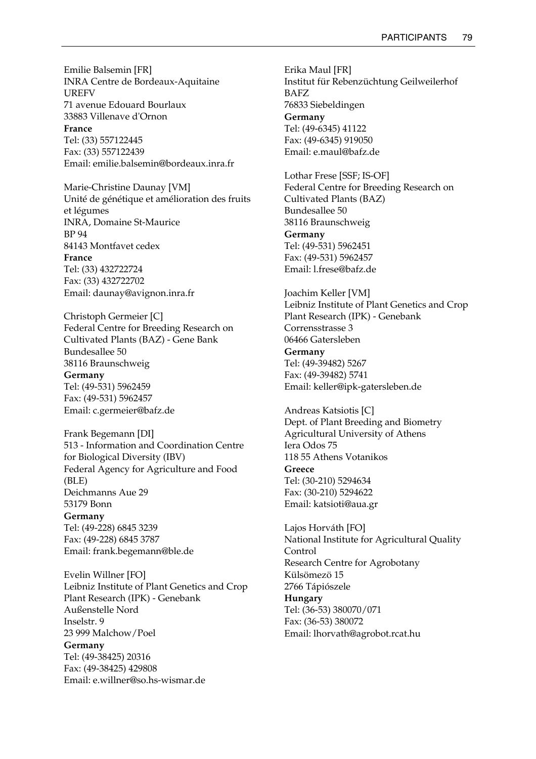Emilie Balsemin [FR]
INRA Centre de Bordeaux-Aquitaine
UREFV
71 avenue Edouard Bourlaux
33883 Villenave d'Ornon
**France**
Tel: (33) 557122445
Fax: (33) 557122439
Email: emilie.balsemin@bordeaux.inra.fr

Marie-Christine Daunay [VM]
Unité de génétique et amélioration des fruits et légumes
INRA, Domaine St-Maurice
BP 94
84143 Montfavet cedex
**France**
Tel: (33) 432722724
Fax: (33) 432722702
Email: daunay@avignon.inra.fr

Christoph Germeier [C]
Federal Centre for Breeding Research on Cultivated Plants (BAZ) - Gene Bank
Bundesallee 50
38116 Braunschweig
**Germany**
Tel: (49-531) 5962459
Fax: (49-531) 5962457
Email: c.germeier@bafz.de

Frank Begemann [DI]
513 - Information and Coordination Centre for Biological Diversity (IBV)
Federal Agency for Agriculture and Food (BLE)
Deichmanns Aue 29
53179 Bonn
**Germany**
Tel: (49-228) 6845 3239
Fax: (49-228) 6845 3787
Email: frank.begemann@ble.de

Evelin Willner [FO]
Leibniz Institute of Plant Genetics and Crop Plant Research (IPK) - Genebank
Außenstelle Nord
Inselstr. 9
23 999 Malchow/Poel
**Germany**
Tel: (49-38425) 20316
Fax: (49-38425) 429808
Email: e.willner@so.hs-wismar.de

Erika Maul [FR]
Institut für Rebenzüchtung Geilweilerhof
BAFZ
76833 Siebeldingen
**Germany**
Tel: (49-6345) 41122
Fax: (49-6345) 919050
Email: e.maul@bafz.de

Lothar Frese [SSF; IS-OF]
Federal Centre for Breeding Research on Cultivated Plants (BAZ)
Bundesallee 50
38116 Braunschweig
**Germany**
Tel: (49-531) 5962451
Fax: (49-531) 5962457
Email: l.frese@bafz.de

Joachim Keller [VM]
Leibniz Institute of Plant Genetics and Crop Plant Research (IPK) - Genebank
Corrensstrasse 3
06466 Gatersleben
**Germany**
Tel: (49-39482) 5267
Fax: (49-39482) 5741
Email: keller@ipk-gatersleben.de

Andreas Katsiotis [C]
Dept. of Plant Breeding and Biometry
Agricultural University of Athens
Iera Odos 75
118 55 Athens Votanikos
**Greece**
Tel: (30-210) 5294634
Fax: (30-210) 5294622
Email: katsioti@aua.gr

Lajos Horváth [FO]
National Institute for Agricultural Quality Control
Research Centre for Agrobotany
Külsömezö 15
2766 Tápiószele
**Hungary**
Tel: (36-53) 380070/071
Fax: (36-53) 380072
Email: lhorvath@agrobot.rcat.hu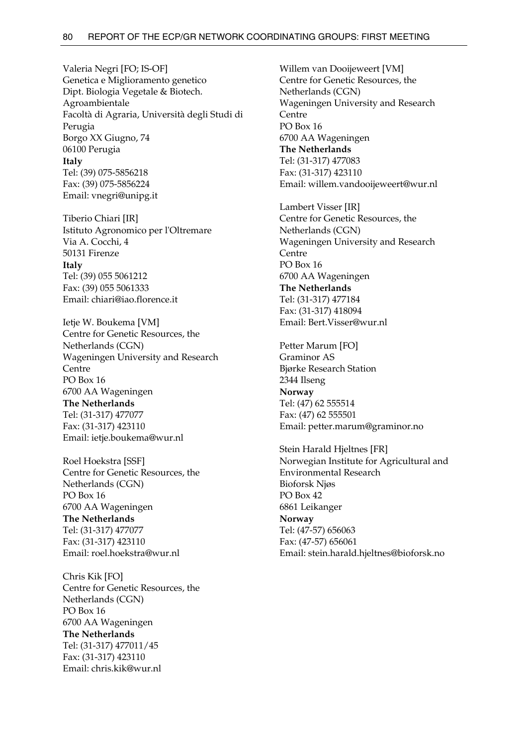Valeria Negri [FO; IS-OF]
Genetica e Miglioramento genetico
Dipt. Biologia Vegetale & Biotech. Agroambientale
Facoltà di Agraria, Università degli Studi di Perugia
Borgo XX Giugno, 74
06100 Perugia
**Italy**
Tel: (39) 075-5856218
Fax: (39) 075-5856224
Email: vnegri@unipg.it

Tiberio Chiari [IR]
Istituto Agronomico per l'Oltremare
Via A. Cocchi, 4
50131 Firenze
**Italy**
Tel: (39) 055 5061212
Fax: (39) 055 5061333
Email: chiari@iao.florence.it

Ietje W. Boukema [VM]
Centre for Genetic Resources, the Netherlands (CGN)
Wageningen University and Research Centre
PO Box 16
6700 AA Wageningen
**The Netherlands**
Tel: (31-317) 477077
Fax: (31-317) 423110
Email: ietje.boukema@wur.nl

Roel Hoekstra [SSF]
Centre for Genetic Resources, the Netherlands (CGN)
PO Box 16
6700 AA Wageningen
**The Netherlands**
Tel: (31-317) 477077
Fax: (31-317) 423110
Email: roel.hoekstra@wur.nl

Chris Kik [FO]
Centre for Genetic Resources, the Netherlands (CGN)
PO Box 16
6700 AA Wageningen
**The Netherlands**
Tel: (31-317) 477011/45
Fax: (31-317) 423110
Email: chris.kik@wur.nl

Willem van Dooijeweert [VM]
Centre for Genetic Resources, the Netherlands (CGN)
Wageningen University and Research Centre
PO Box 16
6700 AA Wageningen
**The Netherlands**
Tel: (31-317) 477083
Fax: (31-317) 423110
Email: willem.vandooijeweert@wur.nl

Lambert Visser [IR]
Centre for Genetic Resources, the Netherlands (CGN)
Wageningen University and Research Centre
PO Box 16
6700 AA Wageningen
**The Netherlands**
Tel: (31-317) 477184
Fax: (31-317) 418094
Email: Bert.Visser@wur.nl

Petter Marum [FO]
Graminor AS
Bjørke Research Station
2344 Ilseng
**Norway**
Tel: (47) 62 555514
Fax: (47) 62 555501
Email: petter.marum@graminor.no

Stein Harald Hjeltnes [FR]
Norwegian Institute for Agricultural and Environmental Research
Bioforsk Njøs
PO Box 42
6861 Leikanger
**Norway**
Tel: (47-57) 656063
Fax: (47-57) 656061
Email: stein.harald.hjeltnes@bioforsk.no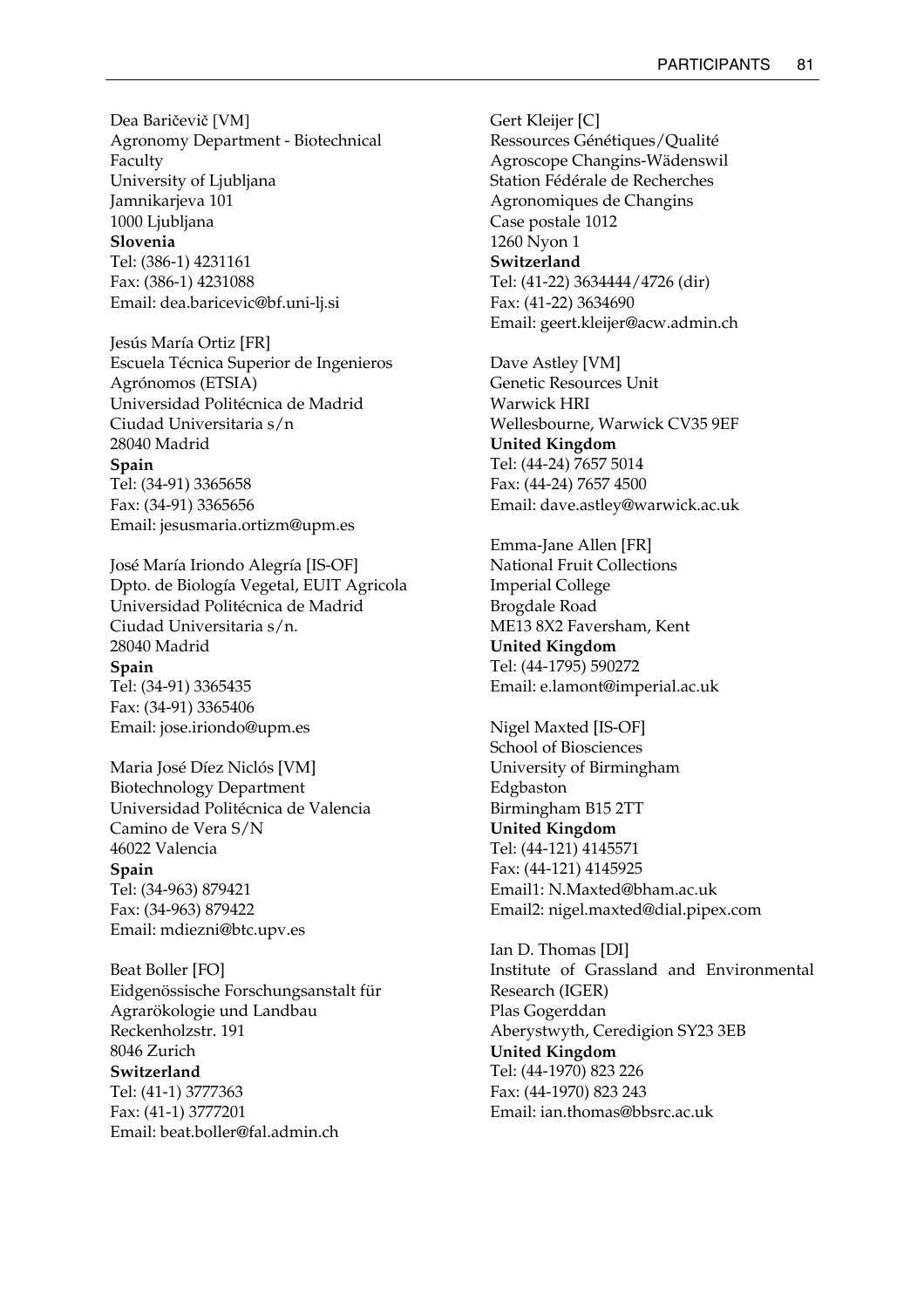Dea Baričevič [VM]
Agronomy Department - Biotechnical Faculty
University of Ljubljana
Jamnikarjeva 101
1000 Ljubljana
**Slovenia**
Tel: (386-1) 4231161
Fax: (386-1) 4231088
Email: dea.baricevic@bf.uni-lj.si

Jesús María Ortiz [FR]
Escuela Técnica Superior de Ingenieros Agrónomos (ETSIA)
Universidad Politécnica de Madrid
Ciudad Universitaria s/n
28040 Madrid
**Spain**
Tel: (34-91) 3365658
Fax: (34-91) 3365656
Email: jesusmaria.ortizm@upm.es

José María Iriondo Alegría [IS-OF]
Dpto. de Biología Vegetal, EUIT Agricola
Universidad Politécnica de Madrid
Ciudad Universitaria s/n.
28040 Madrid
**Spain**
Tel: (34-91) 3365435
Fax: (34-91) 3365406
Email: jose.iriondo@upm.es

Maria José Díez Niclós [VM]
Biotechnology Department
Universidad Politécnica de Valencia
Camino de Vera S/N
46022 Valencia
**Spain**
Tel: (34-963) 879421
Fax: (34-963) 879422
Email: mdiezni@btc.upv.es

Beat Boller [FO]
Eidgenössische Forschungsanstalt für Agrarökologie und Landbau
Reckenholzstr. 191
8046 Zurich
**Switzerland**
Tel: (41-1) 3777363
Fax: (41-1) 3777201
Email: beat.boller@fal.admin.ch

Gert Kleijer [C]
Ressources Génétiques/Qualité
Agroscope Changins-Wädenswil
Station Fédérale de Recherches Agronomiques de Changins
Case postale 1012
1260 Nyon 1
**Switzerland**
Tel: (41-22) 3634444/4726 (dir)
Fax: (41-22) 3634690
Email: geert.kleijer@acw.admin.ch

Dave Astley [VM]
Genetic Resources Unit
Warwick HRI
Wellesbourne, Warwick CV35 9EF
**United Kingdom**
Tel: (44-24) 7657 5014
Fax: (44-24) 7657 4500
Email: dave.astley@warwick.ac.uk

Emma-Jane Allen [FR]
National Fruit Collections
Imperial College
Brogdale Road
ME13 8X2 Faversham, Kent
**United Kingdom**
Tel: (44-1795) 590272
Email: e.lamont@imperial.ac.uk

Nigel Maxted [IS-OF]
School of Biosciences
University of Birmingham
Edgbaston
Birmingham B15 2TT
**United Kingdom**
Tel: (44-121) 4145571
Fax: (44-121) 4145925
Email1: N.Maxted@bham.ac.uk
Email2: nigel.maxted@dial.pipex.com

Ian D. Thomas [DI]
Institute of Grassland and Environmental Research (IGER)
Plas Gogerddan
Aberystwyth, Ceredigion SY23 3EB
**United Kingdom**
Tel: (44-1970) 823 226
Fax: (44-1970) 823 243
Email: ian.thomas@bbsrc.ac.uk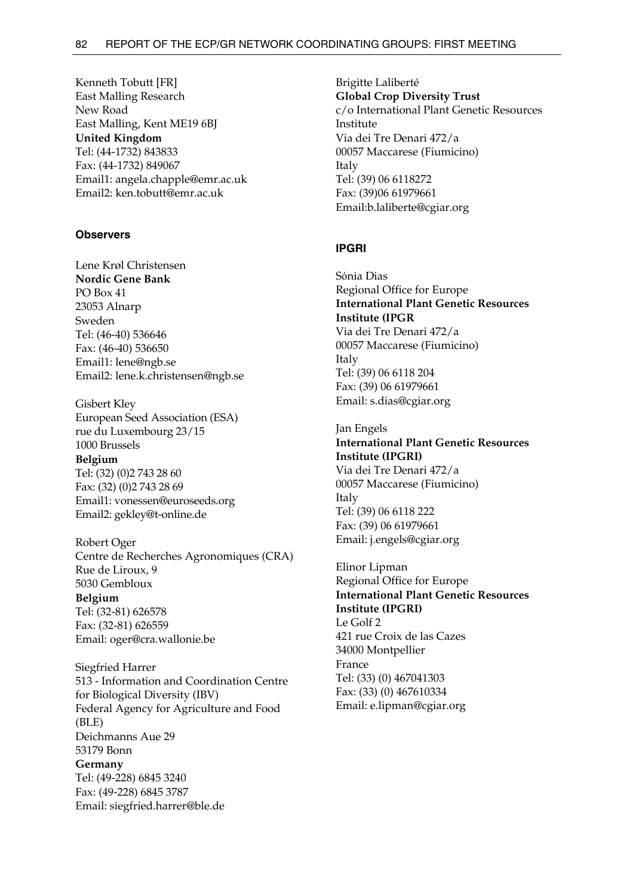Kenneth Tobutt [FR]
East Malling Research
New Road
East Malling, Kent ME19 6BJ
**United Kingdom**
Tel: (44-1732) 843833
Fax: (44-1732) 849067
Email1: angela.chapple@emr.ac.uk
Email2: ken.tobutt@emr.ac.uk

#### Observers

Lene Krøl Christensen
**Nordic Gene Bank**
PO Box 41
23053 Alnarp
Sweden
Tel: (46-40) 536646
Fax: (46-40) 536650
Email1: lene@ngb.se
Email2: lene.k.christensen@ngb.se

Gisbert Kley
European Seed Association (ESA)
rue du Luxembourg 23/15
1000 Brussels
**Belgium**
Tel: (32) (0)2 743 28 60
Fax: (32) (0)2 743 28 69
Email1: vonessen@euroseeds.org
Email2: gekley@t-online.de

Robert Oger
Centre de Recherches Agronomiques (CRA)
Rue de Liroux, 9
5030 Gembloux
**Belgium**
Tel: (32-81) 626578
Fax: (32-81) 626559
Email: oger@cra.wallonie.be

Siegfried Harrer
513 - Information and Coordination Centre for Biological Diversity (IBV)
Federal Agency for Agriculture and Food (BLE)
Deichmanns Aue 29
53179 Bonn
**Germany**
Tel: (49-228) 6845 3240
Fax: (49-228) 6845 3787
Email: siegfried.harrer@ble.de

Brigitte Laliberté
**Global Crop Diversity Trust**
c/o International Plant Genetic Resources Institute
Via dei Tre Denari 472/a
00057 Maccarese (Fiumicino)
Italy
Tel: (39) 06 6118272
Fax: (39)06 61979661
Email:b.laliberte@cgiar.org

#### IPGRI

Sónia Dias
Regional Office for Europe
**International Plant Genetic Resources Institute (IPGR**
Via dei Tre Denari 472/a
00057 Maccarese (Fiumicino)
Italy
Tel: (39) 06 6118 204
Fax: (39) 06 61979661
Email: s.dias@cgiar.org

Jan Engels
**International Plant Genetic Resources Institute (IPGRI)**
Via dei Tre Denari 472/a
00057 Maccarese (Fiumicino)
Italy
Tel: (39) 06 6118 222
Fax: (39) 06 61979661
Email: j.engels@cgiar.org

Elinor Lipman
Regional Office for Europe
**International Plant Genetic Resources Institute (IPGRI)**
Le Golf 2
421 rue Croix de las Cazes
34000 Montpellier
France
Tel: (33) (0) 467041303
Fax: (33) (0) 467610334
Email: e.lipman@cgiar.org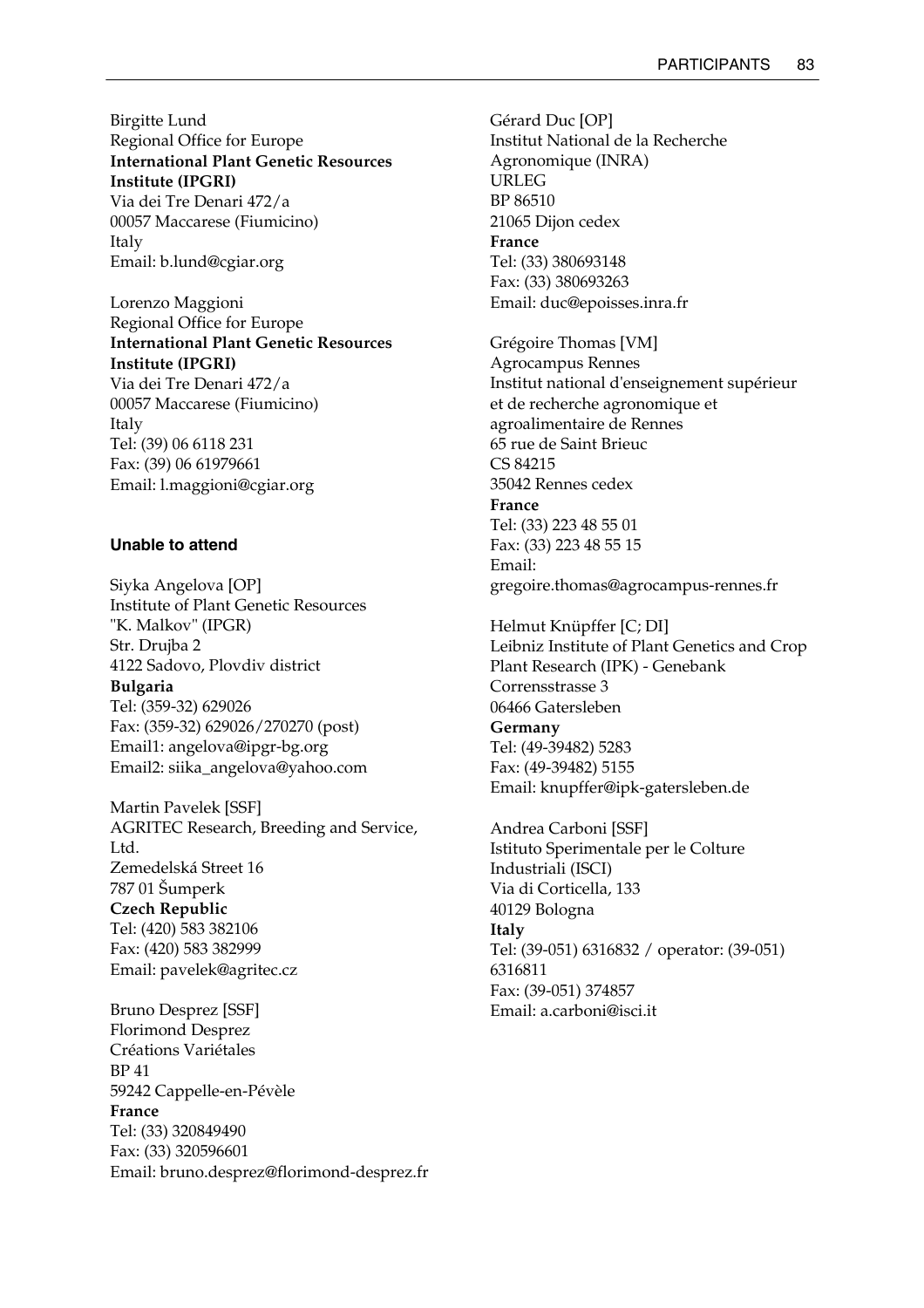Birgitte Lund
Regional Office for Europe
**International Plant Genetic Resources Institute (IPGRI)**
Via dei Tre Denari 472/a
00057 Maccarese (Fiumicino)
Italy
Email: b.lund@cgiar.org

Lorenzo Maggioni
Regional Office for Europe
**International Plant Genetic Resources Institute (IPGRI)**
Via dei Tre Denari 472/a
00057 Maccarese (Fiumicino)
Italy
Tel: (39) 06 6118 231
Fax: (39) 06 61979661
Email: l.maggioni@cgiar.org

#### Unable to attend

Siyka Angelova [OP]
Institute of Plant Genetic Resources "K. Malkov" (IPGR)
Str. Drujba 2
4122 Sadovo, Plovdiv district
**Bulgaria**
Tel: (359-32) 629026
Fax: (359-32) 629026/270270 (post)
Email1: angelova@ipgr-bg.org
Email2: siika_angelova@yahoo.com

Martin Pavelek [SSF]
AGRITEC Research, Breeding and Service, Ltd.
Zemedelská Street 16
787 01 Šumperk
**Czech Republic**
Tel: (420) 583 382106
Fax: (420) 583 382999
Email: pavelek@agritec.cz

Bruno Desprez [SSF]
Florimond Desprez
Créations Variétales
BP 41
59242 Cappelle-en-Pévèle
**France**
Tel: (33) 320849490
Fax: (33) 320596601
Email: bruno.desprez@florimond-desprez.fr

Gérard Duc [OP]
Institut National de la Recherche Agronomique (INRA)
URLEG
BP 86510
21065 Dijon cedex
**France**
Tel: (33) 380693148
Fax: (33) 380693263
Email: duc@epoisses.inra.fr

Grégoire Thomas [VM]
Agrocampus Rennes
Institut national d'enseignement supérieur et de recherche agronomique et agroalimentaire de Rennes
65 rue de Saint Brieuc
CS 84215
35042 Rennes cedex
**France**
Tel: (33) 223 48 55 01
Fax: (33) 223 48 55 15
Email: gregoire.thomas@agrocampus-rennes.fr

Helmut Knüpffer [C; DI]
Leibniz Institute of Plant Genetics and Crop Plant Research (IPK) - Genebank
Corrensstrasse 3
06466 Gatersleben
**Germany**
Tel: (49-39482) 5283
Fax: (49-39482) 5155
Email: knupffer@ipk-gatersleben.de

Andrea Carboni [SSF]
Istituto Sperimentale per le Colture Industriali (ISCI)
Via di Corticella, 133
40129 Bologna
**Italy**
Tel: (39-051) 6316832 / operator: (39-051) 6316811
Fax: (39-051) 374857
Email: a.carboni@isci.it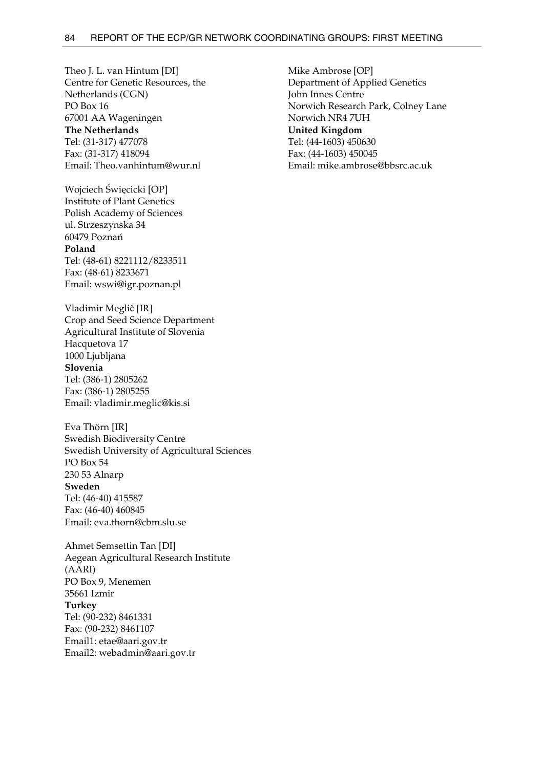Theo J. L. van Hintum [DI]
Centre for Genetic Resources, the Netherlands (CGN)
PO Box 16
67001 AA Wageningen
**The Netherlands**
Tel: (31-317) 477078
Fax: (31-317) 418094
Email: Theo.vanhintum@wur.nl

Wojciech Święcicki [OP]
Institute of Plant Genetics
Polish Academy of Sciences
ul. Strzeszynska 34
60479 Poznań
**Poland**
Tel: (48-61) 8221112/8233511
Fax: (48-61) 8233671
Email: wswi@igr.poznan.pl

Vladimir Meglič [IR]
Crop and Seed Science Department
Agricultural Institute of Slovenia
Hacquetova 17
1000 Ljubljana
**Slovenia**
Tel: (386-1) 2805262
Fax: (386-1) 2805255
Email: vladimir.meglic@kis.si

Eva Thörn [IR]
Swedish Biodiversity Centre
Swedish University of Agricultural Sciences
PO Box 54
230 53 Alnarp
**Sweden**
Tel: (46-40) 415587
Fax: (46-40) 460845
Email: eva.thorn@cbm.slu.se

Ahmet Semsettin Tan [DI]
Aegean Agricultural Research Institute (AARI)
PO Box 9, Menemen
35661 Izmir
**Turkey**
Tel: (90-232) 8461331
Fax: (90-232) 8461107
Email1: etae@aari.gov.tr
Email2: webadmin@aari.gov.tr

Mike Ambrose [OP]
Department of Applied Genetics
John Innes Centre
Norwich Research Park, Colney Lane
Norwich NR4 7UH
**United Kingdom**
Tel: (44-1603) 450630
Fax: (44-1603) 450045
Email: mike.ambrose@bbsrc.ac.uk